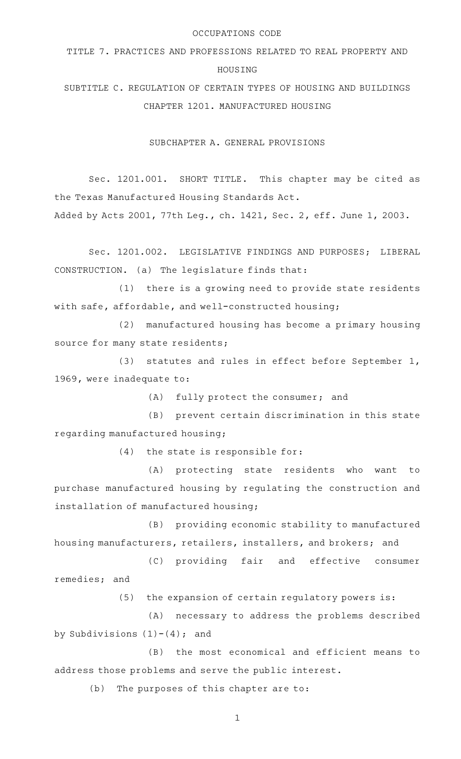# OCCUPATIONS CODE

## TITLE 7. PRACTICES AND PROFESSIONS RELATED TO REAL PROPERTY AND HOUSING

## SUBTITLE C. REGULATION OF CERTAIN TYPES OF HOUSING AND BUILDINGS

## CHAPTER 1201. MANUFACTURED HOUSING

### SUBCHAPTER A. GENERAL PROVISIONS

Sec. 1201.001. SHORT TITLE. This chapter may be cited as the Texas Manufactured Housing Standards Act.

Added by Acts 2001, 77th Leg., ch. 1421, Sec. 2, eff. June 1, 2003.

Sec. 1201.002. LEGISLATIVE FINDINGS AND PURPOSES; LIBERAL CONSTRUCTION. (a) The legislature finds that:

(1) there is a growing need to provide state residents with safe, affordable, and well-constructed housing;

(2) manufactured housing has become a primary housing source for many state residents;

(3) statutes and rules in effect before September 1, 1969, were inadequate to:

(A) fully protect the consumer; and

(B) prevent certain discrimination in this state regarding manufactured housing;

(4) the state is responsible for:

(A) protecting state residents who want to purchase manufactured housing by regulating the construction and installation of manufactured housing;

(B) providing economic stability to manufactured housing manufacturers, retailers, installers, and brokers; and

(C) providing fair and effective consumer remedies; and

(5) the expansion of certain regulatory powers is:

(A) necessary to address the problems described by Subdivisions (1)-(4); and

(B) the most economical and efficient means to address those problems and serve the public interest.

(b) The purposes of this chapter are to: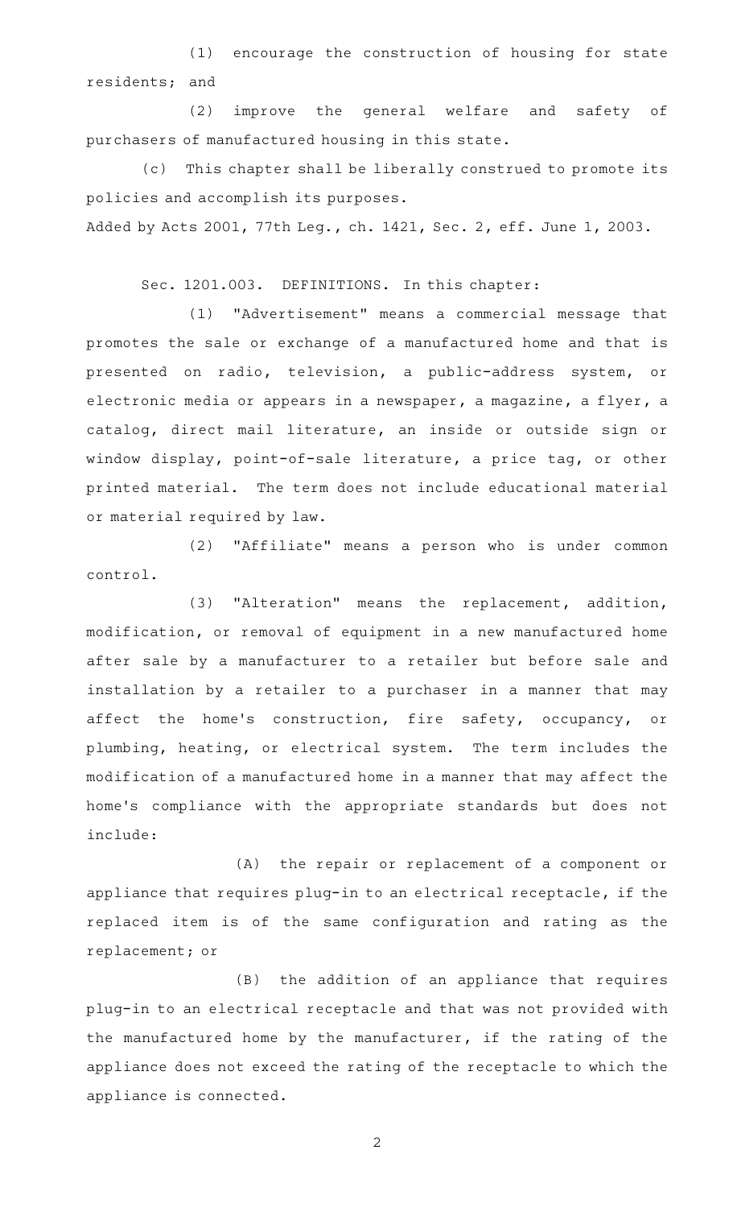(1) encourage the construction of housing for state residents; and

(2) improve the general welfare and safety of purchasers of manufactured housing in this state.

(c) This chapter shall be liberally construed to promote its policies and accomplish its purposes.

Added by Acts 2001, 77th Leg., ch. 1421, Sec. 2, eff. June 1, 2003.

Sec. 1201.003. DEFINITIONS. In this chapter:

(1) "Advertisement" means a commercial message that promotes the sale or exchange of a manufactured home and that is presented on radio, television, a public-address system, or electronic media or appears in a newspaper, a magazine, a flyer, a catalog, direct mail literature, an inside or outside sign or window display, point-of-sale literature, a price tag, or other printed material. The term does not include educational material or material required by law.

(2) "Affiliate" means a person who is under common control.

(3) "Alteration" means the replacement, addition, modification, or removal of equipment in a new manufactured home after sale by a manufacturer to a retailer but before sale and installation by a retailer to a purchaser in a manner that may affect the home's construction, fire safety, occupancy, or plumbing, heating, or electrical system. The term includes the modification of a manufactured home in a manner that may affect the home's compliance with the appropriate standards but does not include:

(A) the repair or replacement of a component or appliance that requires plug-in to an electrical receptacle, if the replaced item is of the same configuration and rating as the replacement; or

(B) the addition of an appliance that requires plug-in to an electrical receptacle and that was not provided with the manufactured home by the manufacturer, if the rating of the appliance does not exceed the rating of the receptacle to which the appliance is connected.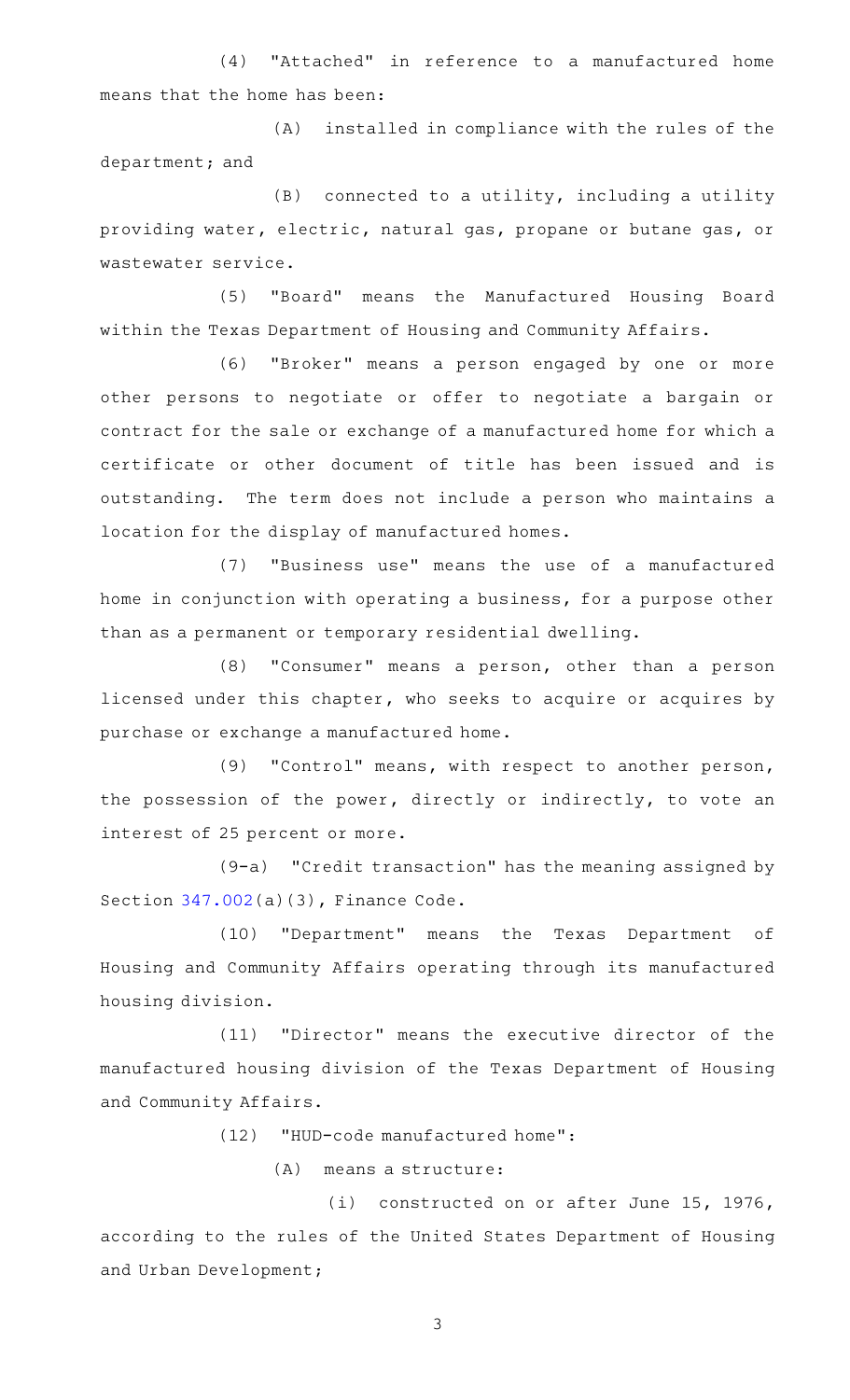(4) "Attached" in reference to a manufactured home means that the home has been:

(A) installed in compliance with the rules of the department; and

(B) connected to a utility, including a utility providing water, electric, natural gas, propane or butane gas, or wastewater service.

(5) "Board" means the Manufactured Housing Board within the Texas Department of Housing and Community Affairs.

(6) "Broker" means a person engaged by one or more other persons to negotiate or offer to negotiate a bargain or contract for the sale or exchange of a manufactured home for which a certificate or other document of title has been issued and is outstanding. The term does not include a person who maintains a location for the display of manufactured homes.

(7) "Business use" means the use of a manufactured home in conjunction with operating a business, for a purpose other than as a permanent or temporary residential dwelling.

(8) "Consumer" means a person, other than a person licensed under this chapter, who seeks to acquire or acquires by purchase or exchange a manufactured home.

(9) "Control" means, with respect to another person, the possession of the power, directly or indirectly, to vote an interest of 25 percent or more.

(9-a) "Credit transaction" has the meaning assigned by Section 347.002(a)(3), Finance Code.

(10) "Department" means the Texas Department of Housing and Community Affairs operating through its manufactured housing division.

(11) "Director" means the executive director of the manufactured housing division of the Texas Department of Housing and Community Affairs.

(12) "HUD-code manufactured home":

(A) means a structure:

(i) constructed on or after June 15, 1976, according to the rules of the United States Department of Housing and Urban Development;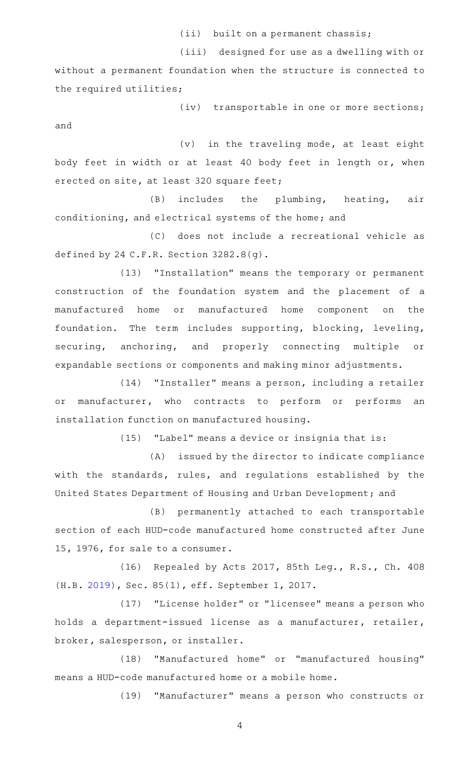(ii) built on a permanent chassis;

(iii) designed for use as a dwelling with or without a permanent foundation when the structure is connected to the required utilities;

(iv) transportable in one or more sections; and

(v) in the traveling mode, at least eight body feet in width or at least 40 body feet in length or, when erected on site, at least 320 square feet;

(B) includes the plumbing, heating, air conditioning, and electrical systems of the home; and

(C) does not include a recreational vehicle as defined by 24 C.F.R. Section 3282.8(g).

(13) "Installation" means the temporary or permanent construction of the foundation system and the placement of a manufactured home or manufactured home component on the foundation. The term includes supporting, blocking, leveling, securing, anchoring, and properly connecting multiple or expandable sections or components and making minor adjustments.

(14) "Installer" means a person, including a retailer or manufacturer, who contracts to perform or performs an installation function on manufactured housing.

(15) "Label" means a device or insignia that is:

(A) issued by the director to indicate compliance with the standards, rules, and regulations established by the United States Department of Housing and Urban Development; and

(B) permanently attached to each transportable section of each HUD-code manufactured home constructed after June 15, 1976, for sale to a consumer.

(16) Repealed by Acts 2017, 85th Leg., R.S., Ch. 408 (H.B. 2019), Sec. 85(1), eff. September 1, 2017.

(17) "License holder" or "licensee" means a person who holds a department-issued license as a manufacturer, retailer, broker, salesperson, or installer.

(18) "Manufactured home" or "manufactured housing" means a HUD-code manufactured home or a mobile home.

(19) "Manufacturer" means a person who constructs or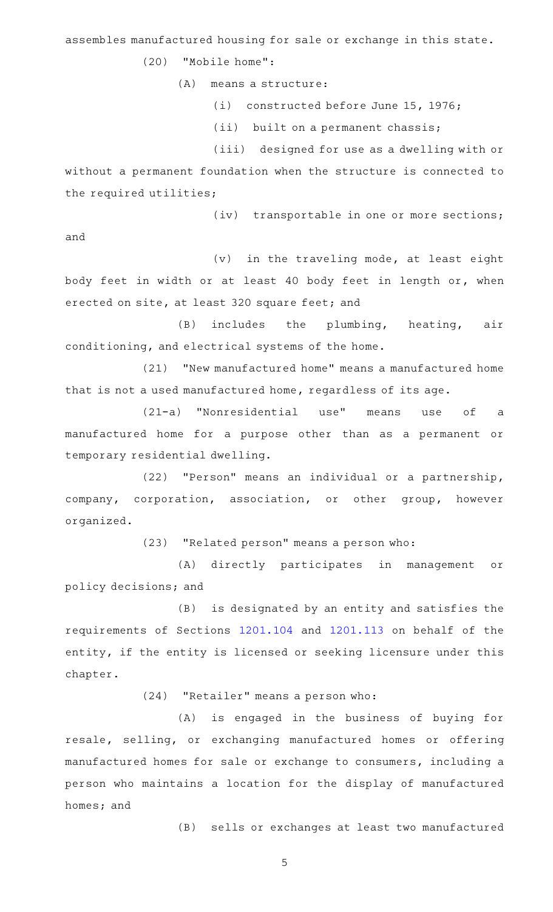assembles manufactured housing for sale or exchange in this state.

(20) "Mobile home":

(A) means a structure:

(i) constructed before June 15, 1976;

(ii) built on a permanent chassis;

(iii) designed for use as a dwelling with or without a permanent foundation when the structure is connected to the required utilities;

(iv) transportable in one or more sections; and

(v) in the traveling mode, at least eight body feet in width or at least 40 body feet in length or, when erected on site, at least 320 square feet; and

(B) includes the plumbing, heating, air conditioning, and electrical systems of the home.

(21) "New manufactured home" means a manufactured home that is not a used manufactured home, regardless of its age.

(21-a) "Nonresidential use" means use of a manufactured home for a purpose other than as a permanent or temporary residential dwelling.

(22) "Person" means an individual or a partnership, company, corporation, association, or other group, however organized.

(23) "Related person" means a person who:

(A) directly participates in management or policy decisions; and

(B) is designated by an entity and satisfies the requirements of Sections 1201.104 and 1201.113 on behalf of the entity, if the entity is licensed or seeking licensure under this chapter.

(24) "Retailer" means a person who:

(A) is engaged in the business of buying for resale, selling, or exchanging manufactured homes or offering manufactured homes for sale or exchange to consumers, including a person who maintains a location for the display of manufactured homes; and

(B) sells or exchanges at least two manufactured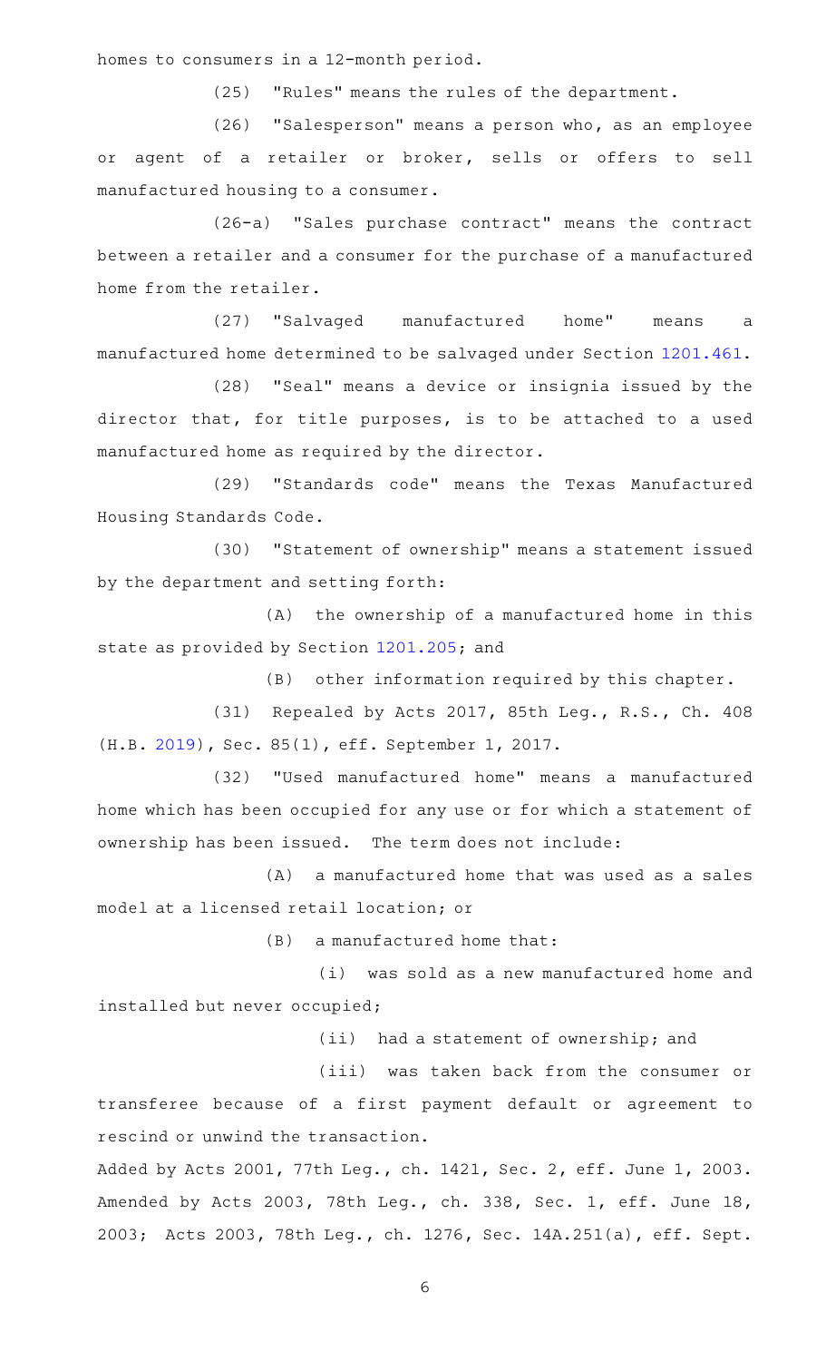homes to consumers in a 12-month period.

(25) "Rules" means the rules of the department.

(26) "Salesperson" means a person who, as an employee or agent of a retailer or broker, sells or offers to sell manufactured housing to a consumer.

(26-a) "Sales purchase contract" means the contract between a retailer and a consumer for the purchase of a manufactured home from the retailer.

(27) "Salvaged manufactured home" means a manufactured home determined to be salvaged under Section 1201.461.

(28) "Seal" means a device or insignia issued by the director that, for title purposes, is to be attached to a used manufactured home as required by the director.

(29) "Standards code" means the Texas Manufactured Housing Standards Code.

(30) "Statement of ownership" means a statement issued by the department and setting forth:

(A) the ownership of a manufactured home in this state as provided by Section 1201.205; and

(B) other information required by this chapter.

(31) Repealed by Acts 2017, 85th Leg., R.S., Ch. 408 (H.B. 2019), Sec. 85(1), eff. September 1, 2017.

(32) "Used manufactured home" means a manufactured home which has been occupied for any use or for which a statement of ownership has been issued. The term does not include:

(A) a manufactured home that was used as a sales model at a licensed retail location; or

(B) a manufactured home that:

(i) was sold as a new manufactured home and installed but never occupied;

(ii) had a statement of ownership; and

(iii) was taken back from the consumer or transferee because of a first payment default or agreement to rescind or unwind the transaction.

Added by Acts 2001, 77th Leg., ch. 1421, Sec. 2, eff. June 1, 2003. Amended by Acts 2003, 78th Leg., ch. 338, Sec. 1, eff. June 18, 2003; Acts 2003, 78th Leg., ch. 1276, Sec. 14A.251(a), eff. Sept.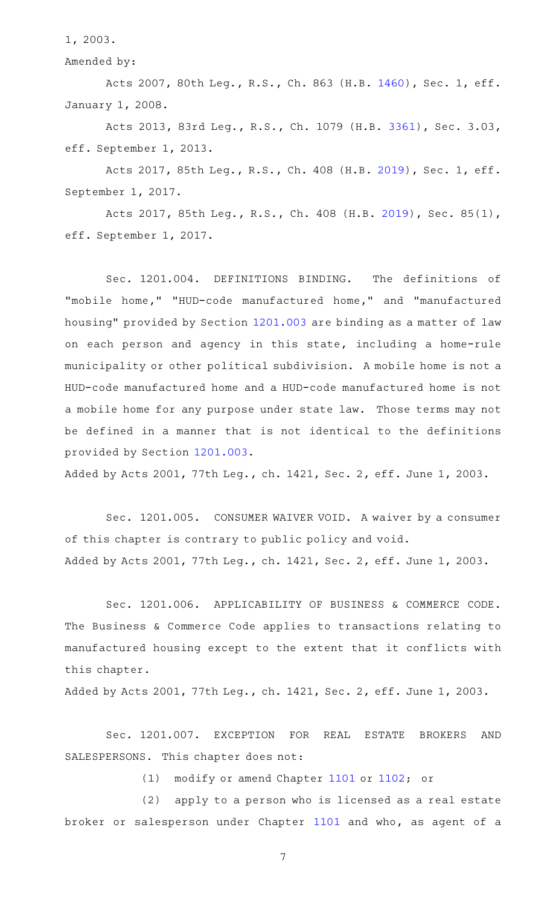1, 2003.

Amended by:

Acts 2007, 80th Leg., R.S., Ch. 863 (H.B. 1460), Sec. 1, eff. January 1, 2008.

Acts 2013, 83rd Leg., R.S., Ch. 1079 (H.B. 3361), Sec. 3.03, eff. September 1, 2013.

Acts 2017, 85th Leg., R.S., Ch. 408 (H.B. 2019), Sec. 1, eff. September 1, 2017.

Acts 2017, 85th Leg., R.S., Ch. 408 (H.B. 2019), Sec. 85(1), eff. September 1, 2017.

Sec. 1201.004. DEFINITIONS BINDING. The definitions of "mobile home," "HUD-code manufactured home," and "manufactured housing" provided by Section 1201.003 are binding as a matter of law on each person and agency in this state, including a home-rule municipality or other political subdivision. A mobile home is not a HUD-code manufactured home and a HUD-code manufactured home is not a mobile home for any purpose under state law. Those terms may not be defined in a manner that is not identical to the definitions provided by Section 1201.003.

Added by Acts 2001, 77th Leg., ch. 1421, Sec. 2, eff. June 1, 2003.

Sec. 1201.005. CONSUMER WAIVER VOID. A waiver by a consumer of this chapter is contrary to public policy and void.

Added by Acts 2001, 77th Leg., ch. 1421, Sec. 2, eff. June 1, 2003.

Sec. 1201.006. APPLICABILITY OF BUSINESS & COMMERCE CODE. The Business & Commerce Code applies to transactions relating to manufactured housing except to the extent that it conflicts with this chapter.

Added by Acts 2001, 77th Leg., ch. 1421, Sec. 2, eff. June 1, 2003.

Sec. 1201.007. EXCEPTION FOR REAL ESTATE BROKERS AND SALESPERSONS. This chapter does not:

(1) modify or amend Chapter 1101 or 1102; or

(2) apply to a person who is licensed as a real estate broker or salesperson under Chapter 1101 and who, as agent of a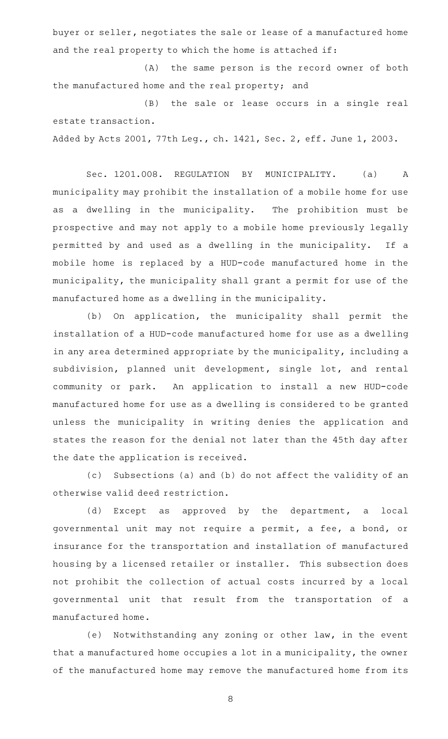buyer or seller, negotiates the sale or lease of a manufactured home and the real property to which the home is attached if:

(A) the same person is the record owner of both the manufactured home and the real property; and

(B) the sale or lease occurs in a single real estate transaction.

Added by Acts 2001, 77th Leg., ch. 1421, Sec. 2, eff. June 1, 2003.

Sec. 1201.008. REGULATION BY MUNICIPALITY. (a) A municipality may prohibit the installation of a mobile home for use as a dwelling in the municipality. The prohibition must be prospective and may not apply to a mobile home previously legally permitted by and used as a dwelling in the municipality. If a mobile home is replaced by a HUD-code manufactured home in the municipality, the municipality shall grant a permit for use of the manufactured home as a dwelling in the municipality.

(b) On application, the municipality shall permit the installation of a HUD-code manufactured home for use as a dwelling in any area determined appropriate by the municipality, including a subdivision, planned unit development, single lot, and rental community or park. An application to install a new HUD-code manufactured home for use as a dwelling is considered to be granted unless the municipality in writing denies the application and states the reason for the denial not later than the 45th day after the date the application is received.

(c) Subsections (a) and (b) do not affect the validity of an otherwise valid deed restriction.

(d) Except as approved by the department, a local governmental unit may not require a permit, a fee, a bond, or insurance for the transportation and installation of manufactured housing by a licensed retailer or installer. This subsection does not prohibit the collection of actual costs incurred by a local governmental unit that result from the transportation of a manufactured home.

(e) Notwithstanding any zoning or other law, in the event that a manufactured home occupies a lot in a municipality, the owner of the manufactured home may remove the manufactured home from its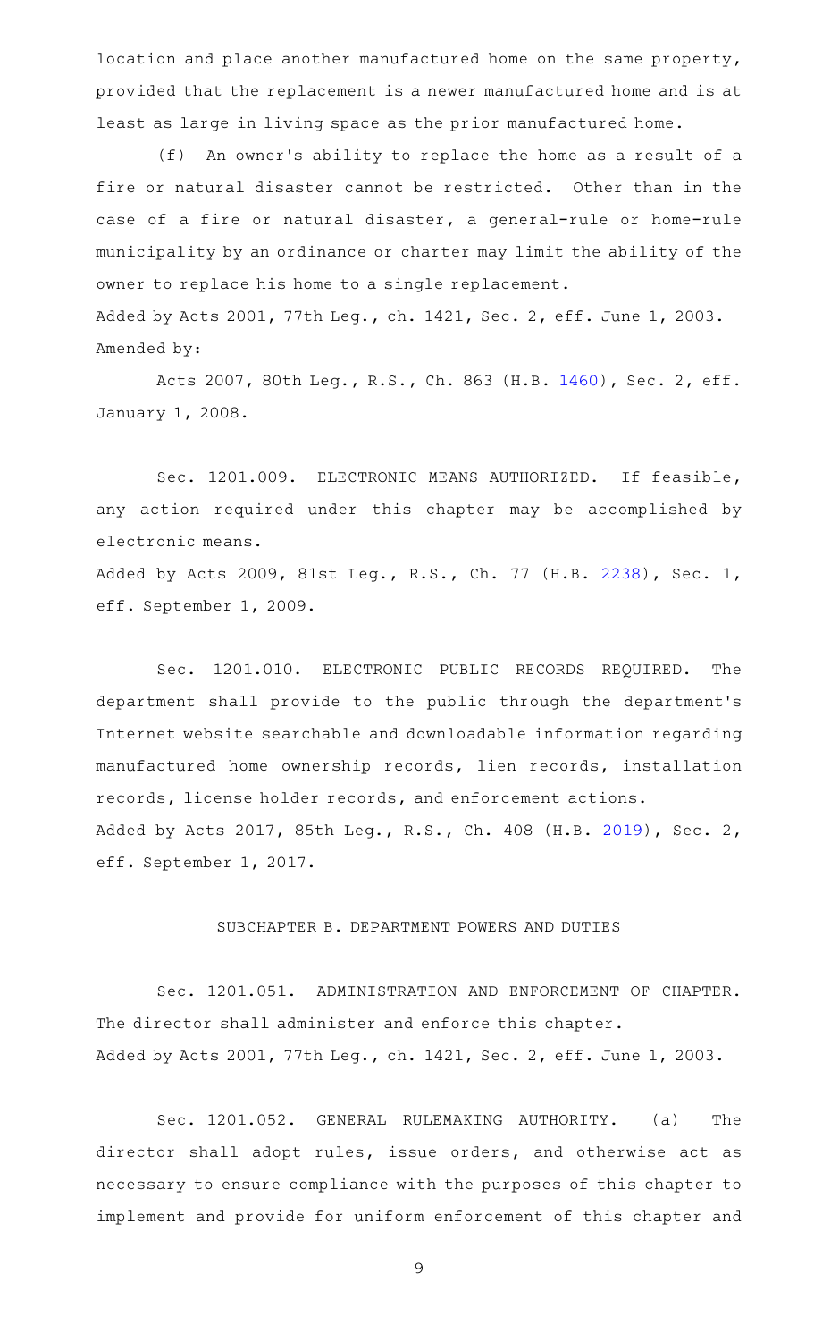location and place another manufactured home on the same property, provided that the replacement is a newer manufactured home and is at least as large in living space as the prior manufactured home.

(f) An owner's ability to replace the home as a result of a fire or natural disaster cannot be restricted. Other than in the case of a fire or natural disaster, a general-rule or home-rule municipality by an ordinance or charter may limit the ability of the owner to replace his home to a single replacement.

Added by Acts 2001, 77th Leg., ch. 1421, Sec. 2, eff. June 1, 2003.

Amended by:

Acts 2007, 80th Leg., R.S., Ch. 863 (H.B. 1460), Sec. 2, eff. January 1, 2008.

Sec. 1201.009. ELECTRONIC MEANS AUTHORIZED. If feasible, any action required under this chapter may be accomplished by electronic means.

Added by Acts 2009, 81st Leg., R.S., Ch. 77 (H.B. 2238), Sec. 1, eff. September 1, 2009.

Sec. 1201.010. ELECTRONIC PUBLIC RECORDS REQUIRED. The department shall provide to the public through the department's Internet website searchable and downloadable information regarding manufactured home ownership records, lien records, installation records, license holder records, and enforcement actions.

Added by Acts 2017, 85th Leg., R.S., Ch. 408 (H.B. 2019), Sec. 2, eff. September 1, 2017.

## SUBCHAPTER B. DEPARTMENT POWERS AND DUTIES

Sec. 1201.051. ADMINISTRATION AND ENFORCEMENT OF CHAPTER. The director shall administer and enforce this chapter.

Added by Acts 2001, 77th Leg., ch. 1421, Sec. 2, eff. June 1, 2003.

Sec. 1201.052. GENERAL RULEMAKING AUTHORITY. (a) The director shall adopt rules, issue orders, and otherwise act as necessary to ensure compliance with the purposes of this chapter to implement and provide for uniform enforcement of this chapter and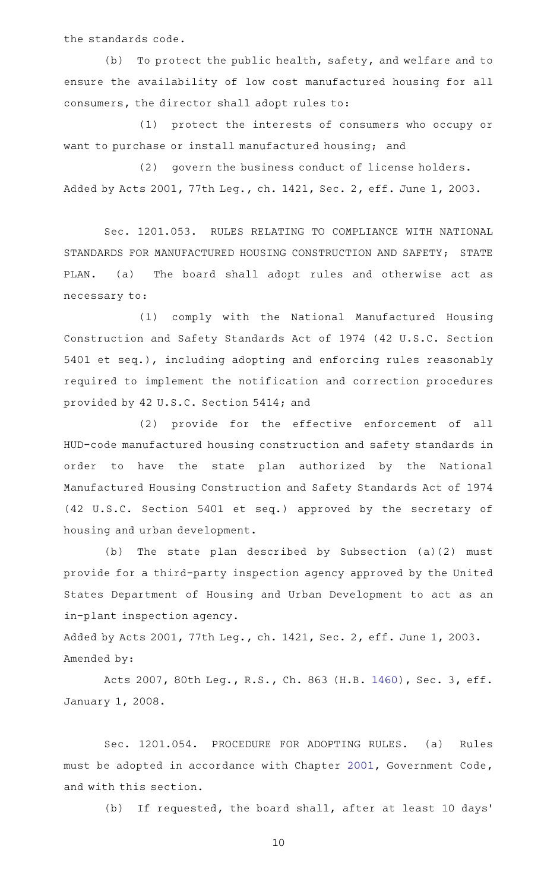the standards code.

(b) To protect the public health, safety, and welfare and to ensure the availability of low cost manufactured housing for all consumers, the director shall adopt rules to:

(1) protect the interests of consumers who occupy or want to purchase or install manufactured housing; and

(2) govern the business conduct of license holders.

Added by Acts 2001, 77th Leg., ch. 1421, Sec. 2, eff. June 1, 2003.

Sec. 1201.053. RULES RELATING TO COMPLIANCE WITH NATIONAL STANDARDS FOR MANUFACTURED HOUSING CONSTRUCTION AND SAFETY; STATE PLAN. (a) The board shall adopt rules and otherwise act as necessary to:

(1) comply with the National Manufactured Housing Construction and Safety Standards Act of 1974 (42 U.S.C. Section 5401 et seq.), including adopting and enforcing rules reasonably required to implement the notification and correction procedures provided by 42 U.S.C. Section 5414; and

(2) provide for the effective enforcement of all HUD-code manufactured housing construction and safety standards in order to have the state plan authorized by the National Manufactured Housing Construction and Safety Standards Act of 1974 (42 U.S.C. Section 5401 et seq.) approved by the secretary of housing and urban development.

(b) The state plan described by Subsection (a)(2) must provide for a third-party inspection agency approved by the United States Department of Housing and Urban Development to act as an in-plant inspection agency.

Added by Acts 2001, 77th Leg., ch. 1421, Sec. 2, eff. June 1, 2003.
Amended by:

Acts 2007, 80th Leg., R.S., Ch. 863 (H.B. 1460), Sec. 3, eff. January 1, 2008.

Sec. 1201.054. PROCEDURE FOR ADOPTING RULES. (a) Rules must be adopted in accordance with Chapter 2001, Government Code, and with this section.

(b) If requested, the board shall, after at least 10 days'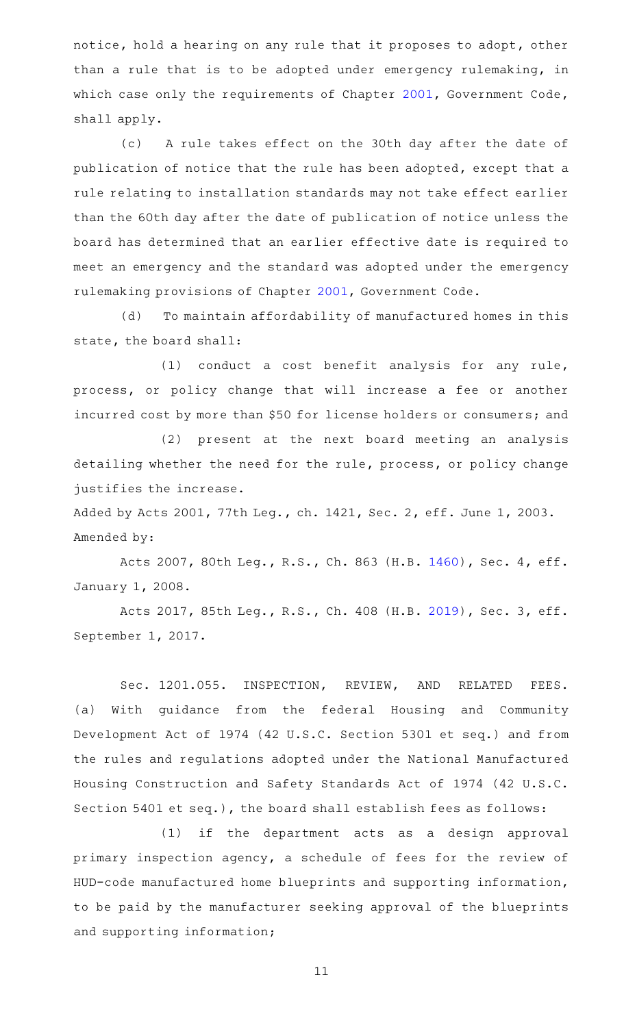notice, hold a hearing on any rule that it proposes to adopt, other than a rule that is to be adopted under emergency rulemaking, in which case only the requirements of Chapter 2001, Government Code, shall apply.

(c) A rule takes effect on the 30th day after the date of publication of notice that the rule has been adopted, except that a rule relating to installation standards may not take effect earlier than the 60th day after the date of publication of notice unless the board has determined that an earlier effective date is required to meet an emergency and the standard was adopted under the emergency rulemaking provisions of Chapter 2001, Government Code.

(d) To maintain affordability of manufactured homes in this state, the board shall:

(1) conduct a cost benefit analysis for any rule, process, or policy change that will increase a fee or another incurred cost by more than $50 for license holders or consumers; and

(2) present at the next board meeting an analysis detailing whether the need for the rule, process, or policy change justifies the increase.

Added by Acts 2001, 77th Leg., ch. 1421, Sec. 2, eff. June 1, 2003.
Amended by:

Acts 2007, 80th Leg., R.S., Ch. 863 (H.B. 1460), Sec. 4, eff. January 1, 2008.

Acts 2017, 85th Leg., R.S., Ch. 408 (H.B. 2019), Sec. 3, eff. September 1, 2017.

Sec. 1201.055. INSPECTION, REVIEW, AND RELATED FEES. (a) With guidance from the federal Housing and Community Development Act of 1974 (42 U.S.C. Section 5301 et seq.) and from the rules and regulations adopted under the National Manufactured Housing Construction and Safety Standards Act of 1974 (42 U.S.C. Section 5401 et seq.), the board shall establish fees as follows:

(1) if the department acts as a design approval primary inspection agency, a schedule of fees for the review of HUD-code manufactured home blueprints and supporting information, to be paid by the manufacturer seeking approval of the blueprints and supporting information;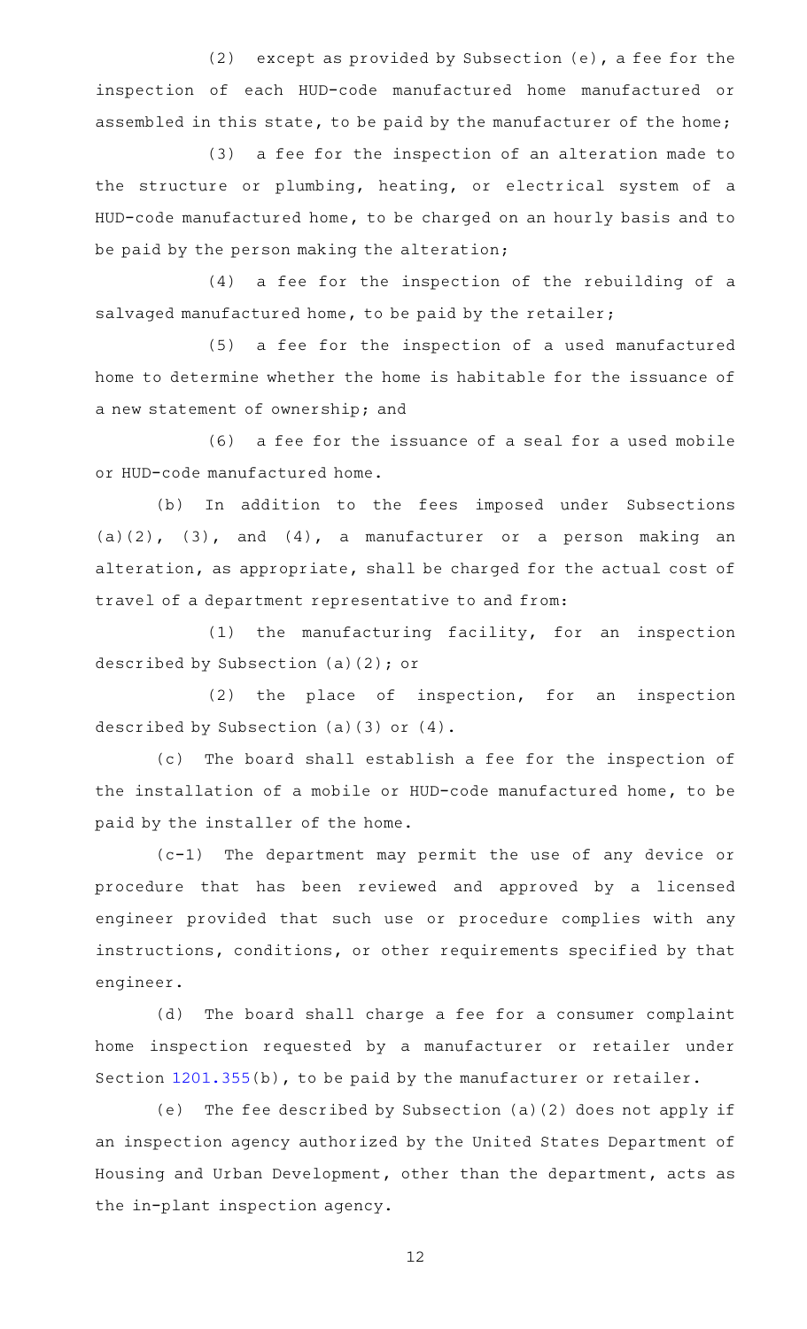(2) except as provided by Subsection (e), a fee for the inspection of each HUD-code manufactured home manufactured or assembled in this state, to be paid by the manufacturer of the home;

(3) a fee for the inspection of an alteration made to the structure or plumbing, heating, or electrical system of a HUD-code manufactured home, to be charged on an hourly basis and to be paid by the person making the alteration;

(4) a fee for the inspection of the rebuilding of a salvaged manufactured home, to be paid by the retailer;

(5) a fee for the inspection of a used manufactured home to determine whether the home is habitable for the issuance of a new statement of ownership; and

(6) a fee for the issuance of a seal for a used mobile or HUD-code manufactured home.

(b) In addition to the fees imposed under Subsections (a)(2), (3), and (4), a manufacturer or a person making an alteration, as appropriate, shall be charged for the actual cost of travel of a department representative to and from:

(1) the manufacturing facility, for an inspection described by Subsection (a)(2); or

(2) the place of inspection, for an inspection described by Subsection (a)(3) or (4).

(c) The board shall establish a fee for the inspection of the installation of a mobile or HUD-code manufactured home, to be paid by the installer of the home.

(c-1) The department may permit the use of any device or procedure that has been reviewed and approved by a licensed engineer provided that such use or procedure complies with any instructions, conditions, or other requirements specified by that engineer.

(d) The board shall charge a fee for a consumer complaint home inspection requested by a manufacturer or retailer under Section 1201.355(b), to be paid by the manufacturer or retailer.

(e) The fee described by Subsection (a)(2) does not apply if an inspection agency authorized by the United States Department of Housing and Urban Development, other than the department, acts as the in-plant inspection agency.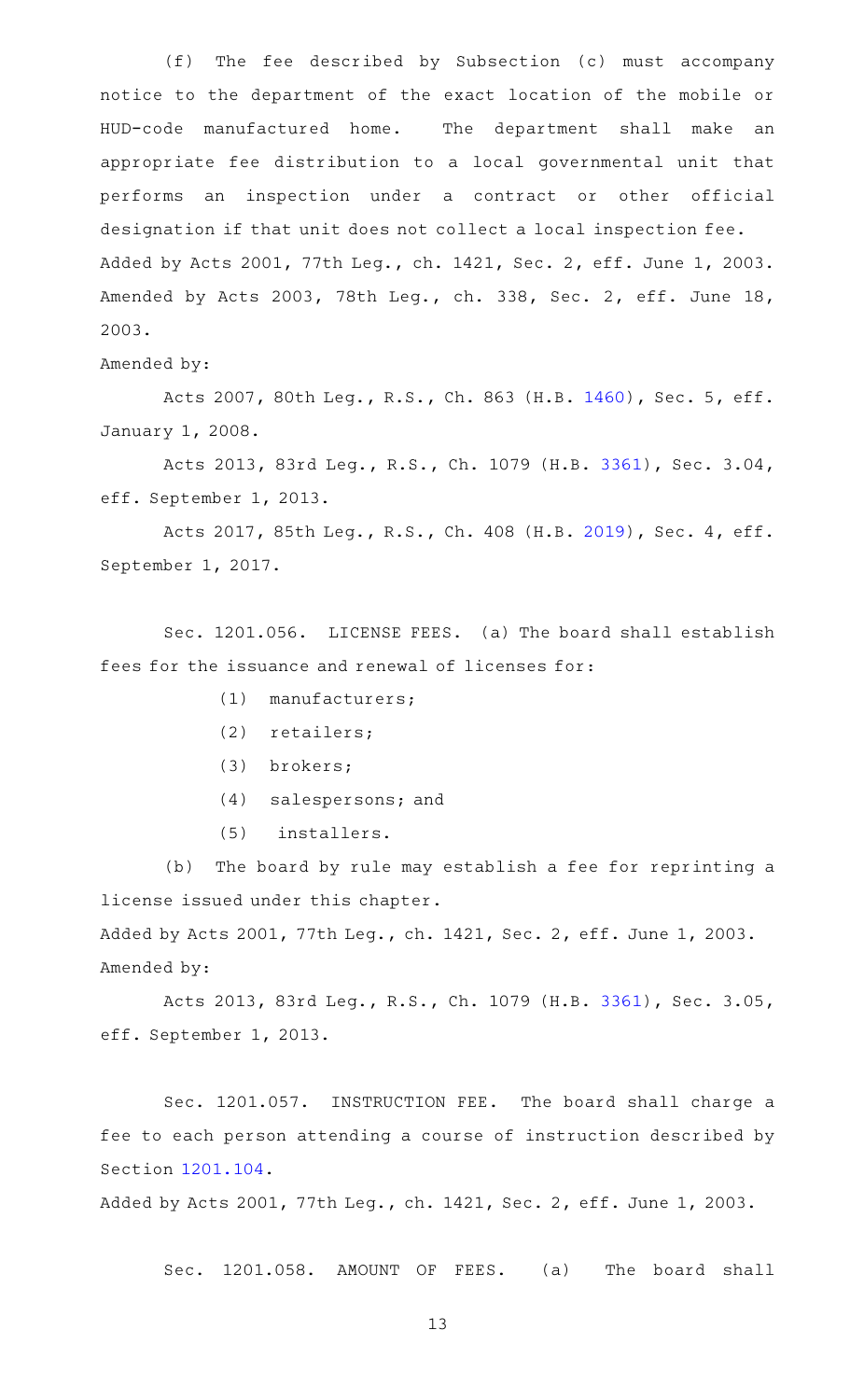(f) The fee described by Subsection (c) must accompany notice to the department of the exact location of the mobile or HUD-code manufactured home. The department shall make an appropriate fee distribution to a local governmental unit that performs an inspection under a contract or other official designation if that unit does not collect a local inspection fee.

Added by Acts 2001, 77th Leg., ch. 1421, Sec. 2, eff. June 1, 2003. Amended by Acts 2003, 78th Leg., ch. 338, Sec. 2, eff. June 18, 2003.

Amended by:

Acts 2007, 80th Leg., R.S., Ch. 863 (H.B. 1460), Sec. 5, eff. January 1, 2008.

Acts 2013, 83rd Leg., R.S., Ch. 1079 (H.B. 3361), Sec. 3.04, eff. September 1, 2013.

Acts 2017, 85th Leg., R.S., Ch. 408 (H.B. 2019), Sec. 4, eff. September 1, 2017.

Sec. 1201.056. LICENSE FEES. (a) The board shall establish fees for the issuance and renewal of licenses for:

(1) manufacturers;

(2) retailers;

(3) brokers;

(4) salespersons; and

(5) installers.

(b) The board by rule may establish a fee for reprinting a license issued under this chapter.

Added by Acts 2001, 77th Leg., ch. 1421, Sec. 2, eff. June 1, 2003.

Amended by:

Acts 2013, 83rd Leg., R.S., Ch. 1079 (H.B. 3361), Sec. 3.05, eff. September 1, 2013.

Sec. 1201.057. INSTRUCTION FEE. The board shall charge a fee to each person attending a course of instruction described by Section 1201.104.

Added by Acts 2001, 77th Leg., ch. 1421, Sec. 2, eff. June 1, 2003.

Sec. 1201.058. AMOUNT OF FEES. (a) The board shall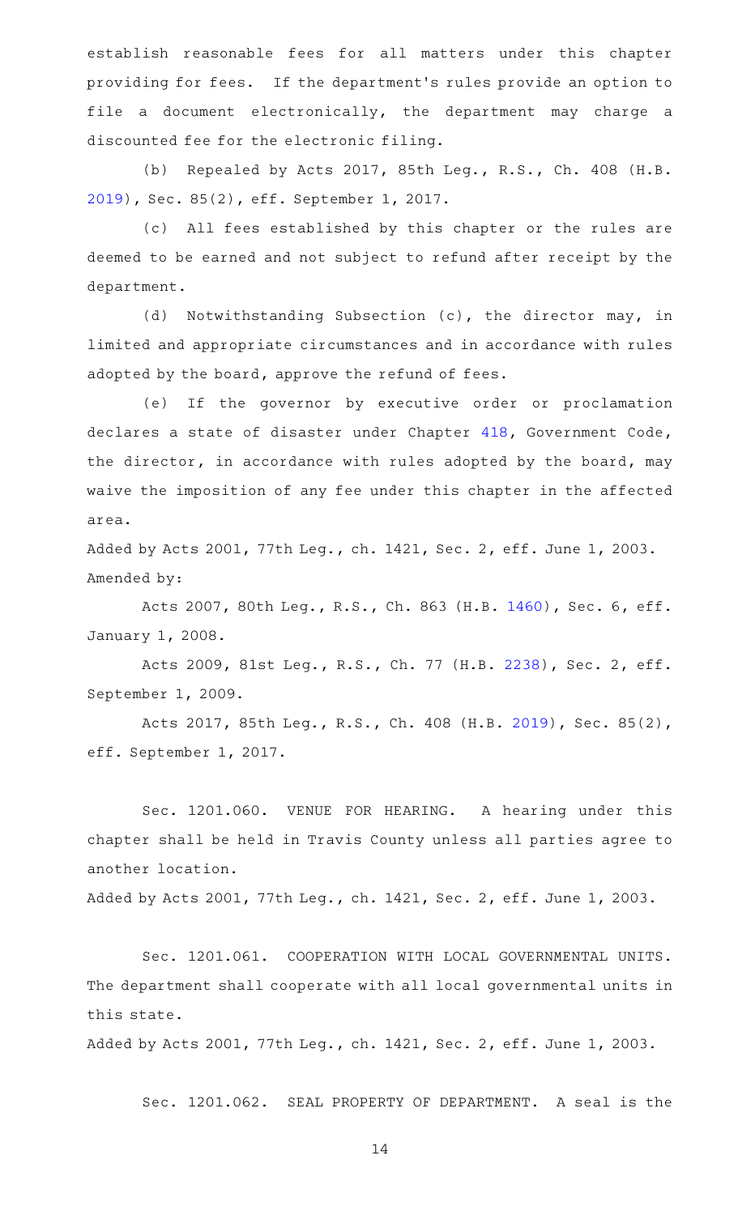establish reasonable fees for all matters under this chapter providing for fees. If the department's rules provide an option to file a document electronically, the department may charge a discounted fee for the electronic filing.

(b) Repealed by Acts 2017, 85th Leg., R.S., Ch. 408 (H.B. 2019), Sec. 85(2), eff. September 1, 2017.

(c) All fees established by this chapter or the rules are deemed to be earned and not subject to refund after receipt by the department.

(d) Notwithstanding Subsection (c), the director may, in limited and appropriate circumstances and in accordance with rules adopted by the board, approve the refund of fees.

(e) If the governor by executive order or proclamation declares a state of disaster under Chapter 418, Government Code, the director, in accordance with rules adopted by the board, may waive the imposition of any fee under this chapter in the affected area.

Added by Acts 2001, 77th Leg., ch. 1421, Sec. 2, eff. June 1, 2003.
Amended by:

Acts 2007, 80th Leg., R.S., Ch. 863 (H.B. 1460), Sec. 6, eff. January 1, 2008.

Acts 2009, 81st Leg., R.S., Ch. 77 (H.B. 2238), Sec. 2, eff. September 1, 2009.

Acts 2017, 85th Leg., R.S., Ch. 408 (H.B. 2019), Sec. 85(2), eff. September 1, 2017.

Sec. 1201.060. VENUE FOR HEARING. A hearing under this chapter shall be held in Travis County unless all parties agree to another location.

Added by Acts 2001, 77th Leg., ch. 1421, Sec. 2, eff. June 1, 2003.

Sec. 1201.061. COOPERATION WITH LOCAL GOVERNMENTAL UNITS. The department shall cooperate with all local governmental units in this state.

Added by Acts 2001, 77th Leg., ch. 1421, Sec. 2, eff. June 1, 2003.

Sec. 1201.062. SEAL PROPERTY OF DEPARTMENT. A seal is the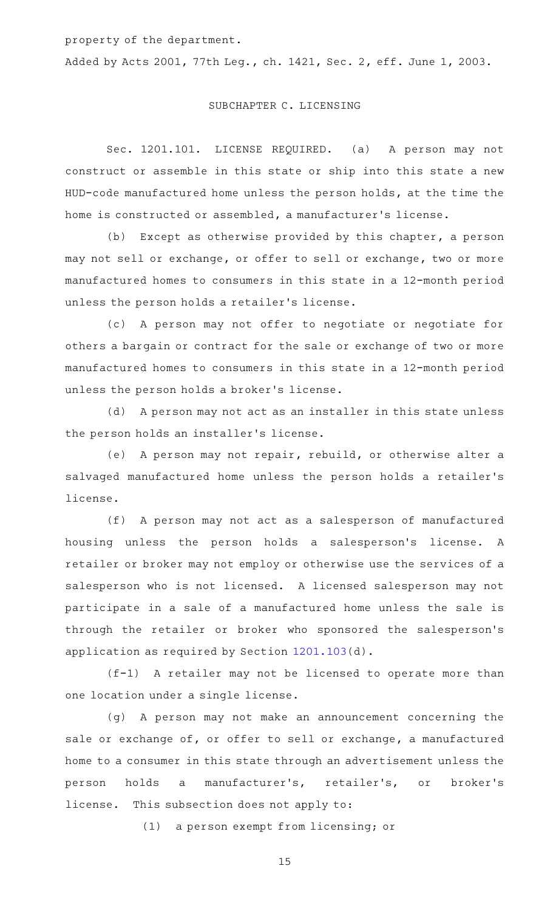property of the department.

Added by Acts 2001, 77th Leg., ch. 1421, Sec. 2, eff. June 1, 2003.

## SUBCHAPTER C. LICENSING

Sec. 1201.101. LICENSE REQUIRED. (a) A person may not construct or assemble in this state or ship into this state a new HUD-code manufactured home unless the person holds, at the time the home is constructed or assembled, a manufacturer's license.

(b) Except as otherwise provided by this chapter, a person may not sell or exchange, or offer to sell or exchange, two or more manufactured homes to consumers in this state in a 12-month period unless the person holds a retailer's license.

(c) A person may not offer to negotiate or negotiate for others a bargain or contract for the sale or exchange of two or more manufactured homes to consumers in this state in a 12-month period unless the person holds a broker's license.

(d) A person may not act as an installer in this state unless the person holds an installer's license.

(e) A person may not repair, rebuild, or otherwise alter a salvaged manufactured home unless the person holds a retailer's license.

(f) A person may not act as a salesperson of manufactured housing unless the person holds a salesperson's license. A retailer or broker may not employ or otherwise use the services of a salesperson who is not licensed. A licensed salesperson may not participate in a sale of a manufactured home unless the sale is through the retailer or broker who sponsored the salesperson's application as required by Section 1201.103(d).

(f-1) A retailer may not be licensed to operate more than one location under a single license.

(g) A person may not make an announcement concerning the sale or exchange of, or offer to sell or exchange, a manufactured home to a consumer in this state through an advertisement unless the person holds a manufacturer's, retailer's, or broker's license. This subsection does not apply to:

(1) a person exempt from licensing; or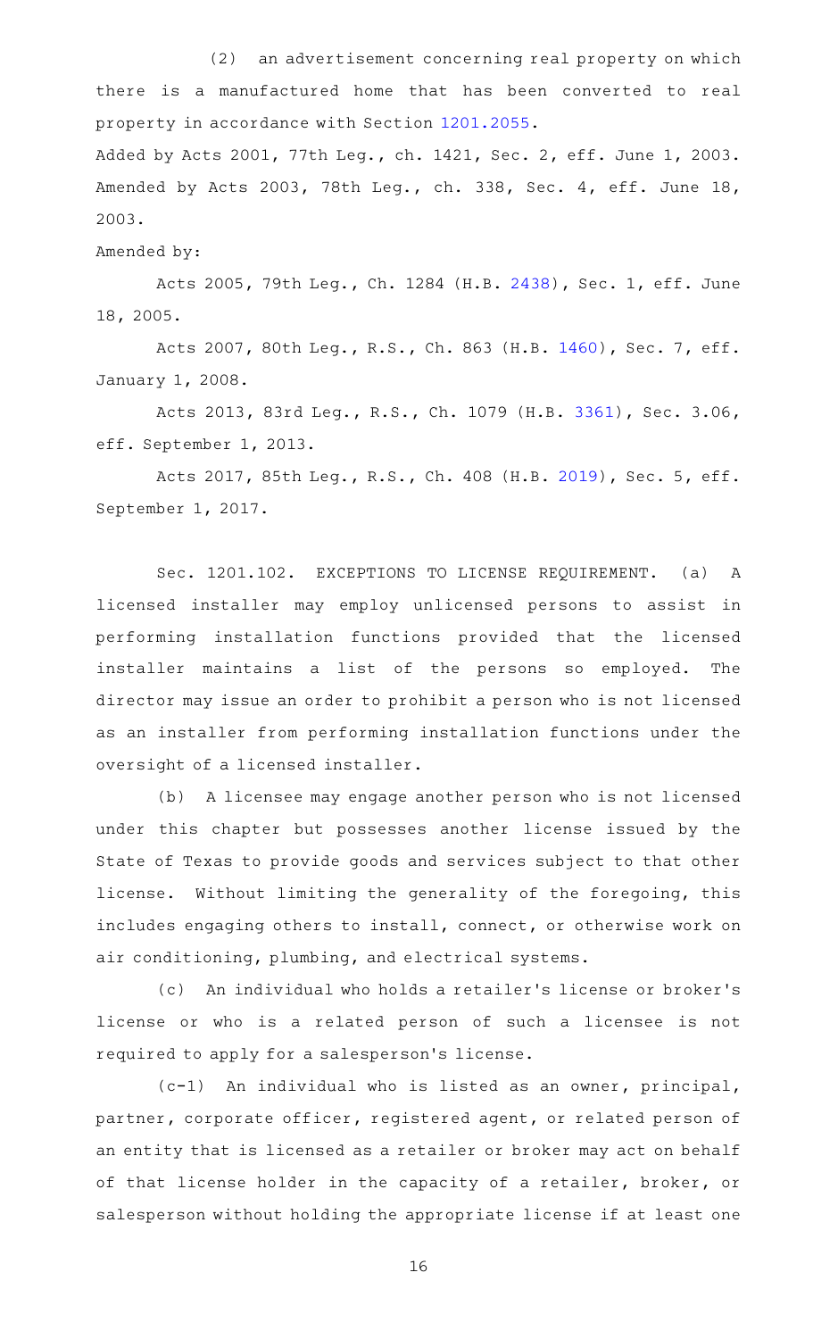(2) an advertisement concerning real property on which there is a manufactured home that has been converted to real property in accordance with Section 1201.2055.

Added by Acts 2001, 77th Leg., ch. 1421, Sec. 2, eff. June 1, 2003. Amended by Acts 2003, 78th Leg., ch. 338, Sec. 4, eff. June 18, 2003.

Amended by:

Acts 2005, 79th Leg., Ch. 1284 (H.B. 2438), Sec. 1, eff. June 18, 2005.

Acts 2007, 80th Leg., R.S., Ch. 863 (H.B. 1460), Sec. 7, eff. January 1, 2008.

Acts 2013, 83rd Leg., R.S., Ch. 1079 (H.B. 3361), Sec. 3.06, eff. September 1, 2013.

Acts 2017, 85th Leg., R.S., Ch. 408 (H.B. 2019), Sec. 5, eff. September 1, 2017.

Sec. 1201.102. EXCEPTIONS TO LICENSE REQUIREMENT. (a) A licensed installer may employ unlicensed persons to assist in performing installation functions provided that the licensed installer maintains a list of the persons so employed. The director may issue an order to prohibit a person who is not licensed as an installer from performing installation functions under the oversight of a licensed installer.

(b) A licensee may engage another person who is not licensed under this chapter but possesses another license issued by the State of Texas to provide goods and services subject to that other license. Without limiting the generality of the foregoing, this includes engaging others to install, connect, or otherwise work on air conditioning, plumbing, and electrical systems.

(c) An individual who holds a retailer's license or broker's license or who is a related person of such a licensee is not required to apply for a salesperson's license.

(c-1) An individual who is listed as an owner, principal, partner, corporate officer, registered agent, or related person of an entity that is licensed as a retailer or broker may act on behalf of that license holder in the capacity of a retailer, broker, or salesperson without holding the appropriate license if at least one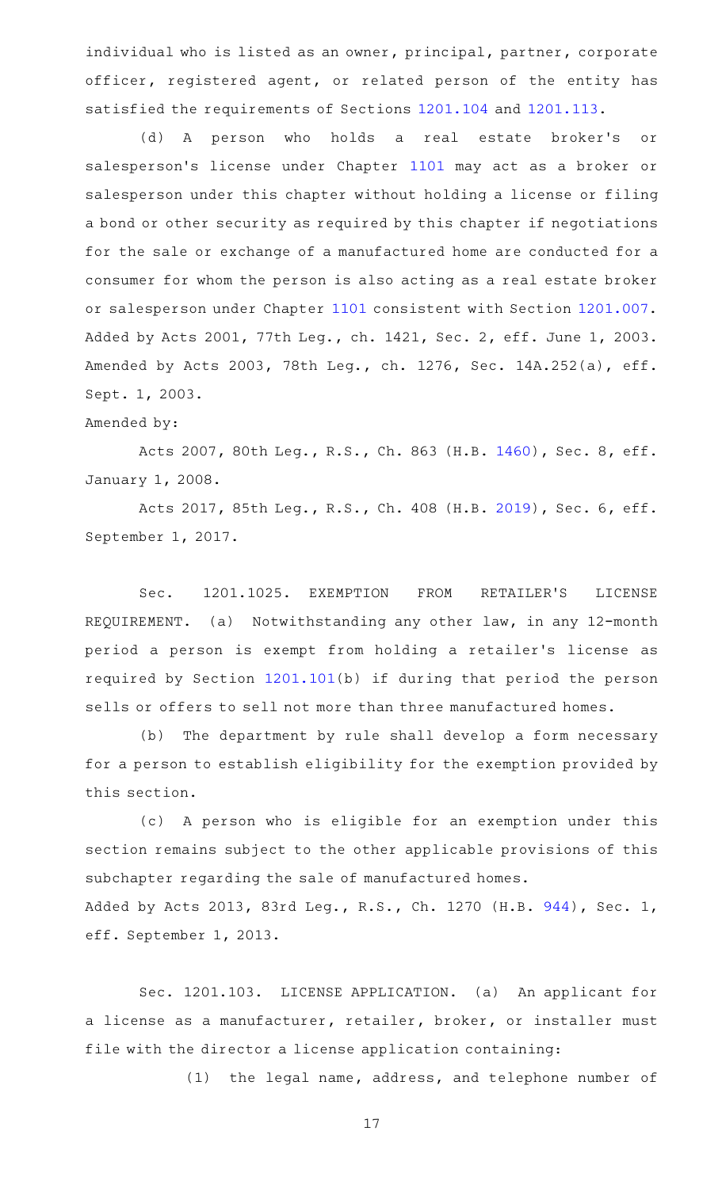individual who is listed as an owner, principal, partner, corporate officer, registered agent, or related person of the entity has satisfied the requirements of Sections 1201.104 and 1201.113.

(d) A person who holds a real estate broker's or salesperson's license under Chapter 1101 may act as a broker or salesperson under this chapter without holding a license or filing a bond or other security as required by this chapter if negotiations for the sale or exchange of a manufactured home are conducted for a consumer for whom the person is also acting as a real estate broker or salesperson under Chapter 1101 consistent with Section 1201.007.

Added by Acts 2001, 77th Leg., ch. 1421, Sec. 2, eff. June 1, 2003. Amended by Acts 2003, 78th Leg., ch. 1276, Sec. 14A.252(a), eff. Sept. 1, 2003.

Amended by:

Acts 2007, 80th Leg., R.S., Ch. 863 (H.B. 1460), Sec. 8, eff. January 1, 2008.

Acts 2017, 85th Leg., R.S., Ch. 408 (H.B. 2019), Sec. 6, eff. September 1, 2017.

Sec. 1201.1025. EXEMPTION FROM RETAILER'S LICENSE REQUIREMENT. (a) Notwithstanding any other law, in any 12-month period a person is exempt from holding a retailer's license as required by Section 1201.101(b) if during that period the person sells or offers to sell not more than three manufactured homes.

(b) The department by rule shall develop a form necessary for a person to establish eligibility for the exemption provided by this section.

(c) A person who is eligible for an exemption under this section remains subject to the other applicable provisions of this subchapter regarding the sale of manufactured homes.

Added by Acts 2013, 83rd Leg., R.S., Ch. 1270 (H.B. 944), Sec. 1, eff. September 1, 2013.

Sec. 1201.103. LICENSE APPLICATION. (a) An applicant for a license as a manufacturer, retailer, broker, or installer must file with the director a license application containing:

(1) the legal name, address, and telephone number of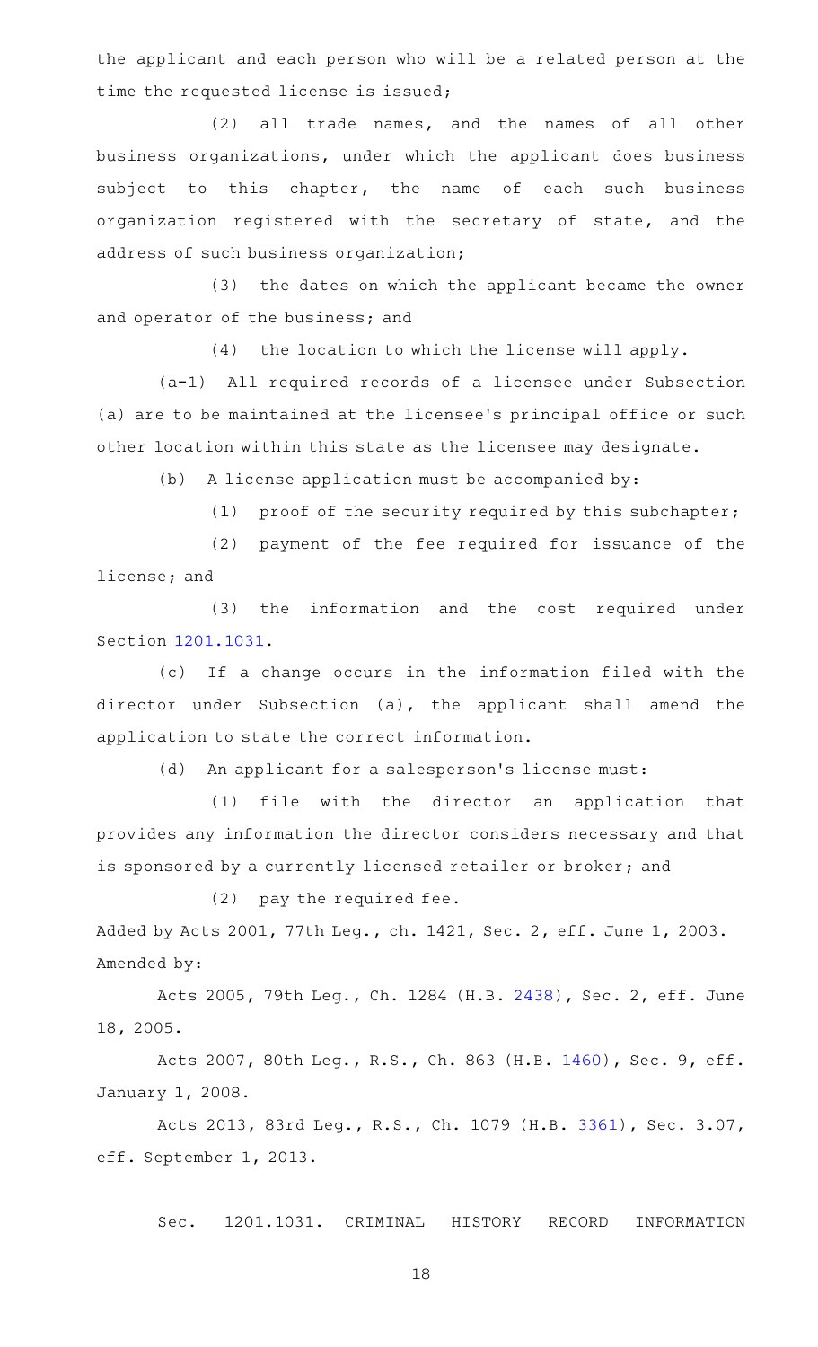the applicant and each person who will be a related person at the time the requested license is issued;

(2) all trade names, and the names of all other business organizations, under which the applicant does business subject to this chapter, the name of each such business organization registered with the secretary of state, and the address of such business organization;

(3) the dates on which the applicant became the owner and operator of the business; and

(4) the location to which the license will apply.

(a-1) All required records of a licensee under Subsection (a) are to be maintained at the licensee's principal office or such other location within this state as the licensee may designate.

(b) A license application must be accompanied by:

(1) proof of the security required by this subchapter;

(2) payment of the fee required for issuance of the license; and

(3) the information and the cost required under Section 1201.1031.

(c) If a change occurs in the information filed with the director under Subsection (a), the applicant shall amend the application to state the correct information.

(d) An applicant for a salesperson's license must:

(1) file with the director an application that provides any information the director considers necessary and that is sponsored by a currently licensed retailer or broker; and

(2) pay the required fee.

Added by Acts 2001, 77th Leg., ch. 1421, Sec. 2, eff. June 1, 2003.
Amended by:

Acts 2005, 79th Leg., Ch. 1284 (H.B. 2438), Sec. 2, eff. June 18, 2005.

Acts 2007, 80th Leg., R.S., Ch. 863 (H.B. 1460), Sec. 9, eff. January 1, 2008.

Acts 2013, 83rd Leg., R.S., Ch. 1079 (H.B. 3361), Sec. 3.07, eff. September 1, 2013.

Sec. 1201.1031. CRIMINAL HISTORY RECORD INFORMATION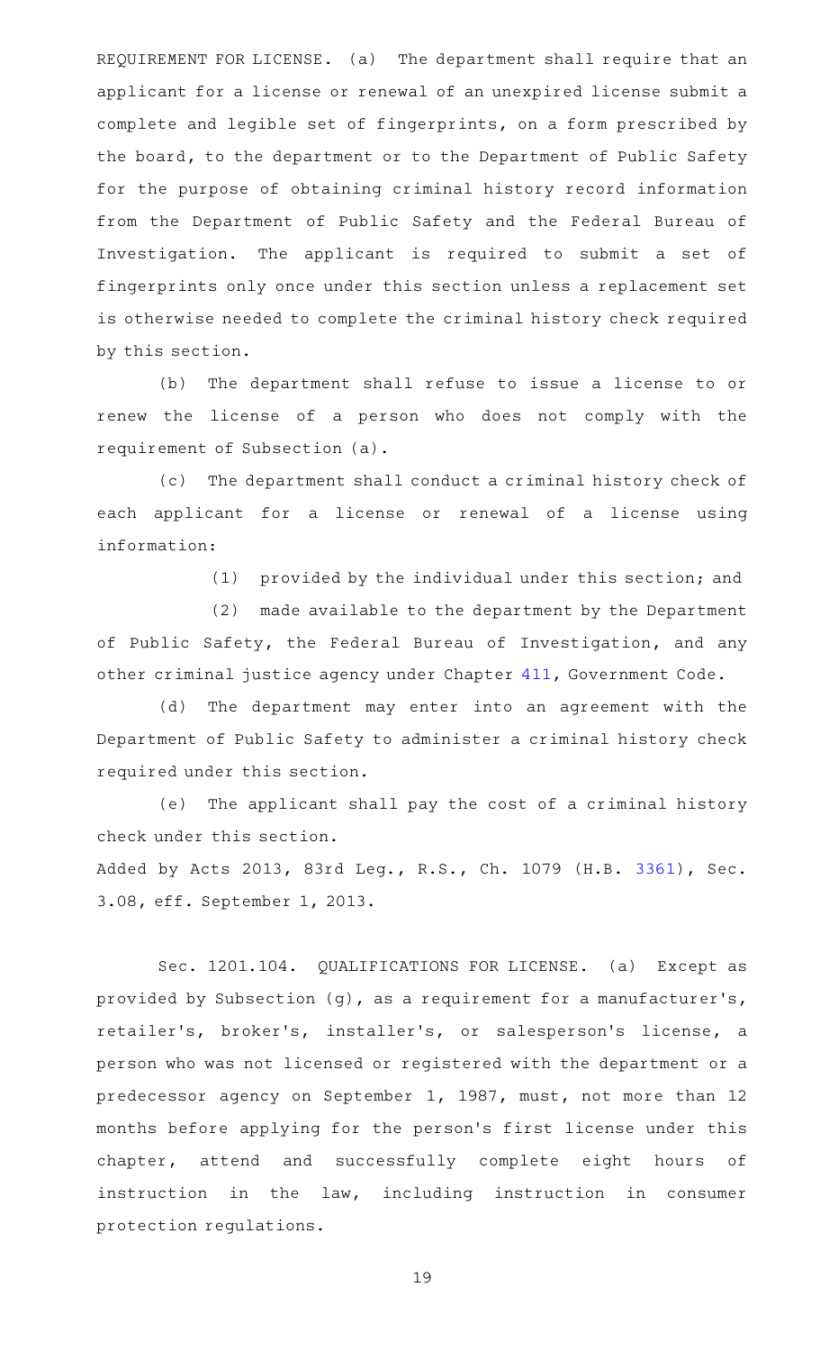REQUIREMENT FOR LICENSE. (a) The department shall require that an applicant for a license or renewal of an unexpired license submit a complete and legible set of fingerprints, on a form prescribed by the board, to the department or to the Department of Public Safety for the purpose of obtaining criminal history record information from the Department of Public Safety and the Federal Bureau of Investigation. The applicant is required to submit a set of fingerprints only once under this section unless a replacement set is otherwise needed to complete the criminal history check required by this section.

(b) The department shall refuse to issue a license to or renew the license of a person who does not comply with the requirement of Subsection (a).

(c) The department shall conduct a criminal history check of each applicant for a license or renewal of a license using information:

(1) provided by the individual under this section; and

(2) made available to the department by the Department of Public Safety, the Federal Bureau of Investigation, and any other criminal justice agency under Chapter 411, Government Code.

(d) The department may enter into an agreement with the Department of Public Safety to administer a criminal history check required under this section.

(e) The applicant shall pay the cost of a criminal history check under this section.

Added by Acts 2013, 83rd Leg., R.S., Ch. 1079 (H.B. 3361), Sec. 3.08, eff. September 1, 2013.

Sec. 1201.104. QUALIFICATIONS FOR LICENSE. (a) Except as provided by Subsection (g), as a requirement for a manufacturer's, retailer's, broker's, installer's, or salesperson's license, a person who was not licensed or registered with the department or a predecessor agency on September 1, 1987, must, not more than 12 months before applying for the person's first license under this chapter, attend and successfully complete eight hours of instruction in the law, including instruction in consumer protection regulations.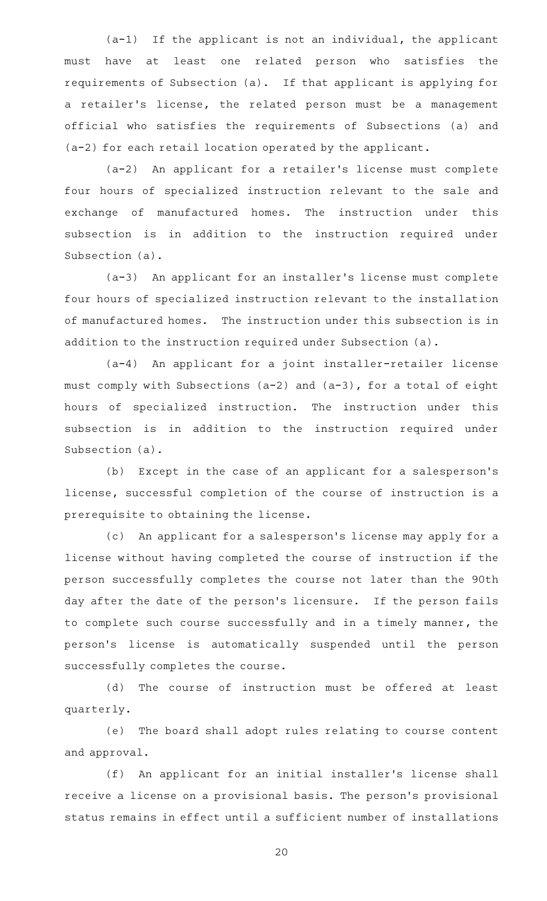(a-1) If the applicant is not an individual, the applicant must have at least one related person who satisfies the requirements of Subsection (a). If that applicant is applying for a retailer's license, the related person must be a management official who satisfies the requirements of Subsections (a) and (a-2) for each retail location operated by the applicant.

(a-2) An applicant for a retailer's license must complete four hours of specialized instruction relevant to the sale and exchange of manufactured homes. The instruction under this subsection is in addition to the instruction required under Subsection (a).

(a-3) An applicant for an installer's license must complete four hours of specialized instruction relevant to the installation of manufactured homes. The instruction under this subsection is in addition to the instruction required under Subsection (a).

(a-4) An applicant for a joint installer-retailer license must comply with Subsections (a-2) and (a-3), for a total of eight hours of specialized instruction. The instruction under this subsection is in addition to the instruction required under Subsection (a).

(b) Except in the case of an applicant for a salesperson's license, successful completion of the course of instruction is a prerequisite to obtaining the license.

(c) An applicant for a salesperson's license may apply for a license without having completed the course of instruction if the person successfully completes the course not later than the 90th day after the date of the person's licensure. If the person fails to complete such course successfully and in a timely manner, the person's license is automatically suspended until the person successfully completes the course.

(d) The course of instruction must be offered at least quarterly.

(e) The board shall adopt rules relating to course content and approval.

(f) An applicant for an initial installer's license shall receive a license on a provisional basis. The person's provisional status remains in effect until a sufficient number of installations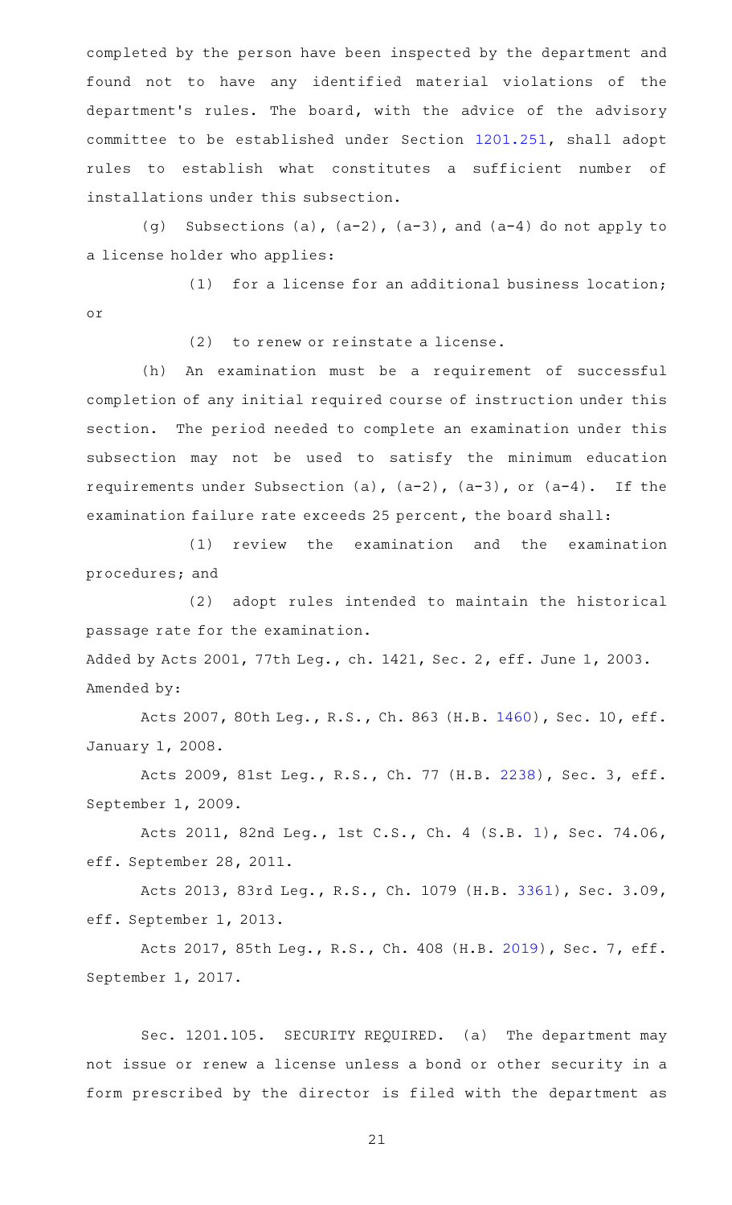completed by the person have been inspected by the department and found not to have any identified material violations of the department's rules. The board, with the advice of the advisory committee to be established under Section 1201.251, shall adopt rules to establish what constitutes a sufficient number of installations under this subsection.

(g) Subsections (a), (a-2), (a-3), and (a-4) do not apply to a license holder who applies:

(1) for a license for an additional business location; or

(2) to renew or reinstate a license.

(h) An examination must be a requirement of successful completion of any initial required course of instruction under this section. The period needed to complete an examination under this subsection may not be used to satisfy the minimum education requirements under Subsection (a), (a-2), (a-3), or (a-4). If the examination failure rate exceeds 25 percent, the board shall:

(1) review the examination and the examination procedures; and

(2) adopt rules intended to maintain the historical passage rate for the examination.

Added by Acts 2001, 77th Leg., ch. 1421, Sec. 2, eff. June 1, 2003.

Amended by:

Acts 2007, 80th Leg., R.S., Ch. 863 (H.B. 1460), Sec. 10, eff. January 1, 2008.

Acts 2009, 81st Leg., R.S., Ch. 77 (H.B. 2238), Sec. 3, eff. September 1, 2009.

Acts 2011, 82nd Leg., 1st C.S., Ch. 4 (S.B. 1), Sec. 74.06, eff. September 28, 2011.

Acts 2013, 83rd Leg., R.S., Ch. 1079 (H.B. 3361), Sec. 3.09, eff. September 1, 2013.

Acts 2017, 85th Leg., R.S., Ch. 408 (H.B. 2019), Sec. 7, eff. September 1, 2017.

Sec. 1201.105. SECURITY REQUIRED. (a) The department may not issue or renew a license unless a bond or other security in a form prescribed by the director is filed with the department as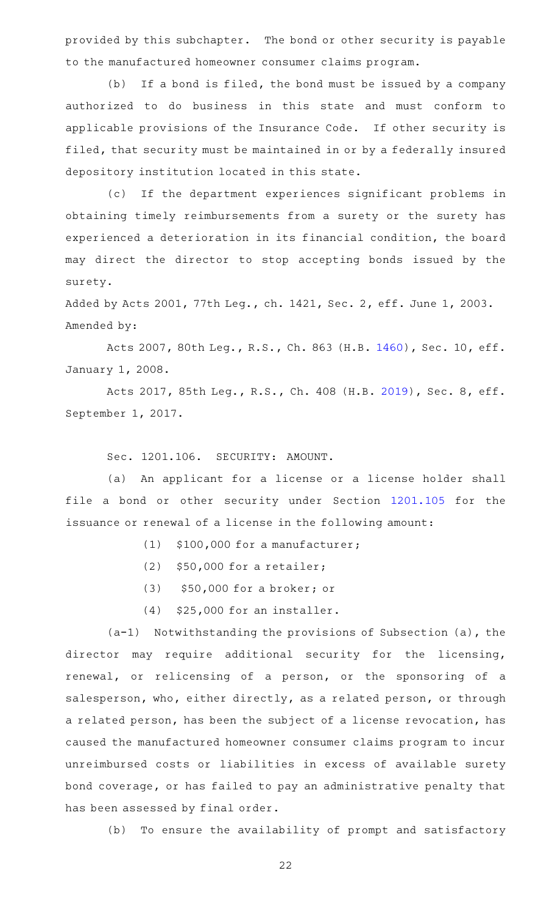provided by this subchapter. The bond or other security is payable to the manufactured homeowner consumer claims program.

(b) If a bond is filed, the bond must be issued by a company authorized to do business in this state and must conform to applicable provisions of the Insurance Code. If other security is filed, that security must be maintained in or by a federally insured depository institution located in this state.

(c) If the department experiences significant problems in obtaining timely reimbursements from a surety or the surety has experienced a deterioration in its financial condition, the board may direct the director to stop accepting bonds issued by the surety.

Added by Acts 2001, 77th Leg., ch. 1421, Sec. 2, eff. June 1, 2003.
Amended by:

Acts 2007, 80th Leg., R.S., Ch. 863 (H.B. 1460), Sec. 10, eff. January 1, 2008.

Acts 2017, 85th Leg., R.S., Ch. 408 (H.B. 2019), Sec. 8, eff. September 1, 2017.

Sec. 1201.106. SECURITY: AMOUNT.

(a) An applicant for a license or a license holder shall file a bond or other security under Section 1201.105 for the issuance or renewal of a license in the following amount:

(1) $100,000 for a manufacturer;

(2) $50,000 for a retailer;

(3) $50,000 for a broker; or

(4) $25,000 for an installer.

(a-1) Notwithstanding the provisions of Subsection (a), the director may require additional security for the licensing, renewal, or relicensing of a person, or the sponsoring of a salesperson, who, either directly, as a related person, or through a related person, has been the subject of a license revocation, has caused the manufactured homeowner consumer claims program to incur unreimbursed costs or liabilities in excess of available surety bond coverage, or has failed to pay an administrative penalty that has been assessed by final order.

(b) To ensure the availability of prompt and satisfactory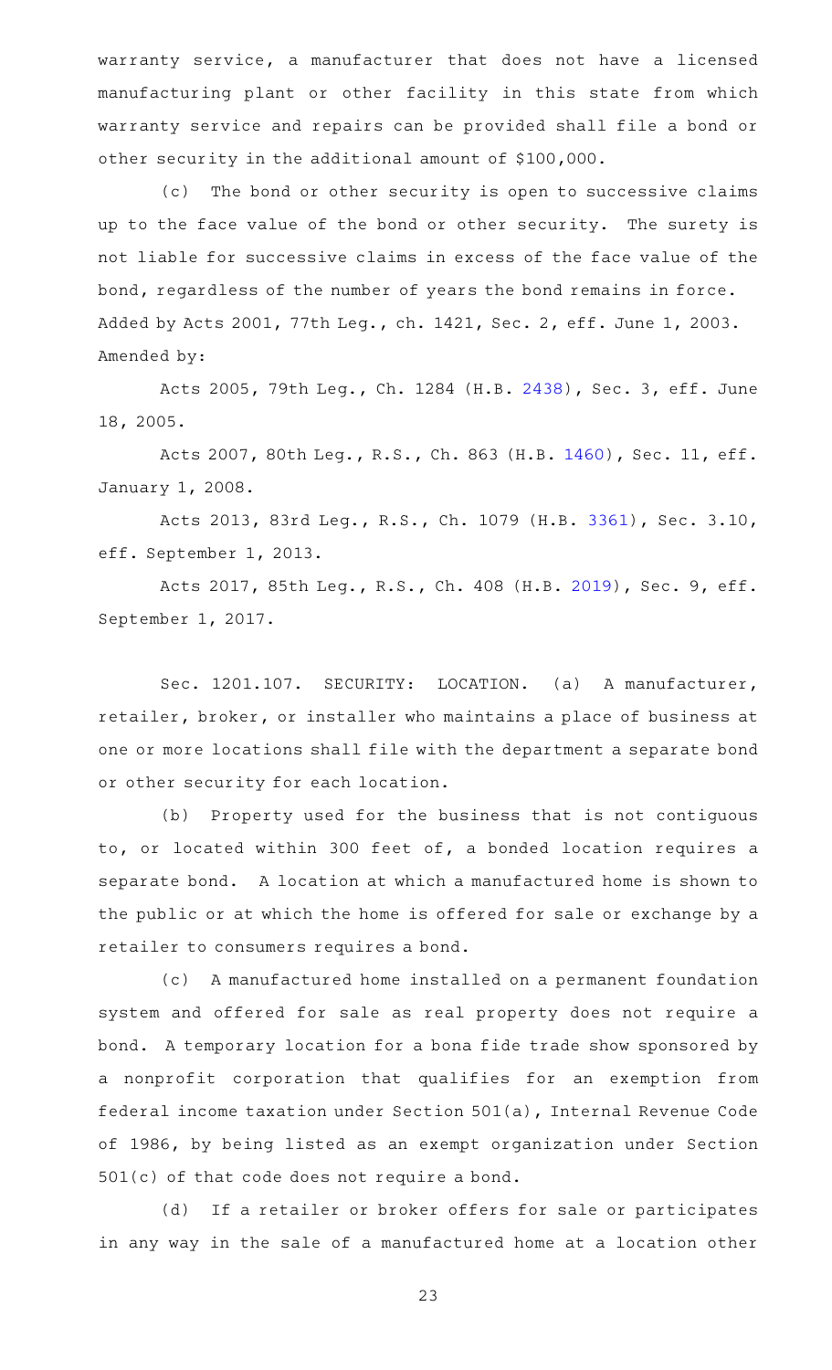warranty service, a manufacturer that does not have a licensed manufacturing plant or other facility in this state from which warranty service and repairs can be provided shall file a bond or other security in the additional amount of $100,000.

(c) The bond or other security is open to successive claims up to the face value of the bond or other security. The surety is not liable for successive claims in excess of the face value of the bond, regardless of the number of years the bond remains in force.

Added by Acts 2001, 77th Leg., ch. 1421, Sec. 2, eff. June 1, 2003.

Amended by:

Acts 2005, 79th Leg., Ch. 1284 (H.B. 2438), Sec. 3, eff. June 18, 2005.

Acts 2007, 80th Leg., R.S., Ch. 863 (H.B. 1460), Sec. 11, eff. January 1, 2008.

Acts 2013, 83rd Leg., R.S., Ch. 1079 (H.B. 3361), Sec. 3.10, eff. September 1, 2013.

Acts 2017, 85th Leg., R.S., Ch. 408 (H.B. 2019), Sec. 9, eff. September 1, 2017.

Sec. 1201.107. SECURITY: LOCATION. (a) A manufacturer, retailer, broker, or installer who maintains a place of business at one or more locations shall file with the department a separate bond or other security for each location.

(b) Property used for the business that is not contiguous to, or located within 300 feet of, a bonded location requires a separate bond. A location at which a manufactured home is shown to the public or at which the home is offered for sale or exchange by a retailer to consumers requires a bond.

(c) A manufactured home installed on a permanent foundation system and offered for sale as real property does not require a bond. A temporary location for a bona fide trade show sponsored by a nonprofit corporation that qualifies for an exemption from federal income taxation under Section 501(a), Internal Revenue Code of 1986, by being listed as an exempt organization under Section 501(c) of that code does not require a bond.

(d) If a retailer or broker offers for sale or participates in any way in the sale of a manufactured home at a location other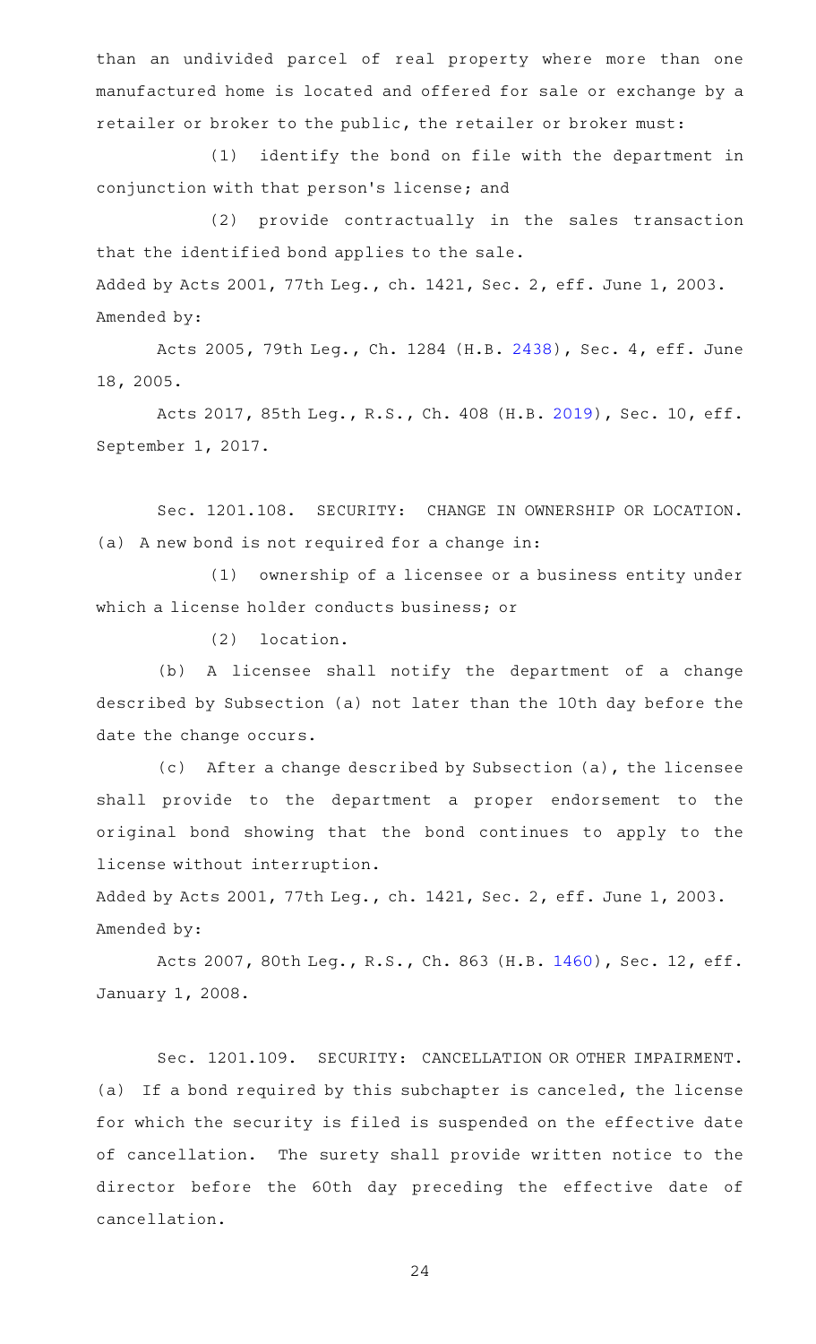than an undivided parcel of real property where more than one manufactured home is located and offered for sale or exchange by a retailer or broker to the public, the retailer or broker must:

(1) identify the bond on file with the department in conjunction with that person's license; and

(2) provide contractually in the sales transaction that the identified bond applies to the sale.

Added by Acts 2001, 77th Leg., ch. 1421, Sec. 2, eff. June 1, 2003.
Amended by:

Acts 2005, 79th Leg., Ch. 1284 (H.B. 2438), Sec. 4, eff. June 18, 2005.

Acts 2017, 85th Leg., R.S., Ch. 408 (H.B. 2019), Sec. 10, eff. September 1, 2017.

Sec. 1201.108. SECURITY: CHANGE IN OWNERSHIP OR LOCATION. (a) A new bond is not required for a change in:

(1) ownership of a licensee or a business entity under which a license holder conducts business; or

(2) location.

(b) A licensee shall notify the department of a change described by Subsection (a) not later than the 10th day before the date the change occurs.

(c) After a change described by Subsection (a), the licensee shall provide to the department a proper endorsement to the original bond showing that the bond continues to apply to the license without interruption.

Added by Acts 2001, 77th Leg., ch. 1421, Sec. 2, eff. June 1, 2003.
Amended by:

Acts 2007, 80th Leg., R.S., Ch. 863 (H.B. 1460), Sec. 12, eff. January 1, 2008.

Sec. 1201.109. SECURITY: CANCELLATION OR OTHER IMPAIRMENT. (a) If a bond required by this subchapter is canceled, the license for which the security is filed is suspended on the effective date of cancellation. The surety shall provide written notice to the director before the 60th day preceding the effective date of cancellation.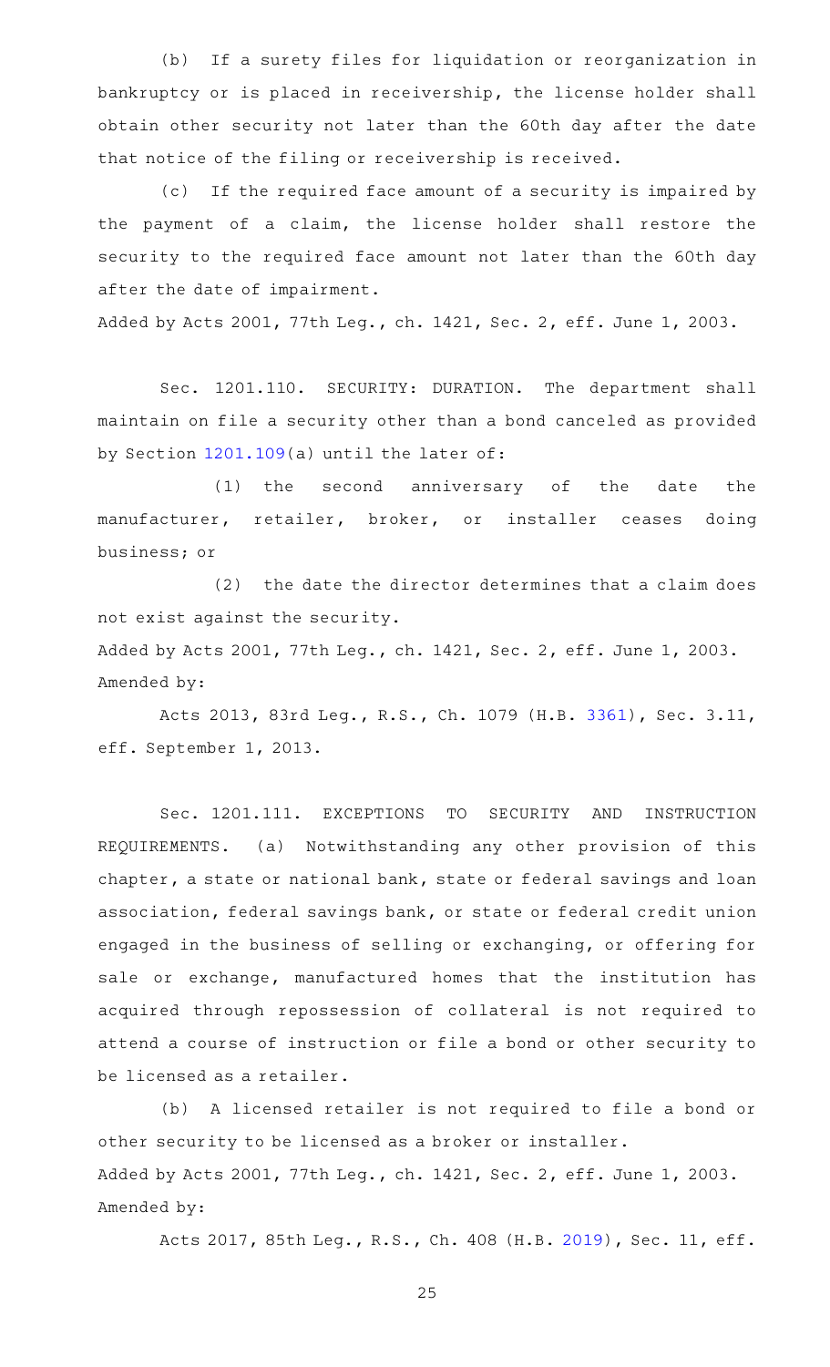(b) If a surety files for liquidation or reorganization in bankruptcy or is placed in receivership, the license holder shall obtain other security not later than the 60th day after the date that notice of the filing or receivership is received.

(c) If the required face amount of a security is impaired by the payment of a claim, the license holder shall restore the security to the required face amount not later than the 60th day after the date of impairment.

Added by Acts 2001, 77th Leg., ch. 1421, Sec. 2, eff. June 1, 2003.

Sec. 1201.110. SECURITY: DURATION. The department shall maintain on file a security other than a bond canceled as provided by Section 1201.109(a) until the later of:

(1) the second anniversary of the date the manufacturer, retailer, broker, or installer ceases doing business; or

(2) the date the director determines that a claim does not exist against the security.

Added by Acts 2001, 77th Leg., ch. 1421, Sec. 2, eff. June 1, 2003.
Amended by:

Acts 2013, 83rd Leg., R.S., Ch. 1079 (H.B. 3361), Sec. 3.11, eff. September 1, 2013.

Sec. 1201.111. EXCEPTIONS TO SECURITY AND INSTRUCTION REQUIREMENTS. (a) Notwithstanding any other provision of this chapter, a state or national bank, state or federal savings and loan association, federal savings bank, or state or federal credit union engaged in the business of selling or exchanging, or offering for sale or exchange, manufactured homes that the institution has acquired through repossession of collateral is not required to attend a course of instruction or file a bond or other security to be licensed as a retailer.

(b) A licensed retailer is not required to file a bond or other security to be licensed as a broker or installer.

Added by Acts 2001, 77th Leg., ch. 1421, Sec. 2, eff. June 1, 2003.
Amended by:

Acts 2017, 85th Leg., R.S., Ch. 408 (H.B. 2019), Sec. 11, eff.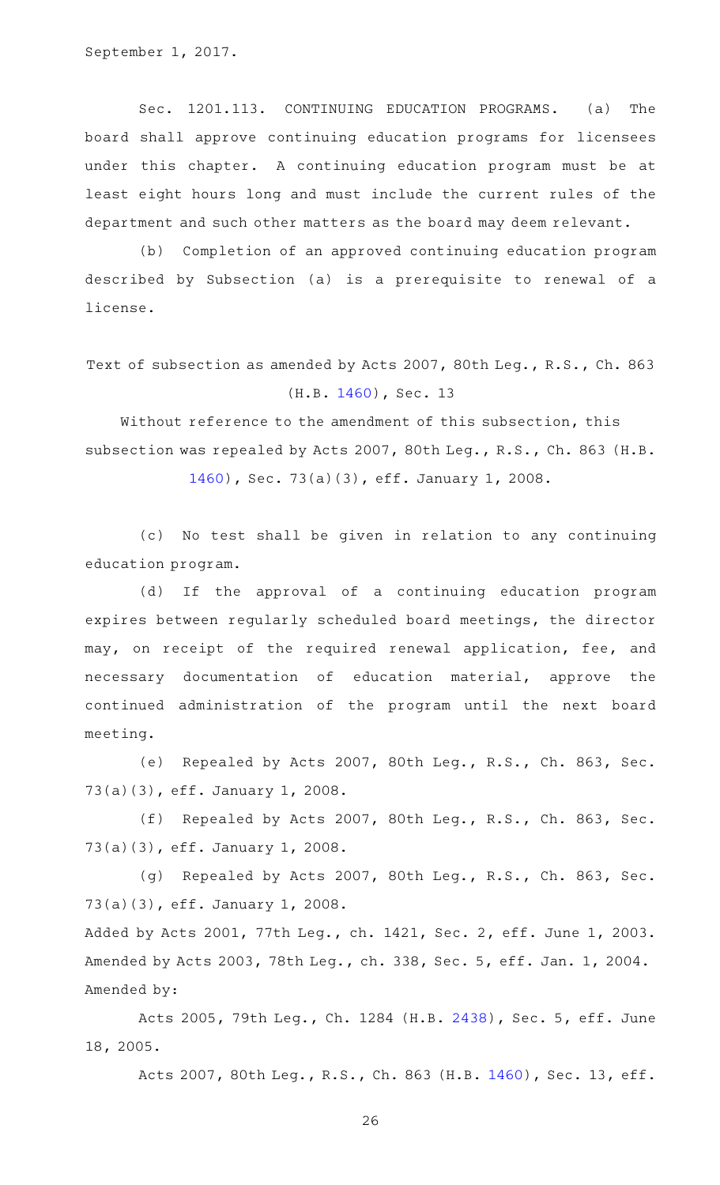September 1, 2017.

Sec. 1201.113. CONTINUING EDUCATION PROGRAMS. (a) The board shall approve continuing education programs for licensees under this chapter. A continuing education program must be at least eight hours long and must include the current rules of the department and such other matters as the board may deem relevant.

(b) Completion of an approved continuing education program described by Subsection (a) is a prerequisite to renewal of a license.

Text of subsection as amended by Acts 2007, 80th Leg., R.S., Ch. 863 (H.B. 1460), Sec. 13

Without reference to the amendment of this subsection, this subsection was repealed by Acts 2007, 80th Leg., R.S., Ch. 863 (H.B. 1460), Sec. 73(a)(3), eff. January 1, 2008.

(c) No test shall be given in relation to any continuing education program.

(d) If the approval of a continuing education program expires between regularly scheduled board meetings, the director may, on receipt of the required renewal application, fee, and necessary documentation of education material, approve the continued administration of the program until the next board meeting.

(e) Repealed by Acts 2007, 80th Leg., R.S., Ch. 863, Sec. 73(a)(3), eff. January 1, 2008.

(f) Repealed by Acts 2007, 80th Leg., R.S., Ch. 863, Sec. 73(a)(3), eff. January 1, 2008.

(g) Repealed by Acts 2007, 80th Leg., R.S., Ch. 863, Sec. 73(a)(3), eff. January 1, 2008.

Added by Acts 2001, 77th Leg., ch. 1421, Sec. 2, eff. June 1, 2003. Amended by Acts 2003, 78th Leg., ch. 338, Sec. 5, eff. Jan. 1, 2004. Amended by:

Acts 2005, 79th Leg., Ch. 1284 (H.B. 2438), Sec. 5, eff. June 18, 2005.

Acts 2007, 80th Leg., R.S., Ch. 863 (H.B. 1460), Sec. 13, eff.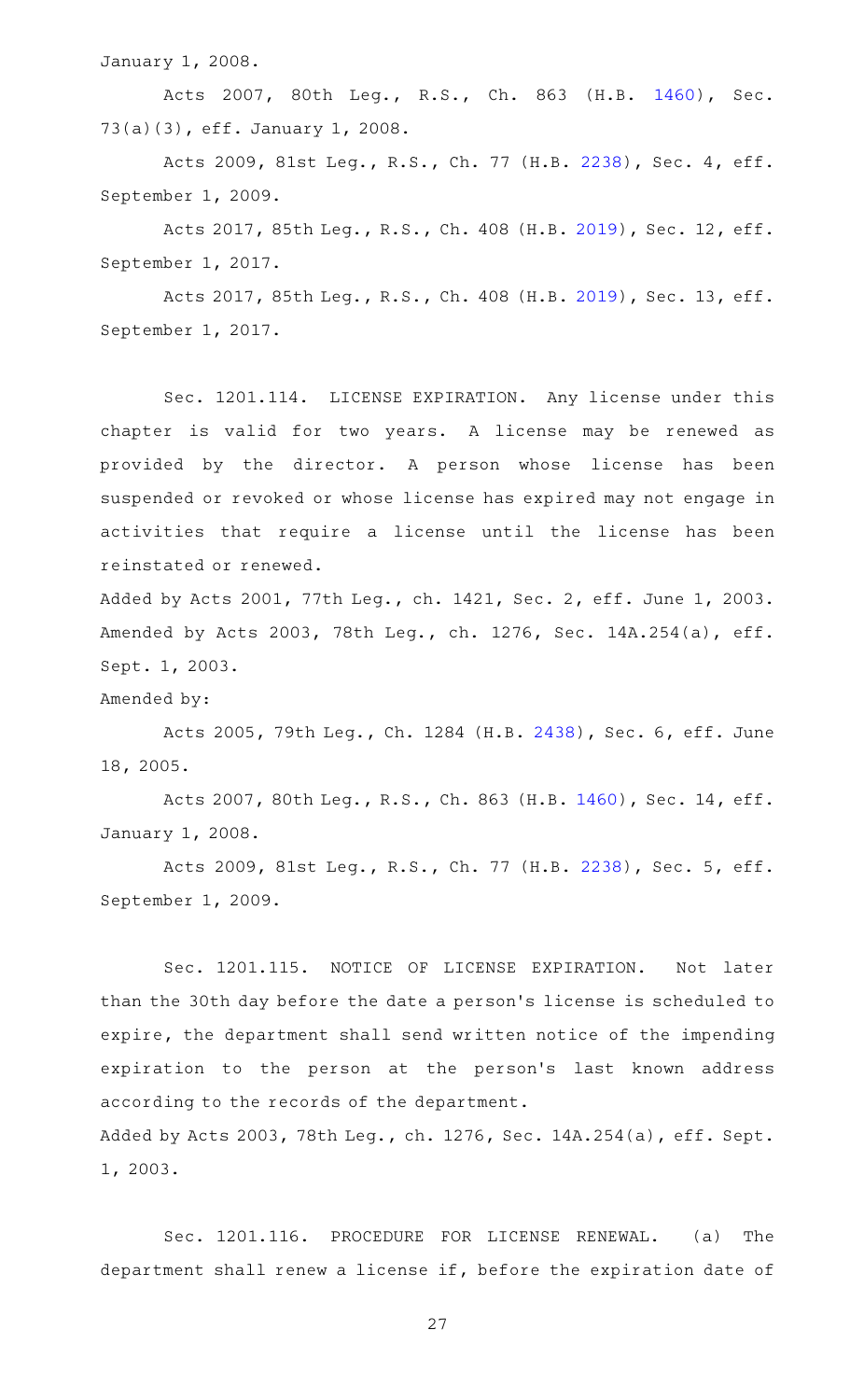January 1, 2008.

Acts 2007, 80th Leg., R.S., Ch. 863 (H.B. 1460), Sec. 73(a)(3), eff. January 1, 2008.

Acts 2009, 81st Leg., R.S., Ch. 77 (H.B. 2238), Sec. 4, eff. September 1, 2009.

Acts 2017, 85th Leg., R.S., Ch. 408 (H.B. 2019), Sec. 12, eff. September 1, 2017.

Acts 2017, 85th Leg., R.S., Ch. 408 (H.B. 2019), Sec. 13, eff. September 1, 2017.

Sec. 1201.114. LICENSE EXPIRATION. Any license under this chapter is valid for two years. A license may be renewed as provided by the director. A person whose license has been suspended or revoked or whose license has expired may not engage in activities that require a license until the license has been reinstated or renewed.

Added by Acts 2001, 77th Leg., ch. 1421, Sec. 2, eff. June 1, 2003. Amended by Acts 2003, 78th Leg., ch. 1276, Sec. 14A.254(a), eff. Sept. 1, 2003.

Amended by:

Acts 2005, 79th Leg., Ch. 1284 (H.B. 2438), Sec. 6, eff. June 18, 2005.

Acts 2007, 80th Leg., R.S., Ch. 863 (H.B. 1460), Sec. 14, eff. January 1, 2008.

Acts 2009, 81st Leg., R.S., Ch. 77 (H.B. 2238), Sec. 5, eff. September 1, 2009.

Sec. 1201.115. NOTICE OF LICENSE EXPIRATION. Not later than the 30th day before the date a person's license is scheduled to expire, the department shall send written notice of the impending expiration to the person at the person's last known address according to the records of the department.

Added by Acts 2003, 78th Leg., ch. 1276, Sec. 14A.254(a), eff. Sept. 1, 2003.

Sec. 1201.116. PROCEDURE FOR LICENSE RENEWAL. (a) The department shall renew a license if, before the expiration date of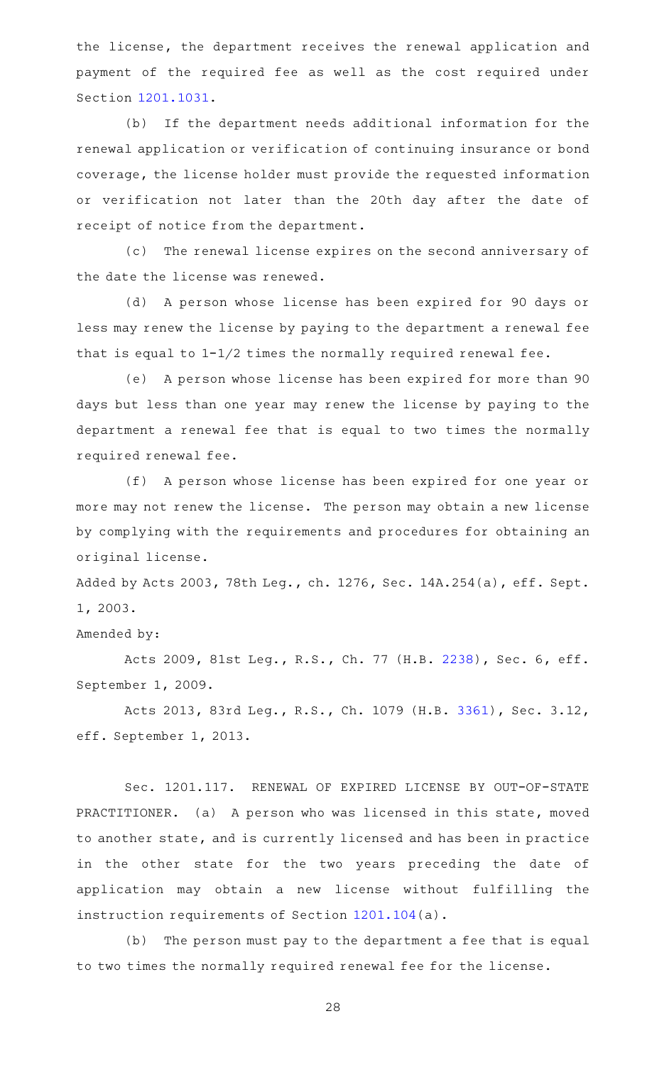the license, the department receives the renewal application and payment of the required fee as well as the cost required under Section 1201.1031.

(b) If the department needs additional information for the renewal application or verification of continuing insurance or bond coverage, the license holder must provide the requested information or verification not later than the 20th day after the date of receipt of notice from the department.

(c) The renewal license expires on the second anniversary of the date the license was renewed.

(d) A person whose license has been expired for 90 days or less may renew the license by paying to the department a renewal fee that is equal to 1-1/2 times the normally required renewal fee.

(e) A person whose license has been expired for more than 90 days but less than one year may renew the license by paying to the department a renewal fee that is equal to two times the normally required renewal fee.

(f) A person whose license has been expired for one year or more may not renew the license. The person may obtain a new license by complying with the requirements and procedures for obtaining an original license.

Added by Acts 2003, 78th Leg., ch. 1276, Sec. 14A.254(a), eff. Sept. 1, 2003.

Amended by:

Acts 2009, 81st Leg., R.S., Ch. 77 (H.B. 2238), Sec. 6, eff. September 1, 2009.

Acts 2013, 83rd Leg., R.S., Ch. 1079 (H.B. 3361), Sec. 3.12, eff. September 1, 2013.

Sec. 1201.117. RENEWAL OF EXPIRED LICENSE BY OUT-OF-STATE PRACTITIONER. (a) A person who was licensed in this state, moved to another state, and is currently licensed and has been in practice in the other state for the two years preceding the date of application may obtain a new license without fulfilling the instruction requirements of Section 1201.104(a).

(b) The person must pay to the department a fee that is equal to two times the normally required renewal fee for the license.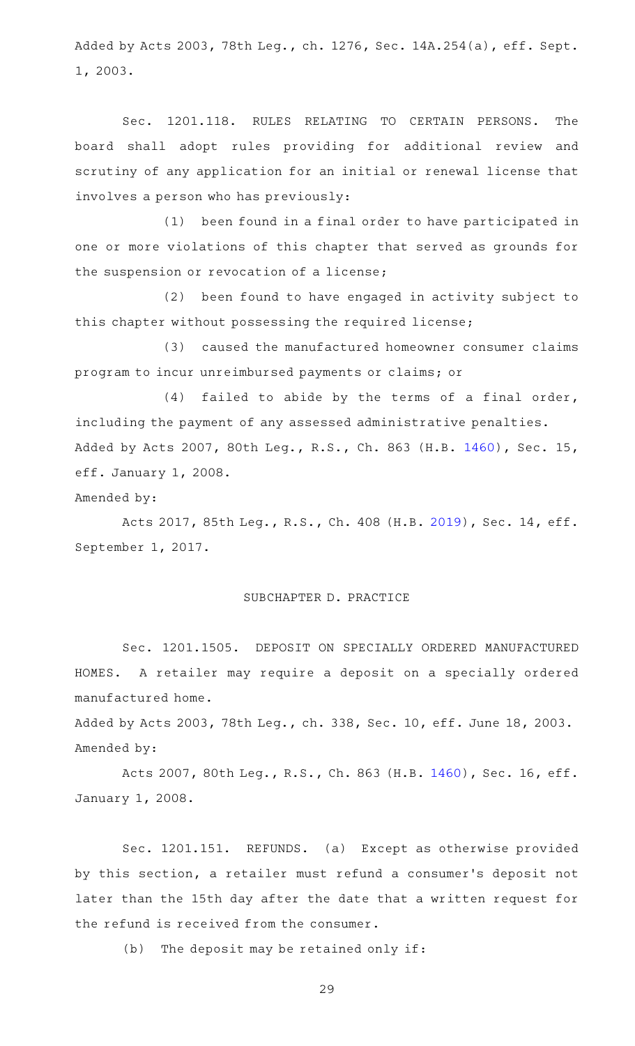Added by Acts 2003, 78th Leg., ch. 1276, Sec. 14A.254(a), eff. Sept. 1, 2003.

Sec. 1201.118. RULES RELATING TO CERTAIN PERSONS. The board shall adopt rules providing for additional review and scrutiny of any application for an initial or renewal license that involves a person who has previously:

(1) been found in a final order to have participated in one or more violations of this chapter that served as grounds for the suspension or revocation of a license;

(2) been found to have engaged in activity subject to this chapter without possessing the required license;

(3) caused the manufactured homeowner consumer claims program to incur unreimbursed payments or claims; or

(4) failed to abide by the terms of a final order, including the payment of any assessed administrative penalties.

Added by Acts 2007, 80th Leg., R.S., Ch. 863 (H.B. 1460), Sec. 15, eff. January 1, 2008.

Amended by:

Acts 2017, 85th Leg., R.S., Ch. 408 (H.B. 2019), Sec. 14, eff. September 1, 2017.

## SUBCHAPTER D. PRACTICE

Sec. 1201.1505. DEPOSIT ON SPECIALLY ORDERED MANUFACTURED HOMES. A retailer may require a deposit on a specially ordered manufactured home.

Added by Acts 2003, 78th Leg., ch. 338, Sec. 10, eff. June 18, 2003.

Amended by:

Acts 2007, 80th Leg., R.S., Ch. 863 (H.B. 1460), Sec. 16, eff. January 1, 2008.

Sec. 1201.151. REFUNDS. (a) Except as otherwise provided by this section, a retailer must refund a consumer's deposit not later than the 15th day after the date that a written request for the refund is received from the consumer.

(b) The deposit may be retained only if: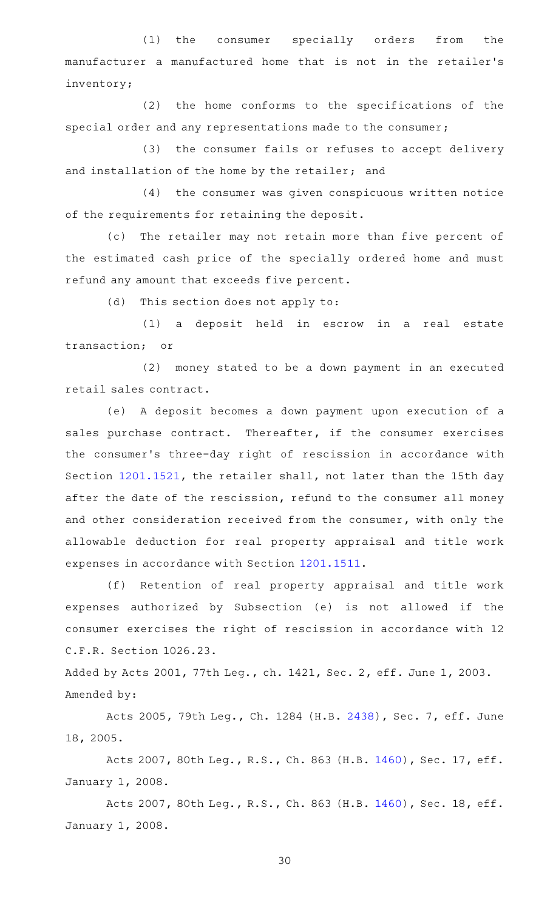(1) the consumer specially orders from the manufacturer a manufactured home that is not in the retailer's inventory;

(2) the home conforms to the specifications of the special order and any representations made to the consumer;

(3) the consumer fails or refuses to accept delivery and installation of the home by the retailer; and

(4) the consumer was given conspicuous written notice of the requirements for retaining the deposit.

(c) The retailer may not retain more than five percent of the estimated cash price of the specially ordered home and must refund any amount that exceeds five percent.

(d) This section does not apply to:

(1) a deposit held in escrow in a real estate transaction; or

(2) money stated to be a down payment in an executed retail sales contract.

(e) A deposit becomes a down payment upon execution of a sales purchase contract. Thereafter, if the consumer exercises the consumer's three-day right of rescission in accordance with Section 1201.1521, the retailer shall, not later than the 15th day after the date of the rescission, refund to the consumer all money and other consideration received from the consumer, with only the allowable deduction for real property appraisal and title work expenses in accordance with Section 1201.1511.

(f) Retention of real property appraisal and title work expenses authorized by Subsection (e) is not allowed if the consumer exercises the right of rescission in accordance with 12 C.F.R. Section 1026.23.

Added by Acts 2001, 77th Leg., ch. 1421, Sec. 2, eff. June 1, 2003.
Amended by:

Acts 2005, 79th Leg., Ch. 1284 (H.B. 2438), Sec. 7, eff. June 18, 2005.

Acts 2007, 80th Leg., R.S., Ch. 863 (H.B. 1460), Sec. 17, eff. January 1, 2008.

Acts 2007, 80th Leg., R.S., Ch. 863 (H.B. 1460), Sec. 18, eff. January 1, 2008.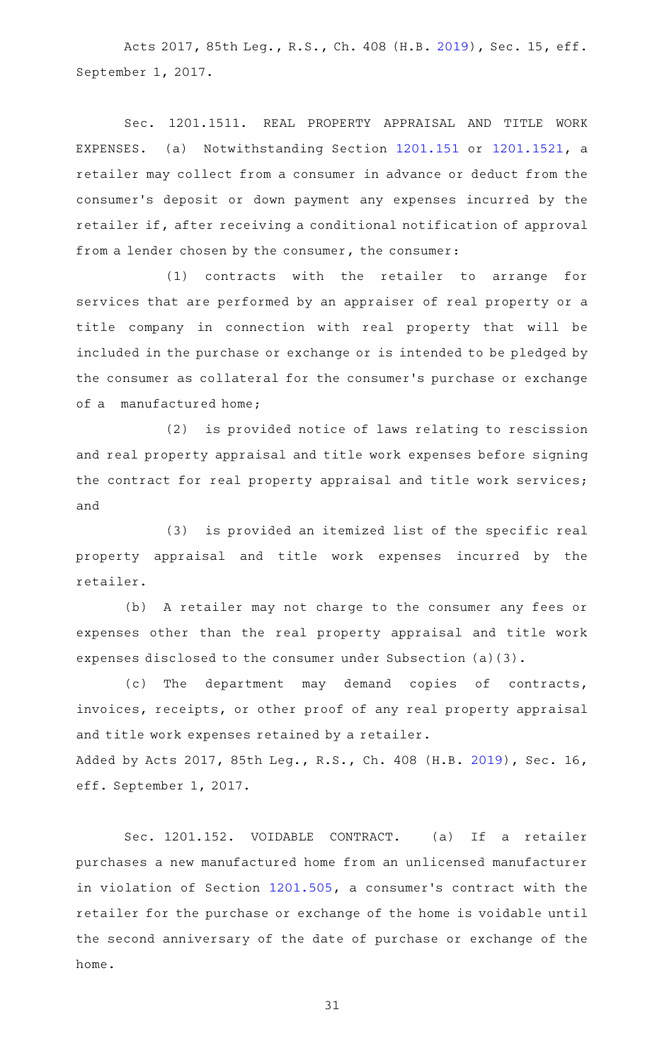Acts 2017, 85th Leg., R.S., Ch. 408 (H.B. 2019), Sec. 15, eff. September 1, 2017.

Sec. 1201.1511. REAL PROPERTY APPRAISAL AND TITLE WORK EXPENSES. (a) Notwithstanding Section 1201.151 or 1201.1521, a retailer may collect from a consumer in advance or deduct from the consumer's deposit or down payment any expenses incurred by the retailer if, after receiving a conditional notification of approval from a lender chosen by the consumer, the consumer:

(1) contracts with the retailer to arrange for services that are performed by an appraiser of real property or a title company in connection with real property that will be included in the purchase or exchange or is intended to be pledged by the consumer as collateral for the consumer's purchase or exchange of a manufactured home;

(2) is provided notice of laws relating to rescission and real property appraisal and title work expenses before signing the contract for real property appraisal and title work services; and

(3) is provided an itemized list of the specific real property appraisal and title work expenses incurred by the retailer.

(b) A retailer may not charge to the consumer any fees or expenses other than the real property appraisal and title work expenses disclosed to the consumer under Subsection (a)(3).

(c) The department may demand copies of contracts, invoices, receipts, or other proof of any real property appraisal and title work expenses retained by a retailer.

Added by Acts 2017, 85th Leg., R.S., Ch. 408 (H.B. 2019), Sec. 16, eff. September 1, 2017.

Sec. 1201.152. VOIDABLE CONTRACT. (a) If a retailer purchases a new manufactured home from an unlicensed manufacturer in violation of Section 1201.505, a consumer's contract with the retailer for the purchase or exchange of the home is voidable until the second anniversary of the date of purchase or exchange of the home.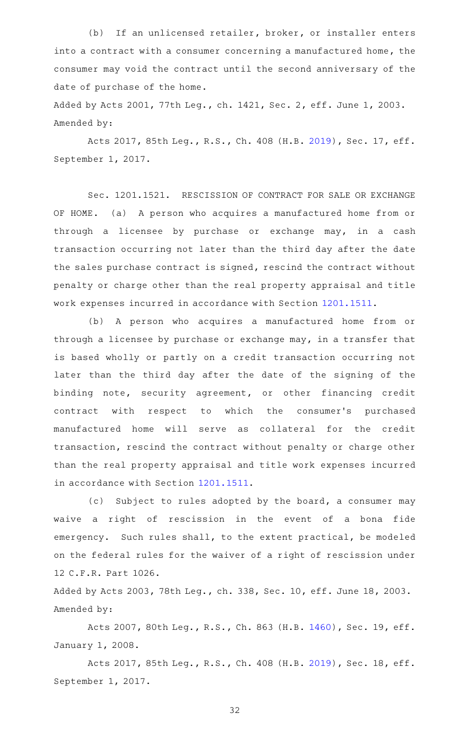(b) If an unlicensed retailer, broker, or installer enters into a contract with a consumer concerning a manufactured home, the consumer may void the contract until the second anniversary of the date of purchase of the home.

Added by Acts 2001, 77th Leg., ch. 1421, Sec. 2, eff. June 1, 2003.

Amended by:

Acts 2017, 85th Leg., R.S., Ch. 408 (H.B. 2019), Sec. 17, eff. September 1, 2017.

Sec. 1201.1521. RESCISSION OF CONTRACT FOR SALE OR EXCHANGE OF HOME. (a) A person who acquires a manufactured home from or through a licensee by purchase or exchange may, in a cash transaction occurring not later than the third day after the date the sales purchase contract is signed, rescind the contract without penalty or charge other than the real property appraisal and title work expenses incurred in accordance with Section 1201.1511.

(b) A person who acquires a manufactured home from or through a licensee by purchase or exchange may, in a transfer that is based wholly or partly on a credit transaction occurring not later than the third day after the date of the signing of the binding note, security agreement, or other financing credit contract with respect to which the consumer's purchased manufactured home will serve as collateral for the credit transaction, rescind the contract without penalty or charge other than the real property appraisal and title work expenses incurred in accordance with Section 1201.1511.

(c) Subject to rules adopted by the board, a consumer may waive a right of rescission in the event of a bona fide emergency. Such rules shall, to the extent practical, be modeled on the federal rules for the waiver of a right of rescission under 12 C.F.R. Part 1026.

Added by Acts 2003, 78th Leg., ch. 338, Sec. 10, eff. June 18, 2003.

Amended by:

Acts 2007, 80th Leg., R.S., Ch. 863 (H.B. 1460), Sec. 19, eff. January 1, 2008.

Acts 2017, 85th Leg., R.S., Ch. 408 (H.B. 2019), Sec. 18, eff. September 1, 2017.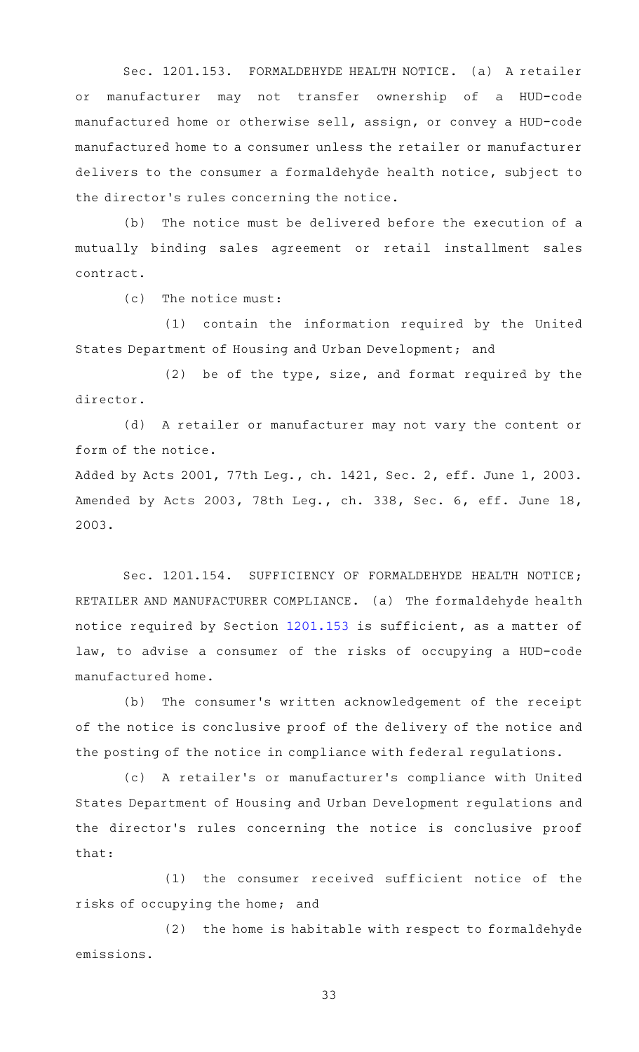Sec. 1201.153. FORMALDEHYDE HEALTH NOTICE. (a) A retailer or manufacturer may not transfer ownership of a HUD-code manufactured home or otherwise sell, assign, or convey a HUD-code manufactured home to a consumer unless the retailer or manufacturer delivers to the consumer a formaldehyde health notice, subject to the director's rules concerning the notice.

(b) The notice must be delivered before the execution of a mutually binding sales agreement or retail installment sales contract.

(c) The notice must:

(1) contain the information required by the United States Department of Housing and Urban Development; and

(2) be of the type, size, and format required by the director.

(d) A retailer or manufacturer may not vary the content or form of the notice.

Added by Acts 2001, 77th Leg., ch. 1421, Sec. 2, eff. June 1, 2003. Amended by Acts 2003, 78th Leg., ch. 338, Sec. 6, eff. June 18, 2003.

Sec. 1201.154. SUFFICIENCY OF FORMALDEHYDE HEALTH NOTICE; RETAILER AND MANUFACTURER COMPLIANCE. (a) The formaldehyde health notice required by Section 1201.153 is sufficient, as a matter of law, to advise a consumer of the risks of occupying a HUD-code manufactured home.

(b) The consumer's written acknowledgement of the receipt of the notice is conclusive proof of the delivery of the notice and the posting of the notice in compliance with federal regulations.

(c) A retailer's or manufacturer's compliance with United States Department of Housing and Urban Development regulations and the director's rules concerning the notice is conclusive proof that:

(1) the consumer received sufficient notice of the risks of occupying the home; and

(2) the home is habitable with respect to formaldehyde emissions.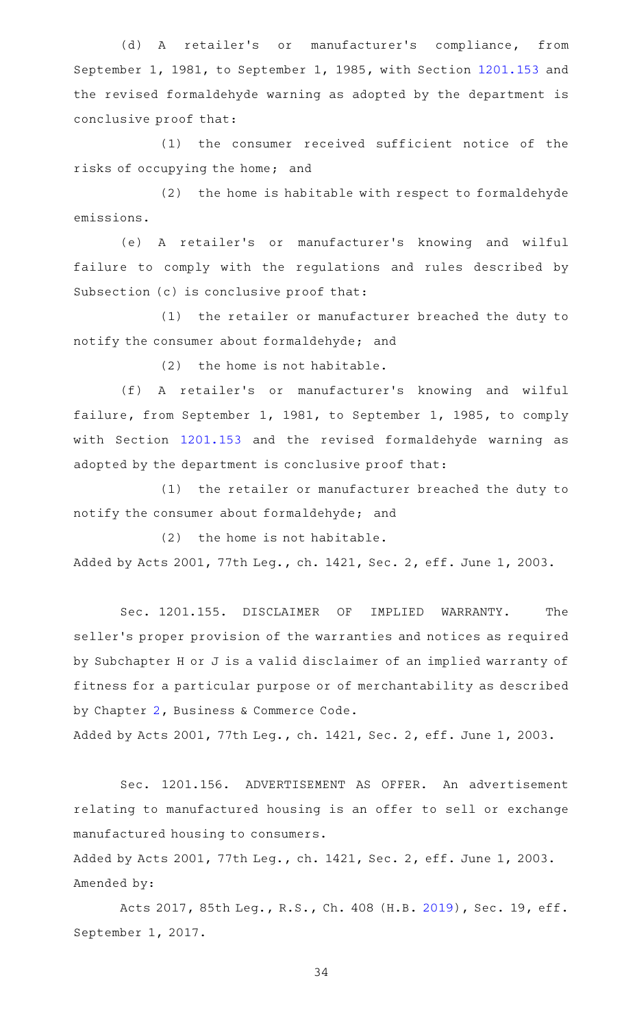(d) A retailer's or manufacturer's compliance, from September 1, 1981, to September 1, 1985, with Section 1201.153 and the revised formaldehyde warning as adopted by the department is conclusive proof that:

(1) the consumer received sufficient notice of the risks of occupying the home; and

(2) the home is habitable with respect to formaldehyde emissions.

(e) A retailer's or manufacturer's knowing and wilful failure to comply with the regulations and rules described by Subsection (c) is conclusive proof that:

(1) the retailer or manufacturer breached the duty to notify the consumer about formaldehyde; and

(2) the home is not habitable.

(f) A retailer's or manufacturer's knowing and wilful failure, from September 1, 1981, to September 1, 1985, to comply with Section 1201.153 and the revised formaldehyde warning as adopted by the department is conclusive proof that:

(1) the retailer or manufacturer breached the duty to notify the consumer about formaldehyde; and

(2) the home is not habitable.

Added by Acts 2001, 77th Leg., ch. 1421, Sec. 2, eff. June 1, 2003.

Sec. 1201.155. DISCLAIMER OF IMPLIED WARRANTY. The seller's proper provision of the warranties and notices as required by Subchapter H or J is a valid disclaimer of an implied warranty of fitness for a particular purpose or of merchantability as described by Chapter 2, Business & Commerce Code.

Added by Acts 2001, 77th Leg., ch. 1421, Sec. 2, eff. June 1, 2003.

Sec. 1201.156. ADVERTISEMENT AS OFFER. An advertisement relating to manufactured housing is an offer to sell or exchange manufactured housing to consumers.

Added by Acts 2001, 77th Leg., ch. 1421, Sec. 2, eff. June 1, 2003.
Amended by:

Acts 2017, 85th Leg., R.S., Ch. 408 (H.B. 2019), Sec. 19, eff. September 1, 2017.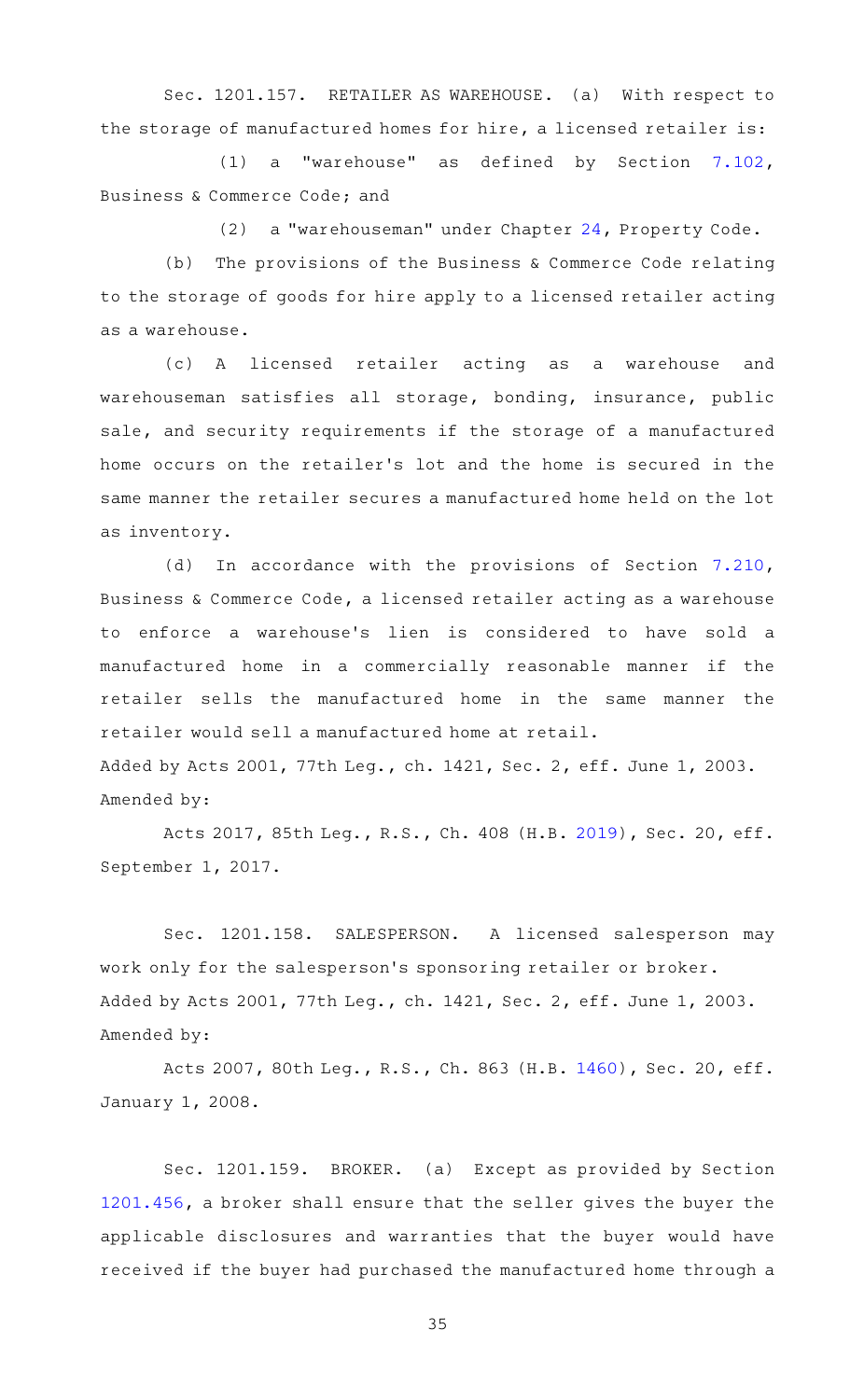Sec. 1201.157. RETAILER AS WAREHOUSE. (a) With respect to the storage of manufactured homes for hire, a licensed retailer is:

(1) a "warehouse" as defined by Section 7.102, Business & Commerce Code; and

(2) a "warehouseman" under Chapter 24, Property Code.

(b) The provisions of the Business & Commerce Code relating to the storage of goods for hire apply to a licensed retailer acting as a warehouse.

(c) A licensed retailer acting as a warehouse and warehouseman satisfies all storage, bonding, insurance, public sale, and security requirements if the storage of a manufactured home occurs on the retailer's lot and the home is secured in the same manner the retailer secures a manufactured home held on the lot as inventory.

(d) In accordance with the provisions of Section 7.210, Business & Commerce Code, a licensed retailer acting as a warehouse to enforce a warehouse's lien is considered to have sold a manufactured home in a commercially reasonable manner if the retailer sells the manufactured home in the same manner the retailer would sell a manufactured home at retail.

Added by Acts 2001, 77th Leg., ch. 1421, Sec. 2, eff. June 1, 2003.

Amended by:

Acts 2017, 85th Leg., R.S., Ch. 408 (H.B. 2019), Sec. 20, eff. September 1, 2017.

Sec. 1201.158. SALESPERSON. A licensed salesperson may work only for the salesperson's sponsoring retailer or broker.

Added by Acts 2001, 77th Leg., ch. 1421, Sec. 2, eff. June 1, 2003.

Amended by:

Acts 2007, 80th Leg., R.S., Ch. 863 (H.B. 1460), Sec. 20, eff. January 1, 2008.

Sec. 1201.159. BROKER. (a) Except as provided by Section 1201.456, a broker shall ensure that the seller gives the buyer the applicable disclosures and warranties that the buyer would have received if the buyer had purchased the manufactured home through a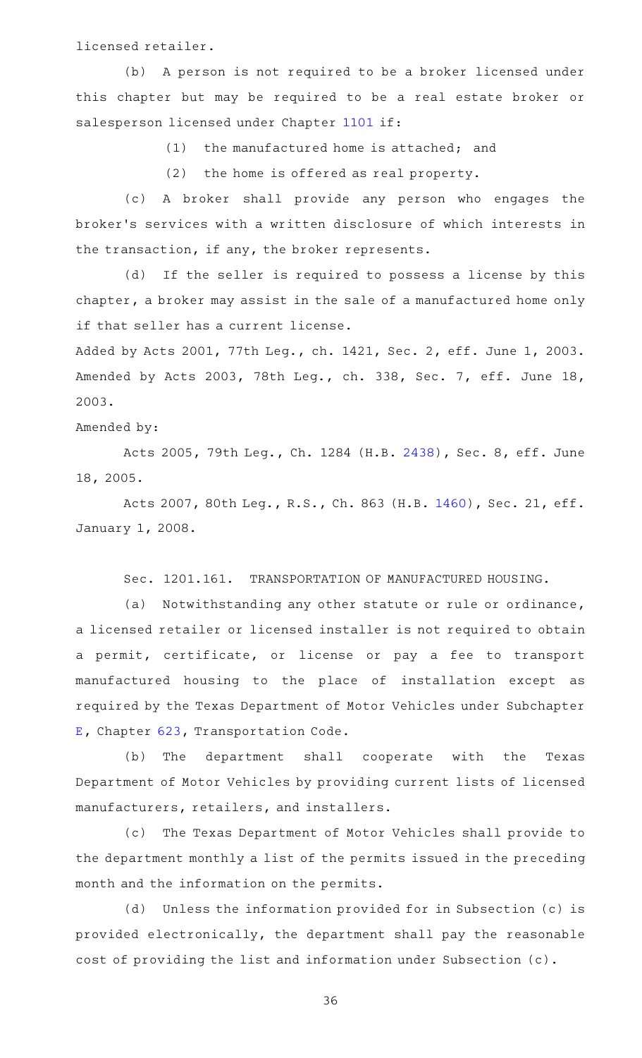licensed retailer.

(b) A person is not required to be a broker licensed under this chapter but may be required to be a real estate broker or salesperson licensed under Chapter 1101 if:

(1) the manufactured home is attached; and

(2) the home is offered as real property.

(c) A broker shall provide any person who engages the broker's services with a written disclosure of which interests in the transaction, if any, the broker represents.

(d) If the seller is required to possess a license by this chapter, a broker may assist in the sale of a manufactured home only if that seller has a current license.

Added by Acts 2001, 77th Leg., ch. 1421, Sec. 2, eff. June 1, 2003. Amended by Acts 2003, 78th Leg., ch. 338, Sec. 7, eff. June 18, 2003.

Amended by:

Acts 2005, 79th Leg., Ch. 1284 (H.B. 2438), Sec. 8, eff. June 18, 2005.

Acts 2007, 80th Leg., R.S., Ch. 863 (H.B. 1460), Sec. 21, eff. January 1, 2008.

Sec. 1201.161. TRANSPORTATION OF MANUFACTURED HOUSING.

(a) Notwithstanding any other statute or rule or ordinance, a licensed retailer or licensed installer is not required to obtain a permit, certificate, or license or pay a fee to transport manufactured housing to the place of installation except as required by the Texas Department of Motor Vehicles under Subchapter E, Chapter 623, Transportation Code.

(b) The department shall cooperate with the Texas Department of Motor Vehicles by providing current lists of licensed manufacturers, retailers, and installers.

(c) The Texas Department of Motor Vehicles shall provide to the department monthly a list of the permits issued in the preceding month and the information on the permits.

(d) Unless the information provided for in Subsection (c) is provided electronically, the department shall pay the reasonable cost of providing the list and information under Subsection (c).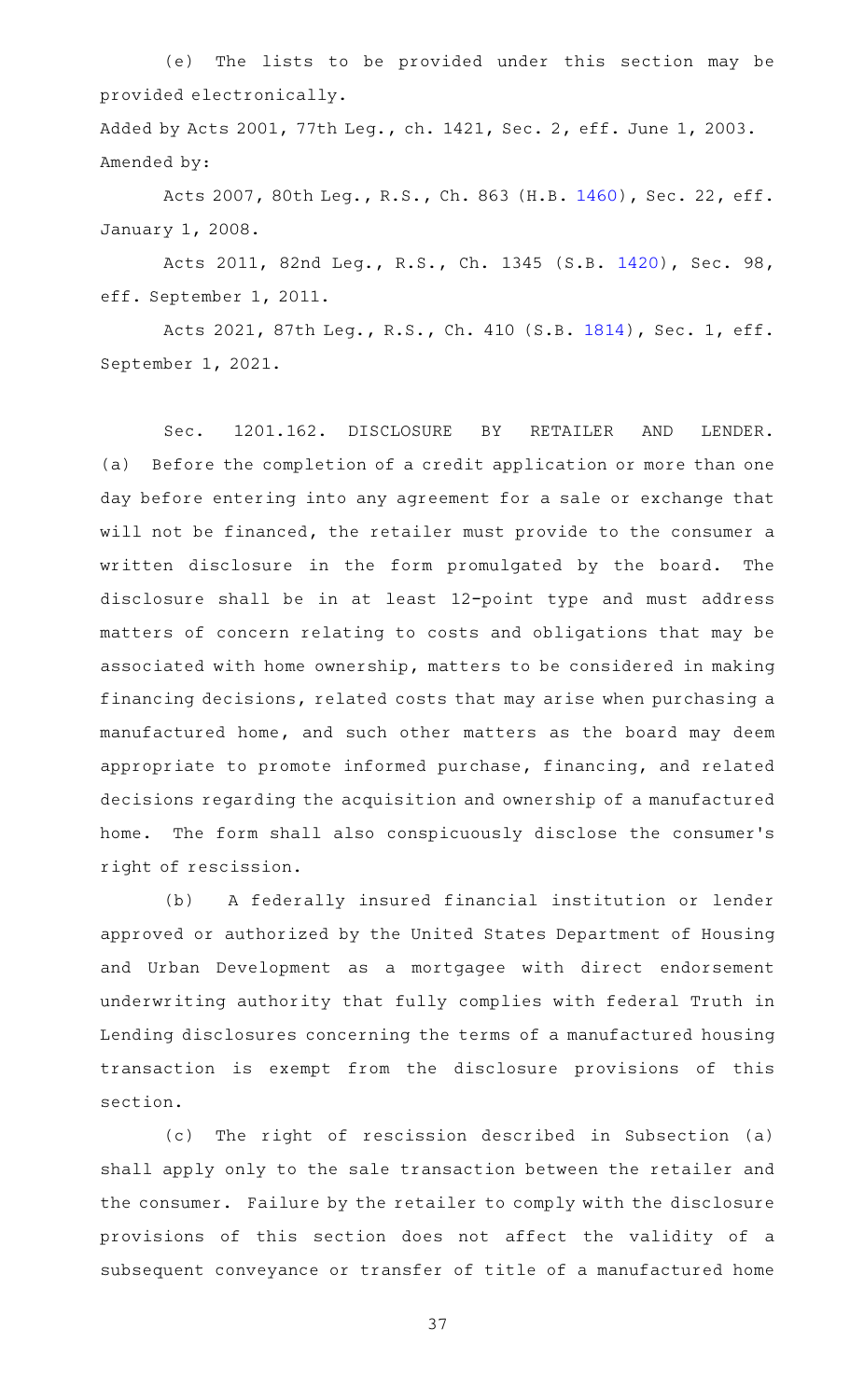(e) The lists to be provided under this section may be provided electronically.

Added by Acts 2001, 77th Leg., ch. 1421, Sec. 2, eff. June 1, 2003.
Amended by:

Acts 2007, 80th Leg., R.S., Ch. 863 (H.B. 1460), Sec. 22, eff. January 1, 2008.

Acts 2011, 82nd Leg., R.S., Ch. 1345 (S.B. 1420), Sec. 98, eff. September 1, 2011.

Acts 2021, 87th Leg., R.S., Ch. 410 (S.B. 1814), Sec. 1, eff. September 1, 2021.

Sec. 1201.162. DISCLOSURE BY RETAILER AND LENDER. (a) Before the completion of a credit application or more than one day before entering into any agreement for a sale or exchange that will not be financed, the retailer must provide to the consumer a written disclosure in the form promulgated by the board. The disclosure shall be in at least 12-point type and must address matters of concern relating to costs and obligations that may be associated with home ownership, matters to be considered in making financing decisions, related costs that may arise when purchasing a manufactured home, and such other matters as the board may deem appropriate to promote informed purchase, financing, and related decisions regarding the acquisition and ownership of a manufactured home. The form shall also conspicuously disclose the consumer's right of rescission.

(b) A federally insured financial institution or lender approved or authorized by the United States Department of Housing and Urban Development as a mortgagee with direct endorsement underwriting authority that fully complies with federal Truth in Lending disclosures concerning the terms of a manufactured housing transaction is exempt from the disclosure provisions of this section.

(c) The right of rescission described in Subsection (a) shall apply only to the sale transaction between the retailer and the consumer. Failure by the retailer to comply with the disclosure provisions of this section does not affect the validity of a subsequent conveyance or transfer of title of a manufactured home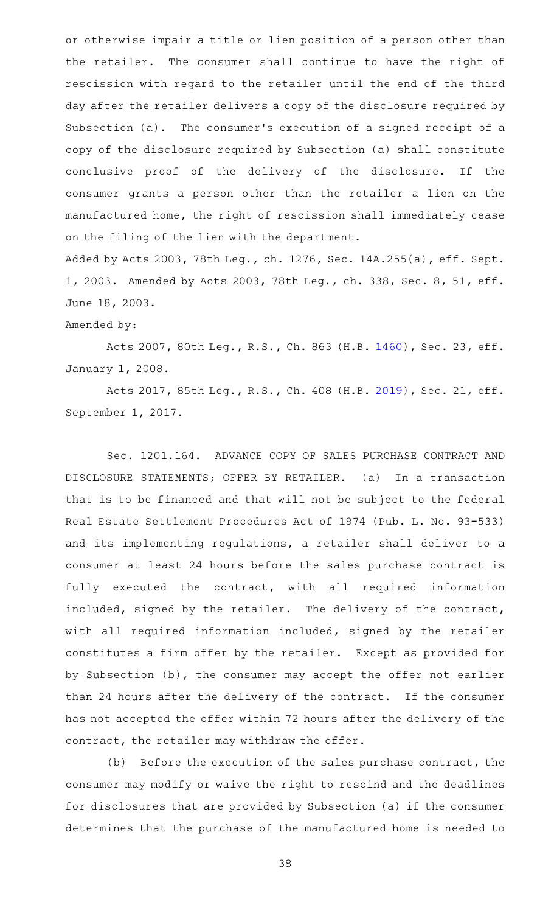or otherwise impair a title or lien position of a person other than the retailer. The consumer shall continue to have the right of rescission with regard to the retailer until the end of the third day after the retailer delivers a copy of the disclosure required by Subsection (a). The consumer's execution of a signed receipt of a copy of the disclosure required by Subsection (a) shall constitute conclusive proof of the delivery of the disclosure. If the consumer grants a person other than the retailer a lien on the manufactured home, the right of rescission shall immediately cease on the filing of the lien with the department.

Added by Acts 2003, 78th Leg., ch. 1276, Sec. 14A.255(a), eff. Sept. 1, 2003. Amended by Acts 2003, 78th Leg., ch. 338, Sec. 8, 51, eff. June 18, 2003.

Amended by:

Acts 2007, 80th Leg., R.S., Ch. 863 (H.B. 1460), Sec. 23, eff. January 1, 2008.

Acts 2017, 85th Leg., R.S., Ch. 408 (H.B. 2019), Sec. 21, eff. September 1, 2017.

Sec. 1201.164. ADVANCE COPY OF SALES PURCHASE CONTRACT AND DISCLOSURE STATEMENTS; OFFER BY RETAILER. (a) In a transaction that is to be financed and that will not be subject to the federal Real Estate Settlement Procedures Act of 1974 (Pub. L. No. 93-533) and its implementing regulations, a retailer shall deliver to a consumer at least 24 hours before the sales purchase contract is fully executed the contract, with all required information included, signed by the retailer. The delivery of the contract, with all required information included, signed by the retailer constitutes a firm offer by the retailer. Except as provided for by Subsection (b), the consumer may accept the offer not earlier than 24 hours after the delivery of the contract. If the consumer has not accepted the offer within 72 hours after the delivery of the contract, the retailer may withdraw the offer.

(b) Before the execution of the sales purchase contract, the consumer may modify or waive the right to rescind and the deadlines for disclosures that are provided by Subsection (a) if the consumer determines that the purchase of the manufactured home is needed to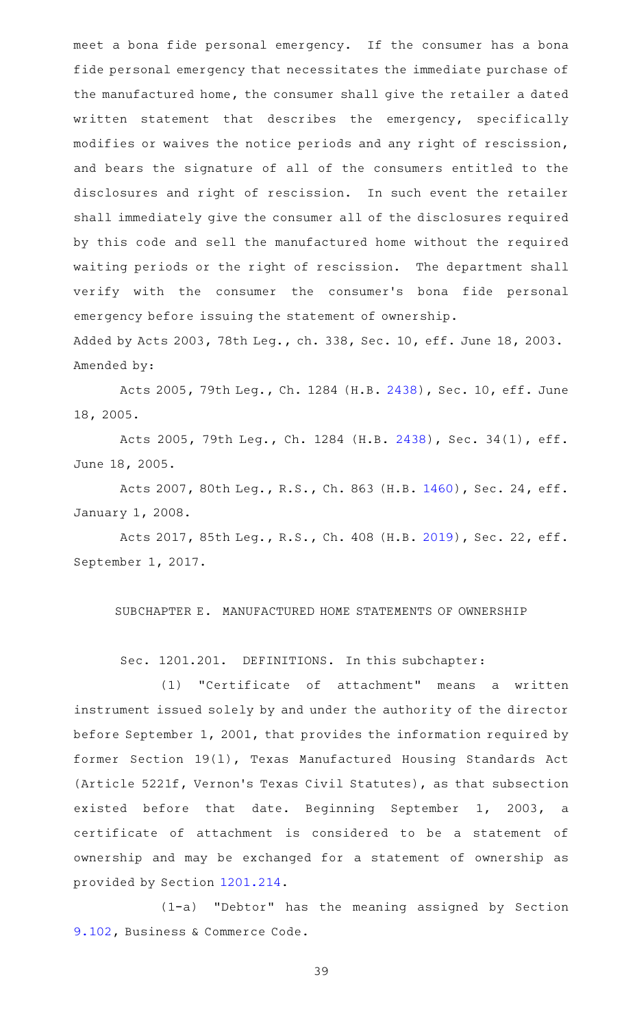meet a bona fide personal emergency. If the consumer has a bona fide personal emergency that necessitates the immediate purchase of the manufactured home, the consumer shall give the retailer a dated written statement that describes the emergency, specifically modifies or waives the notice periods and any right of rescission, and bears the signature of all of the consumers entitled to the disclosures and right of rescission. In such event the retailer shall immediately give the consumer all of the disclosures required by this code and sell the manufactured home without the required waiting periods or the right of rescission. The department shall verify with the consumer the consumer's bona fide personal emergency before issuing the statement of ownership.

Added by Acts 2003, 78th Leg., ch. 338, Sec. 10, eff. June 18, 2003.

Amended by:

Acts 2005, 79th Leg., Ch. 1284 (H.B. 2438), Sec. 10, eff. June 18, 2005.

Acts 2005, 79th Leg., Ch. 1284 (H.B. 2438), Sec. 34(1), eff. June 18, 2005.

Acts 2007, 80th Leg., R.S., Ch. 863 (H.B. 1460), Sec. 24, eff. January 1, 2008.

Acts 2017, 85th Leg., R.S., Ch. 408 (H.B. 2019), Sec. 22, eff. September 1, 2017.

## SUBCHAPTER E. MANUFACTURED HOME STATEMENTS OF OWNERSHIP

Sec. 1201.201. DEFINITIONS. In this subchapter:

(1) "Certificate of attachment" means a written instrument issued solely by and under the authority of the director before September 1, 2001, that provides the information required by former Section 19(l), Texas Manufactured Housing Standards Act (Article 5221f, Vernon's Texas Civil Statutes), as that subsection existed before that date. Beginning September 1, 2003, a certificate of attachment is considered to be a statement of ownership and may be exchanged for a statement of ownership as provided by Section 1201.214.

(1-a) "Debtor" has the meaning assigned by Section 9.102, Business & Commerce Code.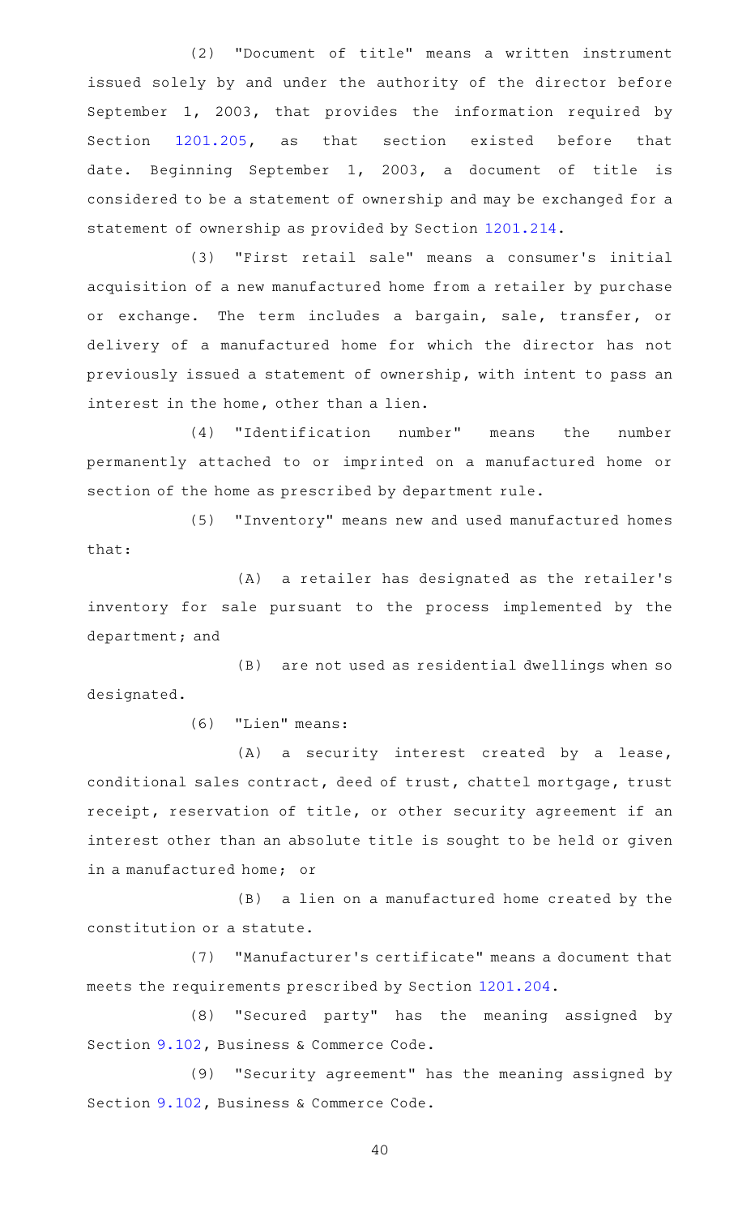(2) "Document of title" means a written instrument issued solely by and under the authority of the director before September 1, 2003, that provides the information required by Section 1201.205, as that section existed before that date. Beginning September 1, 2003, a document of title is considered to be a statement of ownership and may be exchanged for a statement of ownership as provided by Section 1201.214.

(3) "First retail sale" means a consumer's initial acquisition of a new manufactured home from a retailer by purchase or exchange. The term includes a bargain, sale, transfer, or delivery of a manufactured home for which the director has not previously issued a statement of ownership, with intent to pass an interest in the home, other than a lien.

(4) "Identification number" means the number permanently attached to or imprinted on a manufactured home or section of the home as prescribed by department rule.

(5) "Inventory" means new and used manufactured homes that:

(A) a retailer has designated as the retailer's inventory for sale pursuant to the process implemented by the department; and

(B) are not used as residential dwellings when so designated.

(6) "Lien" means:

(A) a security interest created by a lease, conditional sales contract, deed of trust, chattel mortgage, trust receipt, reservation of title, or other security agreement if an interest other than an absolute title is sought to be held or given in a manufactured home; or

(B) a lien on a manufactured home created by the constitution or a statute.

(7) "Manufacturer's certificate" means a document that meets the requirements prescribed by Section 1201.204.

(8) "Secured party" has the meaning assigned by Section 9.102, Business & Commerce Code.

(9) "Security agreement" has the meaning assigned by Section 9.102, Business & Commerce Code.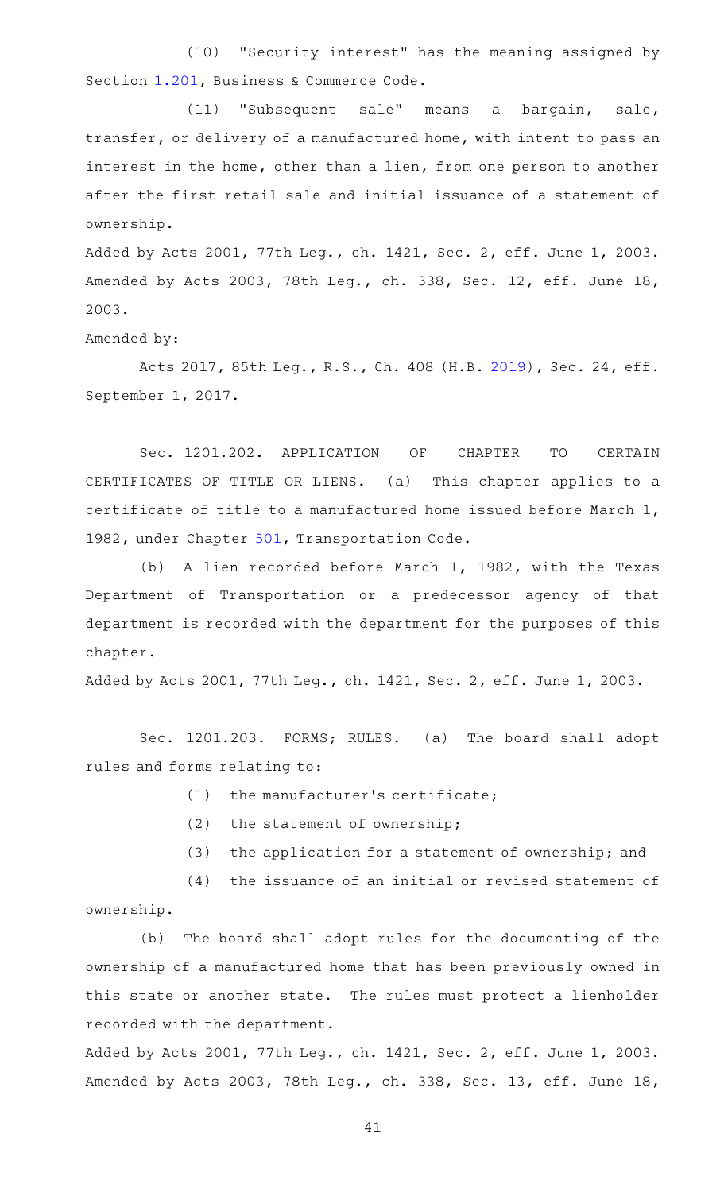(10) "Security interest" has the meaning assigned by Section 1.201, Business & Commerce Code.

(11) "Subsequent sale" means a bargain, sale, transfer, or delivery of a manufactured home, with intent to pass an interest in the home, other than a lien, from one person to another after the first retail sale and initial issuance of a statement of ownership.

Added by Acts 2001, 77th Leg., ch. 1421, Sec. 2, eff. June 1, 2003. Amended by Acts 2003, 78th Leg., ch. 338, Sec. 12, eff. June 18, 2003.

Amended by:

Acts 2017, 85th Leg., R.S., Ch. 408 (H.B. 2019), Sec. 24, eff. September 1, 2017.

Sec. 1201.202. APPLICATION OF CHAPTER TO CERTAIN CERTIFICATES OF TITLE OR LIENS. (a) This chapter applies to a certificate of title to a manufactured home issued before March 1, 1982, under Chapter 501, Transportation Code.

(b) A lien recorded before March 1, 1982, with the Texas Department of Transportation or a predecessor agency of that department is recorded with the department for the purposes of this chapter.

Added by Acts 2001, 77th Leg., ch. 1421, Sec. 2, eff. June 1, 2003.

Sec. 1201.203. FORMS; RULES. (a) The board shall adopt rules and forms relating to:

(1) the manufacturer's certificate;

(2) the statement of ownership;

(3) the application for a statement of ownership; and

(4) the issuance of an initial or revised statement of ownership.

(b) The board shall adopt rules for the documenting of the ownership of a manufactured home that has been previously owned in this state or another state. The rules must protect a lienholder recorded with the department.

Added by Acts 2001, 77th Leg., ch. 1421, Sec. 2, eff. June 1, 2003. Amended by Acts 2003, 78th Leg., ch. 338, Sec. 13, eff. June 18,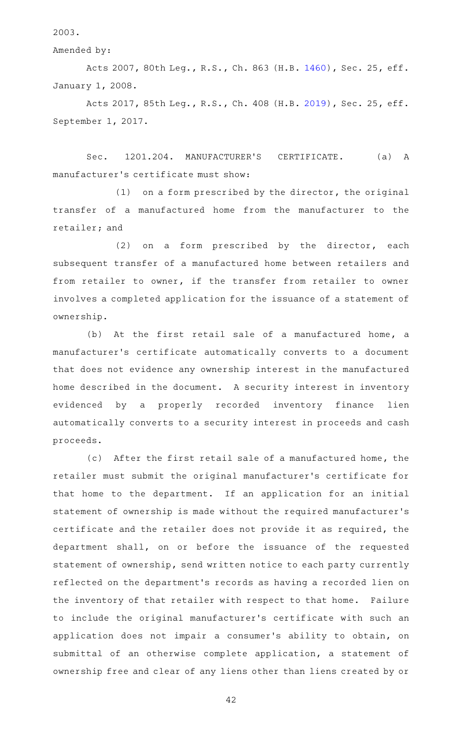2003.

Amended by:

Acts 2007, 80th Leg., R.S., Ch. 863 (H.B. 1460), Sec. 25, eff. January 1, 2008.

Acts 2017, 85th Leg., R.S., Ch. 408 (H.B. 2019), Sec. 25, eff. September 1, 2017.

Sec. 1201.204. MANUFACTURER'S CERTIFICATE. (a) A manufacturer's certificate must show:

(1) on a form prescribed by the director, the original transfer of a manufactured home from the manufacturer to the retailer; and

(2) on a form prescribed by the director, each subsequent transfer of a manufactured home between retailers and from retailer to owner, if the transfer from retailer to owner involves a completed application for the issuance of a statement of ownership.

(b) At the first retail sale of a manufactured home, a manufacturer's certificate automatically converts to a document that does not evidence any ownership interest in the manufactured home described in the document. A security interest in inventory evidenced by a properly recorded inventory finance lien automatically converts to a security interest in proceeds and cash proceeds.

(c) After the first retail sale of a manufactured home, the retailer must submit the original manufacturer's certificate for that home to the department. If an application for an initial statement of ownership is made without the required manufacturer's certificate and the retailer does not provide it as required, the department shall, on or before the issuance of the requested statement of ownership, send written notice to each party currently reflected on the department's records as having a recorded lien on the inventory of that retailer with respect to that home. Failure to include the original manufacturer's certificate with such an application does not impair a consumer's ability to obtain, on submittal of an otherwise complete application, a statement of ownership free and clear of any liens other than liens created by or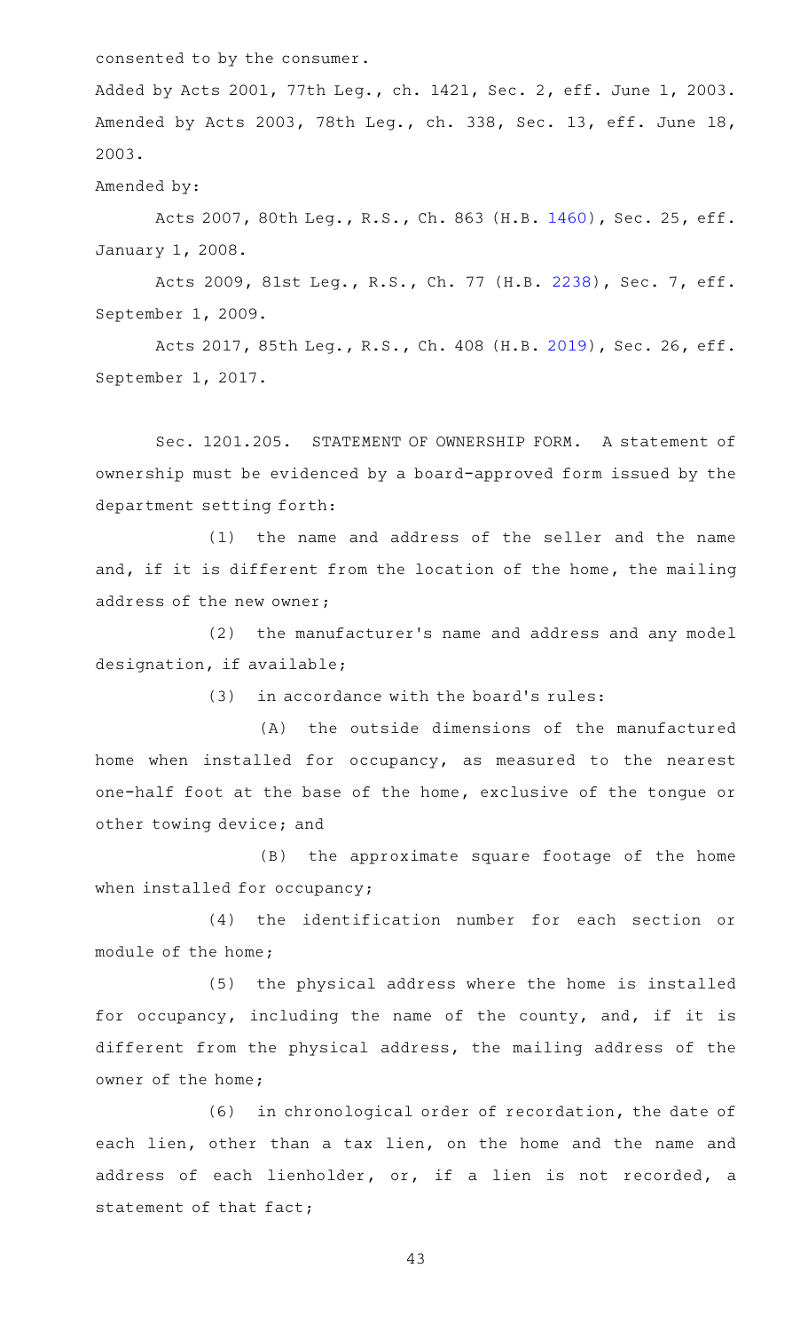consented to by the consumer.

Added by Acts 2001, 77th Leg., ch. 1421, Sec. 2, eff. June 1, 2003. Amended by Acts 2003, 78th Leg., ch. 338, Sec. 13, eff. June 18, 2003.

Amended by:

Acts 2007, 80th Leg., R.S., Ch. 863 (H.B. 1460), Sec. 25, eff. January 1, 2008.

Acts 2009, 81st Leg., R.S., Ch. 77 (H.B. 2238), Sec. 7, eff. September 1, 2009.

Acts 2017, 85th Leg., R.S., Ch. 408 (H.B. 2019), Sec. 26, eff. September 1, 2017.

Sec. 1201.205. STATEMENT OF OWNERSHIP FORM. A statement of ownership must be evidenced by a board-approved form issued by the department setting forth:

(1) the name and address of the seller and the name and, if it is different from the location of the home, the mailing address of the new owner;

(2) the manufacturer's name and address and any model designation, if available;

(3) in accordance with the board's rules:

(A) the outside dimensions of the manufactured home when installed for occupancy, as measured to the nearest one-half foot at the base of the home, exclusive of the tongue or other towing device; and

(B) the approximate square footage of the home when installed for occupancy;

(4) the identification number for each section or module of the home;

(5) the physical address where the home is installed for occupancy, including the name of the county, and, if it is different from the physical address, the mailing address of the owner of the home;

(6) in chronological order of recordation, the date of each lien, other than a tax lien, on the home and the name and address of each lienholder, or, if a lien is not recorded, a statement of that fact;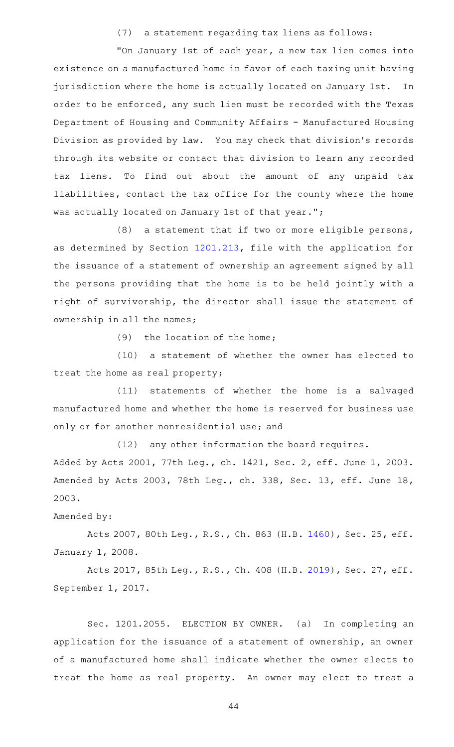(7) a statement regarding tax liens as follows:

"On January 1st of each year, a new tax lien comes into existence on a manufactured home in favor of each taxing unit having jurisdiction where the home is actually located on January 1st. In order to be enforced, any such lien must be recorded with the Texas Department of Housing and Community Affairs - Manufactured Housing Division as provided by law. You may check that division's records through its website or contact that division to learn any recorded tax liens. To find out about the amount of any unpaid tax liabilities, contact the tax office for the county where the home was actually located on January 1st of that year.";

(8) a statement that if two or more eligible persons, as determined by Section 1201.213, file with the application for the issuance of a statement of ownership an agreement signed by all the persons providing that the home is to be held jointly with a right of survivorship, the director shall issue the statement of ownership in all the names;

(9) the location of the home;

(10) a statement of whether the owner has elected to treat the home as real property;

(11) statements of whether the home is a salvaged manufactured home and whether the home is reserved for business use only or for another nonresidential use; and

(12) any other information the board requires.

Added by Acts 2001, 77th Leg., ch. 1421, Sec. 2, eff. June 1, 2003. Amended by Acts 2003, 78th Leg., ch. 338, Sec. 13, eff. June 18, 2003.

Amended by:

Acts 2007, 80th Leg., R.S., Ch. 863 (H.B. 1460), Sec. 25, eff. January 1, 2008.

Acts 2017, 85th Leg., R.S., Ch. 408 (H.B. 2019), Sec. 27, eff. September 1, 2017.

Sec. 1201.2055. ELECTION BY OWNER. (a) In completing an application for the issuance of a statement of ownership, an owner of a manufactured home shall indicate whether the owner elects to treat the home as real property. An owner may elect to treat a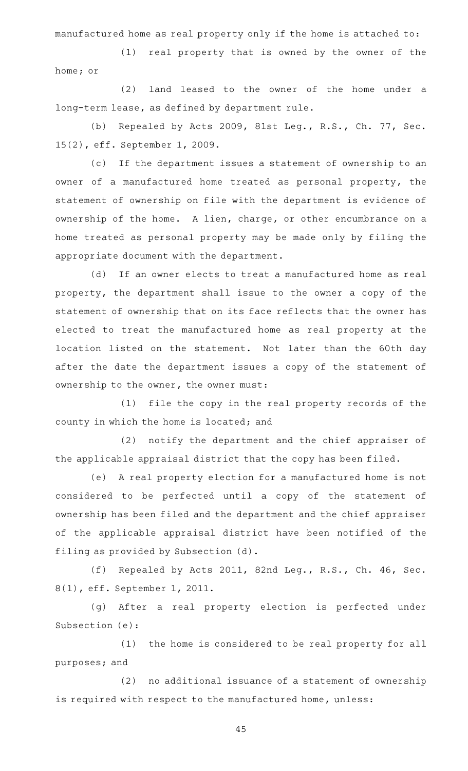manufactured home as real property only if the home is attached to:

(1) real property that is owned by the owner of the home; or

(2) land leased to the owner of the home under a long-term lease, as defined by department rule.

(b) Repealed by Acts 2009, 81st Leg., R.S., Ch. 77, Sec. 15(2), eff. September 1, 2009.

(c) If the department issues a statement of ownership to an owner of a manufactured home treated as personal property, the statement of ownership on file with the department is evidence of ownership of the home. A lien, charge, or other encumbrance on a home treated as personal property may be made only by filing the appropriate document with the department.

(d) If an owner elects to treat a manufactured home as real property, the department shall issue to the owner a copy of the statement of ownership that on its face reflects that the owner has elected to treat the manufactured home as real property at the location listed on the statement. Not later than the 60th day after the date the department issues a copy of the statement of ownership to the owner, the owner must:

(1) file the copy in the real property records of the county in which the home is located; and

(2) notify the department and the chief appraiser of the applicable appraisal district that the copy has been filed.

(e) A real property election for a manufactured home is not considered to be perfected until a copy of the statement of ownership has been filed and the department and the chief appraiser of the applicable appraisal district have been notified of the filing as provided by Subsection (d).

(f) Repealed by Acts 2011, 82nd Leg., R.S., Ch. 46, Sec. 8(1), eff. September 1, 2011.

(g) After a real property election is perfected under Subsection (e):

(1) the home is considered to be real property for all purposes; and

(2) no additional issuance of a statement of ownership is required with respect to the manufactured home, unless: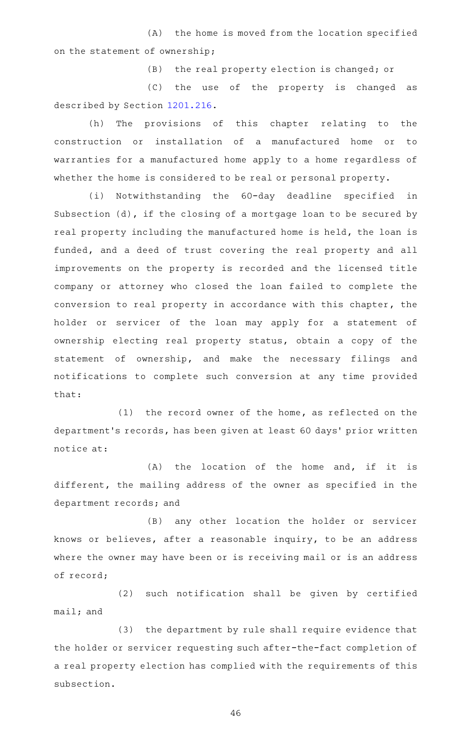(A) the home is moved from the location specified on the statement of ownership;

(B) the real property election is changed; or

(C) the use of the property is changed as described by Section 1201.216.

(h) The provisions of this chapter relating to the construction or installation of a manufactured home or to warranties for a manufactured home apply to a home regardless of whether the home is considered to be real or personal property.

(i) Notwithstanding the 60-day deadline specified in Subsection (d), if the closing of a mortgage loan to be secured by real property including the manufactured home is held, the loan is funded, and a deed of trust covering the real property and all improvements on the property is recorded and the licensed title company or attorney who closed the loan failed to complete the conversion to real property in accordance with this chapter, the holder or servicer of the loan may apply for a statement of ownership electing real property status, obtain a copy of the statement of ownership, and make the necessary filings and notifications to complete such conversion at any time provided that:

(1) the record owner of the home, as reflected on the department's records, has been given at least 60 days' prior written notice at:

(A) the location of the home and, if it is different, the mailing address of the owner as specified in the department records; and

(B) any other location the holder or servicer knows or believes, after a reasonable inquiry, to be an address where the owner may have been or is receiving mail or is an address of record;

(2) such notification shall be given by certified mail; and

(3) the department by rule shall require evidence that the holder or servicer requesting such after-the-fact completion of a real property election has complied with the requirements of this subsection.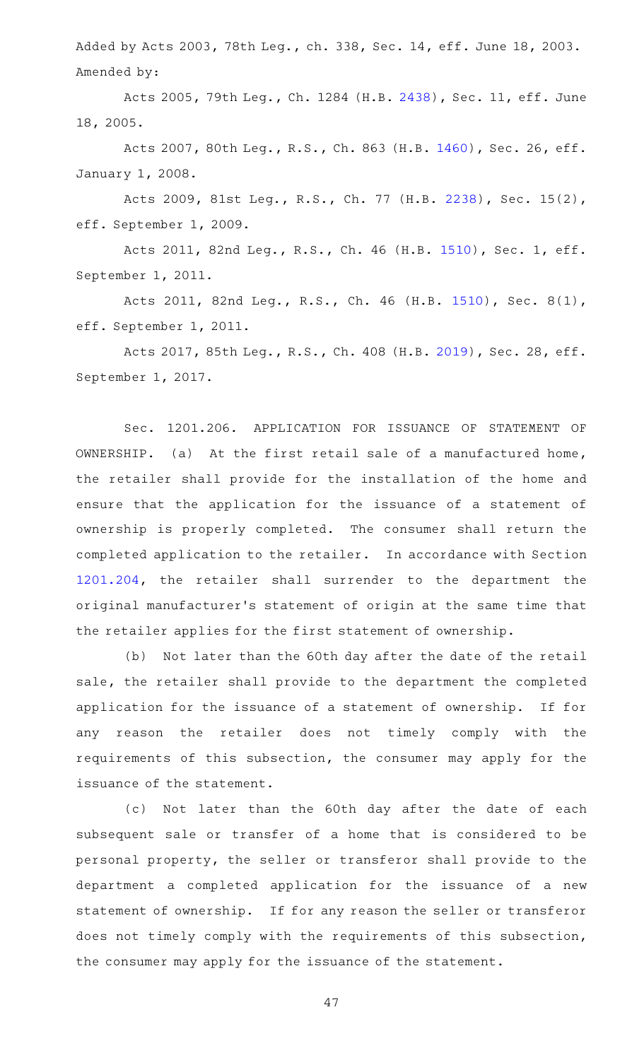Added by Acts 2003, 78th Leg., ch. 338, Sec. 14, eff. June 18, 2003.
Amended by:

Acts 2005, 79th Leg., Ch. 1284 (H.B. 2438), Sec. 11, eff. June 18, 2005.

Acts 2007, 80th Leg., R.S., Ch. 863 (H.B. 1460), Sec. 26, eff. January 1, 2008.

Acts 2009, 81st Leg., R.S., Ch. 77 (H.B. 2238), Sec. 15(2), eff. September 1, 2009.

Acts 2011, 82nd Leg., R.S., Ch. 46 (H.B. 1510), Sec. 1, eff. September 1, 2011.

Acts 2011, 82nd Leg., R.S., Ch. 46 (H.B. 1510), Sec. 8(1), eff. September 1, 2011.

Acts 2017, 85th Leg., R.S., Ch. 408 (H.B. 2019), Sec. 28, eff. September 1, 2017.

Sec. 1201.206. APPLICATION FOR ISSUANCE OF STATEMENT OF OWNERSHIP. (a) At the first retail sale of a manufactured home, the retailer shall provide for the installation of the home and ensure that the application for the issuance of a statement of ownership is properly completed. The consumer shall return the completed application to the retailer. In accordance with Section 1201.204, the retailer shall surrender to the department the original manufacturer's statement of origin at the same time that the retailer applies for the first statement of ownership.

(b) Not later than the 60th day after the date of the retail sale, the retailer shall provide to the department the completed application for the issuance of a statement of ownership. If for any reason the retailer does not timely comply with the requirements of this subsection, the consumer may apply for the issuance of the statement.

(c) Not later than the 60th day after the date of each subsequent sale or transfer of a home that is considered to be personal property, the seller or transferor shall provide to the department a completed application for the issuance of a new statement of ownership. If for any reason the seller or transferor does not timely comply with the requirements of this subsection, the consumer may apply for the issuance of the statement.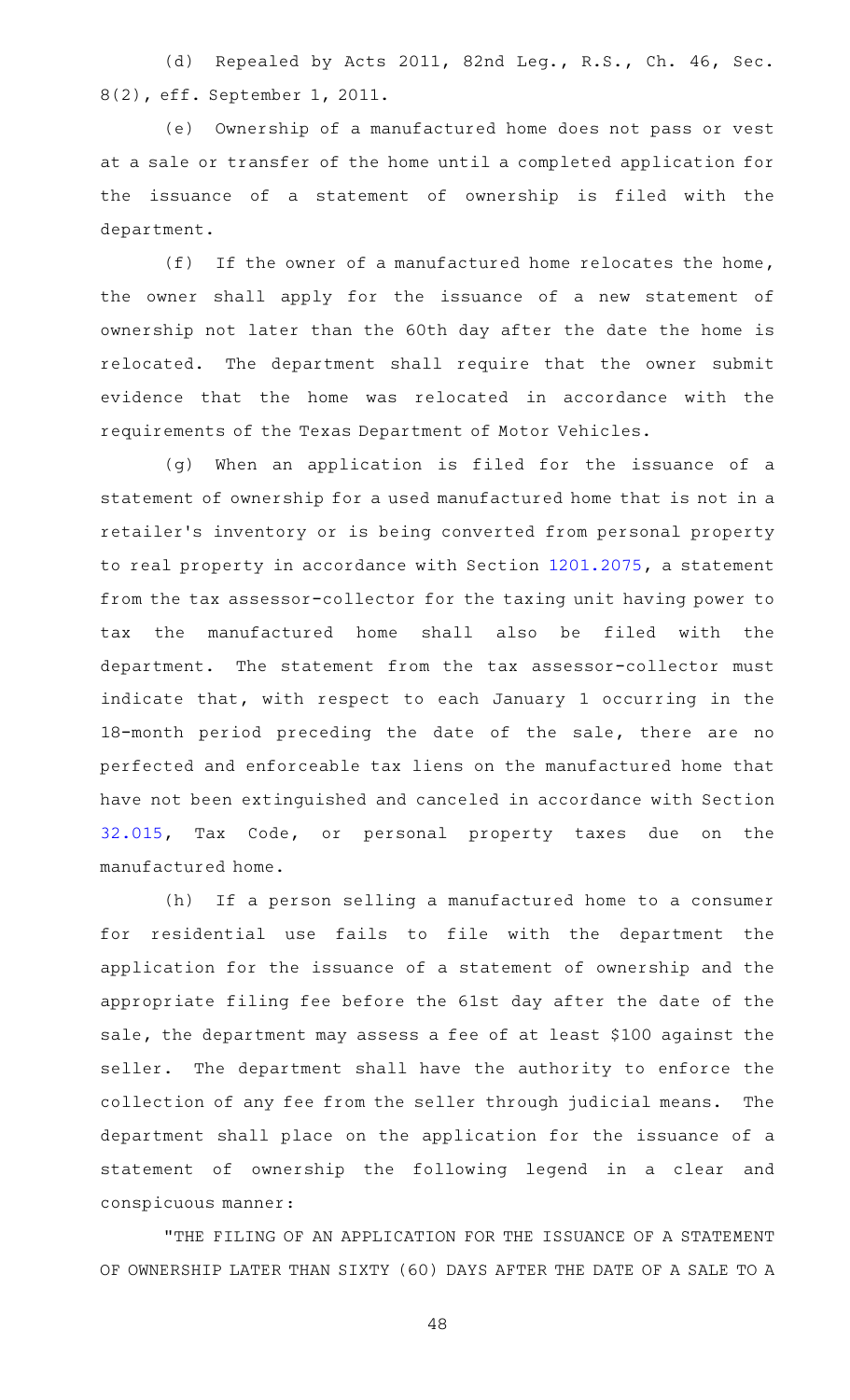(d) Repealed by Acts 2011, 82nd Leg., R.S., Ch. 46, Sec. 8(2), eff. September 1, 2011.

(e) Ownership of a manufactured home does not pass or vest at a sale or transfer of the home until a completed application for the issuance of a statement of ownership is filed with the department.

(f) If the owner of a manufactured home relocates the home, the owner shall apply for the issuance of a new statement of ownership not later than the 60th day after the date the home is relocated. The department shall require that the owner submit evidence that the home was relocated in accordance with the requirements of the Texas Department of Motor Vehicles.

(g) When an application is filed for the issuance of a statement of ownership for a used manufactured home that is not in a retailer's inventory or is being converted from personal property to real property in accordance with Section 1201.2075, a statement from the tax assessor-collector for the taxing unit having power to tax the manufactured home shall also be filed with the department. The statement from the tax assessor-collector must indicate that, with respect to each January 1 occurring in the 18-month period preceding the date of the sale, there are no perfected and enforceable tax liens on the manufactured home that have not been extinguished and canceled in accordance with Section 32.015, Tax Code, or personal property taxes due on the manufactured home.

(h) If a person selling a manufactured home to a consumer for residential use fails to file with the department the application for the issuance of a statement of ownership and the appropriate filing fee before the 61st day after the date of the sale, the department may assess a fee of at least $100 against the seller. The department shall have the authority to enforce the collection of any fee from the seller through judicial means. The department shall place on the application for the issuance of a statement of ownership the following legend in a clear and conspicuous manner:

"THE FILING OF AN APPLICATION FOR THE ISSUANCE OF A STATEMENT OF OWNERSHIP LATER THAN SIXTY (60) DAYS AFTER THE DATE OF A SALE TO A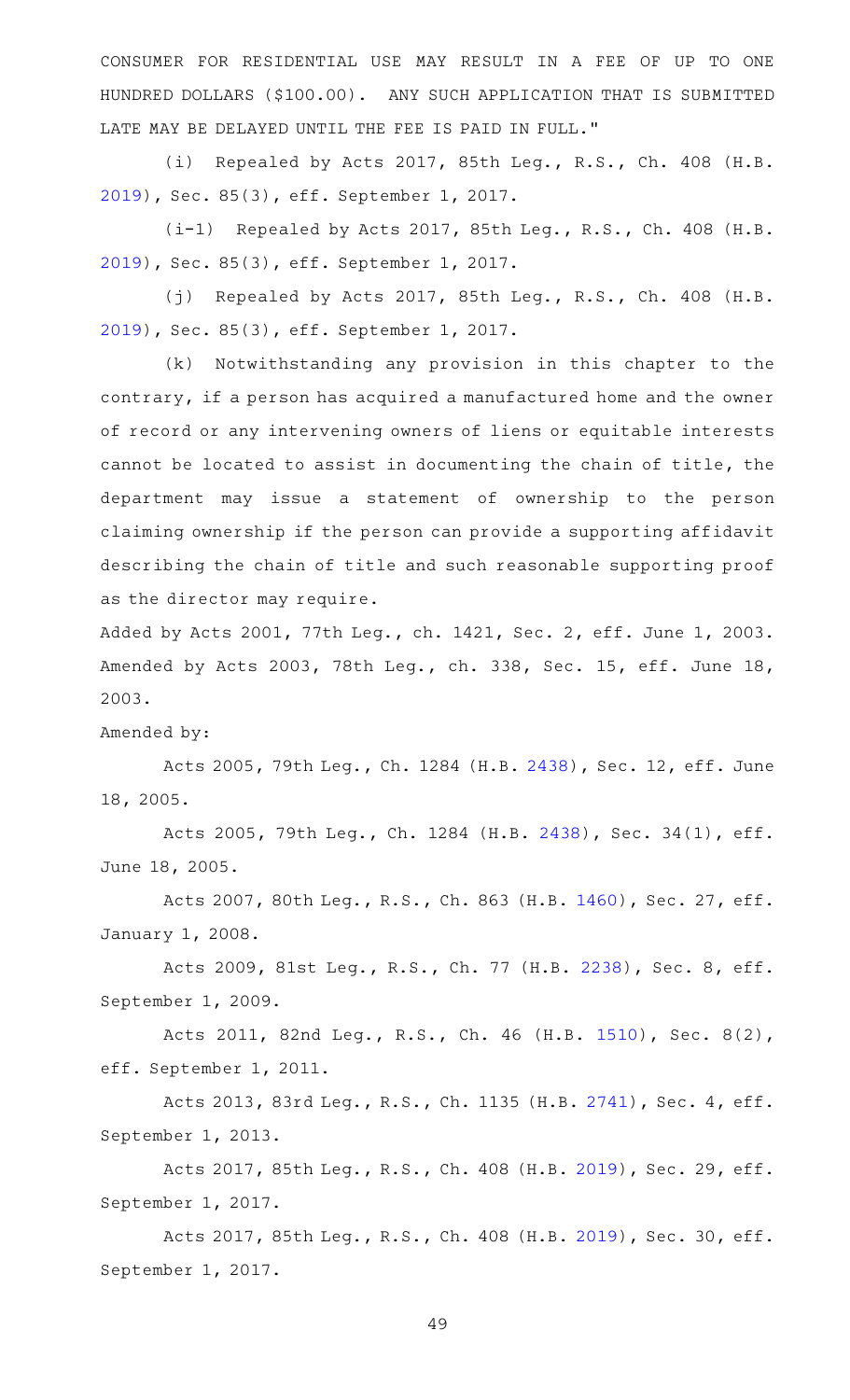CONSUMER FOR RESIDENTIAL USE MAY RESULT IN A FEE OF UP TO ONE HUNDRED DOLLARS ($100.00). ANY SUCH APPLICATION THAT IS SUBMITTED LATE MAY BE DELAYED UNTIL THE FEE IS PAID IN FULL."

(i) Repealed by Acts 2017, 85th Leg., R.S., Ch. 408 (H.B. 2019), Sec. 85(3), eff. September 1, 2017.

(i-1) Repealed by Acts 2017, 85th Leg., R.S., Ch. 408 (H.B. 2019), Sec. 85(3), eff. September 1, 2017.

(j) Repealed by Acts 2017, 85th Leg., R.S., Ch. 408 (H.B. 2019), Sec. 85(3), eff. September 1, 2017.

(k) Notwithstanding any provision in this chapter to the contrary, if a person has acquired a manufactured home and the owner of record or any intervening owners of liens or equitable interests cannot be located to assist in documenting the chain of title, the department may issue a statement of ownership to the person claiming ownership if the person can provide a supporting affidavit describing the chain of title and such reasonable supporting proof as the director may require.

Added by Acts 2001, 77th Leg., ch. 1421, Sec. 2, eff. June 1, 2003. Amended by Acts 2003, 78th Leg., ch. 338, Sec. 15, eff. June 18, 2003.

Amended by:

Acts 2005, 79th Leg., Ch. 1284 (H.B. 2438), Sec. 12, eff. June 18, 2005.

Acts 2005, 79th Leg., Ch. 1284 (H.B. 2438), Sec. 34(1), eff. June 18, 2005.

Acts 2007, 80th Leg., R.S., Ch. 863 (H.B. 1460), Sec. 27, eff. January 1, 2008.

Acts 2009, 81st Leg., R.S., Ch. 77 (H.B. 2238), Sec. 8, eff. September 1, 2009.

Acts 2011, 82nd Leg., R.S., Ch. 46 (H.B. 1510), Sec. 8(2), eff. September 1, 2011.

Acts 2013, 83rd Leg., R.S., Ch. 1135 (H.B. 2741), Sec. 4, eff. September 1, 2013.

Acts 2017, 85th Leg., R.S., Ch. 408 (H.B. 2019), Sec. 29, eff. September 1, 2017.

Acts 2017, 85th Leg., R.S., Ch. 408 (H.B. 2019), Sec. 30, eff. September 1, 2017.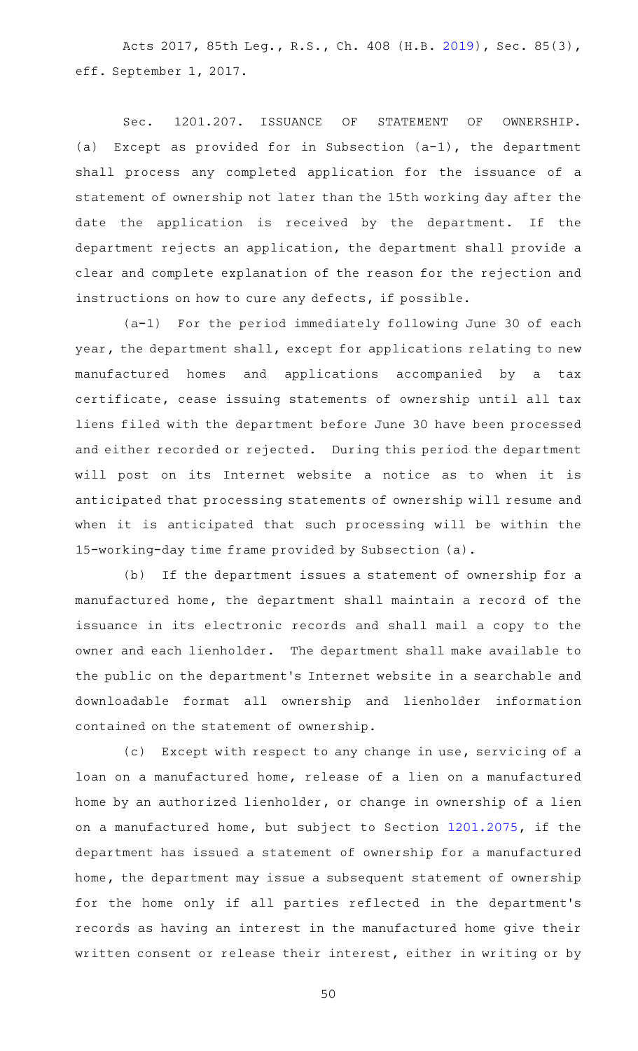Acts 2017, 85th Leg., R.S., Ch. 408 (H.B. 2019), Sec. 85(3), eff. September 1, 2017.

Sec. 1201.207. ISSUANCE OF STATEMENT OF OWNERSHIP. (a) Except as provided for in Subsection (a-1), the department shall process any completed application for the issuance of a statement of ownership not later than the 15th working day after the date the application is received by the department. If the department rejects an application, the department shall provide a clear and complete explanation of the reason for the rejection and instructions on how to cure any defects, if possible.

(a-1) For the period immediately following June 30 of each year, the department shall, except for applications relating to new manufactured homes and applications accompanied by a tax certificate, cease issuing statements of ownership until all tax liens filed with the department before June 30 have been processed and either recorded or rejected. During this period the department will post on its Internet website a notice as to when it is anticipated that processing statements of ownership will resume and when it is anticipated that such processing will be within the 15-working-day time frame provided by Subsection (a).

(b) If the department issues a statement of ownership for a manufactured home, the department shall maintain a record of the issuance in its electronic records and shall mail a copy to the owner and each lienholder. The department shall make available to the public on the department's Internet website in a searchable and downloadable format all ownership and lienholder information contained on the statement of ownership.

(c) Except with respect to any change in use, servicing of a loan on a manufactured home, release of a lien on a manufactured home by an authorized lienholder, or change in ownership of a lien on a manufactured home, but subject to Section 1201.2075, if the department has issued a statement of ownership for a manufactured home, the department may issue a subsequent statement of ownership for the home only if all parties reflected in the department's records as having an interest in the manufactured home give their written consent or release their interest, either in writing or by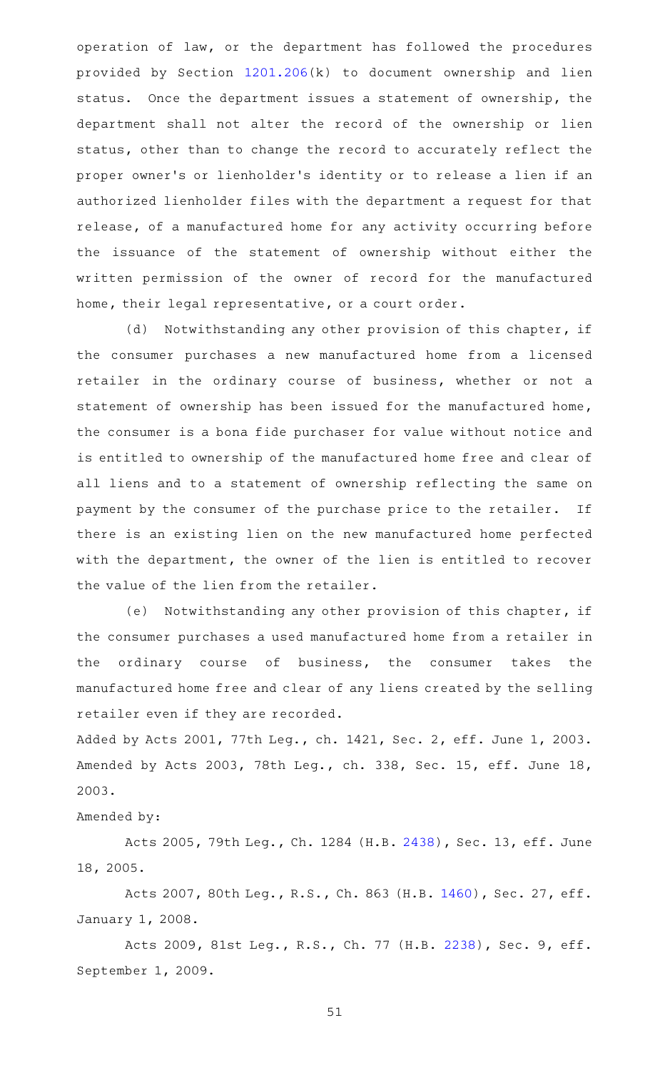operation of law, or the department has followed the procedures provided by Section 1201.206(k) to document ownership and lien status. Once the department issues a statement of ownership, the department shall not alter the record of the ownership or lien status, other than to change the record to accurately reflect the proper owner's or lienholder's identity or to release a lien if an authorized lienholder files with the department a request for that release, of a manufactured home for any activity occurring before the issuance of the statement of ownership without either the written permission of the owner of record for the manufactured home, their legal representative, or a court order.

(d) Notwithstanding any other provision of this chapter, if the consumer purchases a new manufactured home from a licensed retailer in the ordinary course of business, whether or not a statement of ownership has been issued for the manufactured home, the consumer is a bona fide purchaser for value without notice and is entitled to ownership of the manufactured home free and clear of all liens and to a statement of ownership reflecting the same on payment by the consumer of the purchase price to the retailer. If there is an existing lien on the new manufactured home perfected with the department, the owner of the lien is entitled to recover the value of the lien from the retailer.

(e) Notwithstanding any other provision of this chapter, if the consumer purchases a used manufactured home from a retailer in the ordinary course of business, the consumer takes the manufactured home free and clear of any liens created by the selling retailer even if they are recorded.

Added by Acts 2001, 77th Leg., ch. 1421, Sec. 2, eff. June 1, 2003. Amended by Acts 2003, 78th Leg., ch. 338, Sec. 15, eff. June 18, 2003.

Amended by:

Acts 2005, 79th Leg., Ch. 1284 (H.B. 2438), Sec. 13, eff. June 18, 2005.

Acts 2007, 80th Leg., R.S., Ch. 863 (H.B. 1460), Sec. 27, eff. January 1, 2008.

Acts 2009, 81st Leg., R.S., Ch. 77 (H.B. 2238), Sec. 9, eff. September 1, 2009.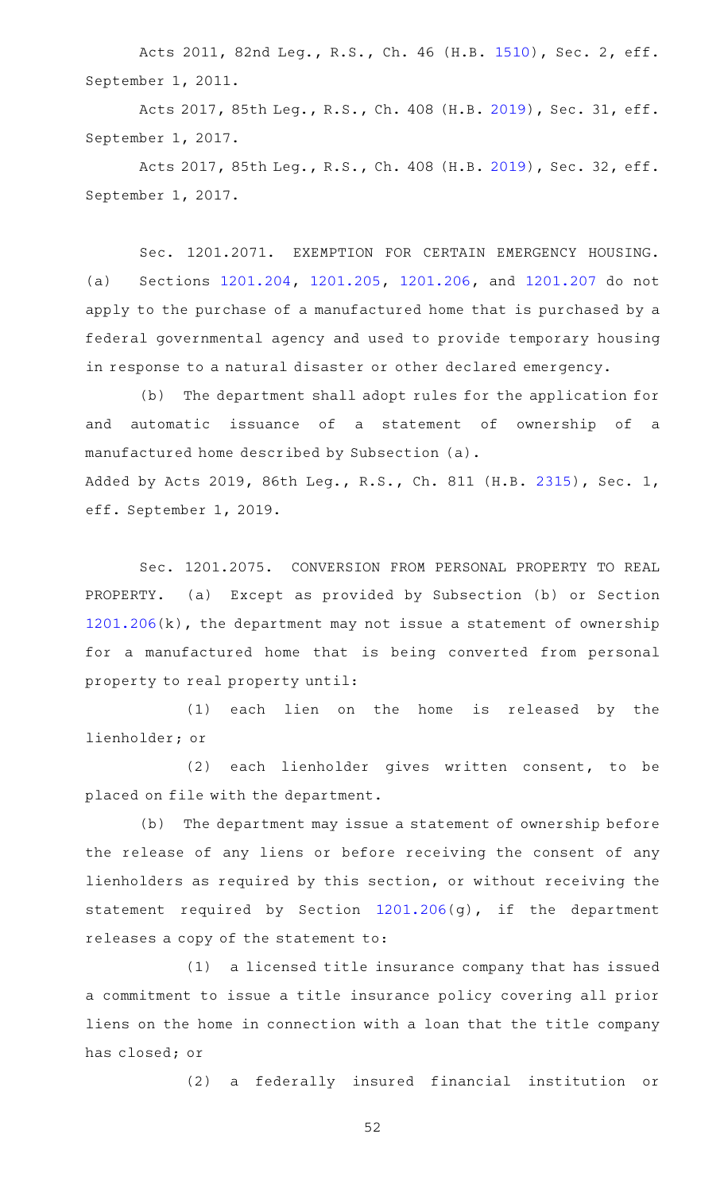Acts 2011, 82nd Leg., R.S., Ch. 46 (H.B. 1510), Sec. 2, eff. September 1, 2011.

Acts 2017, 85th Leg., R.S., Ch. 408 (H.B. 2019), Sec. 31, eff. September 1, 2017.

Acts 2017, 85th Leg., R.S., Ch. 408 (H.B. 2019), Sec. 32, eff. September 1, 2017.

Sec. 1201.2071. EXEMPTION FOR CERTAIN EMERGENCY HOUSING. (a) Sections 1201.204, 1201.205, 1201.206, and 1201.207 do not apply to the purchase of a manufactured home that is purchased by a federal governmental agency and used to provide temporary housing in response to a natural disaster or other declared emergency.

(b) The department shall adopt rules for the application for and automatic issuance of a statement of ownership of a manufactured home described by Subsection (a).

Added by Acts 2019, 86th Leg., R.S., Ch. 811 (H.B. 2315), Sec. 1, eff. September 1, 2019.

Sec. 1201.2075. CONVERSION FROM PERSONAL PROPERTY TO REAL PROPERTY. (a) Except as provided by Subsection (b) or Section 1201.206(k), the department may not issue a statement of ownership for a manufactured home that is being converted from personal property to real property until:

(1) each lien on the home is released by the lienholder; or

(2) each lienholder gives written consent, to be placed on file with the department.

(b) The department may issue a statement of ownership before the release of any liens or before receiving the consent of any lienholders as required by this section, or without receiving the statement required by Section 1201.206(g), if the department releases a copy of the statement to:

(1) a licensed title insurance company that has issued a commitment to issue a title insurance policy covering all prior liens on the home in connection with a loan that the title company has closed; or

(2) a federally insured financial institution or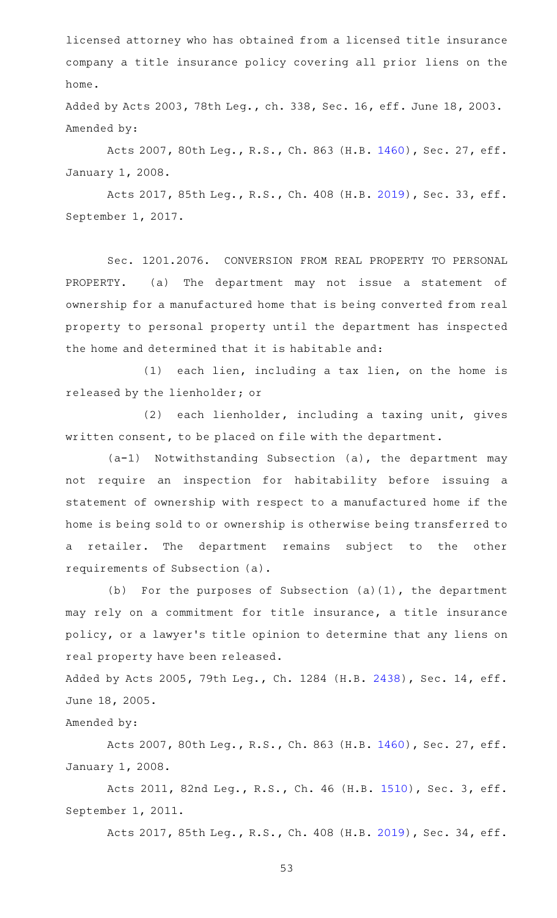licensed attorney who has obtained from a licensed title insurance company a title insurance policy covering all prior liens on the home.

Added by Acts 2003, 78th Leg., ch. 338, Sec. 16, eff. June 18, 2003.

Amended by:

Acts 2007, 80th Leg., R.S., Ch. 863 (H.B. 1460), Sec. 27, eff. January 1, 2008.

Acts 2017, 85th Leg., R.S., Ch. 408 (H.B. 2019), Sec. 33, eff. September 1, 2017.

Sec. 1201.2076. CONVERSION FROM REAL PROPERTY TO PERSONAL PROPERTY. (a) The department may not issue a statement of ownership for a manufactured home that is being converted from real property to personal property until the department has inspected the home and determined that it is habitable and:

(1) each lien, including a tax lien, on the home is released by the lienholder; or

(2) each lienholder, including a taxing unit, gives written consent, to be placed on file with the department.

(a-1) Notwithstanding Subsection (a), the department may not require an inspection for habitability before issuing a statement of ownership with respect to a manufactured home if the home is being sold to or ownership is otherwise being transferred to a retailer. The department remains subject to the other requirements of Subsection (a).

(b) For the purposes of Subsection (a)(1), the department may rely on a commitment for title insurance, a title insurance policy, or a lawyer's title opinion to determine that any liens on real property have been released.

Added by Acts 2005, 79th Leg., Ch. 1284 (H.B. 2438), Sec. 14, eff. June 18, 2005.

Amended by:

Acts 2007, 80th Leg., R.S., Ch. 863 (H.B. 1460), Sec. 27, eff. January 1, 2008.

Acts 2011, 82nd Leg., R.S., Ch. 46 (H.B. 1510), Sec. 3, eff. September 1, 2011.

Acts 2017, 85th Leg., R.S., Ch. 408 (H.B. 2019), Sec. 34, eff.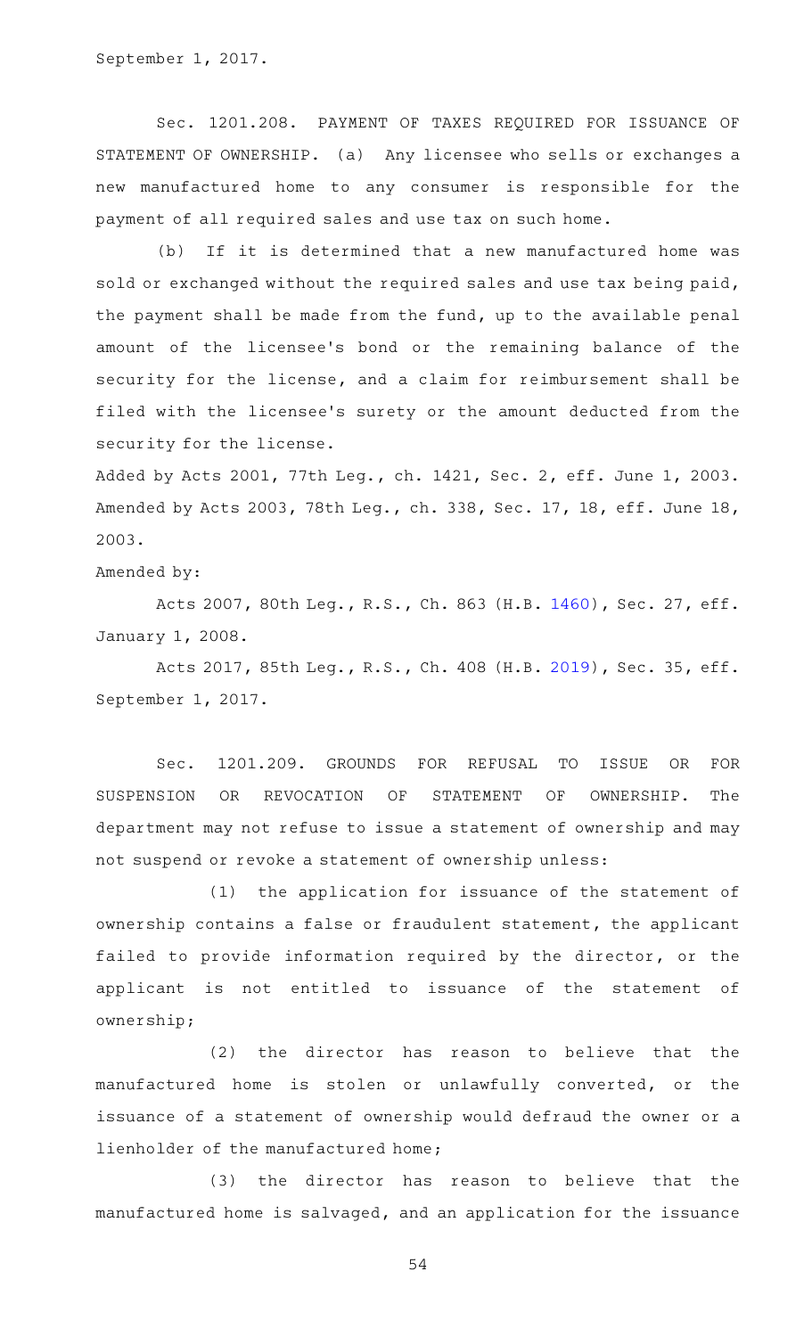September 1, 2017.

Sec. 1201.208. PAYMENT OF TAXES REQUIRED FOR ISSUANCE OF STATEMENT OF OWNERSHIP. (a) Any licensee who sells or exchanges a new manufactured home to any consumer is responsible for the payment of all required sales and use tax on such home.

(b) If it is determined that a new manufactured home was sold or exchanged without the required sales and use tax being paid, the payment shall be made from the fund, up to the available penal amount of the licensee's bond or the remaining balance of the security for the license, and a claim for reimbursement shall be filed with the licensee's surety or the amount deducted from the security for the license.

Added by Acts 2001, 77th Leg., ch. 1421, Sec. 2, eff. June 1, 2003. Amended by Acts 2003, 78th Leg., ch. 338, Sec. 17, 18, eff. June 18, 2003.

Amended by:

Acts 2007, 80th Leg., R.S., Ch. 863 (H.B. 1460), Sec. 27, eff. January 1, 2008.

Acts 2017, 85th Leg., R.S., Ch. 408 (H.B. 2019), Sec. 35, eff. September 1, 2017.

Sec. 1201.209. GROUNDS FOR REFUSAL TO ISSUE OR FOR SUSPENSION OR REVOCATION OF STATEMENT OF OWNERSHIP. The department may not refuse to issue a statement of ownership and may not suspend or revoke a statement of ownership unless:

(1) the application for issuance of the statement of ownership contains a false or fraudulent statement, the applicant failed to provide information required by the director, or the applicant is not entitled to issuance of the statement of ownership;

(2) the director has reason to believe that the manufactured home is stolen or unlawfully converted, or the issuance of a statement of ownership would defraud the owner or a lienholder of the manufactured home;

(3) the director has reason to believe that the manufactured home is salvaged, and an application for the issuance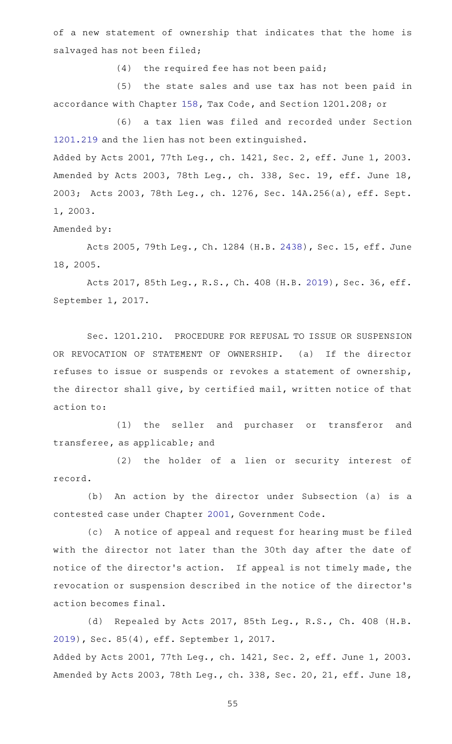of a new statement of ownership that indicates that the home is salvaged has not been filed;

(4) the required fee has not been paid;

(5) the state sales and use tax has not been paid in accordance with Chapter 158, Tax Code, and Section 1201.208; or

(6) a tax lien was filed and recorded under Section 1201.219 and the lien has not been extinguished.

Added by Acts 2001, 77th Leg., ch. 1421, Sec. 2, eff. June 1, 2003. Amended by Acts 2003, 78th Leg., ch. 338, Sec. 19, eff. June 18, 2003; Acts 2003, 78th Leg., ch. 1276, Sec. 14A.256(a), eff. Sept. 1, 2003.

Amended by:

Acts 2005, 79th Leg., Ch. 1284 (H.B. 2438), Sec. 15, eff. June 18, 2005.

Acts 2017, 85th Leg., R.S., Ch. 408 (H.B. 2019), Sec. 36, eff. September 1, 2017.

Sec. 1201.210. PROCEDURE FOR REFUSAL TO ISSUE OR SUSPENSION OR REVOCATION OF STATEMENT OF OWNERSHIP. (a) If the director refuses to issue or suspends or revokes a statement of ownership, the director shall give, by certified mail, written notice of that action to:

(1) the seller and purchaser or transferor and transferee, as applicable; and

(2) the holder of a lien or security interest of record.

(b) An action by the director under Subsection (a) is a contested case under Chapter 2001, Government Code.

(c) A notice of appeal and request for hearing must be filed with the director not later than the 30th day after the date of notice of the director's action. If appeal is not timely made, the revocation or suspension described in the notice of the director's action becomes final.

(d) Repealed by Acts 2017, 85th Leg., R.S., Ch. 408 (H.B. 2019), Sec. 85(4), eff. September 1, 2017.

Added by Acts 2001, 77th Leg., ch. 1421, Sec. 2, eff. June 1, 2003. Amended by Acts 2003, 78th Leg., ch. 338, Sec. 20, 21, eff. June 18,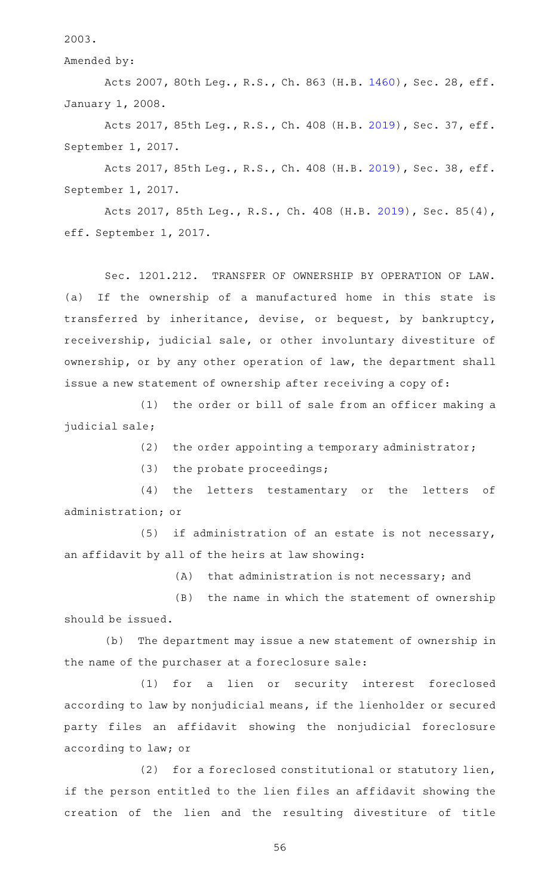2003.

Amended by:

Acts 2007, 80th Leg., R.S., Ch. 863 (H.B. 1460), Sec. 28, eff. January 1, 2008.

Acts 2017, 85th Leg., R.S., Ch. 408 (H.B. 2019), Sec. 37, eff. September 1, 2017.

Acts 2017, 85th Leg., R.S., Ch. 408 (H.B. 2019), Sec. 38, eff. September 1, 2017.

Acts 2017, 85th Leg., R.S., Ch. 408 (H.B. 2019), Sec. 85(4), eff. September 1, 2017.

Sec. 1201.212. TRANSFER OF OWNERSHIP BY OPERATION OF LAW. (a) If the ownership of a manufactured home in this state is transferred by inheritance, devise, or bequest, by bankruptcy, receivership, judicial sale, or other involuntary divestiture of ownership, or by any other operation of law, the department shall issue a new statement of ownership after receiving a copy of:

(1) the order or bill of sale from an officer making a judicial sale;

(2) the order appointing a temporary administrator;

(3) the probate proceedings;

(4) the letters testamentary or the letters of administration; or

(5) if administration of an estate is not necessary, an affidavit by all of the heirs at law showing:

(A) that administration is not necessary; and

(B) the name in which the statement of ownership should be issued.

(b) The department may issue a new statement of ownership in the name of the purchaser at a foreclosure sale:

(1) for a lien or security interest foreclosed according to law by nonjudicial means, if the lienholder or secured party files an affidavit showing the nonjudicial foreclosure according to law; or

(2) for a foreclosed constitutional or statutory lien, if the person entitled to the lien files an affidavit showing the creation of the lien and the resulting divestiture of title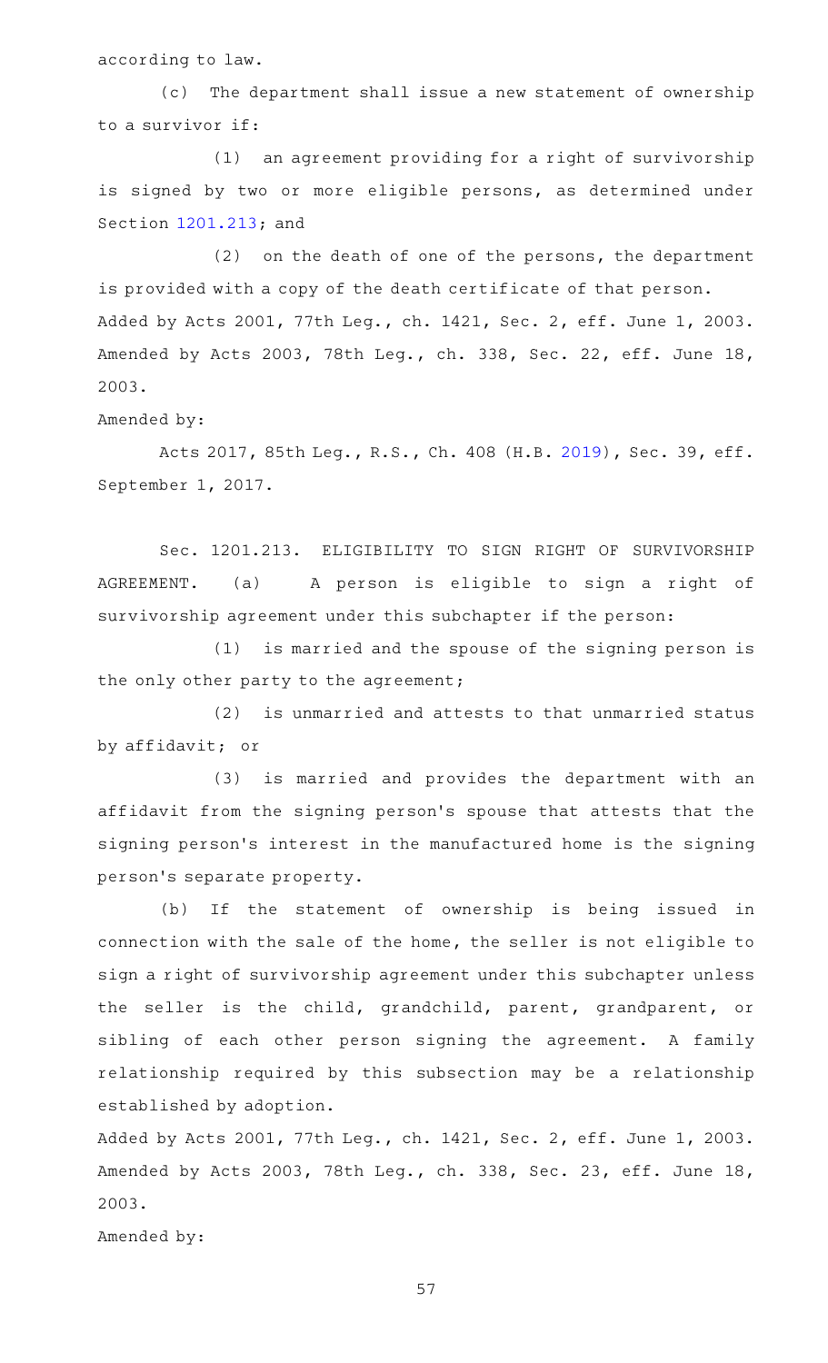according to law.

(c) The department shall issue a new statement of ownership to a survivor if:

(1) an agreement providing for a right of survivorship is signed by two or more eligible persons, as determined under Section 1201.213; and

(2) on the death of one of the persons, the department is provided with a copy of the death certificate of that person.

Added by Acts 2001, 77th Leg., ch. 1421, Sec. 2, eff. June 1, 2003. Amended by Acts 2003, 78th Leg., ch. 338, Sec. 22, eff. June 18, 2003.

Amended by:

Acts 2017, 85th Leg., R.S., Ch. 408 (H.B. 2019), Sec. 39, eff. September 1, 2017.

Sec. 1201.213. ELIGIBILITY TO SIGN RIGHT OF SURVIVORSHIP AGREEMENT. (a) A person is eligible to sign a right of survivorship agreement under this subchapter if the person:

(1) is married and the spouse of the signing person is the only other party to the agreement;

(2) is unmarried and attests to that unmarried status by affidavit; or

(3) is married and provides the department with an affidavit from the signing person's spouse that attests that the signing person's interest in the manufactured home is the signing person's separate property.

(b) If the statement of ownership is being issued in connection with the sale of the home, the seller is not eligible to sign a right of survivorship agreement under this subchapter unless the seller is the child, grandchild, parent, grandparent, or sibling of each other person signing the agreement. A family relationship required by this subsection may be a relationship established by adoption.

Added by Acts 2001, 77th Leg., ch. 1421, Sec. 2, eff. June 1, 2003. Amended by Acts 2003, 78th Leg., ch. 338, Sec. 23, eff. June 18, 2003.

Amended by: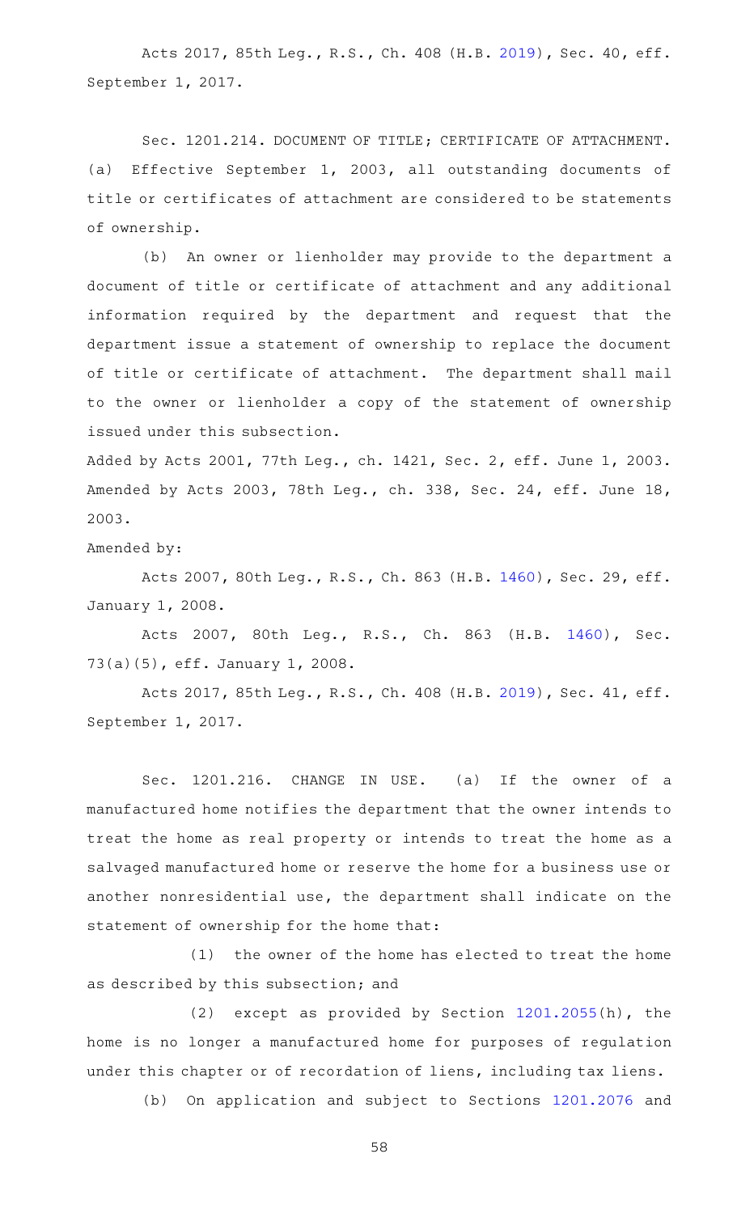Acts 2017, 85th Leg., R.S., Ch. 408 (H.B. 2019), Sec. 40, eff. September 1, 2017.

Sec. 1201.214. DOCUMENT OF TITLE; CERTIFICATE OF ATTACHMENT. (a) Effective September 1, 2003, all outstanding documents of title or certificates of attachment are considered to be statements of ownership.

(b) An owner or lienholder may provide to the department a document of title or certificate of attachment and any additional information required by the department and request that the department issue a statement of ownership to replace the document of title or certificate of attachment. The department shall mail to the owner or lienholder a copy of the statement of ownership issued under this subsection.

Added by Acts 2001, 77th Leg., ch. 1421, Sec. 2, eff. June 1, 2003. Amended by Acts 2003, 78th Leg., ch. 338, Sec. 24, eff. June 18, 2003.

Amended by:

Acts 2007, 80th Leg., R.S., Ch. 863 (H.B. 1460), Sec. 29, eff. January 1, 2008.

Acts 2007, 80th Leg., R.S., Ch. 863 (H.B. 1460), Sec. 73(a)(5), eff. January 1, 2008.

Acts 2017, 85th Leg., R.S., Ch. 408 (H.B. 2019), Sec. 41, eff. September 1, 2017.

Sec. 1201.216. CHANGE IN USE. (a) If the owner of a manufactured home notifies the department that the owner intends to treat the home as real property or intends to treat the home as a salvaged manufactured home or reserve the home for a business use or another nonresidential use, the department shall indicate on the statement of ownership for the home that:

(1) the owner of the home has elected to treat the home as described by this subsection; and

(2) except as provided by Section 1201.2055(h), the home is no longer a manufactured home for purposes of regulation under this chapter or of recordation of liens, including tax liens.

(b) On application and subject to Sections 1201.2076 and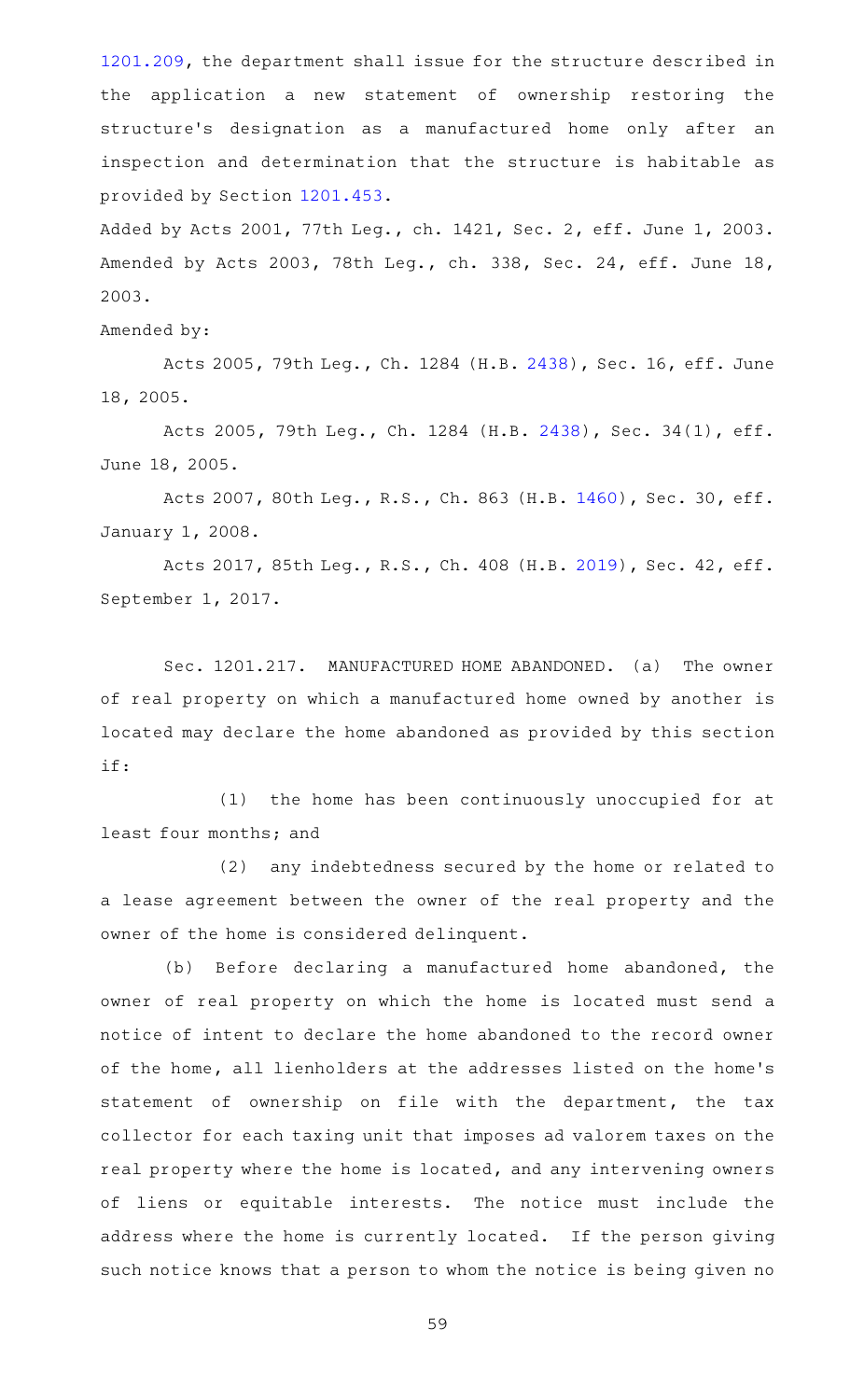1201.209, the department shall issue for the structure described in the application a new statement of ownership restoring the structure's designation as a manufactured home only after an inspection and determination that the structure is habitable as provided by Section 1201.453.

Added by Acts 2001, 77th Leg., ch. 1421, Sec. 2, eff. June 1, 2003. Amended by Acts 2003, 78th Leg., ch. 338, Sec. 24, eff. June 18, 2003.

Amended by:

Acts 2005, 79th Leg., Ch. 1284 (H.B. 2438), Sec. 16, eff. June 18, 2005.

Acts 2005, 79th Leg., Ch. 1284 (H.B. 2438), Sec. 34(1), eff. June 18, 2005.

Acts 2007, 80th Leg., R.S., Ch. 863 (H.B. 1460), Sec. 30, eff. January 1, 2008.

Acts 2017, 85th Leg., R.S., Ch. 408 (H.B. 2019), Sec. 42, eff. September 1, 2017.

Sec. 1201.217. MANUFACTURED HOME ABANDONED. (a) The owner of real property on which a manufactured home owned by another is located may declare the home abandoned as provided by this section if:

(1) the home has been continuously unoccupied for at least four months; and

(2) any indebtedness secured by the home or related to a lease agreement between the owner of the real property and the owner of the home is considered delinquent.

(b) Before declaring a manufactured home abandoned, the owner of real property on which the home is located must send a notice of intent to declare the home abandoned to the record owner of the home, all lienholders at the addresses listed on the home's statement of ownership on file with the department, the tax collector for each taxing unit that imposes ad valorem taxes on the real property where the home is located, and any intervening owners of liens or equitable interests. The notice must include the address where the home is currently located. If the person giving such notice knows that a person to whom the notice is being given no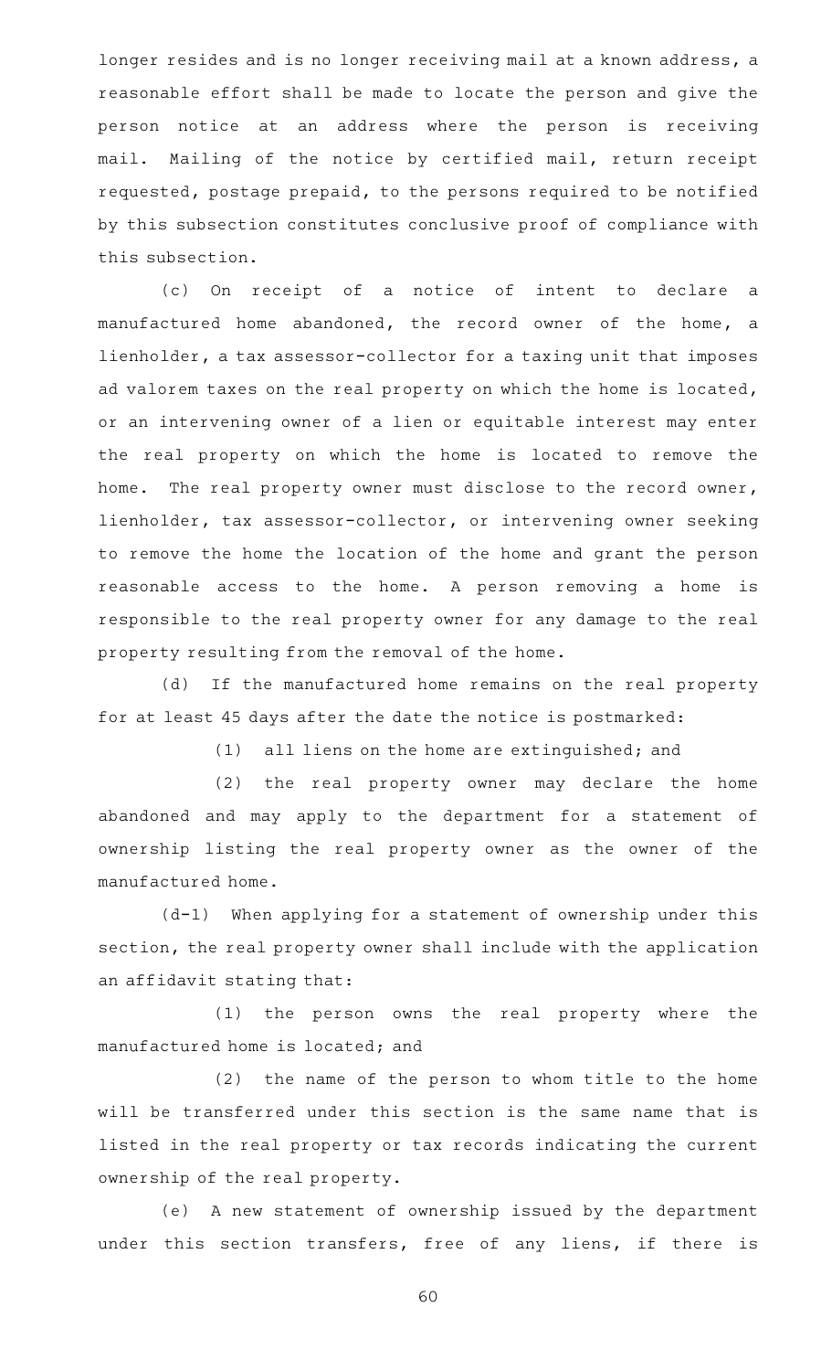longer resides and is no longer receiving mail at a known address, a reasonable effort shall be made to locate the person and give the person notice at an address where the person is receiving mail. Mailing of the notice by certified mail, return receipt requested, postage prepaid, to the persons required to be notified by this subsection constitutes conclusive proof of compliance with this subsection.

(c) On receipt of a notice of intent to declare a manufactured home abandoned, the record owner of the home, a lienholder, a tax assessor-collector for a taxing unit that imposes ad valorem taxes on the real property on which the home is located, or an intervening owner of a lien or equitable interest may enter the real property on which the home is located to remove the home. The real property owner must disclose to the record owner, lienholder, tax assessor-collector, or intervening owner seeking to remove the home the location of the home and grant the person reasonable access to the home. A person removing a home is responsible to the real property owner for any damage to the real property resulting from the removal of the home.

(d) If the manufactured home remains on the real property for at least 45 days after the date the notice is postmarked:

(1) all liens on the home are extinguished; and

(2) the real property owner may declare the home abandoned and may apply to the department for a statement of ownership listing the real property owner as the owner of the manufactured home.

(d-1) When applying for a statement of ownership under this section, the real property owner shall include with the application an affidavit stating that:

(1) the person owns the real property where the manufactured home is located; and

(2) the name of the person to whom title to the home will be transferred under this section is the same name that is listed in the real property or tax records indicating the current ownership of the real property.

(e) A new statement of ownership issued by the department under this section transfers, free of any liens, if there is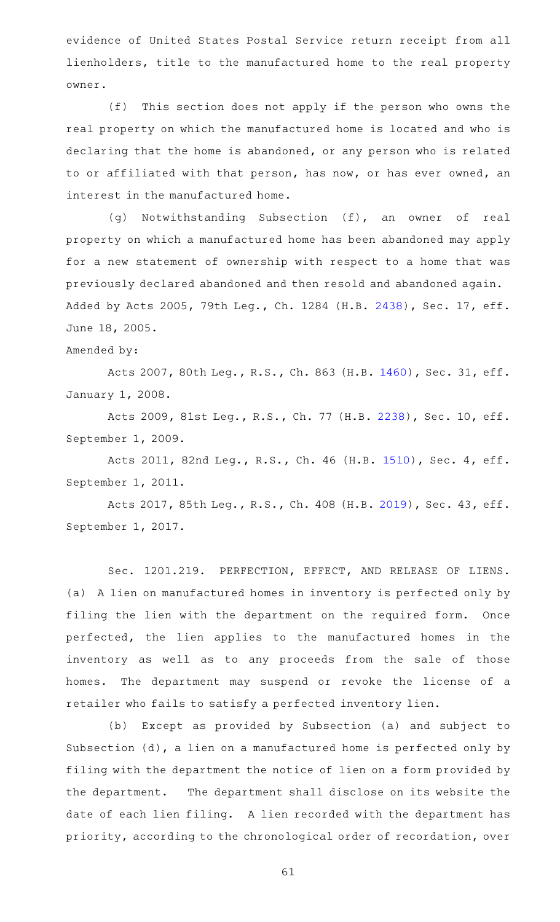evidence of United States Postal Service return receipt from all lienholders, title to the manufactured home to the real property owner.

(f) This section does not apply if the person who owns the real property on which the manufactured home is located and who is declaring that the home is abandoned, or any person who is related to or affiliated with that person, has now, or has ever owned, an interest in the manufactured home.

(g) Notwithstanding Subsection (f), an owner of real property on which a manufactured home has been abandoned may apply for a new statement of ownership with respect to a home that was previously declared abandoned and then resold and abandoned again.

Added by Acts 2005, 79th Leg., Ch. 1284 (H.B. 2438), Sec. 17, eff. June 18, 2005.

Amended by:

Acts 2007, 80th Leg., R.S., Ch. 863 (H.B. 1460), Sec. 31, eff. January 1, 2008.

Acts 2009, 81st Leg., R.S., Ch. 77 (H.B. 2238), Sec. 10, eff. September 1, 2009.

Acts 2011, 82nd Leg., R.S., Ch. 46 (H.B. 1510), Sec. 4, eff. September 1, 2011.

Acts 2017, 85th Leg., R.S., Ch. 408 (H.B. 2019), Sec. 43, eff. September 1, 2017.

Sec. 1201.219. PERFECTION, EFFECT, AND RELEASE OF LIENS. (a) A lien on manufactured homes in inventory is perfected only by filing the lien with the department on the required form. Once perfected, the lien applies to the manufactured homes in the inventory as well as to any proceeds from the sale of those homes. The department may suspend or revoke the license of a retailer who fails to satisfy a perfected inventory lien.

(b) Except as provided by Subsection (a) and subject to Subsection (d), a lien on a manufactured home is perfected only by filing with the department the notice of lien on a form provided by the department. The department shall disclose on its website the date of each lien filing. A lien recorded with the department has priority, according to the chronological order of recordation, over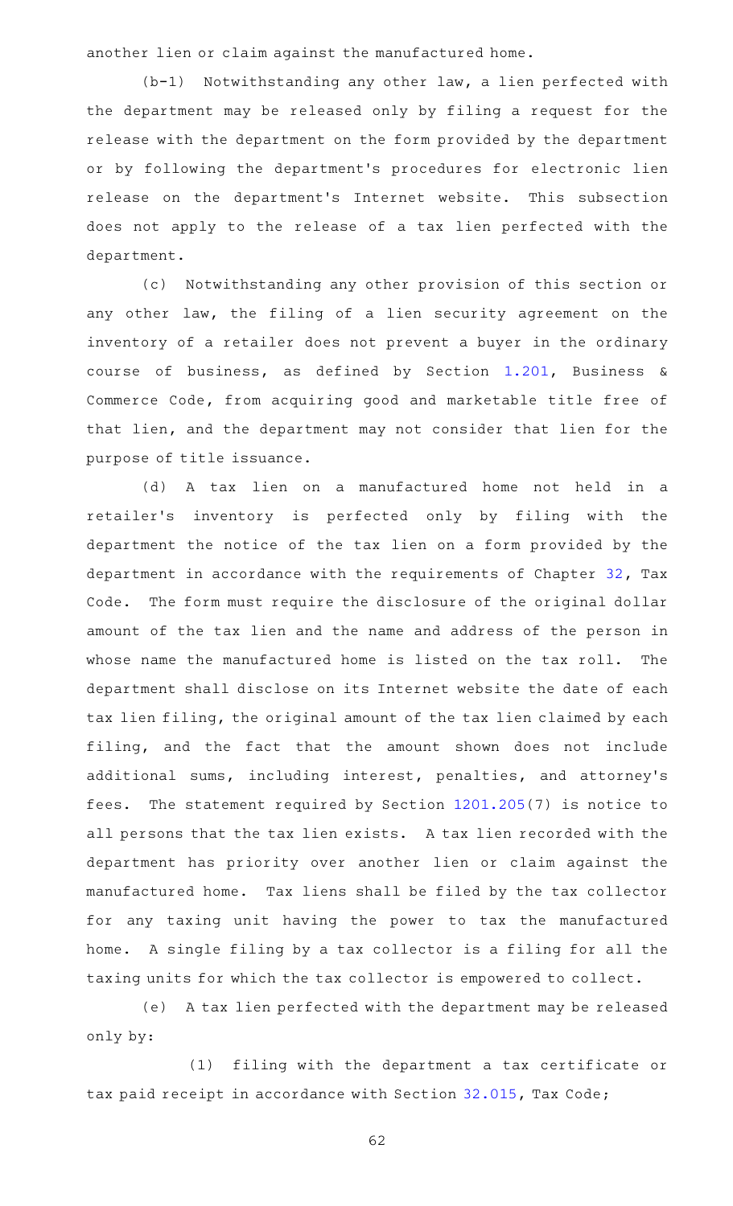another lien or claim against the manufactured home.

(b-1) Notwithstanding any other law, a lien perfected with the department may be released only by filing a request for the release with the department on the form provided by the department or by following the department's procedures for electronic lien release on the department's Internet website. This subsection does not apply to the release of a tax lien perfected with the department.

(c) Notwithstanding any other provision of this section or any other law, the filing of a lien security agreement on the inventory of a retailer does not prevent a buyer in the ordinary course of business, as defined by Section 1.201, Business & Commerce Code, from acquiring good and marketable title free of that lien, and the department may not consider that lien for the purpose of title issuance.

(d) A tax lien on a manufactured home not held in a retailer's inventory is perfected only by filing with the department the notice of the tax lien on a form provided by the department in accordance with the requirements of Chapter 32, Tax Code. The form must require the disclosure of the original dollar amount of the tax lien and the name and address of the person in whose name the manufactured home is listed on the tax roll. The department shall disclose on its Internet website the date of each tax lien filing, the original amount of the tax lien claimed by each filing, and the fact that the amount shown does not include additional sums, including interest, penalties, and attorney's fees. The statement required by Section 1201.205(7) is notice to all persons that the tax lien exists. A tax lien recorded with the department has priority over another lien or claim against the manufactured home. Tax liens shall be filed by the tax collector for any taxing unit having the power to tax the manufactured home. A single filing by a tax collector is a filing for all the taxing units for which the tax collector is empowered to collect.

(e) A tax lien perfected with the department may be released only by:

(1) filing with the department a tax certificate or tax paid receipt in accordance with Section 32.015, Tax Code;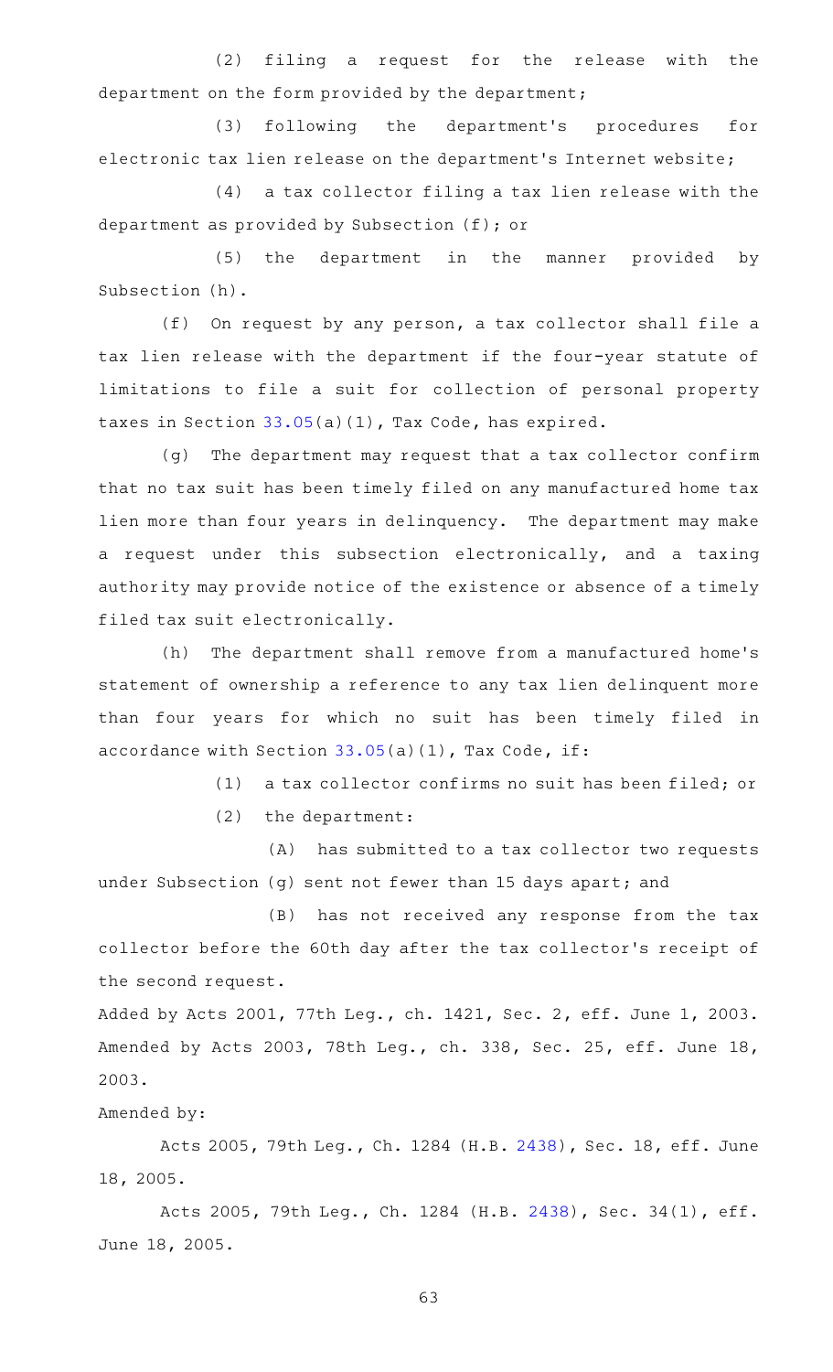(2) filing a request for the release with the department on the form provided by the department;

(3) following the department's procedures for electronic tax lien release on the department's Internet website;

(4) a tax collector filing a tax lien release with the department as provided by Subsection (f); or

(5) the department in the manner provided by Subsection (h).

(f) On request by any person, a tax collector shall file a tax lien release with the department if the four-year statute of limitations to file a suit for collection of personal property taxes in Section 33.05(a)(1), Tax Code, has expired.

(g) The department may request that a tax collector confirm that no tax suit has been timely filed on any manufactured home tax lien more than four years in delinquency. The department may make a request under this subsection electronically, and a taxing authority may provide notice of the existence or absence of a timely filed tax suit electronically.

(h) The department shall remove from a manufactured home's statement of ownership a reference to any tax lien delinquent more than four years for which no suit has been timely filed in accordance with Section 33.05(a)(1), Tax Code, if:

(1) a tax collector confirms no suit has been filed; or

(2) the department:

(A) has submitted to a tax collector two requests under Subsection (g) sent not fewer than 15 days apart; and

(B) has not received any response from the tax collector before the 60th day after the tax collector's receipt of the second request.

Added by Acts 2001, 77th Leg., ch. 1421, Sec. 2, eff. June 1, 2003. Amended by Acts 2003, 78th Leg., ch. 338, Sec. 25, eff. June 18, 2003.

Amended by:

Acts 2005, 79th Leg., Ch. 1284 (H.B. 2438), Sec. 18, eff. June 18, 2005.

Acts 2005, 79th Leg., Ch. 1284 (H.B. 2438), Sec. 34(1), eff. June 18, 2005.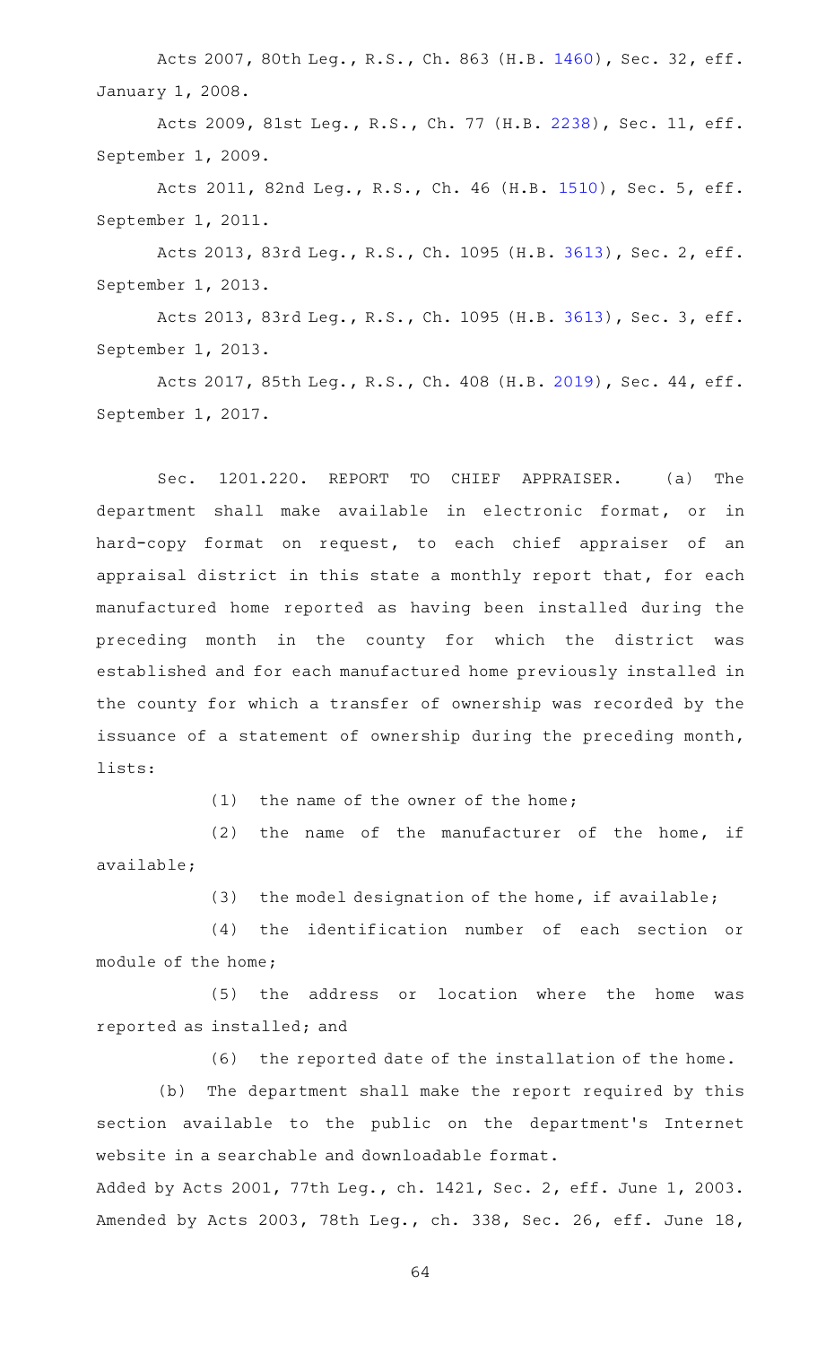Acts 2007, 80th Leg., R.S., Ch. 863 (H.B. 1460), Sec. 32, eff. January 1, 2008.

Acts 2009, 81st Leg., R.S., Ch. 77 (H.B. 2238), Sec. 11, eff. September 1, 2009.

Acts 2011, 82nd Leg., R.S., Ch. 46 (H.B. 1510), Sec. 5, eff. September 1, 2011.

Acts 2013, 83rd Leg., R.S., Ch. 1095 (H.B. 3613), Sec. 2, eff. September 1, 2013.

Acts 2013, 83rd Leg., R.S., Ch. 1095 (H.B. 3613), Sec. 3, eff. September 1, 2013.

Acts 2017, 85th Leg., R.S., Ch. 408 (H.B. 2019), Sec. 44, eff. September 1, 2017.

Sec. 1201.220. REPORT TO CHIEF APPRAISER. (a) The department shall make available in electronic format, or in hard-copy format on request, to each chief appraiser of an appraisal district in this state a monthly report that, for each manufactured home reported as having been installed during the preceding month in the county for which the district was established and for each manufactured home previously installed in the county for which a transfer of ownership was recorded by the issuance of a statement of ownership during the preceding month, lists:

(1) the name of the owner of the home;

(2) the name of the manufacturer of the home, if available;

(3) the model designation of the home, if available;

(4) the identification number of each section or module of the home;

(5) the address or location where the home was reported as installed; and

(6) the reported date of the installation of the home.

(b) The department shall make the report required by this section available to the public on the department's Internet website in a searchable and downloadable format.

Added by Acts 2001, 77th Leg., ch. 1421, Sec. 2, eff. June 1, 2003. Amended by Acts 2003, 78th Leg., ch. 338, Sec. 26, eff. June 18,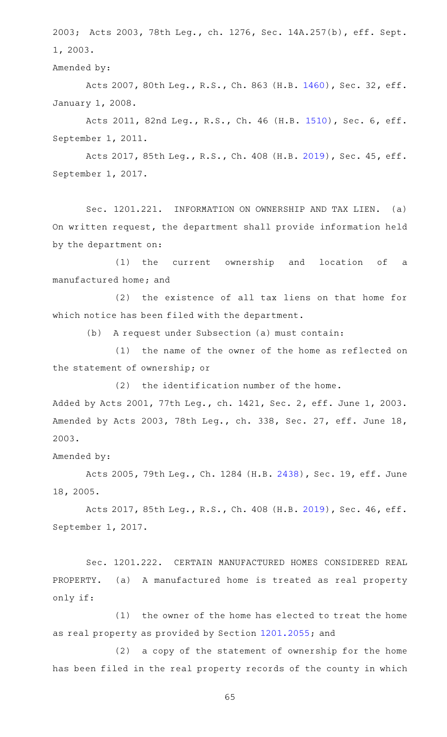2003; Acts 2003, 78th Leg., ch. 1276, Sec. 14A.257(b), eff. Sept. 1, 2003.

Amended by:

Acts 2007, 80th Leg., R.S., Ch. 863 (H.B. 1460), Sec. 32, eff. January 1, 2008.

Acts 2011, 82nd Leg., R.S., Ch. 46 (H.B. 1510), Sec. 6, eff. September 1, 2011.

Acts 2017, 85th Leg., R.S., Ch. 408 (H.B. 2019), Sec. 45, eff. September 1, 2017.

Sec. 1201.221. INFORMATION ON OWNERSHIP AND TAX LIEN. (a) On written request, the department shall provide information held by the department on:

(1) the current ownership and location of a manufactured home; and

(2) the existence of all tax liens on that home for which notice has been filed with the department.

(b) A request under Subsection (a) must contain:

(1) the name of the owner of the home as reflected on the statement of ownership; or

(2) the identification number of the home.

Added by Acts 2001, 77th Leg., ch. 1421, Sec. 2, eff. June 1, 2003. Amended by Acts 2003, 78th Leg., ch. 338, Sec. 27, eff. June 18, 2003.

Amended by:

Acts 2005, 79th Leg., Ch. 1284 (H.B. 2438), Sec. 19, eff. June 18, 2005.

Acts 2017, 85th Leg., R.S., Ch. 408 (H.B. 2019), Sec. 46, eff. September 1, 2017.

Sec. 1201.222. CERTAIN MANUFACTURED HOMES CONSIDERED REAL PROPERTY. (a) A manufactured home is treated as real property only if:

(1) the owner of the home has elected to treat the home as real property as provided by Section 1201.2055; and

(2) a copy of the statement of ownership for the home has been filed in the real property records of the county in which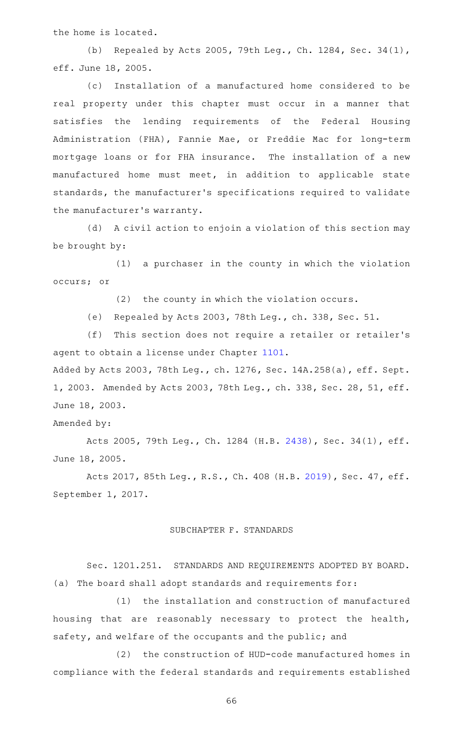the home is located.

(b) Repealed by Acts 2005, 79th Leg., Ch. 1284, Sec. 34(1), eff. June 18, 2005.

(c) Installation of a manufactured home considered to be real property under this chapter must occur in a manner that satisfies the lending requirements of the Federal Housing Administration (FHA), Fannie Mae, or Freddie Mac for long-term mortgage loans or for FHA insurance. The installation of a new manufactured home must meet, in addition to applicable state standards, the manufacturer's specifications required to validate the manufacturer's warranty.

(d) A civil action to enjoin a violation of this section may be brought by:

(1) a purchaser in the county in which the violation occurs; or

(2) the county in which the violation occurs.

(e) Repealed by Acts 2003, 78th Leg., ch. 338, Sec. 51.

(f) This section does not require a retailer or retailer's agent to obtain a license under Chapter 1101.

Added by Acts 2003, 78th Leg., ch. 1276, Sec. 14A.258(a), eff. Sept. 1, 2003. Amended by Acts 2003, 78th Leg., ch. 338, Sec. 28, 51, eff. June 18, 2003.

Amended by:

Acts 2005, 79th Leg., Ch. 1284 (H.B. 2438), Sec. 34(1), eff. June 18, 2005.

Acts 2017, 85th Leg., R.S., Ch. 408 (H.B. 2019), Sec. 47, eff. September 1, 2017.

## SUBCHAPTER F. STANDARDS

Sec. 1201.251. STANDARDS AND REQUIREMENTS ADOPTED BY BOARD. (a) The board shall adopt standards and requirements for:

(1) the installation and construction of manufactured housing that are reasonably necessary to protect the health, safety, and welfare of the occupants and the public; and

(2) the construction of HUD-code manufactured homes in compliance with the federal standards and requirements established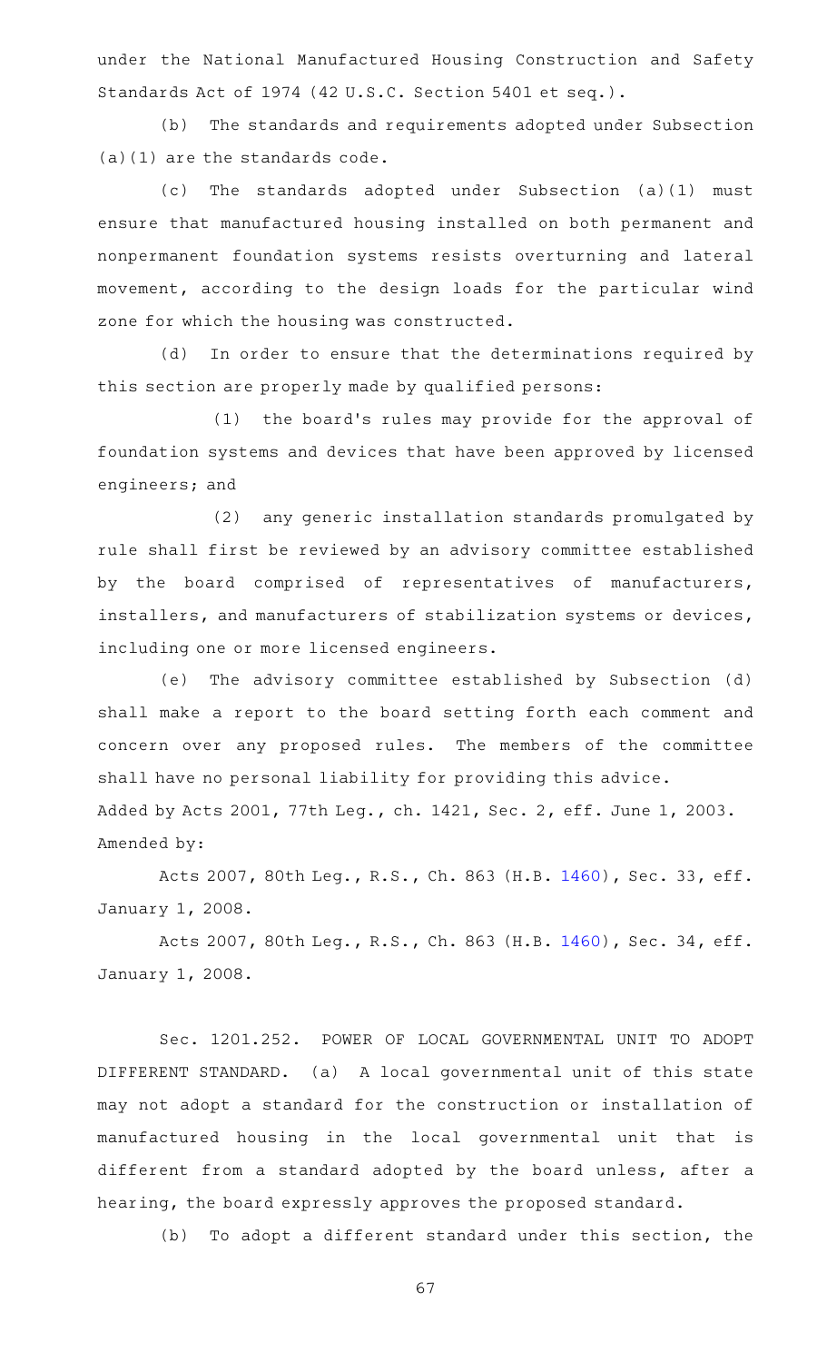under the National Manufactured Housing Construction and Safety Standards Act of 1974 (42 U.S.C. Section 5401 et seq.).

(b) The standards and requirements adopted under Subsection (a)(1) are the standards code.

(c) The standards adopted under Subsection (a)(1) must ensure that manufactured housing installed on both permanent and nonpermanent foundation systems resists overturning and lateral movement, according to the design loads for the particular wind zone for which the housing was constructed.

(d) In order to ensure that the determinations required by this section are properly made by qualified persons:

(1) the board's rules may provide for the approval of foundation systems and devices that have been approved by licensed engineers; and

(2) any generic installation standards promulgated by rule shall first be reviewed by an advisory committee established by the board comprised of representatives of manufacturers, installers, and manufacturers of stabilization systems or devices, including one or more licensed engineers.

(e) The advisory committee established by Subsection (d) shall make a report to the board setting forth each comment and concern over any proposed rules. The members of the committee shall have no personal liability for providing this advice.

Added by Acts 2001, 77th Leg., ch. 1421, Sec. 2, eff. June 1, 2003.
Amended by:

Acts 2007, 80th Leg., R.S., Ch. 863 (H.B. 1460), Sec. 33, eff. January 1, 2008.

Acts 2007, 80th Leg., R.S., Ch. 863 (H.B. 1460), Sec. 34, eff. January 1, 2008.

Sec. 1201.252. POWER OF LOCAL GOVERNMENTAL UNIT TO ADOPT DIFFERENT STANDARD. (a) A local governmental unit of this state may not adopt a standard for the construction or installation of manufactured housing in the local governmental unit that is different from a standard adopted by the board unless, after a hearing, the board expressly approves the proposed standard.

(b) To adopt a different standard under this section, the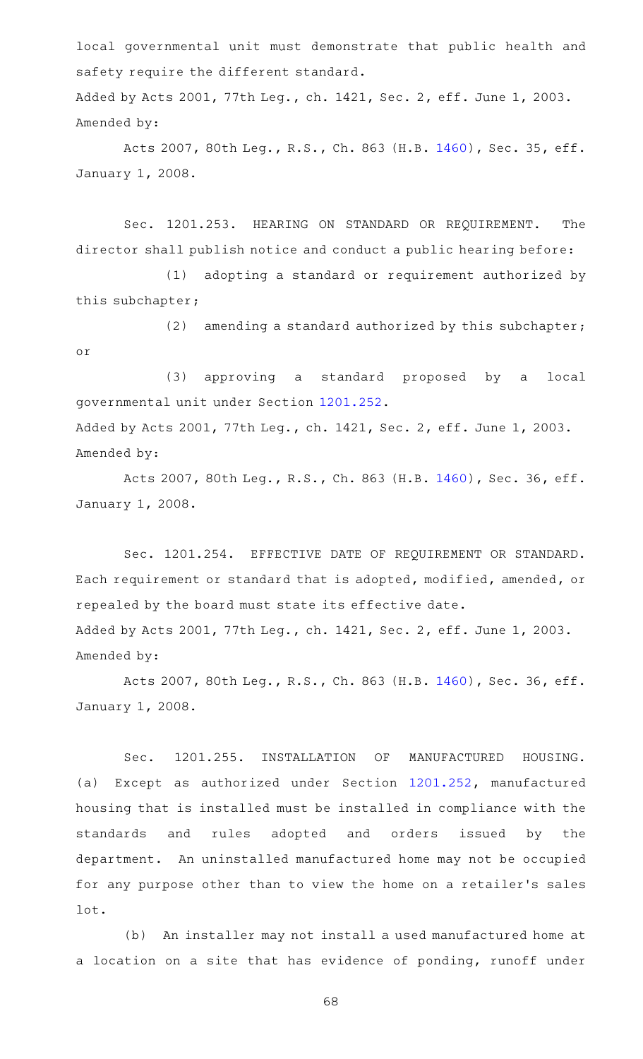local governmental unit must demonstrate that public health and safety require the different standard.

Added by Acts 2001, 77th Leg., ch. 1421, Sec. 2, eff. June 1, 2003.
Amended by:

Acts 2007, 80th Leg., R.S., Ch. 863 (H.B. 1460), Sec. 35, eff. January 1, 2008.

Sec. 1201.253. HEARING ON STANDARD OR REQUIREMENT. The director shall publish notice and conduct a public hearing before:

(1) adopting a standard or requirement authorized by this subchapter;

(2) amending a standard authorized by this subchapter; or

(3) approving a standard proposed by a local governmental unit under Section 1201.252.

Added by Acts 2001, 77th Leg., ch. 1421, Sec. 2, eff. June 1, 2003.
Amended by:

Acts 2007, 80th Leg., R.S., Ch. 863 (H.B. 1460), Sec. 36, eff. January 1, 2008.

Sec. 1201.254. EFFECTIVE DATE OF REQUIREMENT OR STANDARD. Each requirement or standard that is adopted, modified, amended, or repealed by the board must state its effective date.

Added by Acts 2001, 77th Leg., ch. 1421, Sec. 2, eff. June 1, 2003.
Amended by:

Acts 2007, 80th Leg., R.S., Ch. 863 (H.B. 1460), Sec. 36, eff. January 1, 2008.

Sec. 1201.255. INSTALLATION OF MANUFACTURED HOUSING. (a) Except as authorized under Section 1201.252, manufactured housing that is installed must be installed in compliance with the standards and rules adopted and orders issued by the department. An uninstalled manufactured home may not be occupied for any purpose other than to view the home on a retailer's sales lot.

(b) An installer may not install a used manufactured home at a location on a site that has evidence of ponding, runoff under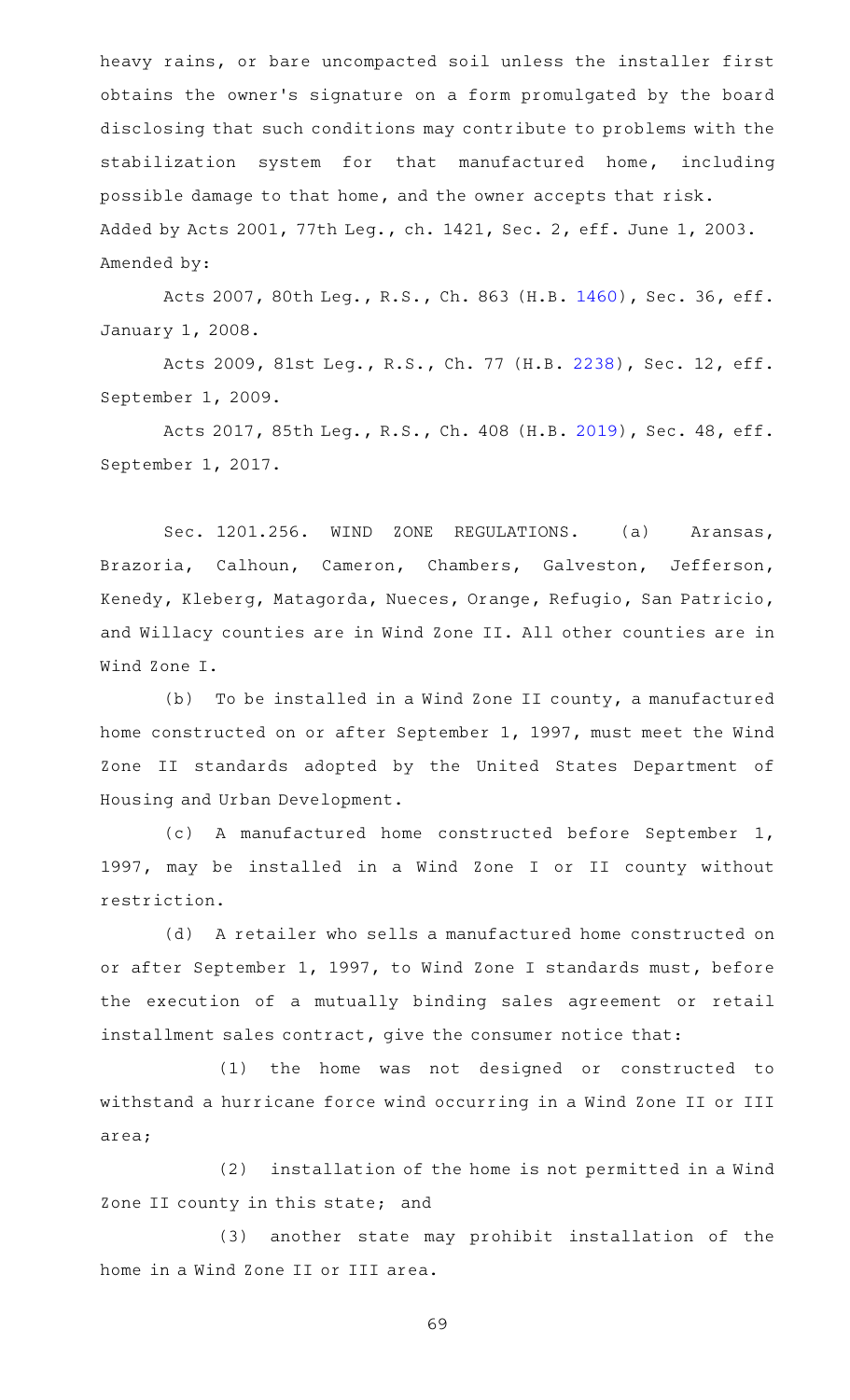heavy rains, or bare uncompacted soil unless the installer first obtains the owner's signature on a form promulgated by the board disclosing that such conditions may contribute to problems with the stabilization system for that manufactured home, including possible damage to that home, and the owner accepts that risk.

Added by Acts 2001, 77th Leg., ch. 1421, Sec. 2, eff. June 1, 2003.

Amended by:

Acts 2007, 80th Leg., R.S., Ch. 863 (H.B. 1460), Sec. 36, eff. January 1, 2008.

Acts 2009, 81st Leg., R.S., Ch. 77 (H.B. 2238), Sec. 12, eff. September 1, 2009.

Acts 2017, 85th Leg., R.S., Ch. 408 (H.B. 2019), Sec. 48, eff. September 1, 2017.

Sec. 1201.256. WIND ZONE REGULATIONS. (a) Aransas, Brazoria, Calhoun, Cameron, Chambers, Galveston, Jefferson, Kenedy, Kleberg, Matagorda, Nueces, Orange, Refugio, San Patricio, and Willacy counties are in Wind Zone II. All other counties are in Wind Zone I.

(b) To be installed in a Wind Zone II county, a manufactured home constructed on or after September 1, 1997, must meet the Wind Zone II standards adopted by the United States Department of Housing and Urban Development.

(c) A manufactured home constructed before September 1, 1997, may be installed in a Wind Zone I or II county without restriction.

(d) A retailer who sells a manufactured home constructed on or after September 1, 1997, to Wind Zone I standards must, before the execution of a mutually binding sales agreement or retail installment sales contract, give the consumer notice that:

(1) the home was not designed or constructed to withstand a hurricane force wind occurring in a Wind Zone II or III area;

(2) installation of the home is not permitted in a Wind Zone II county in this state; and

(3) another state may prohibit installation of the home in a Wind Zone II or III area.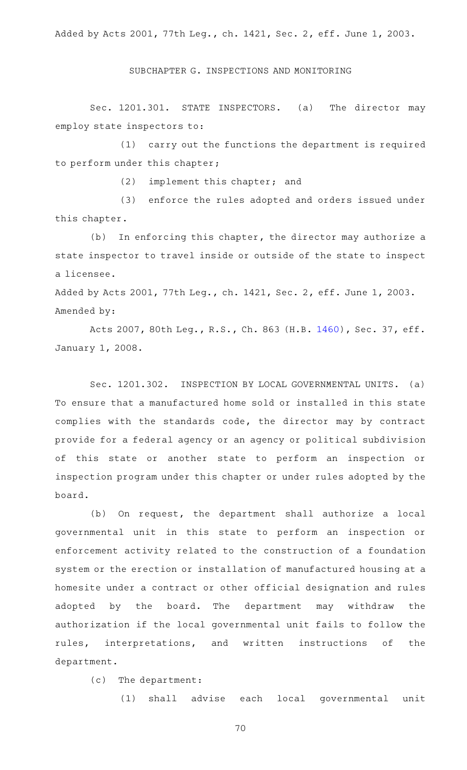Added by Acts 2001, 77th Leg., ch. 1421, Sec. 2, eff. June 1, 2003.

## SUBCHAPTER G. INSPECTIONS AND MONITORING

Sec. 1201.301. STATE INSPECTORS. (a) The director may employ state inspectors to:

(1) carry out the functions the department is required to perform under this chapter;

(2) implement this chapter; and

(3) enforce the rules adopted and orders issued under this chapter.

(b) In enforcing this chapter, the director may authorize a state inspector to travel inside or outside of the state to inspect a licensee.

Added by Acts 2001, 77th Leg., ch. 1421, Sec. 2, eff. June 1, 2003.
Amended by:

Acts 2007, 80th Leg., R.S., Ch. 863 (H.B. 1460), Sec. 37, eff. January 1, 2008.

Sec. 1201.302. INSPECTION BY LOCAL GOVERNMENTAL UNITS. (a) To ensure that a manufactured home sold or installed in this state complies with the standards code, the director may by contract provide for a federal agency or an agency or political subdivision of this state or another state to perform an inspection or inspection program under this chapter or under rules adopted by the board.

(b) On request, the department shall authorize a local governmental unit in this state to perform an inspection or enforcement activity related to the construction of a foundation system or the erection or installation of manufactured housing at a homesite under a contract or other official designation and rules adopted by the board. The department may withdraw the authorization if the local governmental unit fails to follow the rules, interpretations, and written instructions of the department.

(c) The department:

(1) shall advise each local governmental unit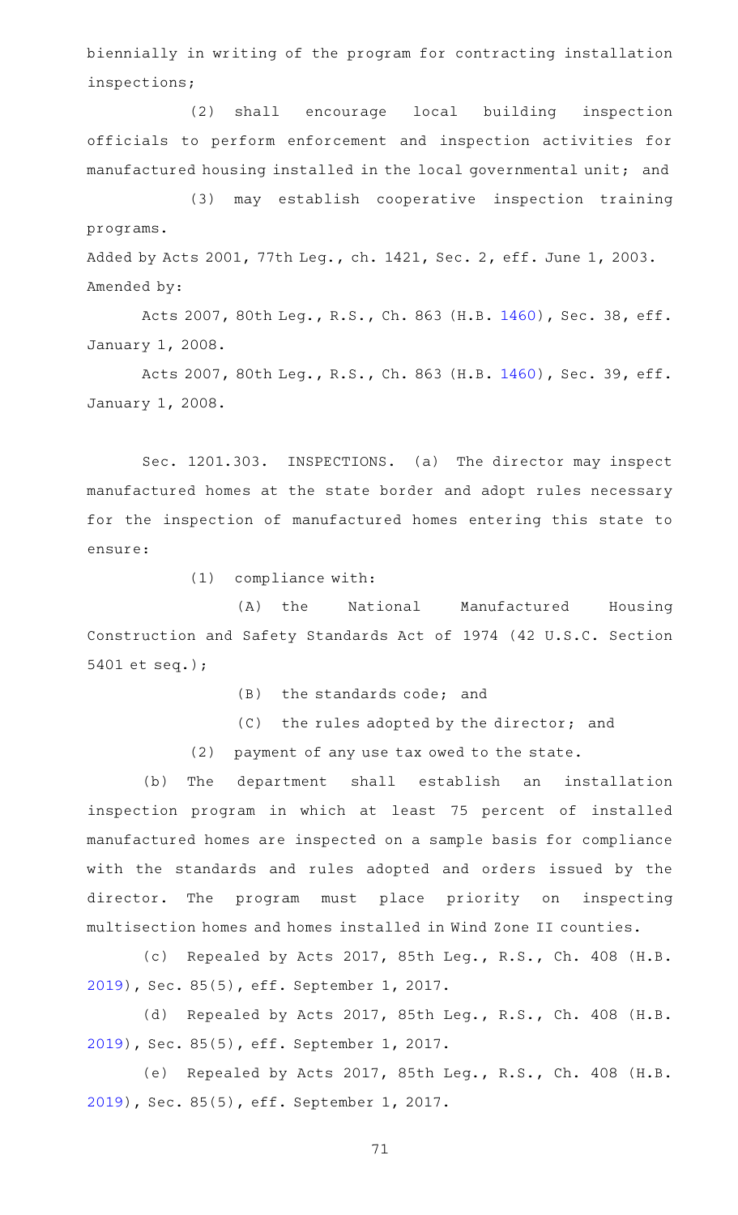biennially in writing of the program for contracting installation inspections;

(2) shall encourage local building inspection officials to perform enforcement and inspection activities for manufactured housing installed in the local governmental unit; and

(3) may establish cooperative inspection training programs.

Added by Acts 2001, 77th Leg., ch. 1421, Sec. 2, eff. June 1, 2003.
Amended by:

Acts 2007, 80th Leg., R.S., Ch. 863 (H.B. 1460), Sec. 38, eff. January 1, 2008.

Acts 2007, 80th Leg., R.S., Ch. 863 (H.B. 1460), Sec. 39, eff. January 1, 2008.

Sec. 1201.303. INSPECTIONS. (a) The director may inspect manufactured homes at the state border and adopt rules necessary for the inspection of manufactured homes entering this state to ensure:

(1) compliance with:

(A) the National Manufactured Housing Construction and Safety Standards Act of 1974 (42 U.S.C. Section 5401 et seq.);

(B) the standards code; and

(C) the rules adopted by the director; and

(2) payment of any use tax owed to the state.

(b) The department shall establish an installation inspection program in which at least 75 percent of installed manufactured homes are inspected on a sample basis for compliance with the standards and rules adopted and orders issued by the director. The program must place priority on inspecting multisection homes and homes installed in Wind Zone II counties.

(c) Repealed by Acts 2017, 85th Leg., R.S., Ch. 408 (H.B. 2019), Sec. 85(5), eff. September 1, 2017.

(d) Repealed by Acts 2017, 85th Leg., R.S., Ch. 408 (H.B. 2019), Sec. 85(5), eff. September 1, 2017.

(e) Repealed by Acts 2017, 85th Leg., R.S., Ch. 408 (H.B. 2019), Sec. 85(5), eff. September 1, 2017.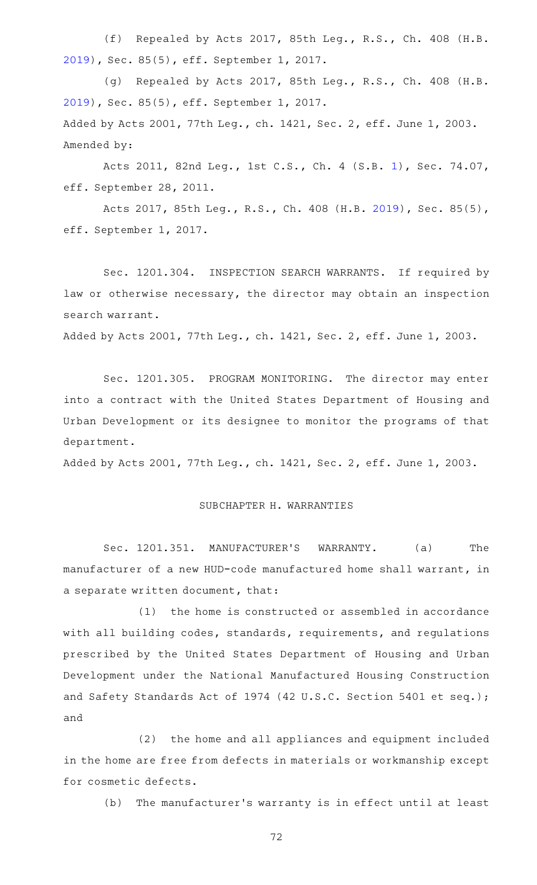(f) Repealed by Acts 2017, 85th Leg., R.S., Ch. 408 (H.B. 2019), Sec. 85(5), eff. September 1, 2017.

(g) Repealed by Acts 2017, 85th Leg., R.S., Ch. 408 (H.B. 2019), Sec. 85(5), eff. September 1, 2017.

Added by Acts 2001, 77th Leg., ch. 1421, Sec. 2, eff. June 1, 2003.
Amended by:

Acts 2011, 82nd Leg., 1st C.S., Ch. 4 (S.B. 1), Sec. 74.07, eff. September 28, 2011.

Acts 2017, 85th Leg., R.S., Ch. 408 (H.B. 2019), Sec. 85(5), eff. September 1, 2017.

Sec. 1201.304. INSPECTION SEARCH WARRANTS. If required by law or otherwise necessary, the director may obtain an inspection search warrant.

Added by Acts 2001, 77th Leg., ch. 1421, Sec. 2, eff. June 1, 2003.

Sec. 1201.305. PROGRAM MONITORING. The director may enter into a contract with the United States Department of Housing and Urban Development or its designee to monitor the programs of that department.

Added by Acts 2001, 77th Leg., ch. 1421, Sec. 2, eff. June 1, 2003.

SUBCHAPTER H. WARRANTIES

Sec. 1201.351. MANUFACTURER'S WARRANTY. (a) The manufacturer of a new HUD-code manufactured home shall warrant, in a separate written document, that:

(1) the home is constructed or assembled in accordance with all building codes, standards, requirements, and regulations prescribed by the United States Department of Housing and Urban Development under the National Manufactured Housing Construction and Safety Standards Act of 1974 (42 U.S.C. Section 5401 et seq.); and

(2) the home and all appliances and equipment included in the home are free from defects in materials or workmanship except for cosmetic defects.

(b) The manufacturer's warranty is in effect until at least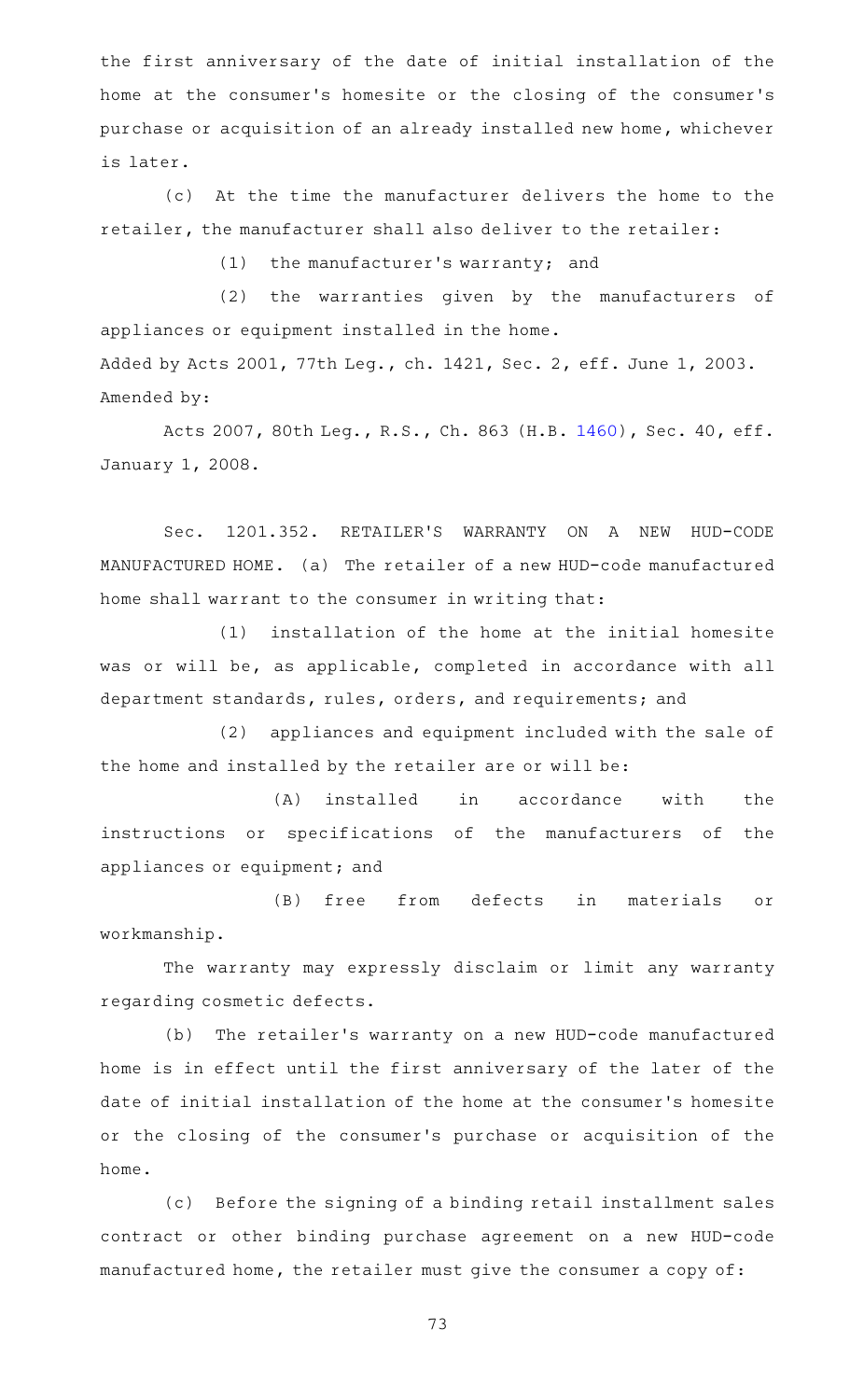the first anniversary of the date of initial installation of the home at the consumer's homesite or the closing of the consumer's purchase or acquisition of an already installed new home, whichever is later.

(c) At the time the manufacturer delivers the home to the retailer, the manufacturer shall also deliver to the retailer:

(1) the manufacturer's warranty; and

(2) the warranties given by the manufacturers of appliances or equipment installed in the home.

Added by Acts 2001, 77th Leg., ch. 1421, Sec. 2, eff. June 1, 2003.
Amended by:

Acts 2007, 80th Leg., R.S., Ch. 863 (H.B. 1460), Sec. 40, eff. January 1, 2008.

Sec. 1201.352. RETAILER'S WARRANTY ON A NEW HUD-CODE MANUFACTURED HOME. (a) The retailer of a new HUD-code manufactured home shall warrant to the consumer in writing that:

(1) installation of the home at the initial homesite was or will be, as applicable, completed in accordance with all department standards, rules, orders, and requirements; and

(2) appliances and equipment included with the sale of the home and installed by the retailer are or will be:

(A) installed in accordance with the instructions or specifications of the manufacturers of the appliances or equipment; and

(B) free from defects in materials or workmanship.

The warranty may expressly disclaim or limit any warranty regarding cosmetic defects.

(b) The retailer's warranty on a new HUD-code manufactured home is in effect until the first anniversary of the later of the date of initial installation of the home at the consumer's homesite or the closing of the consumer's purchase or acquisition of the home.

(c) Before the signing of a binding retail installment sales contract or other binding purchase agreement on a new HUD-code manufactured home, the retailer must give the consumer a copy of: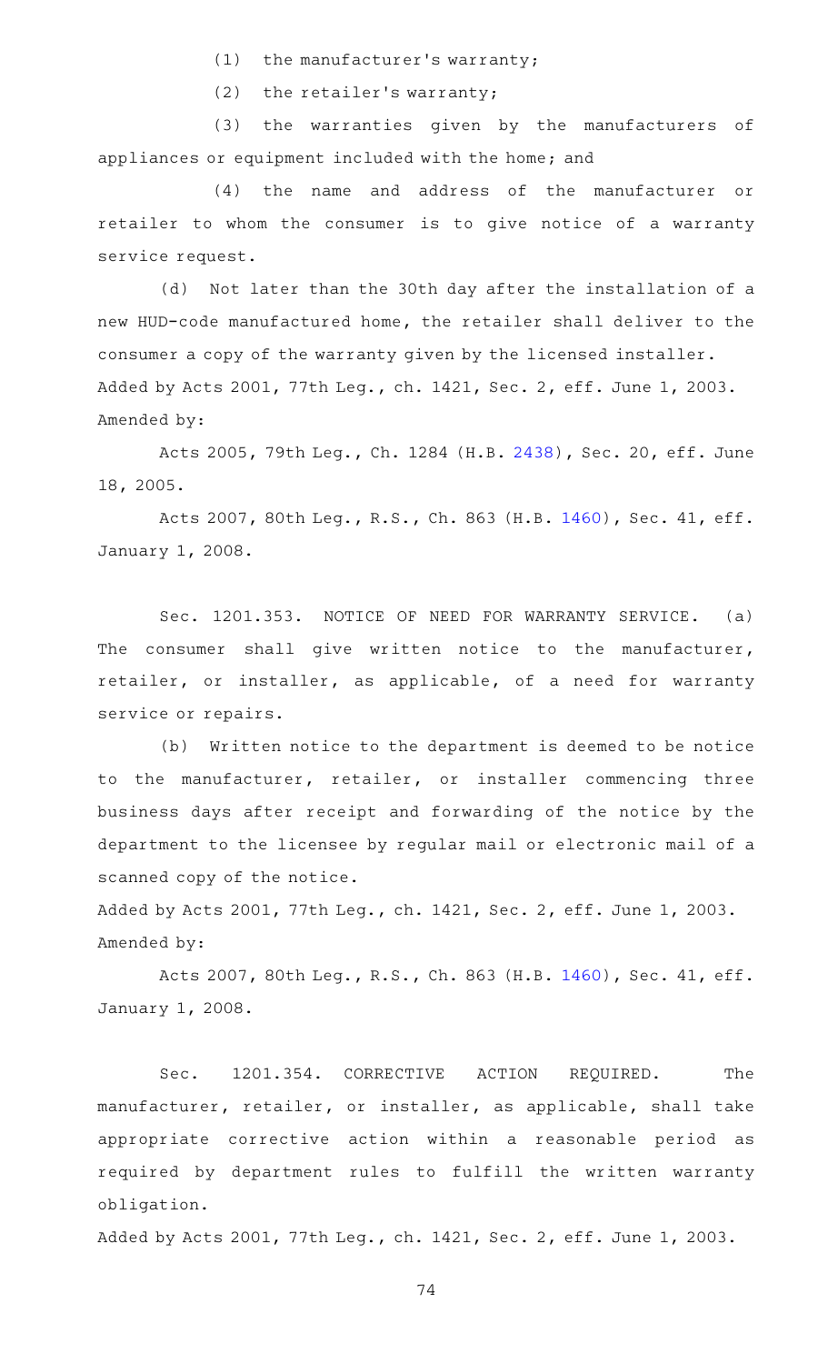(1) the manufacturer's warranty;

(2) the retailer's warranty;

(3) the warranties given by the manufacturers of appliances or equipment included with the home; and

(4) the name and address of the manufacturer or retailer to whom the consumer is to give notice of a warranty service request.

(d) Not later than the 30th day after the installation of a new HUD-code manufactured home, the retailer shall deliver to the consumer a copy of the warranty given by the licensed installer.

Added by Acts 2001, 77th Leg., ch. 1421, Sec. 2, eff. June 1, 2003.
Amended by:

Acts 2005, 79th Leg., Ch. 1284 (H.B. 2438), Sec. 20, eff. June 18, 2005.

Acts 2007, 80th Leg., R.S., Ch. 863 (H.B. 1460), Sec. 41, eff. January 1, 2008.

Sec. 1201.353. NOTICE OF NEED FOR WARRANTY SERVICE. (a) The consumer shall give written notice to the manufacturer, retailer, or installer, as applicable, of a need for warranty service or repairs.

(b) Written notice to the department is deemed to be notice to the manufacturer, retailer, or installer commencing three business days after receipt and forwarding of the notice by the department to the licensee by regular mail or electronic mail of a scanned copy of the notice.

Added by Acts 2001, 77th Leg., ch. 1421, Sec. 2, eff. June 1, 2003.
Amended by:

Acts 2007, 80th Leg., R.S., Ch. 863 (H.B. 1460), Sec. 41, eff. January 1, 2008.

Sec. 1201.354. CORRECTIVE ACTION REQUIRED. The manufacturer, retailer, or installer, as applicable, shall take appropriate corrective action within a reasonable period as required by department rules to fulfill the written warranty obligation.

Added by Acts 2001, 77th Leg., ch. 1421, Sec. 2, eff. June 1, 2003.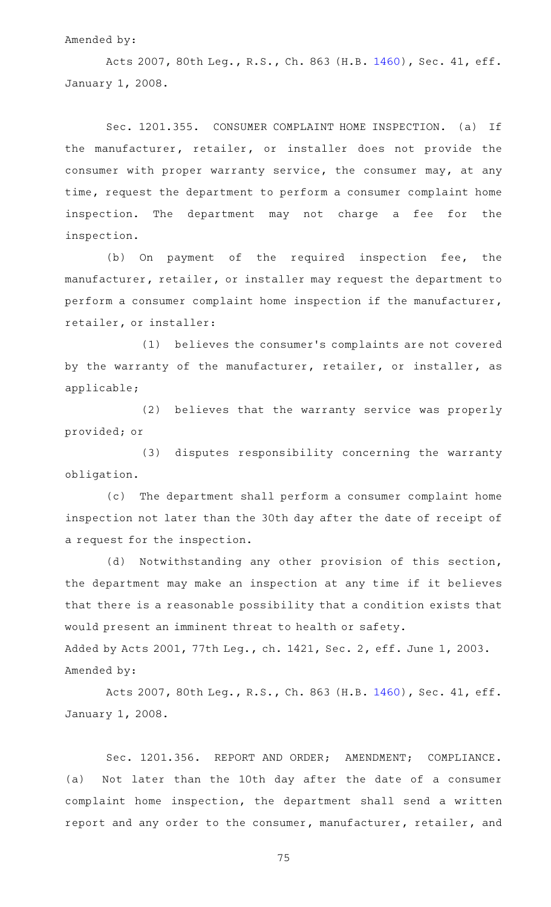Amended by:

Acts 2007, 80th Leg., R.S., Ch. 863 (H.B. 1460), Sec. 41, eff. January 1, 2008.

Sec. 1201.355. CONSUMER COMPLAINT HOME INSPECTION. (a) If the manufacturer, retailer, or installer does not provide the consumer with proper warranty service, the consumer may, at any time, request the department to perform a consumer complaint home inspection. The department may not charge a fee for the inspection.

(b) On payment of the required inspection fee, the manufacturer, retailer, or installer may request the department to perform a consumer complaint home inspection if the manufacturer, retailer, or installer:

(1) believes the consumer's complaints are not covered by the warranty of the manufacturer, retailer, or installer, as applicable;

(2) believes that the warranty service was properly provided; or

(3) disputes responsibility concerning the warranty obligation.

(c) The department shall perform a consumer complaint home inspection not later than the 30th day after the date of receipt of a request for the inspection.

(d) Notwithstanding any other provision of this section, the department may make an inspection at any time if it believes that there is a reasonable possibility that a condition exists that would present an imminent threat to health or safety.

Added by Acts 2001, 77th Leg., ch. 1421, Sec. 2, eff. June 1, 2003.

Amended by:

Acts 2007, 80th Leg., R.S., Ch. 863 (H.B. 1460), Sec. 41, eff. January 1, 2008.

Sec. 1201.356. REPORT AND ORDER; AMENDMENT; COMPLIANCE. (a) Not later than the 10th day after the date of a consumer complaint home inspection, the department shall send a written report and any order to the consumer, manufacturer, retailer, and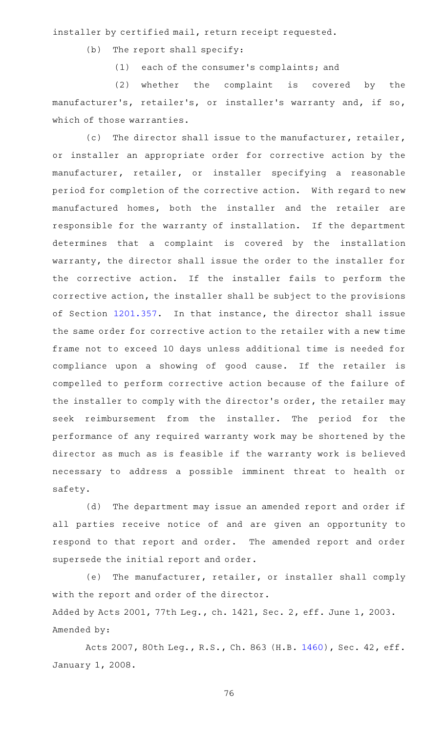installer by certified mail, return receipt requested.

(b) The report shall specify:

(1) each of the consumer's complaints; and

(2) whether the complaint is covered by the manufacturer's, retailer's, or installer's warranty and, if so, which of those warranties.

(c) The director shall issue to the manufacturer, retailer, or installer an appropriate order for corrective action by the manufacturer, retailer, or installer specifying a reasonable period for completion of the corrective action. With regard to new manufactured homes, both the installer and the retailer are responsible for the warranty of installation. If the department determines that a complaint is covered by the installation warranty, the director shall issue the order to the installer for the corrective action. If the installer fails to perform the corrective action, the installer shall be subject to the provisions of Section 1201.357. In that instance, the director shall issue the same order for corrective action to the retailer with a new time frame not to exceed 10 days unless additional time is needed for compliance upon a showing of good cause. If the retailer is compelled to perform corrective action because of the failure of the installer to comply with the director's order, the retailer may seek reimbursement from the installer. The period for the performance of any required warranty work may be shortened by the director as much as is feasible if the warranty work is believed necessary to address a possible imminent threat to health or safety.

(d) The department may issue an amended report and order if all parties receive notice of and are given an opportunity to respond to that report and order. The amended report and order supersede the initial report and order.

(e) The manufacturer, retailer, or installer shall comply with the report and order of the director.

Added by Acts 2001, 77th Leg., ch. 1421, Sec. 2, eff. June 1, 2003.
Amended by:

Acts 2007, 80th Leg., R.S., Ch. 863 (H.B. 1460), Sec. 42, eff. January 1, 2008.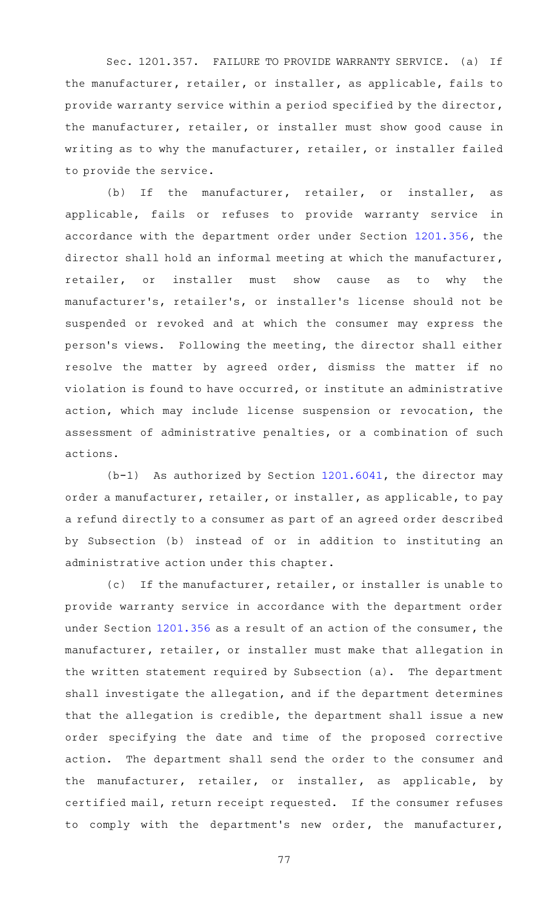Sec. 1201.357. FAILURE TO PROVIDE WARRANTY SERVICE. (a) If the manufacturer, retailer, or installer, as applicable, fails to provide warranty service within a period specified by the director, the manufacturer, retailer, or installer must show good cause in writing as to why the manufacturer, retailer, or installer failed to provide the service.

(b) If the manufacturer, retailer, or installer, as applicable, fails or refuses to provide warranty service in accordance with the department order under Section 1201.356, the director shall hold an informal meeting at which the manufacturer, retailer, or installer must show cause as to why the manufacturer's, retailer's, or installer's license should not be suspended or revoked and at which the consumer may express the person's views. Following the meeting, the director shall either resolve the matter by agreed order, dismiss the matter if no violation is found to have occurred, or institute an administrative action, which may include license suspension or revocation, the assessment of administrative penalties, or a combination of such actions.

(b-1) As authorized by Section 1201.6041, the director may order a manufacturer, retailer, or installer, as applicable, to pay a refund directly to a consumer as part of an agreed order described by Subsection (b) instead of or in addition to instituting an administrative action under this chapter.

(c) If the manufacturer, retailer, or installer is unable to provide warranty service in accordance with the department order under Section 1201.356 as a result of an action of the consumer, the manufacturer, retailer, or installer must make that allegation in the written statement required by Subsection (a). The department shall investigate the allegation, and if the department determines that the allegation is credible, the department shall issue a new order specifying the date and time of the proposed corrective action. The department shall send the order to the consumer and the manufacturer, retailer, or installer, as applicable, by certified mail, return receipt requested. If the consumer refuses to comply with the department's new order, the manufacturer,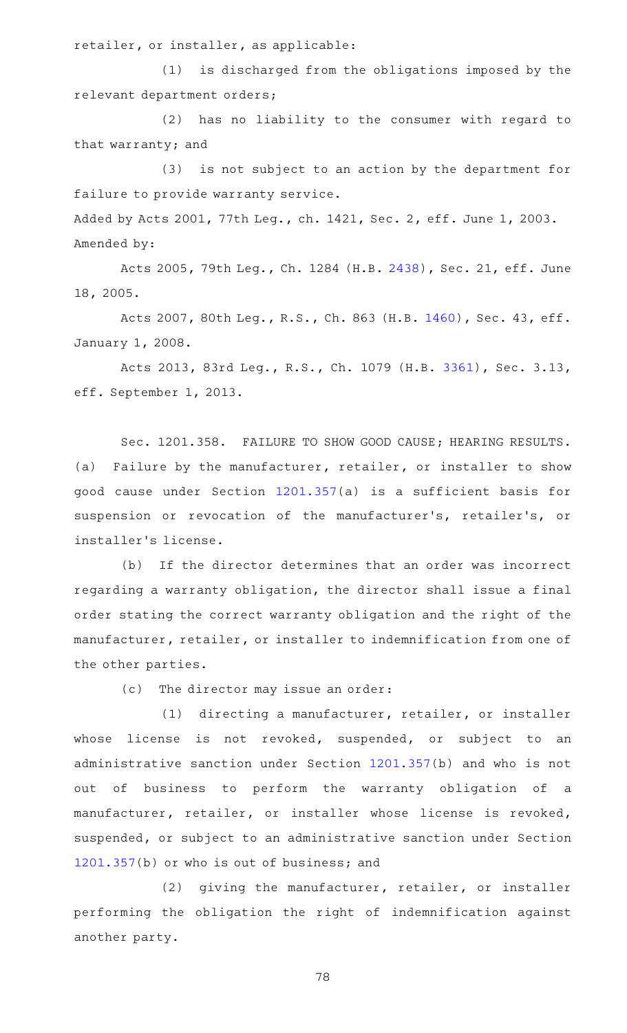retailer, or installer, as applicable:

(1) is discharged from the obligations imposed by the relevant department orders;

(2) has no liability to the consumer with regard to that warranty; and

(3) is not subject to an action by the department for failure to provide warranty service.

Added by Acts 2001, 77th Leg., ch. 1421, Sec. 2, eff. June 1, 2003.
Amended by:

Acts 2005, 79th Leg., Ch. 1284 (H.B. 2438), Sec. 21, eff. June 18, 2005.

Acts 2007, 80th Leg., R.S., Ch. 863 (H.B. 1460), Sec. 43, eff. January 1, 2008.

Acts 2013, 83rd Leg., R.S., Ch. 1079 (H.B. 3361), Sec. 3.13, eff. September 1, 2013.

Sec. 1201.358. FAILURE TO SHOW GOOD CAUSE; HEARING RESULTS. (a) Failure by the manufacturer, retailer, or installer to show good cause under Section 1201.357(a) is a sufficient basis for suspension or revocation of the manufacturer's, retailer's, or installer's license.

(b) If the director determines that an order was incorrect regarding a warranty obligation, the director shall issue a final order stating the correct warranty obligation and the right of the manufacturer, retailer, or installer to indemnification from one of the other parties.

(c) The director may issue an order:

(1) directing a manufacturer, retailer, or installer whose license is not revoked, suspended, or subject to an administrative sanction under Section 1201.357(b) and who is not out of business to perform the warranty obligation of a manufacturer, retailer, or installer whose license is revoked, suspended, or subject to an administrative sanction under Section 1201.357(b) or who is out of business; and

(2) giving the manufacturer, retailer, or installer performing the obligation the right of indemnification against another party.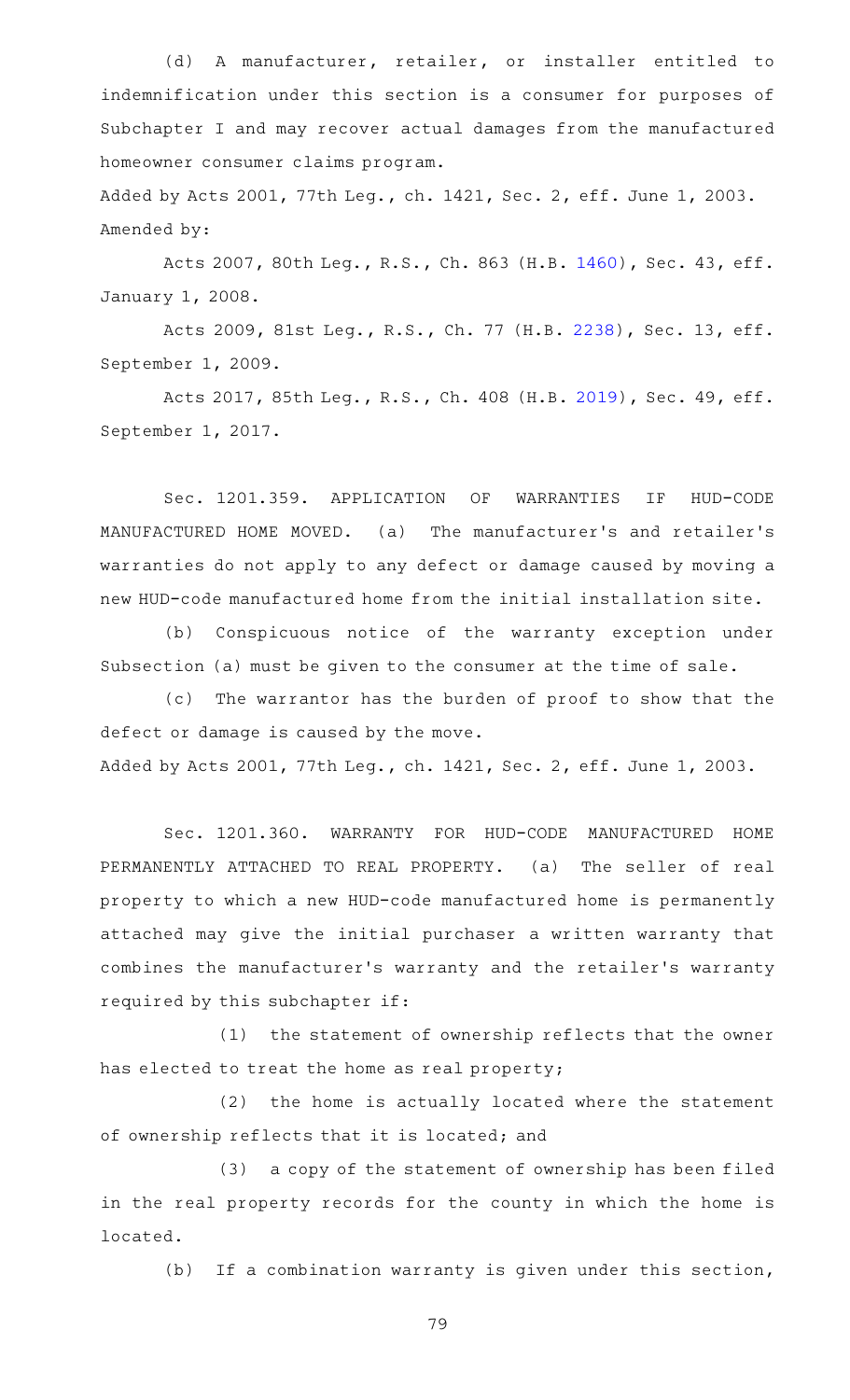(d) A manufacturer, retailer, or installer entitled to indemnification under this section is a consumer for purposes of Subchapter I and may recover actual damages from the manufactured homeowner consumer claims program.

Added by Acts 2001, 77th Leg., ch. 1421, Sec. 2, eff. June 1, 2003.
Amended by:

Acts 2007, 80th Leg., R.S., Ch. 863 (H.B. 1460), Sec. 43, eff. January 1, 2008.

Acts 2009, 81st Leg., R.S., Ch. 77 (H.B. 2238), Sec. 13, eff. September 1, 2009.

Acts 2017, 85th Leg., R.S., Ch. 408 (H.B. 2019), Sec. 49, eff. September 1, 2017.

Sec. 1201.359. APPLICATION OF WARRANTIES IF HUD-CODE MANUFACTURED HOME MOVED. (a) The manufacturer's and retailer's warranties do not apply to any defect or damage caused by moving a new HUD-code manufactured home from the initial installation site.

(b) Conspicuous notice of the warranty exception under Subsection (a) must be given to the consumer at the time of sale.

(c) The warrantor has the burden of proof to show that the defect or damage is caused by the move.

Added by Acts 2001, 77th Leg., ch. 1421, Sec. 2, eff. June 1, 2003.

Sec. 1201.360. WARRANTY FOR HUD-CODE MANUFACTURED HOME PERMANENTLY ATTACHED TO REAL PROPERTY. (a) The seller of real property to which a new HUD-code manufactured home is permanently attached may give the initial purchaser a written warranty that combines the manufacturer's warranty and the retailer's warranty required by this subchapter if:

(1) the statement of ownership reflects that the owner has elected to treat the home as real property;

(2) the home is actually located where the statement of ownership reflects that it is located; and

(3) a copy of the statement of ownership has been filed in the real property records for the county in which the home is located.

(b) If a combination warranty is given under this section,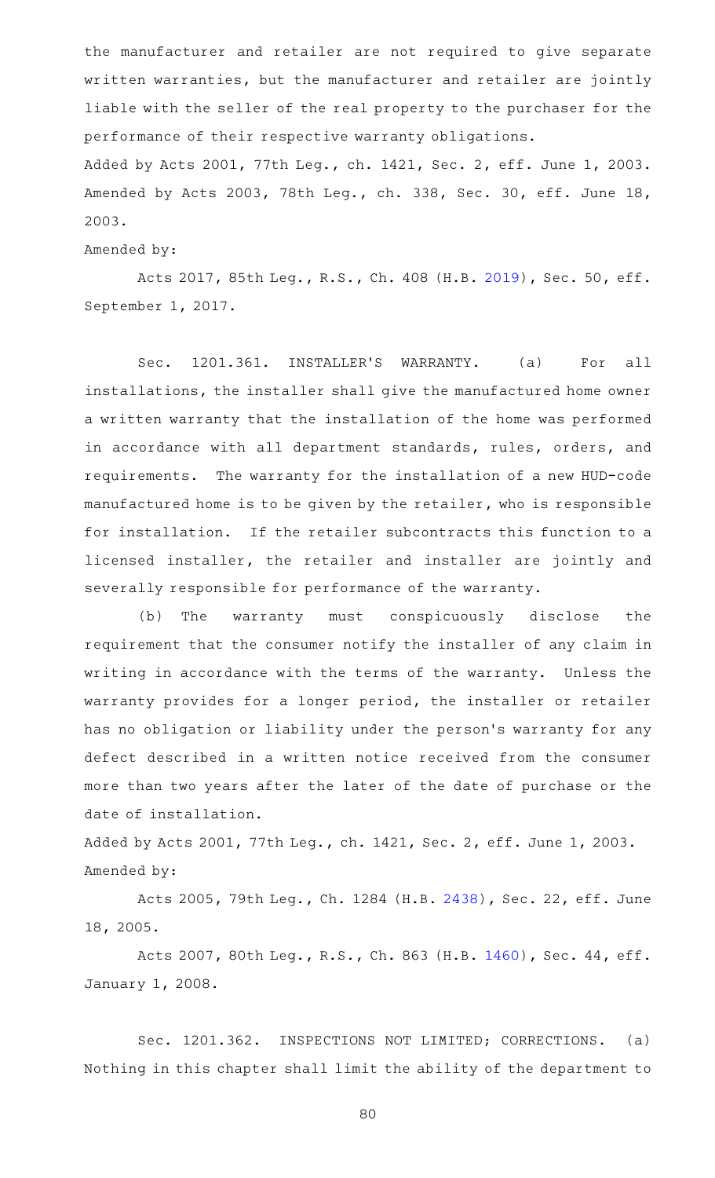the manufacturer and retailer are not required to give separate written warranties, but the manufacturer and retailer are jointly liable with the seller of the real property to the purchaser for the performance of their respective warranty obligations.

Added by Acts 2001, 77th Leg., ch. 1421, Sec. 2, eff. June 1, 2003. Amended by Acts 2003, 78th Leg., ch. 338, Sec. 30, eff. June 18, 2003.

Amended by:

Acts 2017, 85th Leg., R.S., Ch. 408 (H.B. 2019), Sec. 50, eff. September 1, 2017.

Sec. 1201.361. INSTALLER'S WARRANTY. (a) For all installations, the installer shall give the manufactured home owner a written warranty that the installation of the home was performed in accordance with all department standards, rules, orders, and requirements. The warranty for the installation of a new HUD-code manufactured home is to be given by the retailer, who is responsible for installation. If the retailer subcontracts this function to a licensed installer, the retailer and installer are jointly and severally responsible for performance of the warranty.

(b) The warranty must conspicuously disclose the requirement that the consumer notify the installer of any claim in writing in accordance with the terms of the warranty. Unless the warranty provides for a longer period, the installer or retailer has no obligation or liability under the person's warranty for any defect described in a written notice received from the consumer more than two years after the later of the date of purchase or the date of installation.

Added by Acts 2001, 77th Leg., ch. 1421, Sec. 2, eff. June 1, 2003.

Amended by:

Acts 2005, 79th Leg., Ch. 1284 (H.B. 2438), Sec. 22, eff. June 18, 2005.

Acts 2007, 80th Leg., R.S., Ch. 863 (H.B. 1460), Sec. 44, eff. January 1, 2008.

Sec. 1201.362. INSPECTIONS NOT LIMITED; CORRECTIONS. (a) Nothing in this chapter shall limit the ability of the department to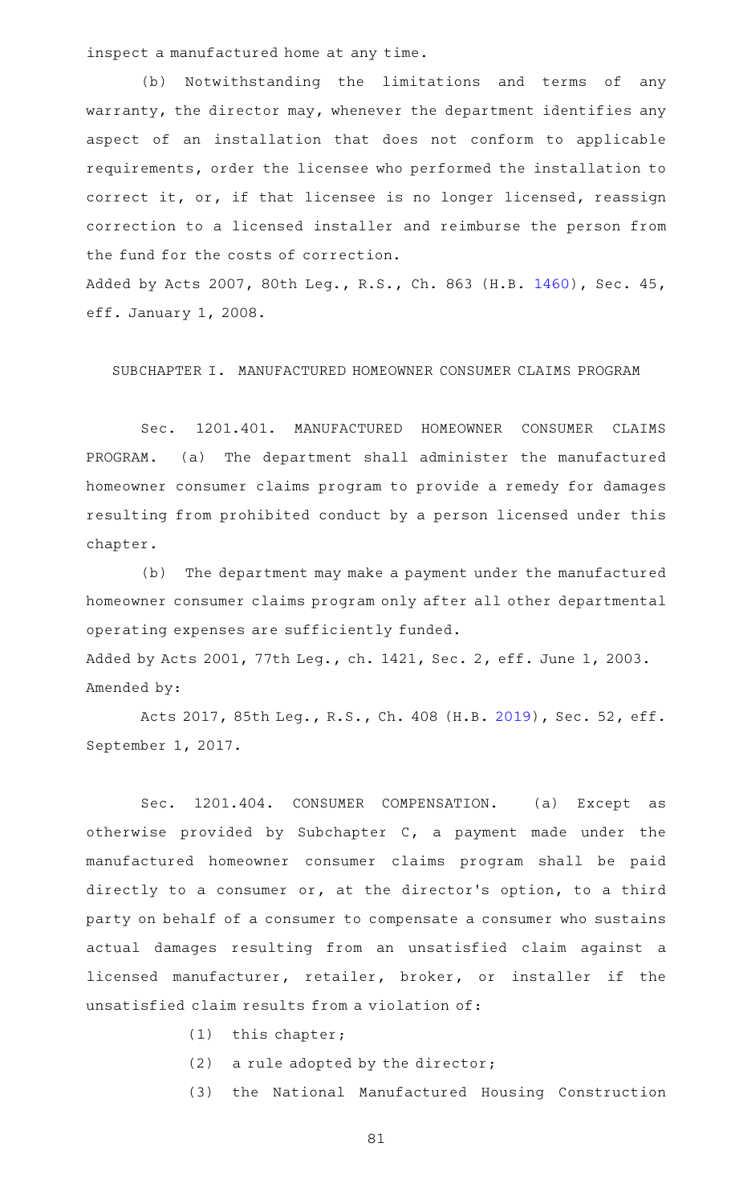inspect a manufactured home at any time.

(b) Notwithstanding the limitations and terms of any warranty, the director may, whenever the department identifies any aspect of an installation that does not conform to applicable requirements, order the licensee who performed the installation to correct it, or, if that licensee is no longer licensed, reassign correction to a licensed installer and reimburse the person from the fund for the costs of correction.

Added by Acts 2007, 80th Leg., R.S., Ch. 863 (H.B. 1460), Sec. 45, eff. January 1, 2008.

SUBCHAPTER I. MANUFACTURED HOMEOWNER CONSUMER CLAIMS PROGRAM

Sec. 1201.401. MANUFACTURED HOMEOWNER CONSUMER CLAIMS PROGRAM. (a) The department shall administer the manufactured homeowner consumer claims program to provide a remedy for damages resulting from prohibited conduct by a person licensed under this chapter.

(b) The department may make a payment under the manufactured homeowner consumer claims program only after all other departmental operating expenses are sufficiently funded.

Added by Acts 2001, 77th Leg., ch. 1421, Sec. 2, eff. June 1, 2003.
Amended by:

Acts 2017, 85th Leg., R.S., Ch. 408 (H.B. 2019), Sec. 52, eff. September 1, 2017.

Sec. 1201.404. CONSUMER COMPENSATION. (a) Except as otherwise provided by Subchapter C, a payment made under the manufactured homeowner consumer claims program shall be paid directly to a consumer or, at the director's option, to a third party on behalf of a consumer to compensate a consumer who sustains actual damages resulting from an unsatisfied claim against a licensed manufacturer, retailer, broker, or installer if the unsatisfied claim results from a violation of:

(1) this chapter;

(2) a rule adopted by the director;

(3) the National Manufactured Housing Construction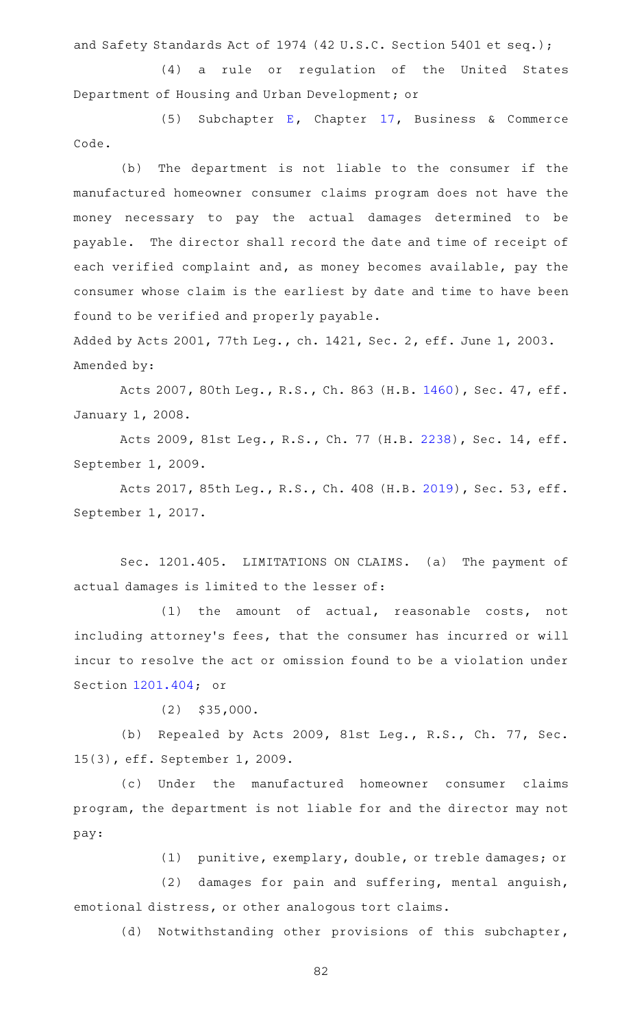and Safety Standards Act of 1974 (42 U.S.C. Section 5401 et seq.);

(4) a rule or regulation of the United States Department of Housing and Urban Development; or

(5) Subchapter E, Chapter 17, Business & Commerce Code.

(b) The department is not liable to the consumer if the manufactured homeowner consumer claims program does not have the money necessary to pay the actual damages determined to be payable. The director shall record the date and time of receipt of each verified complaint and, as money becomes available, pay the consumer whose claim is the earliest by date and time to have been found to be verified and properly payable.

Added by Acts 2001, 77th Leg., ch. 1421, Sec. 2, eff. June 1, 2003.
Amended by:

Acts 2007, 80th Leg., R.S., Ch. 863 (H.B. 1460), Sec. 47, eff. January 1, 2008.

Acts 2009, 81st Leg., R.S., Ch. 77 (H.B. 2238), Sec. 14, eff. September 1, 2009.

Acts 2017, 85th Leg., R.S., Ch. 408 (H.B. 2019), Sec. 53, eff. September 1, 2017.

Sec. 1201.405. LIMITATIONS ON CLAIMS. (a) The payment of actual damages is limited to the lesser of:

(1) the amount of actual, reasonable costs, not including attorney's fees, that the consumer has incurred or will incur to resolve the act or omission found to be a violation under Section 1201.404; or

(2) $35,000.

(b) Repealed by Acts 2009, 81st Leg., R.S., Ch. 77, Sec. 15(3), eff. September 1, 2009.

(c) Under the manufactured homeowner consumer claims program, the department is not liable for and the director may not pay:

(1) punitive, exemplary, double, or treble damages; or

(2) damages for pain and suffering, mental anguish, emotional distress, or other analogous tort claims.

(d) Notwithstanding other provisions of this subchapter,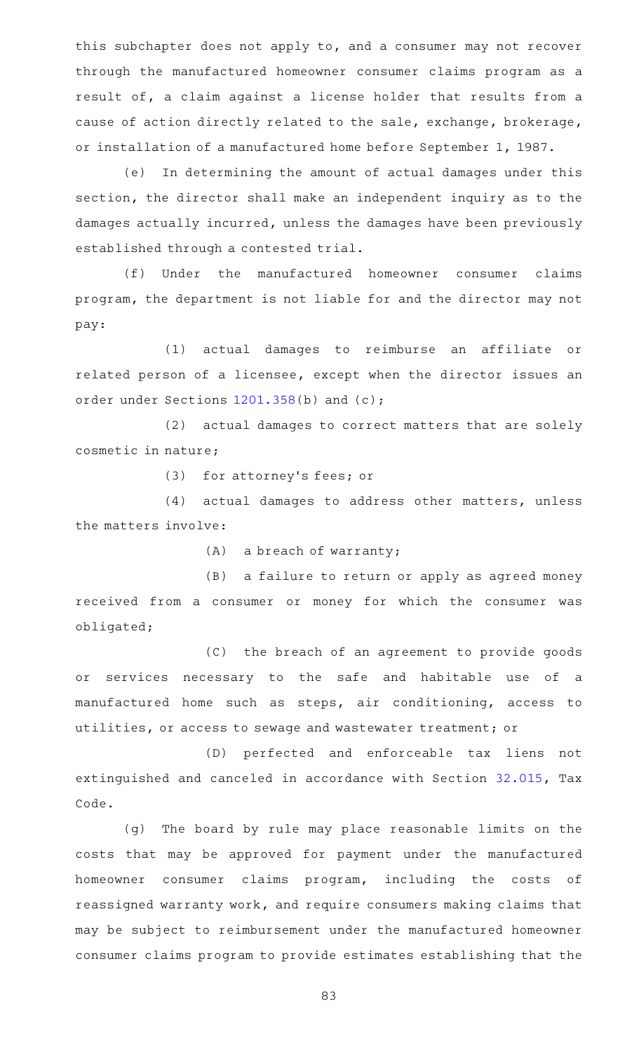this subchapter does not apply to, and a consumer may not recover through the manufactured homeowner consumer claims program as a result of, a claim against a license holder that results from a cause of action directly related to the sale, exchange, brokerage, or installation of a manufactured home before September 1, 1987.

(e) In determining the amount of actual damages under this section, the director shall make an independent inquiry as to the damages actually incurred, unless the damages have been previously established through a contested trial.

(f) Under the manufactured homeowner consumer claims program, the department is not liable for and the director may not pay:

(1) actual damages to reimburse an affiliate or related person of a licensee, except when the director issues an order under Sections 1201.358(b) and (c);

(2) actual damages to correct matters that are solely cosmetic in nature;

(3) for attorney's fees; or

(4) actual damages to address other matters, unless the matters involve:

(A) a breach of warranty;

(B) a failure to return or apply as agreed money received from a consumer or money for which the consumer was obligated;

(C) the breach of an agreement to provide goods or services necessary to the safe and habitable use of a manufactured home such as steps, air conditioning, access to utilities, or access to sewage and wastewater treatment; or

(D) perfected and enforceable tax liens not extinguished and canceled in accordance with Section 32.015, Tax Code.

(g) The board by rule may place reasonable limits on the costs that may be approved for payment under the manufactured homeowner consumer claims program, including the costs of reassigned warranty work, and require consumers making claims that may be subject to reimbursement under the manufactured homeowner consumer claims program to provide estimates establishing that the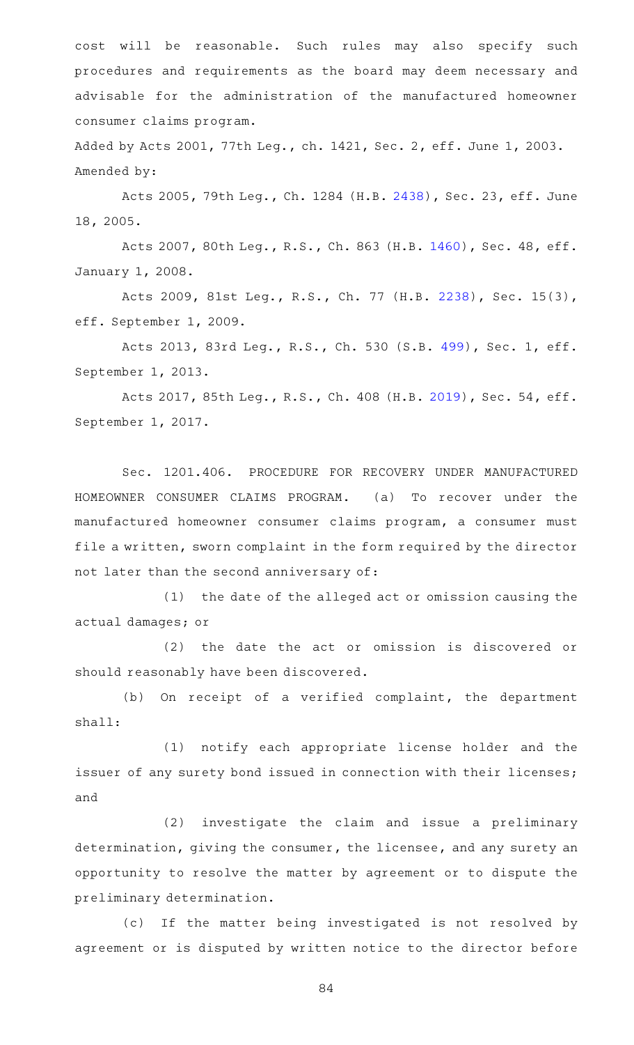cost will be reasonable. Such rules may also specify such procedures and requirements as the board may deem necessary and advisable for the administration of the manufactured homeowner consumer claims program.

Added by Acts 2001, 77th Leg., ch. 1421, Sec. 2, eff. June 1, 2003.
Amended by:

Acts 2005, 79th Leg., Ch. 1284 (H.B. 2438), Sec. 23, eff. June 18, 2005.

Acts 2007, 80th Leg., R.S., Ch. 863 (H.B. 1460), Sec. 48, eff. January 1, 2008.

Acts 2009, 81st Leg., R.S., Ch. 77 (H.B. 2238), Sec. 15(3), eff. September 1, 2009.

Acts 2013, 83rd Leg., R.S., Ch. 530 (S.B. 499), Sec. 1, eff. September 1, 2013.

Acts 2017, 85th Leg., R.S., Ch. 408 (H.B. 2019), Sec. 54, eff. September 1, 2017.

Sec. 1201.406. PROCEDURE FOR RECOVERY UNDER MANUFACTURED HOMEOWNER CONSUMER CLAIMS PROGRAM. (a) To recover under the manufactured homeowner consumer claims program, a consumer must file a written, sworn complaint in the form required by the director not later than the second anniversary of:

(1) the date of the alleged act or omission causing the actual damages; or

(2) the date the act or omission is discovered or should reasonably have been discovered.

(b) On receipt of a verified complaint, the department shall:

(1) notify each appropriate license holder and the issuer of any surety bond issued in connection with their licenses; and

(2) investigate the claim and issue a preliminary determination, giving the consumer, the licensee, and any surety an opportunity to resolve the matter by agreement or to dispute the preliminary determination.

(c) If the matter being investigated is not resolved by agreement or is disputed by written notice to the director before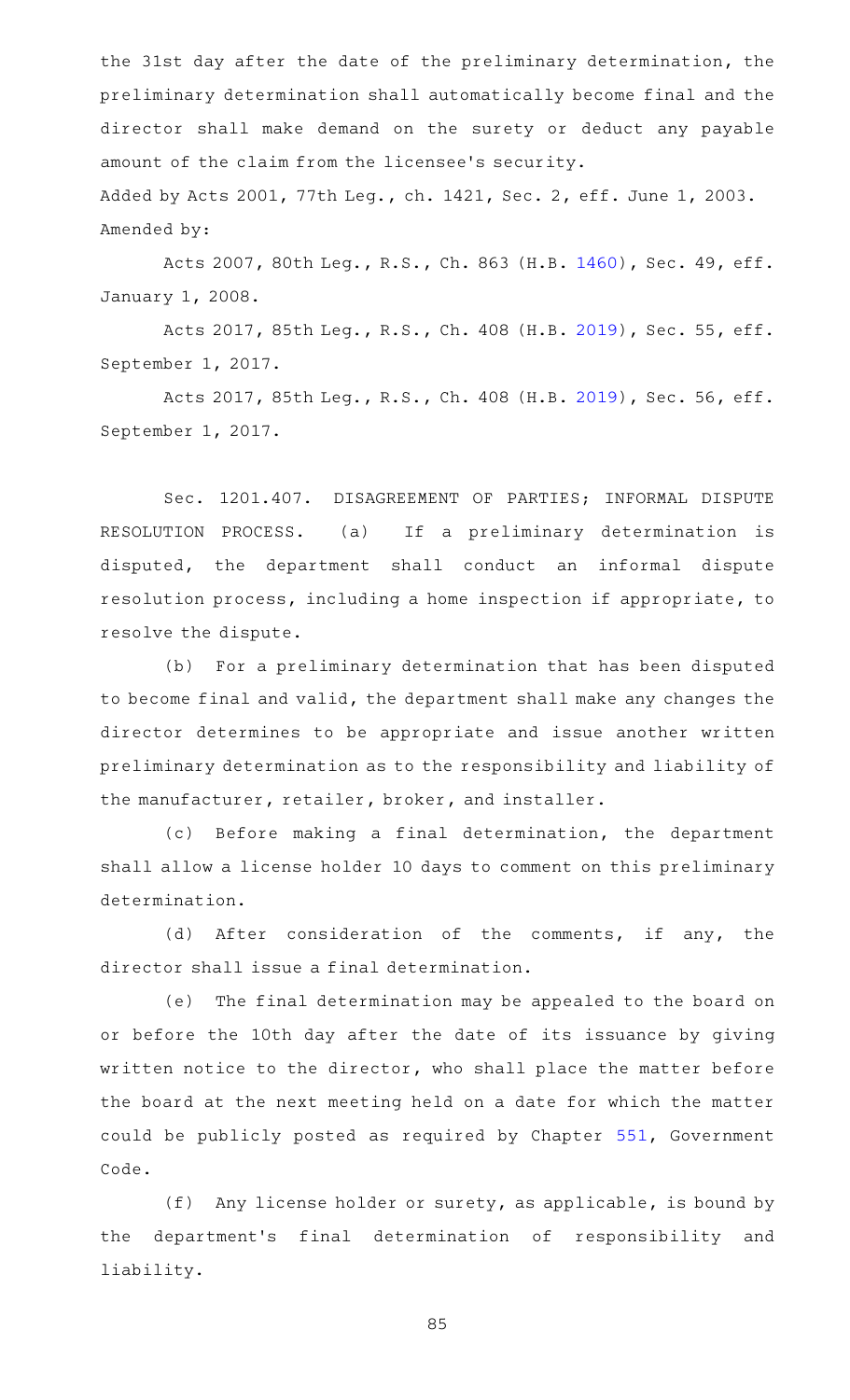the 31st day after the date of the preliminary determination, the preliminary determination shall automatically become final and the director shall make demand on the surety or deduct any payable amount of the claim from the licensee's security.

Added by Acts 2001, 77th Leg., ch. 1421, Sec. 2, eff. June 1, 2003.
Amended by:

Acts 2007, 80th Leg., R.S., Ch. 863 (H.B. 1460), Sec. 49, eff. January 1, 2008.

Acts 2017, 85th Leg., R.S., Ch. 408 (H.B. 2019), Sec. 55, eff. September 1, 2017.

Acts 2017, 85th Leg., R.S., Ch. 408 (H.B. 2019), Sec. 56, eff. September 1, 2017.

Sec. 1201.407. DISAGREEMENT OF PARTIES; INFORMAL DISPUTE RESOLUTION PROCESS. (a) If a preliminary determination is disputed, the department shall conduct an informal dispute resolution process, including a home inspection if appropriate, to resolve the dispute.

(b) For a preliminary determination that has been disputed to become final and valid, the department shall make any changes the director determines to be appropriate and issue another written preliminary determination as to the responsibility and liability of the manufacturer, retailer, broker, and installer.

(c) Before making a final determination, the department shall allow a license holder 10 days to comment on this preliminary determination.

(d) After consideration of the comments, if any, the director shall issue a final determination.

(e) The final determination may be appealed to the board on or before the 10th day after the date of its issuance by giving written notice to the director, who shall place the matter before the board at the next meeting held on a date for which the matter could be publicly posted as required by Chapter 551, Government Code.

(f) Any license holder or surety, as applicable, is bound by the department's final determination of responsibility and liability.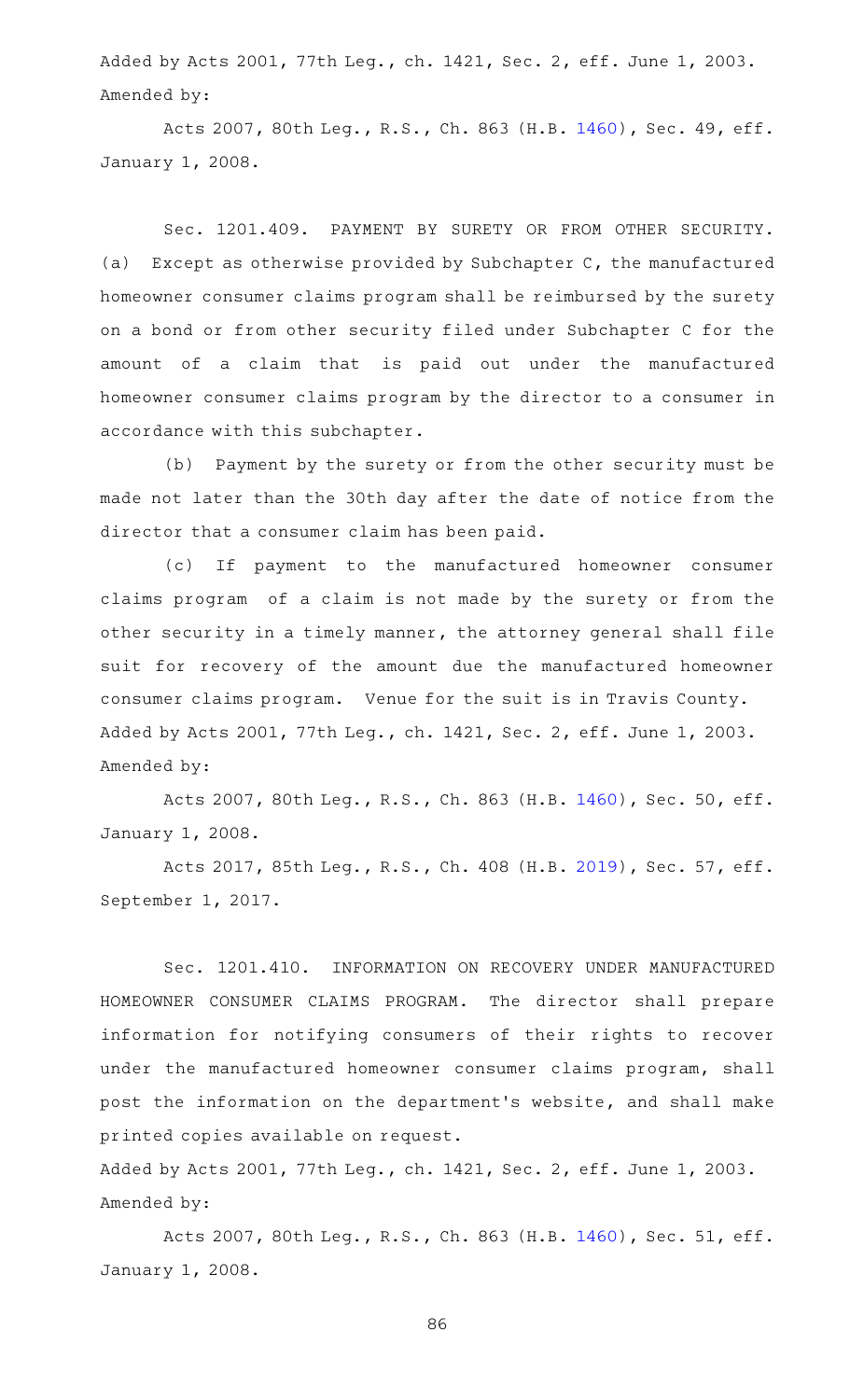Added by Acts 2001, 77th Leg., ch. 1421, Sec. 2, eff. June 1, 2003.
Amended by:

Acts 2007, 80th Leg., R.S., Ch. 863 (H.B. 1460), Sec. 49, eff. January 1, 2008.

Sec. 1201.409. PAYMENT BY SURETY OR FROM OTHER SECURITY. (a) Except as otherwise provided by Subchapter C, the manufactured homeowner consumer claims program shall be reimbursed by the surety on a bond or from other security filed under Subchapter C for the amount of a claim that is paid out under the manufactured homeowner consumer claims program by the director to a consumer in accordance with this subchapter.

(b) Payment by the surety or from the other security must be made not later than the 30th day after the date of notice from the director that a consumer claim has been paid.

(c) If payment to the manufactured homeowner consumer claims program of a claim is not made by the surety or from the other security in a timely manner, the attorney general shall file suit for recovery of the amount due the manufactured homeowner consumer claims program. Venue for the suit is in Travis County.

Added by Acts 2001, 77th Leg., ch. 1421, Sec. 2, eff. June 1, 2003.
Amended by:

Acts 2007, 80th Leg., R.S., Ch. 863 (H.B. 1460), Sec. 50, eff. January 1, 2008.

Acts 2017, 85th Leg., R.S., Ch. 408 (H.B. 2019), Sec. 57, eff. September 1, 2017.

Sec. 1201.410. INFORMATION ON RECOVERY UNDER MANUFACTURED HOMEOWNER CONSUMER CLAIMS PROGRAM. The director shall prepare information for notifying consumers of their rights to recover under the manufactured homeowner consumer claims program, shall post the information on the department's website, and shall make printed copies available on request.

Added by Acts 2001, 77th Leg., ch. 1421, Sec. 2, eff. June 1, 2003.
Amended by:

Acts 2007, 80th Leg., R.S., Ch. 863 (H.B. 1460), Sec. 51, eff. January 1, 2008.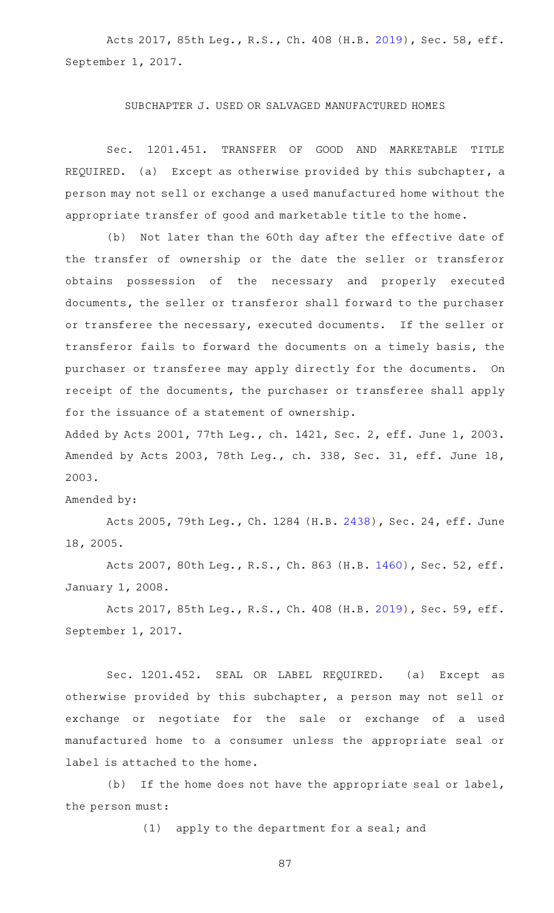Acts 2017, 85th Leg., R.S., Ch. 408 (H.B. 2019), Sec. 58, eff. September 1, 2017.

## SUBCHAPTER J. USED OR SALVAGED MANUFACTURED HOMES

Sec. 1201.451. TRANSFER OF GOOD AND MARKETABLE TITLE REQUIRED. (a) Except as otherwise provided by this subchapter, a person may not sell or exchange a used manufactured home without the appropriate transfer of good and marketable title to the home.

(b) Not later than the 60th day after the effective date of the transfer of ownership or the date the seller or transferor obtains possession of the necessary and properly executed documents, the seller or transferor shall forward to the purchaser or transferee the necessary, executed documents. If the seller or transferor fails to forward the documents on a timely basis, the purchaser or transferee may apply directly for the documents. On receipt of the documents, the purchaser or transferee shall apply for the issuance of a statement of ownership.

Added by Acts 2001, 77th Leg., ch. 1421, Sec. 2, eff. June 1, 2003. Amended by Acts 2003, 78th Leg., ch. 338, Sec. 31, eff. June 18, 2003.

Amended by:

Acts 2005, 79th Leg., Ch. 1284 (H.B. 2438), Sec. 24, eff. June 18, 2005.

Acts 2007, 80th Leg., R.S., Ch. 863 (H.B. 1460), Sec. 52, eff. January 1, 2008.

Acts 2017, 85th Leg., R.S., Ch. 408 (H.B. 2019), Sec. 59, eff. September 1, 2017.

Sec. 1201.452. SEAL OR LABEL REQUIRED. (a) Except as otherwise provided by this subchapter, a person may not sell or exchange or negotiate for the sale or exchange of a used manufactured home to a consumer unless the appropriate seal or label is attached to the home.

(b) If the home does not have the appropriate seal or label, the person must:

(1) apply to the department for a seal; and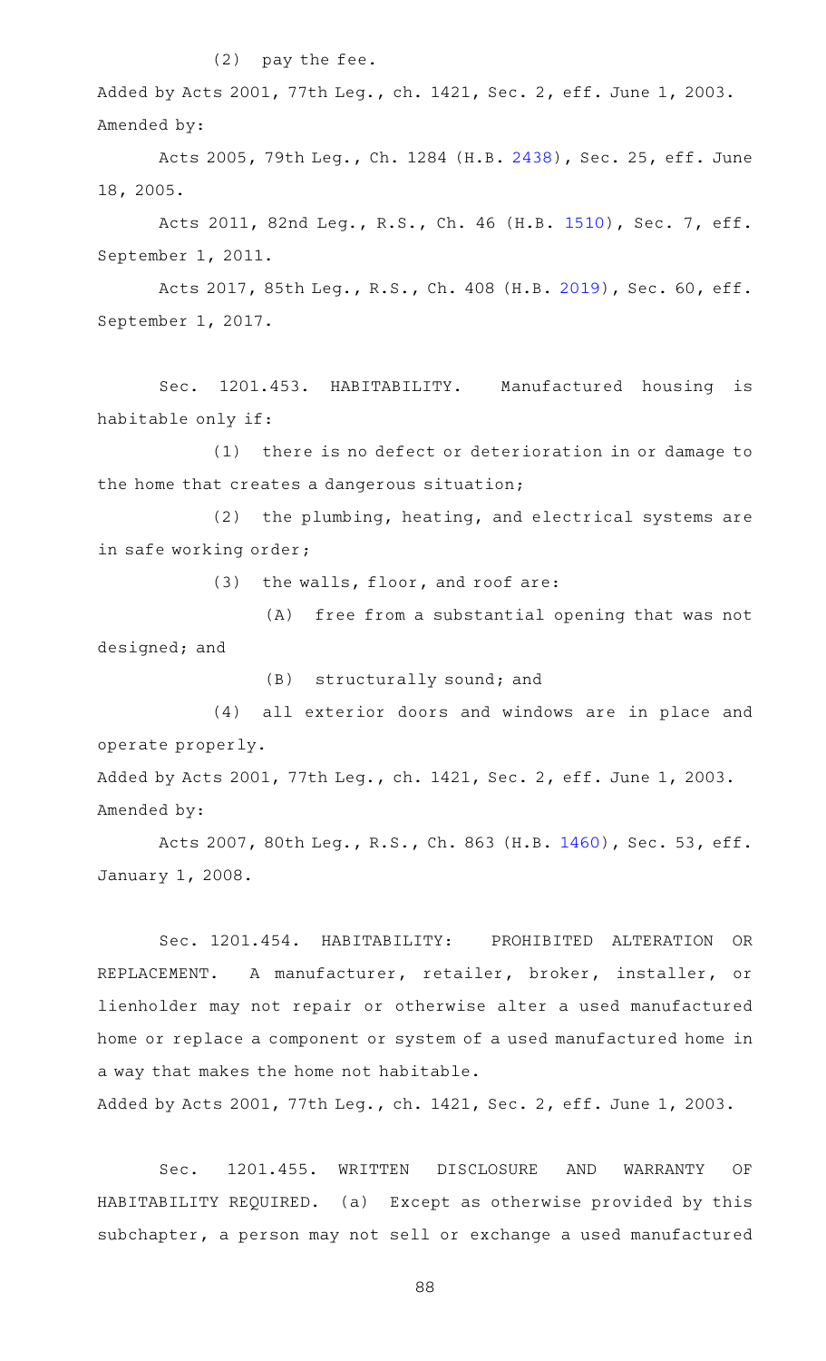(2) pay the fee.

Added by Acts 2001, 77th Leg., ch. 1421, Sec. 2, eff. June 1, 2003.
Amended by:

Acts 2005, 79th Leg., Ch. 1284 (H.B. 2438), Sec. 25, eff. June 18, 2005.

Acts 2011, 82nd Leg., R.S., Ch. 46 (H.B. 1510), Sec. 7, eff. September 1, 2011.

Acts 2017, 85th Leg., R.S., Ch. 408 (H.B. 2019), Sec. 60, eff. September 1, 2017.

Sec. 1201.453. HABITABILITY. Manufactured housing is habitable only if:

(1) there is no defect or deterioration in or damage to the home that creates a dangerous situation;

(2) the plumbing, heating, and electrical systems are in safe working order;

(3) the walls, floor, and roof are:

(A) free from a substantial opening that was not designed; and

(B) structurally sound; and

(4) all exterior doors and windows are in place and operate properly.

Added by Acts 2001, 77th Leg., ch. 1421, Sec. 2, eff. June 1, 2003.
Amended by:

Acts 2007, 80th Leg., R.S., Ch. 863 (H.B. 1460), Sec. 53, eff. January 1, 2008.

Sec. 1201.454. HABITABILITY: PROHIBITED ALTERATION OR REPLACEMENT. A manufacturer, retailer, broker, installer, or lienholder may not repair or otherwise alter a used manufactured home or replace a component or system of a used manufactured home in a way that makes the home not habitable.

Added by Acts 2001, 77th Leg., ch. 1421, Sec. 2, eff. June 1, 2003.

Sec. 1201.455. WRITTEN DISCLOSURE AND WARRANTY OF HABITABILITY REQUIRED. (a) Except as otherwise provided by this subchapter, a person may not sell or exchange a used manufactured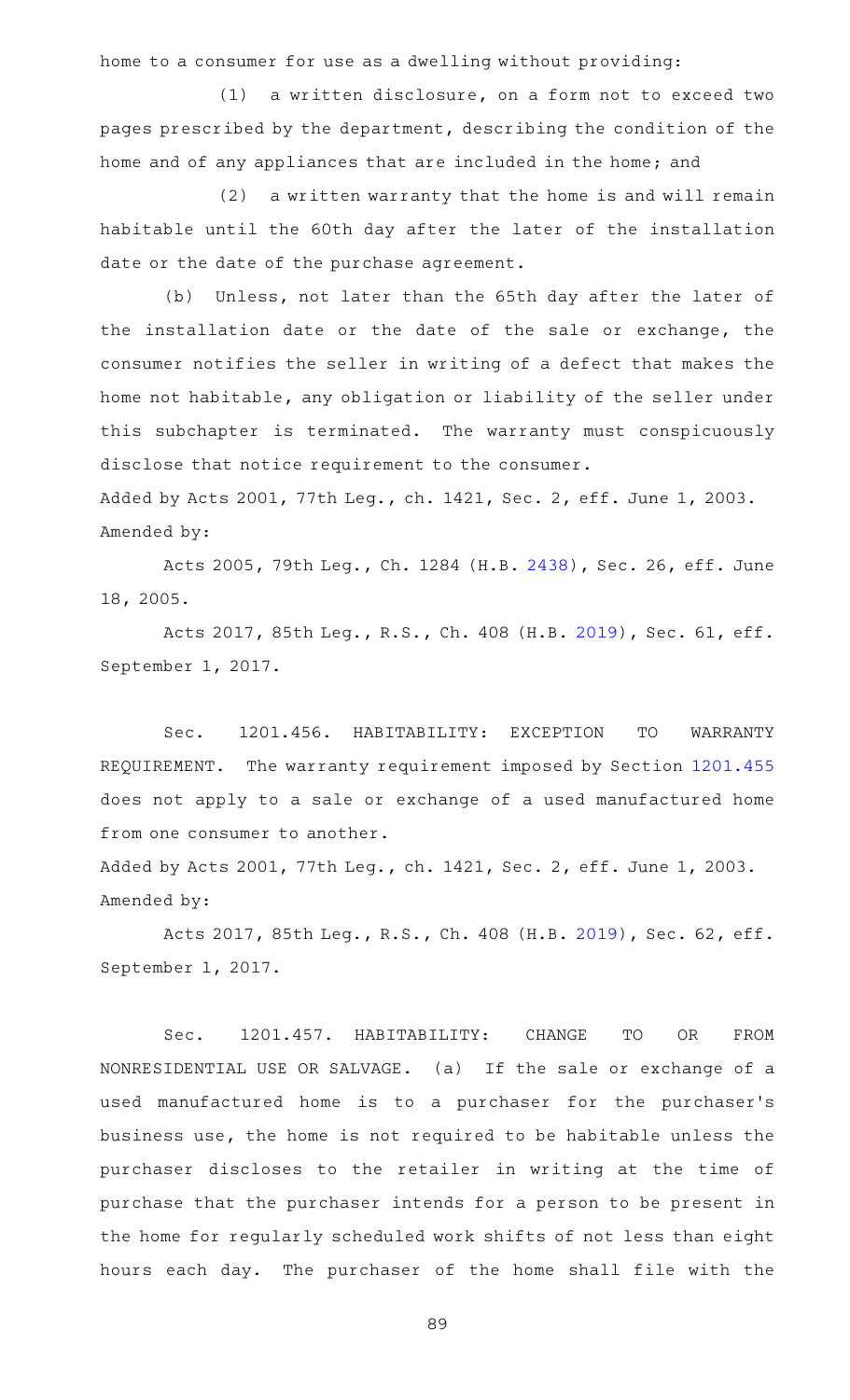home to a consumer for use as a dwelling without providing:

(1) a written disclosure, on a form not to exceed two pages prescribed by the department, describing the condition of the home and of any appliances that are included in the home; and

(2) a written warranty that the home is and will remain habitable until the 60th day after the later of the installation date or the date of the purchase agreement.

(b) Unless, not later than the 65th day after the later of the installation date or the date of the sale or exchange, the consumer notifies the seller in writing of a defect that makes the home not habitable, any obligation or liability of the seller under this subchapter is terminated. The warranty must conspicuously disclose that notice requirement to the consumer.

Added by Acts 2001, 77th Leg., ch. 1421, Sec. 2, eff. June 1, 2003.
Amended by:

Acts 2005, 79th Leg., Ch. 1284 (H.B. 2438), Sec. 26, eff. June 18, 2005.

Acts 2017, 85th Leg., R.S., Ch. 408 (H.B. 2019), Sec. 61, eff. September 1, 2017.

Sec. 1201.456. HABITABILITY: EXCEPTION TO WARRANTY REQUIREMENT. The warranty requirement imposed by Section 1201.455 does not apply to a sale or exchange of a used manufactured home from one consumer to another.

Added by Acts 2001, 77th Leg., ch. 1421, Sec. 2, eff. June 1, 2003.
Amended by:

Acts 2017, 85th Leg., R.S., Ch. 408 (H.B. 2019), Sec. 62, eff. September 1, 2017.

Sec. 1201.457. HABITABILITY: CHANGE TO OR FROM NONRESIDENTIAL USE OR SALVAGE. (a) If the sale or exchange of a used manufactured home is to a purchaser for the purchaser's business use, the home is not required to be habitable unless the purchaser discloses to the retailer in writing at the time of purchase that the purchaser intends for a person to be present in the home for regularly scheduled work shifts of not less than eight hours each day. The purchaser of the home shall file with the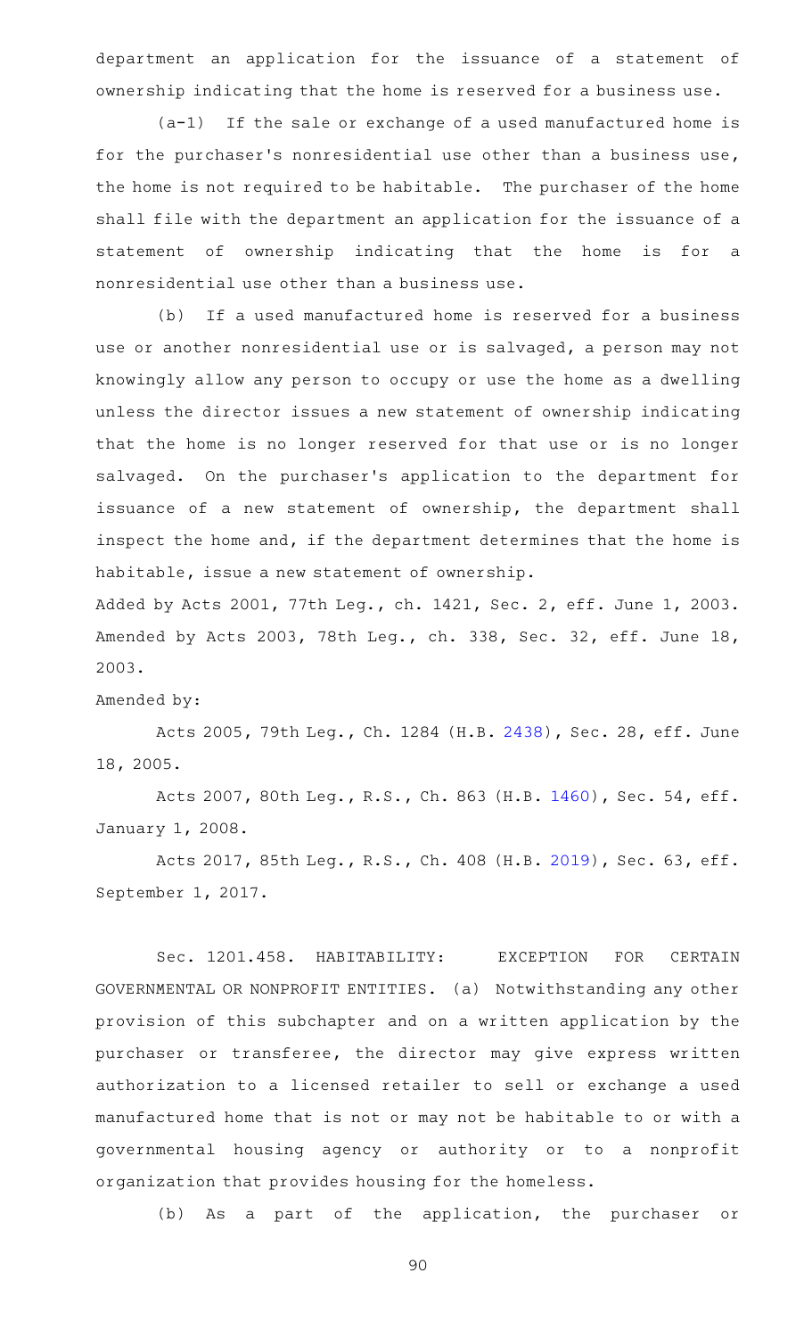department an application for the issuance of a statement of ownership indicating that the home is reserved for a business use.

(a-1) If the sale or exchange of a used manufactured home is for the purchaser's nonresidential use other than a business use, the home is not required to be habitable. The purchaser of the home shall file with the department an application for the issuance of a statement of ownership indicating that the home is for a nonresidential use other than a business use.

(b) If a used manufactured home is reserved for a business use or another nonresidential use or is salvaged, a person may not knowingly allow any person to occupy or use the home as a dwelling unless the director issues a new statement of ownership indicating that the home is no longer reserved for that use or is no longer salvaged. On the purchaser's application to the department for issuance of a new statement of ownership, the department shall inspect the home and, if the department determines that the home is habitable, issue a new statement of ownership.

Added by Acts 2001, 77th Leg., ch. 1421, Sec. 2, eff. June 1, 2003. Amended by Acts 2003, 78th Leg., ch. 338, Sec. 32, eff. June 18, 2003.

Amended by:

Acts 2005, 79th Leg., Ch. 1284 (H.B. 2438), Sec. 28, eff. June 18, 2005.

Acts 2007, 80th Leg., R.S., Ch. 863 (H.B. 1460), Sec. 54, eff. January 1, 2008.

Acts 2017, 85th Leg., R.S., Ch. 408 (H.B. 2019), Sec. 63, eff. September 1, 2017.

Sec. 1201.458. HABITABILITY: EXCEPTION FOR CERTAIN GOVERNMENTAL OR NONPROFIT ENTITIES. (a) Notwithstanding any other provision of this subchapter and on a written application by the purchaser or transferee, the director may give express written authorization to a licensed retailer to sell or exchange a used manufactured home that is not or may not be habitable to or with a governmental housing agency or authority or to a nonprofit organization that provides housing for the homeless.

(b) As a part of the application, the purchaser or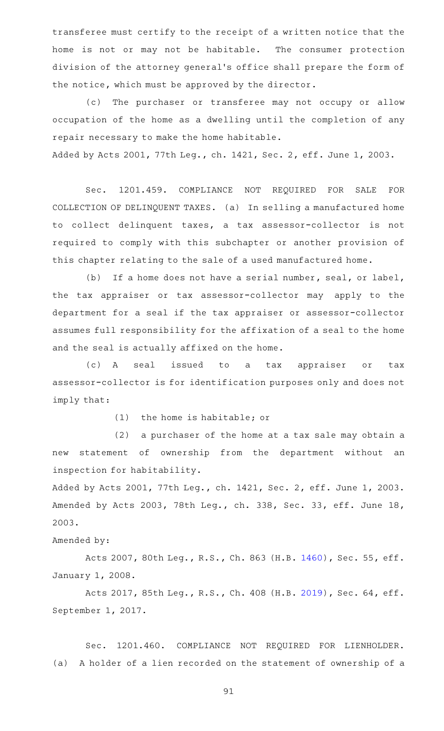transferee must certify to the receipt of a written notice that the home is not or may not be habitable. The consumer protection division of the attorney general's office shall prepare the form of the notice, which must be approved by the director.

(c) The purchaser or transferee may not occupy or allow occupation of the home as a dwelling until the completion of any repair necessary to make the home habitable.

Added by Acts 2001, 77th Leg., ch. 1421, Sec. 2, eff. June 1, 2003.

Sec. 1201.459. COMPLIANCE NOT REQUIRED FOR SALE FOR COLLECTION OF DELINQUENT TAXES. (a) In selling a manufactured home to collect delinquent taxes, a tax assessor-collector is not required to comply with this subchapter or another provision of this chapter relating to the sale of a used manufactured home.

(b) If a home does not have a serial number, seal, or label, the tax appraiser or tax assessor-collector may apply to the department for a seal if the tax appraiser or assessor-collector assumes full responsibility for the affixation of a seal to the home and the seal is actually affixed on the home.

(c) A seal issued to a tax appraiser or tax assessor-collector is for identification purposes only and does not imply that:

(1) the home is habitable; or

(2) a purchaser of the home at a tax sale may obtain a new statement of ownership from the department without an inspection for habitability.

Added by Acts 2001, 77th Leg., ch. 1421, Sec. 2, eff. June 1, 2003. Amended by Acts 2003, 78th Leg., ch. 338, Sec. 33, eff. June 18, 2003.

Amended by:

Acts 2007, 80th Leg., R.S., Ch. 863 (H.B. 1460), Sec. 55, eff. January 1, 2008.

Acts 2017, 85th Leg., R.S., Ch. 408 (H.B. 2019), Sec. 64, eff. September 1, 2017.

Sec. 1201.460. COMPLIANCE NOT REQUIRED FOR LIENHOLDER. (a) A holder of a lien recorded on the statement of ownership of a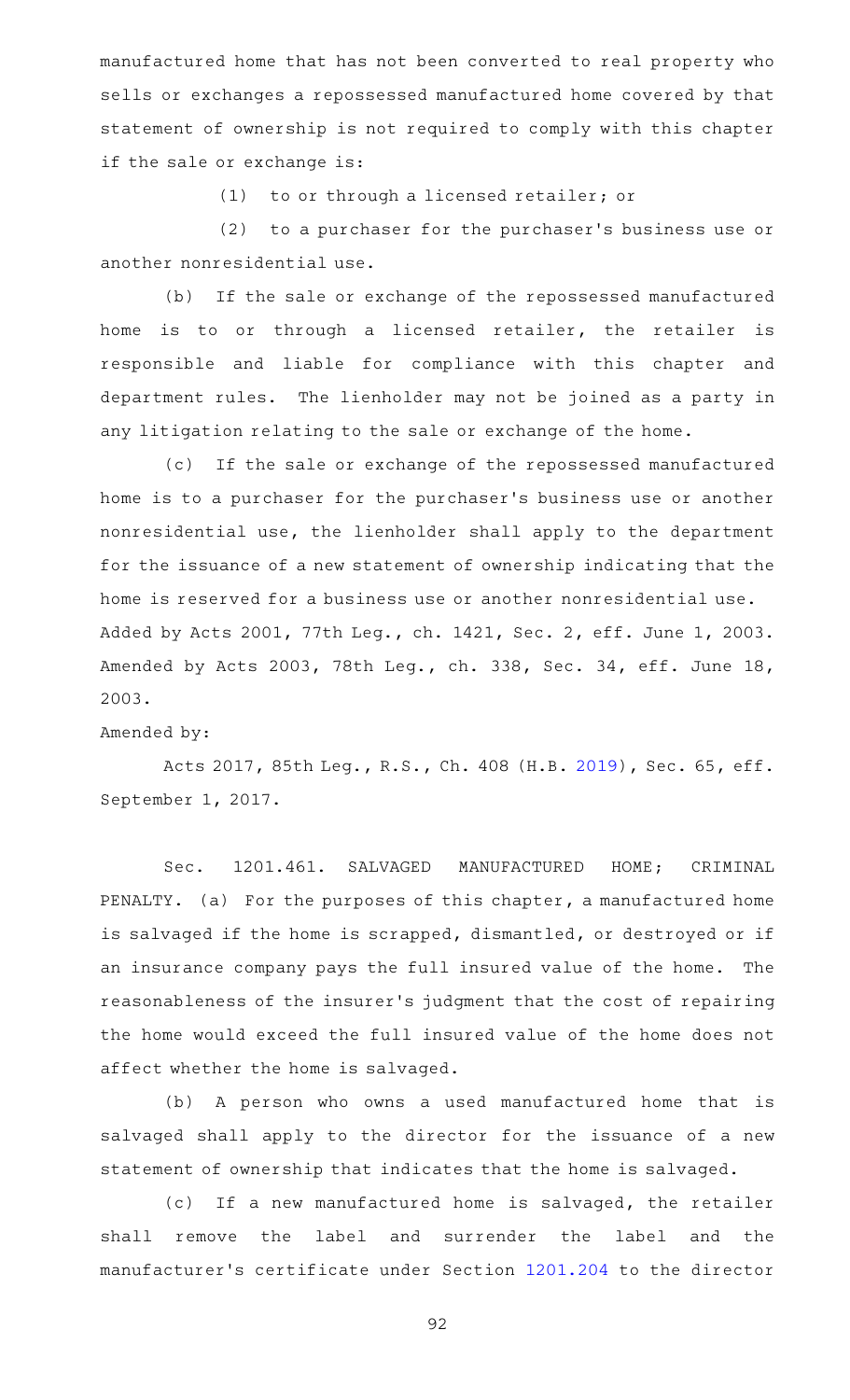manufactured home that has not been converted to real property who sells or exchanges a repossessed manufactured home covered by that statement of ownership is not required to comply with this chapter if the sale or exchange is:

(1) to or through a licensed retailer; or

(2) to a purchaser for the purchaser's business use or another nonresidential use.

(b) If the sale or exchange of the repossessed manufactured home is to or through a licensed retailer, the retailer is responsible and liable for compliance with this chapter and department rules. The lienholder may not be joined as a party in any litigation relating to the sale or exchange of the home.

(c) If the sale or exchange of the repossessed manufactured home is to a purchaser for the purchaser's business use or another nonresidential use, the lienholder shall apply to the department for the issuance of a new statement of ownership indicating that the home is reserved for a business use or another nonresidential use.

Added by Acts 2001, 77th Leg., ch. 1421, Sec. 2, eff. June 1, 2003. Amended by Acts 2003, 78th Leg., ch. 338, Sec. 34, eff. June 18, 2003.

Amended by:

Acts 2017, 85th Leg., R.S., Ch. 408 (H.B. 2019), Sec. 65, eff. September 1, 2017.

Sec. 1201.461. SALVAGED MANUFACTURED HOME; CRIMINAL PENALTY. (a) For the purposes of this chapter, a manufactured home is salvaged if the home is scrapped, dismantled, or destroyed or if an insurance company pays the full insured value of the home. The reasonableness of the insurer's judgment that the cost of repairing the home would exceed the full insured value of the home does not affect whether the home is salvaged.

(b) A person who owns a used manufactured home that is salvaged shall apply to the director for the issuance of a new statement of ownership that indicates that the home is salvaged.

(c) If a new manufactured home is salvaged, the retailer shall remove the label and surrender the label and the manufacturer's certificate under Section 1201.204 to the director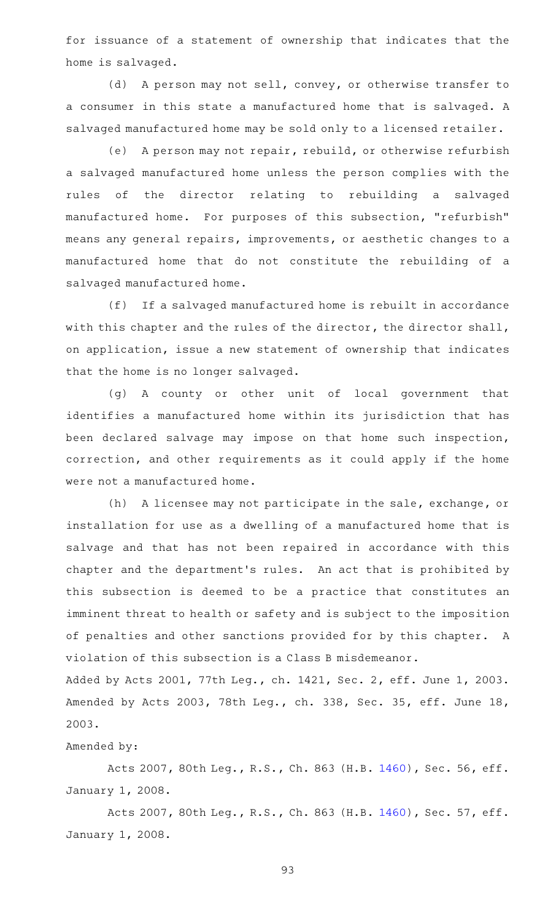for issuance of a statement of ownership that indicates that the home is salvaged.

(d) A person may not sell, convey, or otherwise transfer to a consumer in this state a manufactured home that is salvaged. A salvaged manufactured home may be sold only to a licensed retailer.

(e) A person may not repair, rebuild, or otherwise refurbish a salvaged manufactured home unless the person complies with the rules of the director relating to rebuilding a salvaged manufactured home. For purposes of this subsection, "refurbish" means any general repairs, improvements, or aesthetic changes to a manufactured home that do not constitute the rebuilding of a salvaged manufactured home.

(f) If a salvaged manufactured home is rebuilt in accordance with this chapter and the rules of the director, the director shall, on application, issue a new statement of ownership that indicates that the home is no longer salvaged.

(g) A county or other unit of local government that identifies a manufactured home within its jurisdiction that has been declared salvage may impose on that home such inspection, correction, and other requirements as it could apply if the home were not a manufactured home.

(h) A licensee may not participate in the sale, exchange, or installation for use as a dwelling of a manufactured home that is salvage and that has not been repaired in accordance with this chapter and the department's rules. An act that is prohibited by this subsection is deemed to be a practice that constitutes an imminent threat to health or safety and is subject to the imposition of penalties and other sanctions provided for by this chapter. A violation of this subsection is a Class B misdemeanor.

Added by Acts 2001, 77th Leg., ch. 1421, Sec. 2, eff. June 1, 2003. Amended by Acts 2003, 78th Leg., ch. 338, Sec. 35, eff. June 18, 2003.

Amended by:

Acts 2007, 80th Leg., R.S., Ch. 863 (H.B. 1460), Sec. 56, eff. January 1, 2008.

Acts 2007, 80th Leg., R.S., Ch. 863 (H.B. 1460), Sec. 57, eff. January 1, 2008.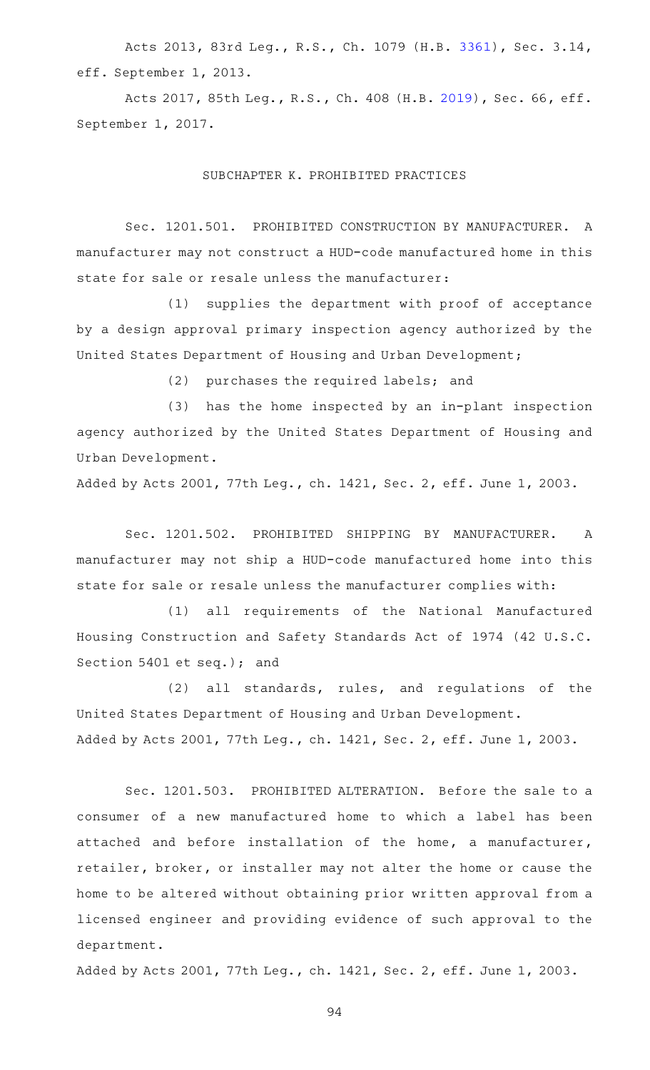Acts 2013, 83rd Leg., R.S., Ch. 1079 (H.B. 3361), Sec. 3.14, eff. September 1, 2013.

Acts 2017, 85th Leg., R.S., Ch. 408 (H.B. 2019), Sec. 66, eff. September 1, 2017.

## SUBCHAPTER K. PROHIBITED PRACTICES

Sec. 1201.501. PROHIBITED CONSTRUCTION BY MANUFACTURER. A manufacturer may not construct a HUD-code manufactured home in this state for sale or resale unless the manufacturer:

(1) supplies the department with proof of acceptance by a design approval primary inspection agency authorized by the United States Department of Housing and Urban Development;

(2) purchases the required labels; and

(3) has the home inspected by an in-plant inspection agency authorized by the United States Department of Housing and Urban Development.

Added by Acts 2001, 77th Leg., ch. 1421, Sec. 2, eff. June 1, 2003.

Sec. 1201.502. PROHIBITED SHIPPING BY MANUFACTURER. A manufacturer may not ship a HUD-code manufactured home into this state for sale or resale unless the manufacturer complies with:

(1) all requirements of the National Manufactured Housing Construction and Safety Standards Act of 1974 (42 U.S.C. Section 5401 et seq.); and

(2) all standards, rules, and regulations of the United States Department of Housing and Urban Development.

Added by Acts 2001, 77th Leg., ch. 1421, Sec. 2, eff. June 1, 2003.

Sec. 1201.503. PROHIBITED ALTERATION. Before the sale to a consumer of a new manufactured home to which a label has been attached and before installation of the home, a manufacturer, retailer, broker, or installer may not alter the home or cause the home to be altered without obtaining prior written approval from a licensed engineer and providing evidence of such approval to the department.

Added by Acts 2001, 77th Leg., ch. 1421, Sec. 2, eff. June 1, 2003.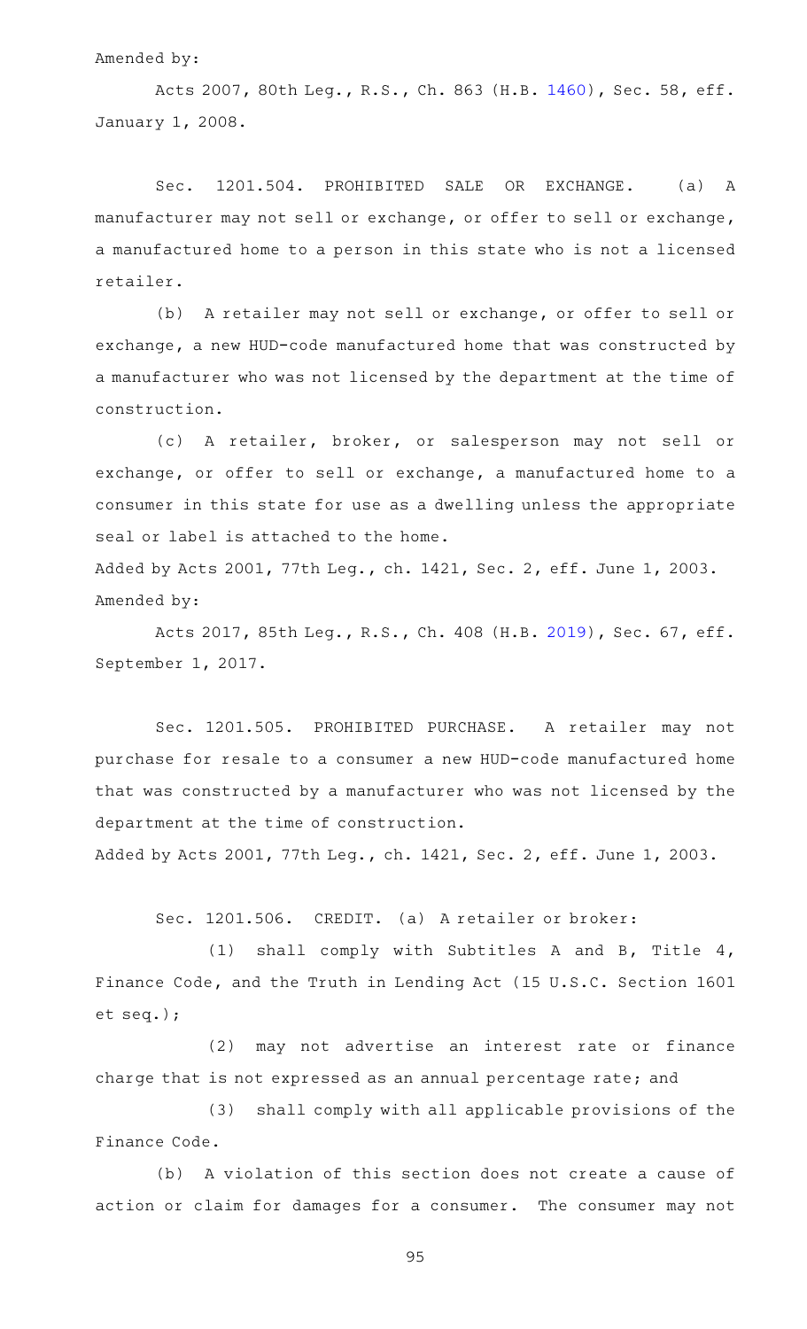Amended by:

Acts 2007, 80th Leg., R.S., Ch. 863 (H.B. 1460), Sec. 58, eff. January 1, 2008.

Sec. 1201.504. PROHIBITED SALE OR EXCHANGE. (a) A manufacturer may not sell or exchange, or offer to sell or exchange, a manufactured home to a person in this state who is not a licensed retailer.

(b) A retailer may not sell or exchange, or offer to sell or exchange, a new HUD-code manufactured home that was constructed by a manufacturer who was not licensed by the department at the time of construction.

(c) A retailer, broker, or salesperson may not sell or exchange, or offer to sell or exchange, a manufactured home to a consumer in this state for use as a dwelling unless the appropriate seal or label is attached to the home.

Added by Acts 2001, 77th Leg., ch. 1421, Sec. 2, eff. June 1, 2003.

Amended by:

Acts 2017, 85th Leg., R.S., Ch. 408 (H.B. 2019), Sec. 67, eff. September 1, 2017.

Sec. 1201.505. PROHIBITED PURCHASE. A retailer may not purchase for resale to a consumer a new HUD-code manufactured home that was constructed by a manufacturer who was not licensed by the department at the time of construction.

Added by Acts 2001, 77th Leg., ch. 1421, Sec. 2, eff. June 1, 2003.

Sec. 1201.506. CREDIT. (a) A retailer or broker:

(1) shall comply with Subtitles A and B, Title 4, Finance Code, and the Truth in Lending Act (15 U.S.C. Section 1601 et seq.);

(2) may not advertise an interest rate or finance charge that is not expressed as an annual percentage rate; and

(3) shall comply with all applicable provisions of the Finance Code.

(b) A violation of this section does not create a cause of action or claim for damages for a consumer. The consumer may not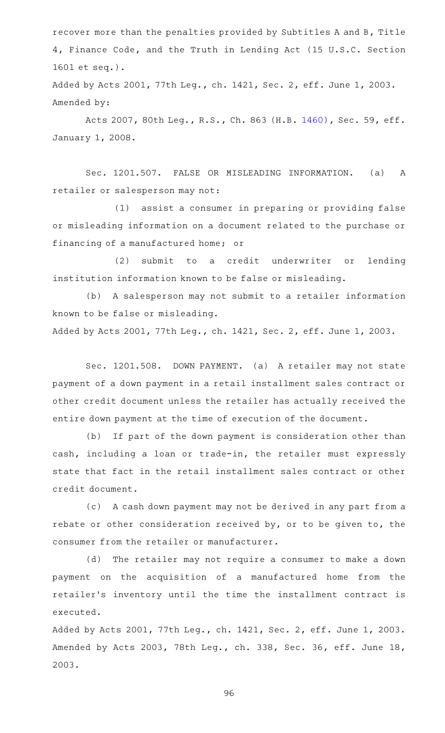recover more than the penalties provided by Subtitles A and B, Title 4, Finance Code, and the Truth in Lending Act (15 U.S.C. Section 1601 et seq.).

Added by Acts 2001, 77th Leg., ch. 1421, Sec. 2, eff. June 1, 2003.
Amended by:

Acts 2007, 80th Leg., R.S., Ch. 863 (H.B. 1460), Sec. 59, eff. January 1, 2008.

Sec. 1201.507. FALSE OR MISLEADING INFORMATION. (a) A retailer or salesperson may not:

(1) assist a consumer in preparing or providing false or misleading information on a document related to the purchase or financing of a manufactured home; or

(2) submit to a credit underwriter or lending institution information known to be false or misleading.

(b) A salesperson may not submit to a retailer information known to be false or misleading.

Added by Acts 2001, 77th Leg., ch. 1421, Sec. 2, eff. June 1, 2003.

Sec. 1201.508. DOWN PAYMENT. (a) A retailer may not state payment of a down payment in a retail installment sales contract or other credit document unless the retailer has actually received the entire down payment at the time of execution of the document.

(b) If part of the down payment is consideration other than cash, including a loan or trade-in, the retailer must expressly state that fact in the retail installment sales contract or other credit document.

(c) A cash down payment may not be derived in any part from a rebate or other consideration received by, or to be given to, the consumer from the retailer or manufacturer.

(d) The retailer may not require a consumer to make a down payment on the acquisition of a manufactured home from the retailer's inventory until the time the installment contract is executed.

Added by Acts 2001, 77th Leg., ch. 1421, Sec. 2, eff. June 1, 2003.
Amended by Acts 2003, 78th Leg., ch. 338, Sec. 36, eff. June 18, 2003.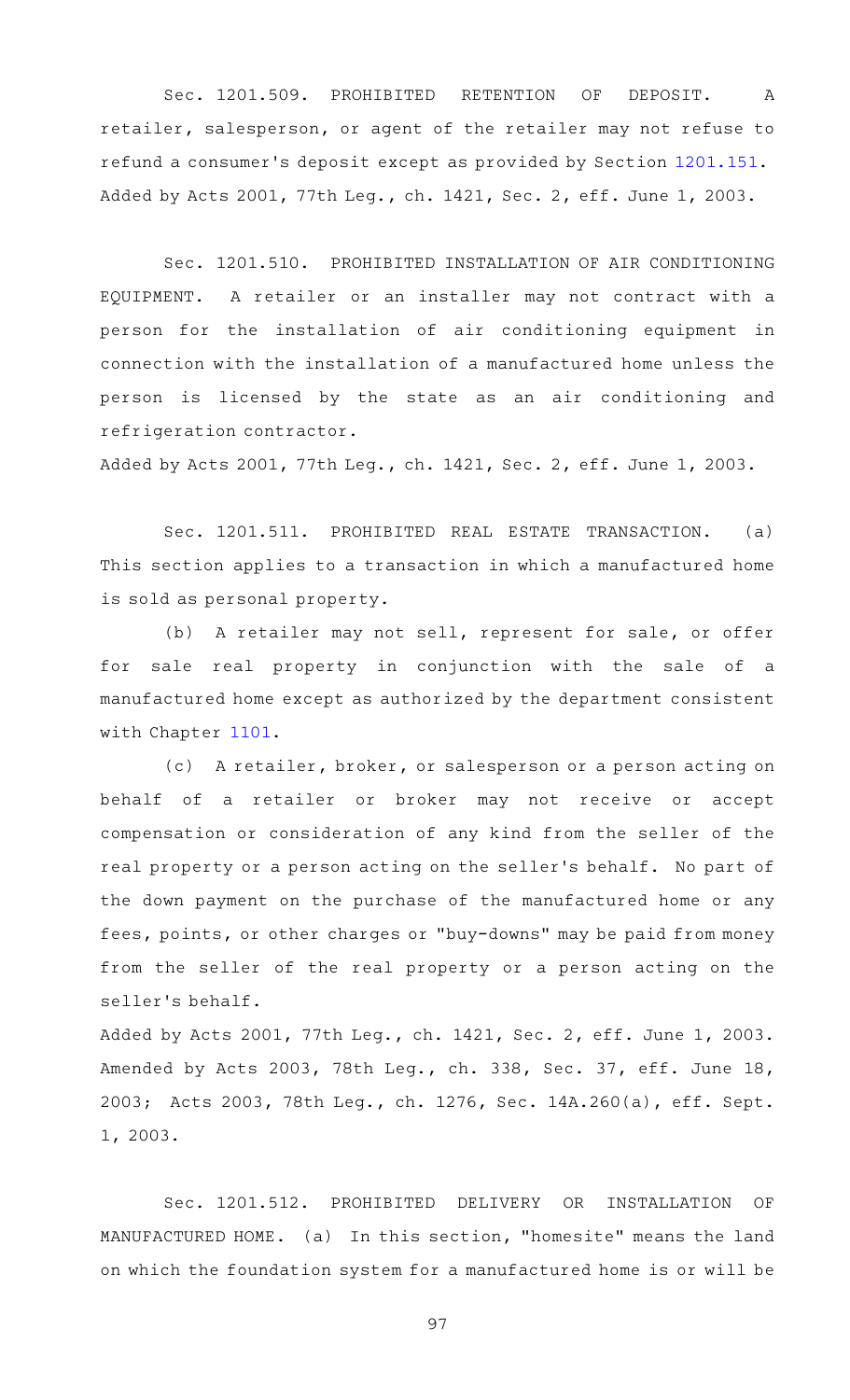Sec. 1201.509. PROHIBITED RETENTION OF DEPOSIT. A retailer, salesperson, or agent of the retailer may not refuse to refund a consumer's deposit except as provided by Section 1201.151.
Added by Acts 2001, 77th Leg., ch. 1421, Sec. 2, eff. June 1, 2003.

Sec. 1201.510. PROHIBITED INSTALLATION OF AIR CONDITIONING EQUIPMENT. A retailer or an installer may not contract with a person for the installation of air conditioning equipment in connection with the installation of a manufactured home unless the person is licensed by the state as an air conditioning and refrigeration contractor.
Added by Acts 2001, 77th Leg., ch. 1421, Sec. 2, eff. June 1, 2003.

Sec. 1201.511. PROHIBITED REAL ESTATE TRANSACTION. (a) This section applies to a transaction in which a manufactured home is sold as personal property.

(b) A retailer may not sell, represent for sale, or offer for sale real property in conjunction with the sale of a manufactured home except as authorized by the department consistent with Chapter 1101.

(c) A retailer, broker, or salesperson or a person acting on behalf of a retailer or broker may not receive or accept compensation or consideration of any kind from the seller of the real property or a person acting on the seller's behalf. No part of the down payment on the purchase of the manufactured home or any fees, points, or other charges or "buy-downs" may be paid from money from the seller of the real property or a person acting on the seller's behalf.
Added by Acts 2001, 77th Leg., ch. 1421, Sec. 2, eff. June 1, 2003. Amended by Acts 2003, 78th Leg., ch. 338, Sec. 37, eff. June 18, 2003; Acts 2003, 78th Leg., ch. 1276, Sec. 14A.260(a), eff. Sept. 1, 2003.

Sec. 1201.512. PROHIBITED DELIVERY OR INSTALLATION OF MANUFACTURED HOME. (a) In this section, "homesite" means the land on which the foundation system for a manufactured home is or will be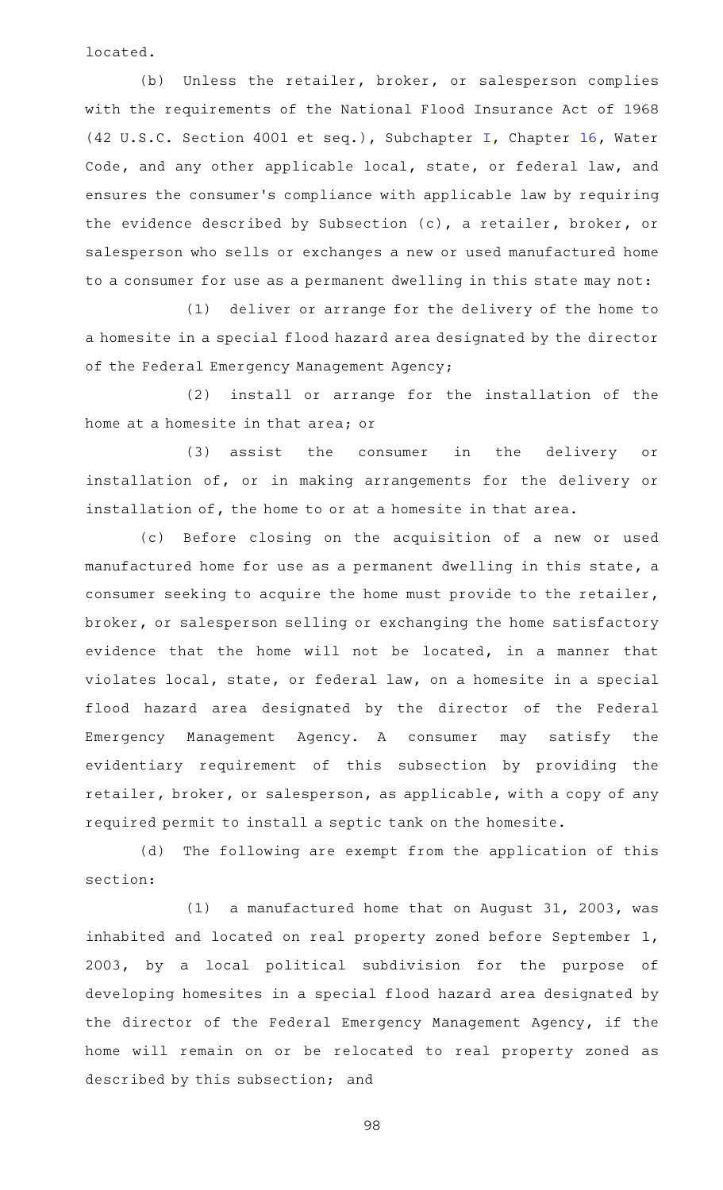located.

(b) Unless the retailer, broker, or salesperson complies with the requirements of the National Flood Insurance Act of 1968 (42 U.S.C. Section 4001 et seq.), Subchapter I, Chapter 16, Water Code, and any other applicable local, state, or federal law, and ensures the consumer's compliance with applicable law by requiring the evidence described by Subsection (c), a retailer, broker, or salesperson who sells or exchanges a new or used manufactured home to a consumer for use as a permanent dwelling in this state may not:

(1) deliver or arrange for the delivery of the home to a homesite in a special flood hazard area designated by the director of the Federal Emergency Management Agency;

(2) install or arrange for the installation of the home at a homesite in that area; or

(3) assist the consumer in the delivery or installation of, or in making arrangements for the delivery or installation of, the home to or at a homesite in that area.

(c) Before closing on the acquisition of a new or used manufactured home for use as a permanent dwelling in this state, a consumer seeking to acquire the home must provide to the retailer, broker, or salesperson selling or exchanging the home satisfactory evidence that the home will not be located, in a manner that violates local, state, or federal law, on a homesite in a special flood hazard area designated by the director of the Federal Emergency Management Agency. A consumer may satisfy the evidentiary requirement of this subsection by providing the retailer, broker, or salesperson, as applicable, with a copy of any required permit to install a septic tank on the homesite.

(d) The following are exempt from the application of this section:

(1) a manufactured home that on August 31, 2003, was inhabited and located on real property zoned before September 1, 2003, by a local political subdivision for the purpose of developing homesites in a special flood hazard area designated by the director of the Federal Emergency Management Agency, if the home will remain on or be relocated to real property zoned as described by this subsection; and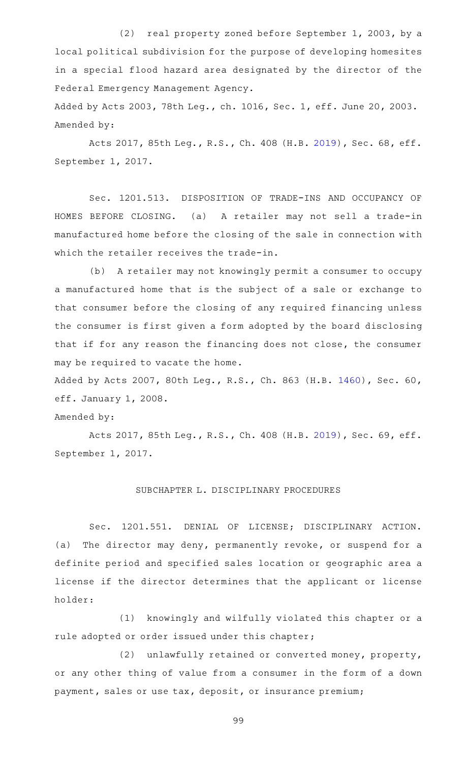(2) real property zoned before September 1, 2003, by a local political subdivision for the purpose of developing homesites in a special flood hazard area designated by the director of the Federal Emergency Management Agency.

Added by Acts 2003, 78th Leg., ch. 1016, Sec. 1, eff. June 20, 2003.

Amended by:

Acts 2017, 85th Leg., R.S., Ch. 408 (H.B. 2019), Sec. 68, eff. September 1, 2017.

Sec. 1201.513. DISPOSITION OF TRADE-INS AND OCCUPANCY OF HOMES BEFORE CLOSING. (a) A retailer may not sell a trade-in manufactured home before the closing of the sale in connection with which the retailer receives the trade-in.

(b) A retailer may not knowingly permit a consumer to occupy a manufactured home that is the subject of a sale or exchange to that consumer before the closing of any required financing unless the consumer is first given a form adopted by the board disclosing that if for any reason the financing does not close, the consumer may be required to vacate the home.

Added by Acts 2007, 80th Leg., R.S., Ch. 863 (H.B. 1460), Sec. 60, eff. January 1, 2008.

Amended by:

Acts 2017, 85th Leg., R.S., Ch. 408 (H.B. 2019), Sec. 69, eff. September 1, 2017.

## SUBCHAPTER L. DISCIPLINARY PROCEDURES

Sec. 1201.551. DENIAL OF LICENSE; DISCIPLINARY ACTION. (a) The director may deny, permanently revoke, or suspend for a definite period and specified sales location or geographic area a license if the director determines that the applicant or license holder:

(1) knowingly and wilfully violated this chapter or a rule adopted or order issued under this chapter;

(2) unlawfully retained or converted money, property, or any other thing of value from a consumer in the form of a down payment, sales or use tax, deposit, or insurance premium;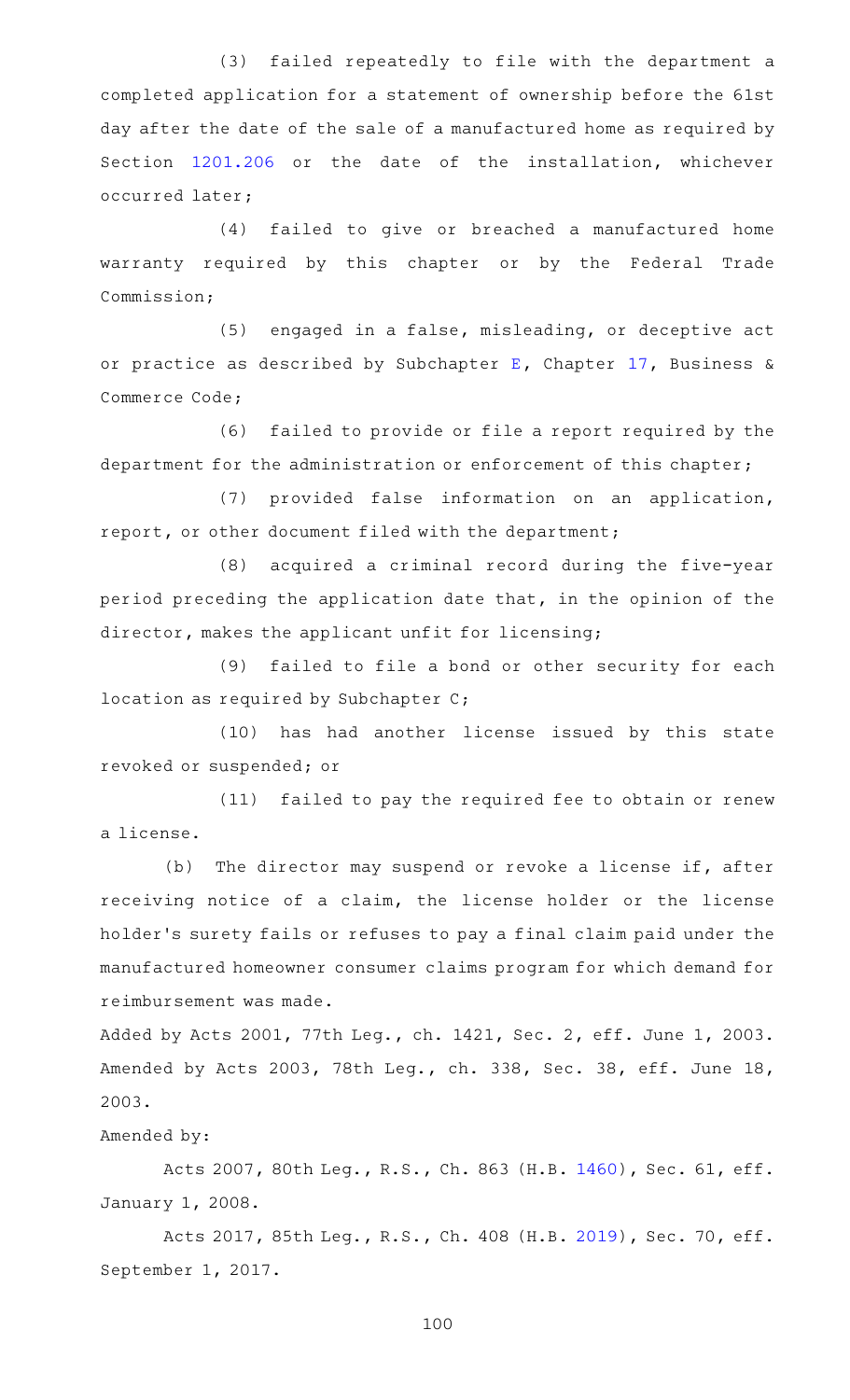(3) failed repeatedly to file with the department a completed application for a statement of ownership before the 61st day after the date of the sale of a manufactured home as required by Section 1201.206 or the date of the installation, whichever occurred later;

(4) failed to give or breached a manufactured home warranty required by this chapter or by the Federal Trade Commission;

(5) engaged in a false, misleading, or deceptive act or practice as described by Subchapter E, Chapter 17, Business & Commerce Code;

(6) failed to provide or file a report required by the department for the administration or enforcement of this chapter;

(7) provided false information on an application, report, or other document filed with the department;

(8) acquired a criminal record during the five-year period preceding the application date that, in the opinion of the director, makes the applicant unfit for licensing;

(9) failed to file a bond or other security for each location as required by Subchapter C;

(10) has had another license issued by this state revoked or suspended; or

(11) failed to pay the required fee to obtain or renew a license.

(b) The director may suspend or revoke a license if, after receiving notice of a claim, the license holder or the license holder's surety fails or refuses to pay a final claim paid under the manufactured homeowner consumer claims program for which demand for reimbursement was made.

Added by Acts 2001, 77th Leg., ch. 1421, Sec. 2, eff. June 1, 2003. Amended by Acts 2003, 78th Leg., ch. 338, Sec. 38, eff. June 18, 2003.

Amended by:

Acts 2007, 80th Leg., R.S., Ch. 863 (H.B. 1460), Sec. 61, eff. January 1, 2008.

Acts 2017, 85th Leg., R.S., Ch. 408 (H.B. 2019), Sec. 70, eff. September 1, 2017.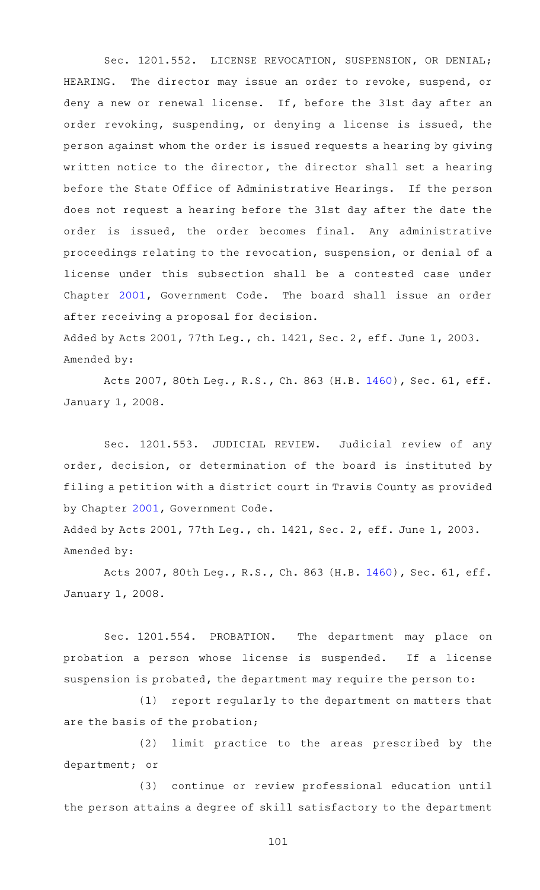Sec. 1201.552. LICENSE REVOCATION, SUSPENSION, OR DENIAL; HEARING. The director may issue an order to revoke, suspend, or deny a new or renewal license. If, before the 31st day after an order revoking, suspending, or denying a license is issued, the person against whom the order is issued requests a hearing by giving written notice to the director, the director shall set a hearing before the State Office of Administrative Hearings. If the person does not request a hearing before the 31st day after the date the order is issued, the order becomes final. Any administrative proceedings relating to the revocation, suspension, or denial of a license under this subsection shall be a contested case under Chapter 2001, Government Code. The board shall issue an order after receiving a proposal for decision.

Added by Acts 2001, 77th Leg., ch. 1421, Sec. 2, eff. June 1, 2003.
Amended by:

Acts 2007, 80th Leg., R.S., Ch. 863 (H.B. 1460), Sec. 61, eff. January 1, 2008.

Sec. 1201.553. JUDICIAL REVIEW. Judicial review of any order, decision, or determination of the board is instituted by filing a petition with a district court in Travis County as provided by Chapter 2001, Government Code.

Added by Acts 2001, 77th Leg., ch. 1421, Sec. 2, eff. June 1, 2003.
Amended by:

Acts 2007, 80th Leg., R.S., Ch. 863 (H.B. 1460), Sec. 61, eff. January 1, 2008.

Sec. 1201.554. PROBATION. The department may place on probation a person whose license is suspended. If a license suspension is probated, the department may require the person to:

(1) report regularly to the department on matters that are the basis of the probation;

(2) limit practice to the areas prescribed by the department; or

(3) continue or review professional education until the person attains a degree of skill satisfactory to the department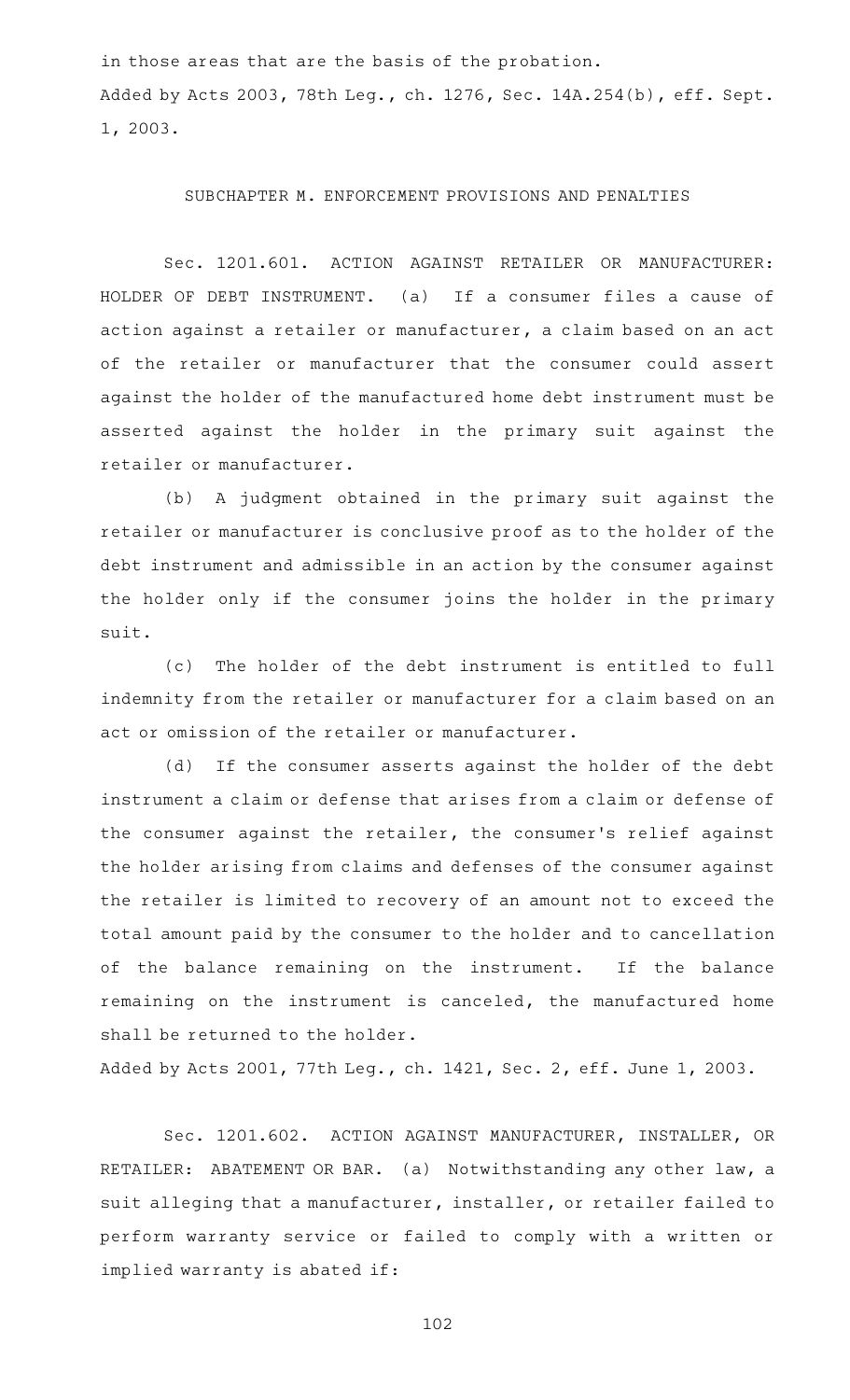in those areas that are the basis of the probation.

Added by Acts 2003, 78th Leg., ch. 1276, Sec. 14A.254(b), eff. Sept. 1, 2003.

## SUBCHAPTER M. ENFORCEMENT PROVISIONS AND PENALTIES

Sec. 1201.601. ACTION AGAINST RETAILER OR MANUFACTURER: HOLDER OF DEBT INSTRUMENT. (a) If a consumer files a cause of action against a retailer or manufacturer, a claim based on an act of the retailer or manufacturer that the consumer could assert against the holder of the manufactured home debt instrument must be asserted against the holder in the primary suit against the retailer or manufacturer.

(b) A judgment obtained in the primary suit against the retailer or manufacturer is conclusive proof as to the holder of the debt instrument and admissible in an action by the consumer against the holder only if the consumer joins the holder in the primary suit.

(c) The holder of the debt instrument is entitled to full indemnity from the retailer or manufacturer for a claim based on an act or omission of the retailer or manufacturer.

(d) If the consumer asserts against the holder of the debt instrument a claim or defense that arises from a claim or defense of the consumer against the retailer, the consumer's relief against the holder arising from claims and defenses of the consumer against the retailer is limited to recovery of an amount not to exceed the total amount paid by the consumer to the holder and to cancellation of the balance remaining on the instrument. If the balance remaining on the instrument is canceled, the manufactured home shall be returned to the holder.

Added by Acts 2001, 77th Leg., ch. 1421, Sec. 2, eff. June 1, 2003.

Sec. 1201.602. ACTION AGAINST MANUFACTURER, INSTALLER, OR RETAILER: ABATEMENT OR BAR. (a) Notwithstanding any other law, a suit alleging that a manufacturer, installer, or retailer failed to perform warranty service or failed to comply with a written or implied warranty is abated if: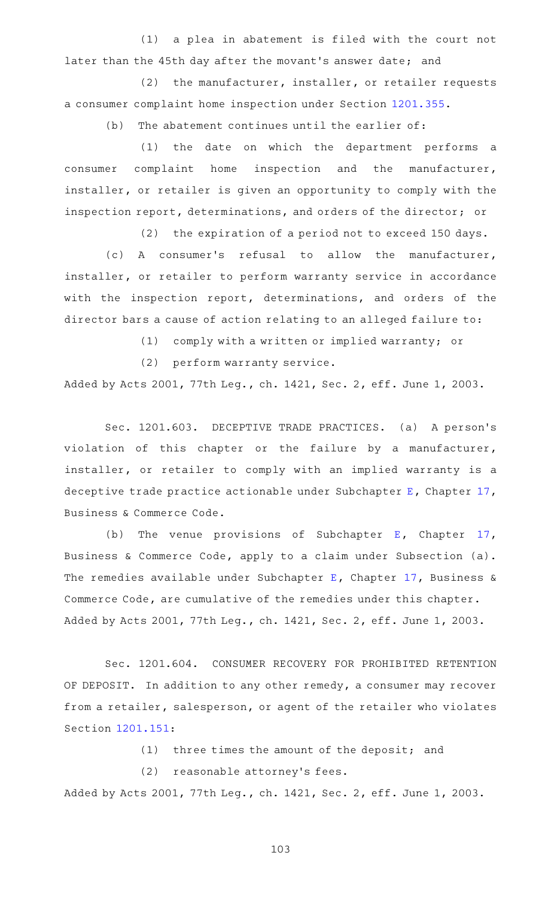(1) a plea in abatement is filed with the court not later than the 45th day after the movant's answer date; and

(2) the manufacturer, installer, or retailer requests a consumer complaint home inspection under Section 1201.355.

(b) The abatement continues until the earlier of:

(1) the date on which the department performs a consumer complaint home inspection and the manufacturer, installer, or retailer is given an opportunity to comply with the inspection report, determinations, and orders of the director; or

(2) the expiration of a period not to exceed 150 days.

(c) A consumer's refusal to allow the manufacturer, installer, or retailer to perform warranty service in accordance with the inspection report, determinations, and orders of the director bars a cause of action relating to an alleged failure to:

(1) comply with a written or implied warranty; or

(2) perform warranty service.

Added by Acts 2001, 77th Leg., ch. 1421, Sec. 2, eff. June 1, 2003.

Sec. 1201.603. DECEPTIVE TRADE PRACTICES. (a) A person's violation of this chapter or the failure by a manufacturer, installer, or retailer to comply with an implied warranty is a deceptive trade practice actionable under Subchapter E, Chapter 17, Business & Commerce Code.

(b) The venue provisions of Subchapter E, Chapter 17, Business & Commerce Code, apply to a claim under Subsection (a). The remedies available under Subchapter E, Chapter 17, Business & Commerce Code, are cumulative of the remedies under this chapter.

Added by Acts 2001, 77th Leg., ch. 1421, Sec. 2, eff. June 1, 2003.

Sec. 1201.604. CONSUMER RECOVERY FOR PROHIBITED RETENTION OF DEPOSIT. In addition to any other remedy, a consumer may recover from a retailer, salesperson, or agent of the retailer who violates Section 1201.151:

(1) three times the amount of the deposit; and

(2) reasonable attorney's fees.

Added by Acts 2001, 77th Leg., ch. 1421, Sec. 2, eff. June 1, 2003.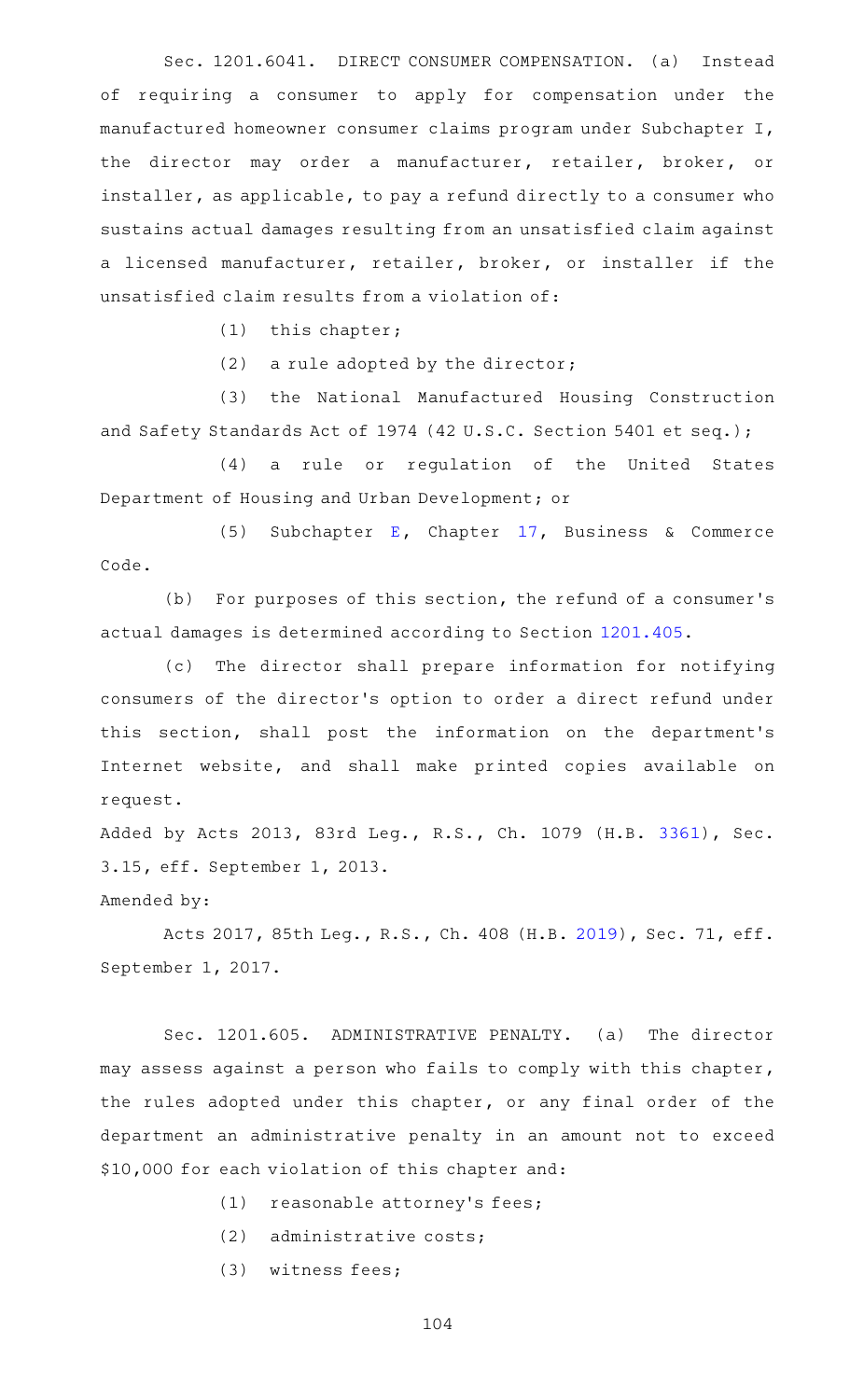Sec. 1201.6041. DIRECT CONSUMER COMPENSATION. (a) Instead of requiring a consumer to apply for compensation under the manufactured homeowner consumer claims program under Subchapter I, the director may order a manufacturer, retailer, broker, or installer, as applicable, to pay a refund directly to a consumer who sustains actual damages resulting from an unsatisfied claim against a licensed manufacturer, retailer, broker, or installer if the unsatisfied claim results from a violation of:

(1) this chapter;

(2) a rule adopted by the director;

(3) the National Manufactured Housing Construction and Safety Standards Act of 1974 (42 U.S.C. Section 5401 et seq.);

(4) a rule or regulation of the United States Department of Housing and Urban Development; or

(5) Subchapter E, Chapter 17, Business & Commerce Code.

(b) For purposes of this section, the refund of a consumer's actual damages is determined according to Section 1201.405.

(c) The director shall prepare information for notifying consumers of the director's option to order a direct refund under this section, shall post the information on the department's Internet website, and shall make printed copies available on request.

Added by Acts 2013, 83rd Leg., R.S., Ch. 1079 (H.B. 3361), Sec. 3.15, eff. September 1, 2013.

Amended by:

Acts 2017, 85th Leg., R.S., Ch. 408 (H.B. 2019), Sec. 71, eff. September 1, 2017.

Sec. 1201.605. ADMINISTRATIVE PENALTY. (a) The director may assess against a person who fails to comply with this chapter, the rules adopted under this chapter, or any final order of the department an administrative penalty in an amount not to exceed $10,000 for each violation of this chapter and:

(1) reasonable attorney's fees;

(2) administrative costs;

(3) witness fees;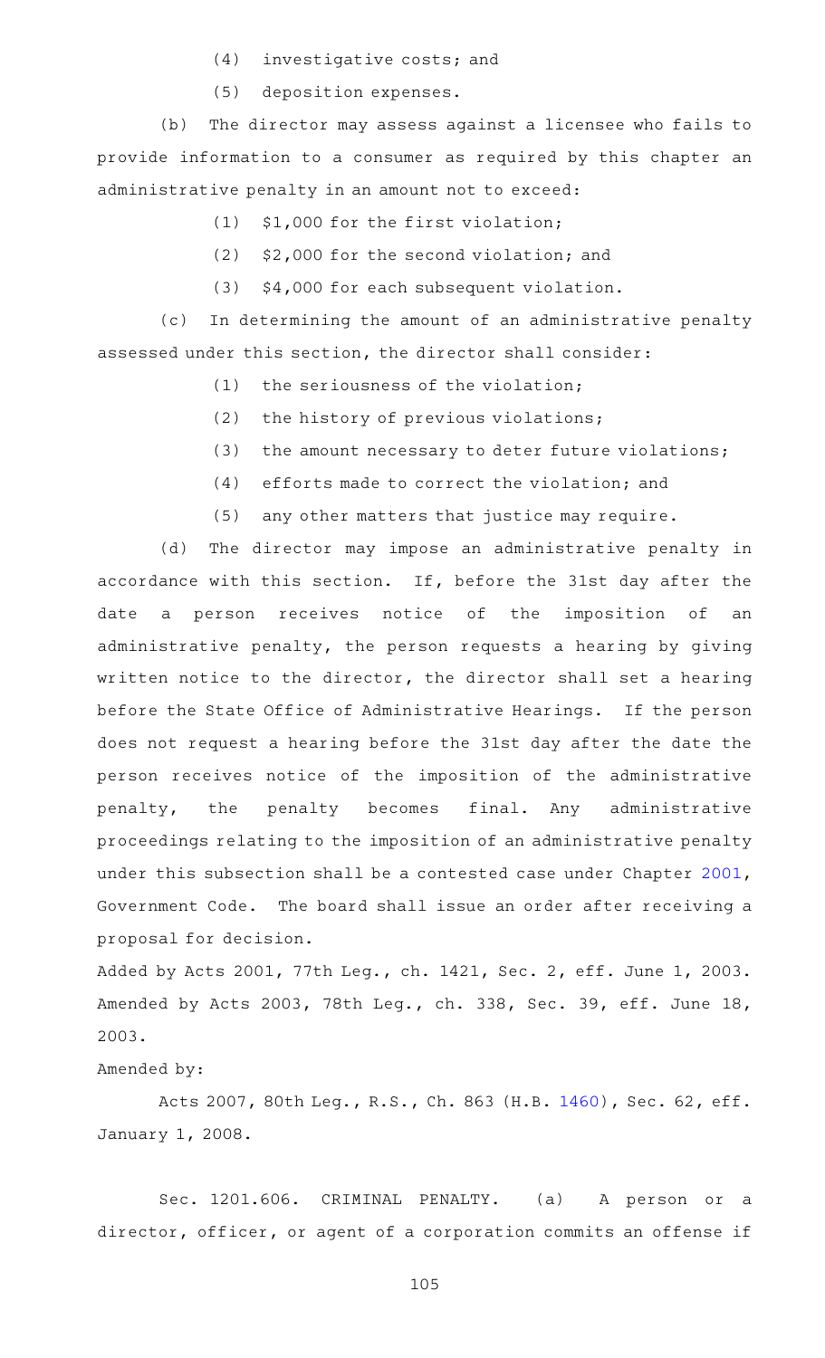(4) investigative costs; and

(5) deposition expenses.

(b) The director may assess against a licensee who fails to provide information to a consumer as required by this chapter an administrative penalty in an amount not to exceed:

(1) $1,000 for the first violation;

(2) $2,000 for the second violation; and

(3) $4,000 for each subsequent violation.

(c) In determining the amount of an administrative penalty assessed under this section, the director shall consider:

(1) the seriousness of the violation;

(2) the history of previous violations;

(3) the amount necessary to deter future violations;

(4) efforts made to correct the violation; and

(5) any other matters that justice may require.

(d) The director may impose an administrative penalty in accordance with this section. If, before the 31st day after the date a person receives notice of the imposition of an administrative penalty, the person requests a hearing by giving written notice to the director, the director shall set a hearing before the State Office of Administrative Hearings. If the person does not request a hearing before the 31st day after the date the person receives notice of the imposition of the administrative penalty, the penalty becomes final. Any administrative proceedings relating to the imposition of an administrative penalty under this subsection shall be a contested case under Chapter 2001, Government Code. The board shall issue an order after receiving a proposal for decision.

Added by Acts 2001, 77th Leg., ch. 1421, Sec. 2, eff. June 1, 2003. Amended by Acts 2003, 78th Leg., ch. 338, Sec. 39, eff. June 18, 2003.

Amended by:

Acts 2007, 80th Leg., R.S., Ch. 863 (H.B. 1460), Sec. 62, eff. January 1, 2008.

Sec. 1201.606. CRIMINAL PENALTY. (a) A person or a director, officer, or agent of a corporation commits an offense if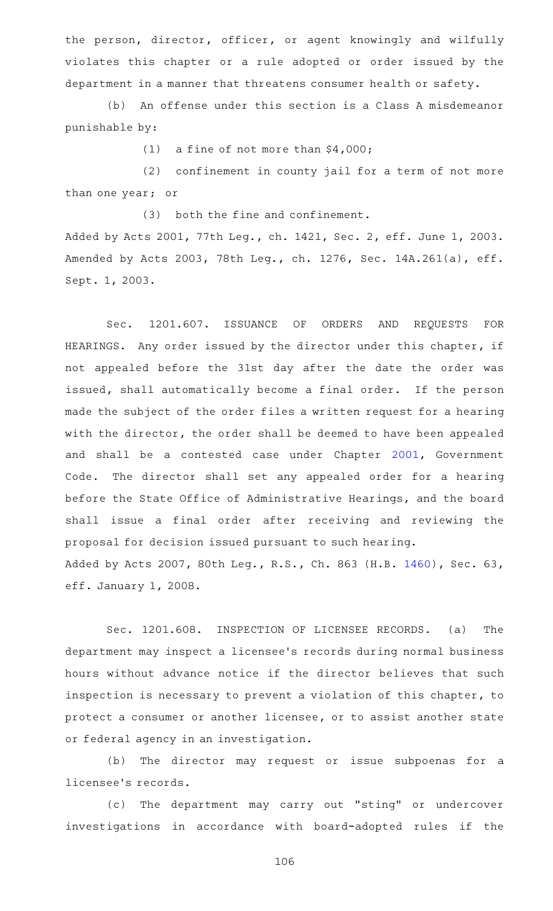the person, director, officer, or agent knowingly and wilfully violates this chapter or a rule adopted or order issued by the department in a manner that threatens consumer health or safety.

(b) An offense under this section is a Class A misdemeanor punishable by:

(1) a fine of not more than $4,000;

(2) confinement in county jail for a term of not more than one year; or

(3) both the fine and confinement.

Added by Acts 2001, 77th Leg., ch. 1421, Sec. 2, eff. June 1, 2003. Amended by Acts 2003, 78th Leg., ch. 1276, Sec. 14A.261(a), eff. Sept. 1, 2003.

Sec. 1201.607. ISSUANCE OF ORDERS AND REQUESTS FOR HEARINGS. Any order issued by the director under this chapter, if not appealed before the 31st day after the date the order was issued, shall automatically become a final order. If the person made the subject of the order files a written request for a hearing with the director, the order shall be deemed to have been appealed and shall be a contested case under Chapter 2001, Government Code. The director shall set any appealed order for a hearing before the State Office of Administrative Hearings, and the board shall issue a final order after receiving and reviewing the proposal for decision issued pursuant to such hearing.

Added by Acts 2007, 80th Leg., R.S., Ch. 863 (H.B. 1460), Sec. 63, eff. January 1, 2008.

Sec. 1201.608. INSPECTION OF LICENSEE RECORDS. (a) The department may inspect a licensee's records during normal business hours without advance notice if the director believes that such inspection is necessary to prevent a violation of this chapter, to protect a consumer or another licensee, or to assist another state or federal agency in an investigation.

(b) The director may request or issue subpoenas for a licensee's records.

(c) The department may carry out "sting" or undercover investigations in accordance with board-adopted rules if the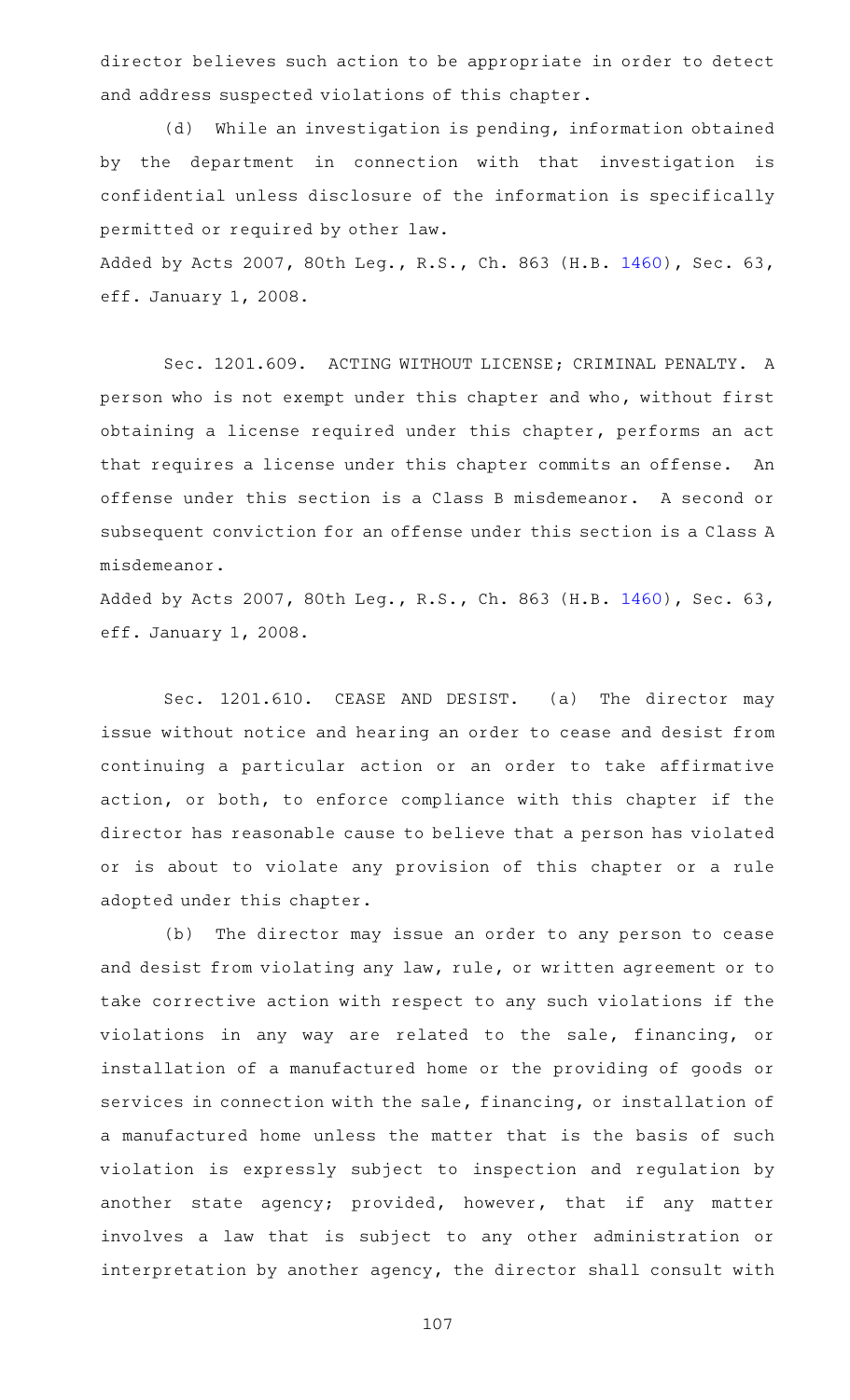director believes such action to be appropriate in order to detect and address suspected violations of this chapter.

(d) While an investigation is pending, information obtained by the department in connection with that investigation is confidential unless disclosure of the information is specifically permitted or required by other law.

Added by Acts 2007, 80th Leg., R.S., Ch. 863 (H.B. 1460), Sec. 63, eff. January 1, 2008.

Sec. 1201.609. ACTING WITHOUT LICENSE; CRIMINAL PENALTY. A person who is not exempt under this chapter and who, without first obtaining a license required under this chapter, performs an act that requires a license under this chapter commits an offense. An offense under this section is a Class B misdemeanor. A second or subsequent conviction for an offense under this section is a Class A misdemeanor.

Added by Acts 2007, 80th Leg., R.S., Ch. 863 (H.B. 1460), Sec. 63, eff. January 1, 2008.

Sec. 1201.610. CEASE AND DESIST. (a) The director may issue without notice and hearing an order to cease and desist from continuing a particular action or an order to take affirmative action, or both, to enforce compliance with this chapter if the director has reasonable cause to believe that a person has violated or is about to violate any provision of this chapter or a rule adopted under this chapter.

(b) The director may issue an order to any person to cease and desist from violating any law, rule, or written agreement or to take corrective action with respect to any such violations if the violations in any way are related to the sale, financing, or installation of a manufactured home or the providing of goods or services in connection with the sale, financing, or installation of a manufactured home unless the matter that is the basis of such violation is expressly subject to inspection and regulation by another state agency; provided, however, that if any matter involves a law that is subject to any other administration or interpretation by another agency, the director shall consult with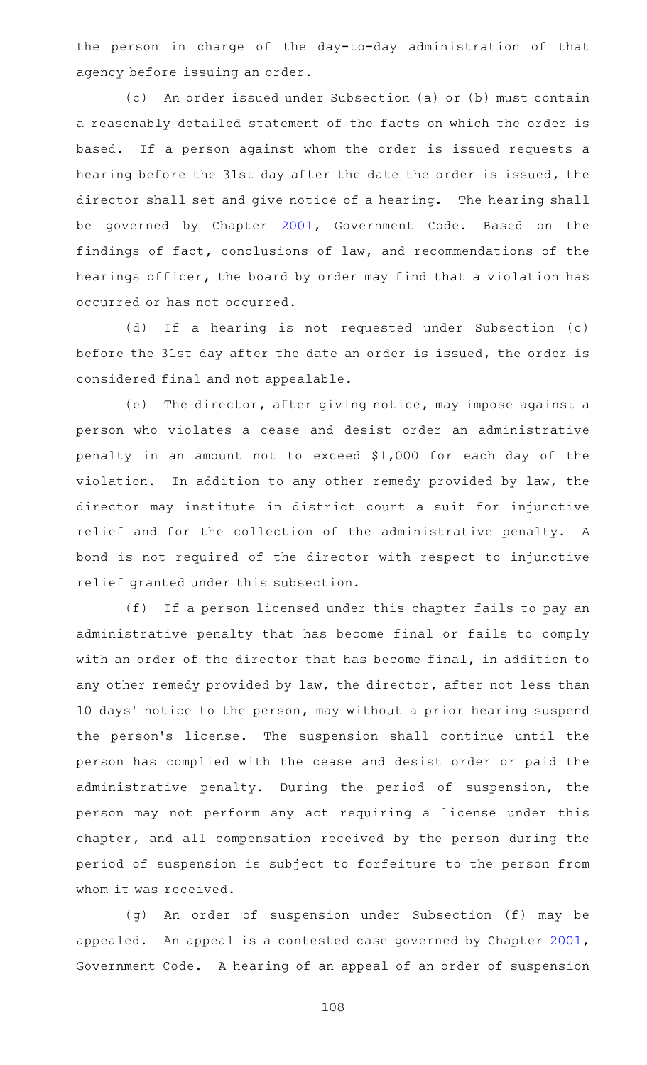the person in charge of the day-to-day administration of that agency before issuing an order.

(c) An order issued under Subsection (a) or (b) must contain a reasonably detailed statement of the facts on which the order is based. If a person against whom the order is issued requests a hearing before the 31st day after the date the order is issued, the director shall set and give notice of a hearing. The hearing shall be governed by Chapter 2001, Government Code. Based on the findings of fact, conclusions of law, and recommendations of the hearings officer, the board by order may find that a violation has occurred or has not occurred.

(d) If a hearing is not requested under Subsection (c) before the 31st day after the date an order is issued, the order is considered final and not appealable.

(e) The director, after giving notice, may impose against a person who violates a cease and desist order an administrative penalty in an amount not to exceed $1,000 for each day of the violation. In addition to any other remedy provided by law, the director may institute in district court a suit for injunctive relief and for the collection of the administrative penalty. A bond is not required of the director with respect to injunctive relief granted under this subsection.

(f) If a person licensed under this chapter fails to pay an administrative penalty that has become final or fails to comply with an order of the director that has become final, in addition to any other remedy provided by law, the director, after not less than 10 days' notice to the person, may without a prior hearing suspend the person's license. The suspension shall continue until the person has complied with the cease and desist order or paid the administrative penalty. During the period of suspension, the person may not perform any act requiring a license under this chapter, and all compensation received by the person during the period of suspension is subject to forfeiture to the person from whom it was received.

(g) An order of suspension under Subsection (f) may be appealed. An appeal is a contested case governed by Chapter 2001, Government Code. A hearing of an appeal of an order of suspension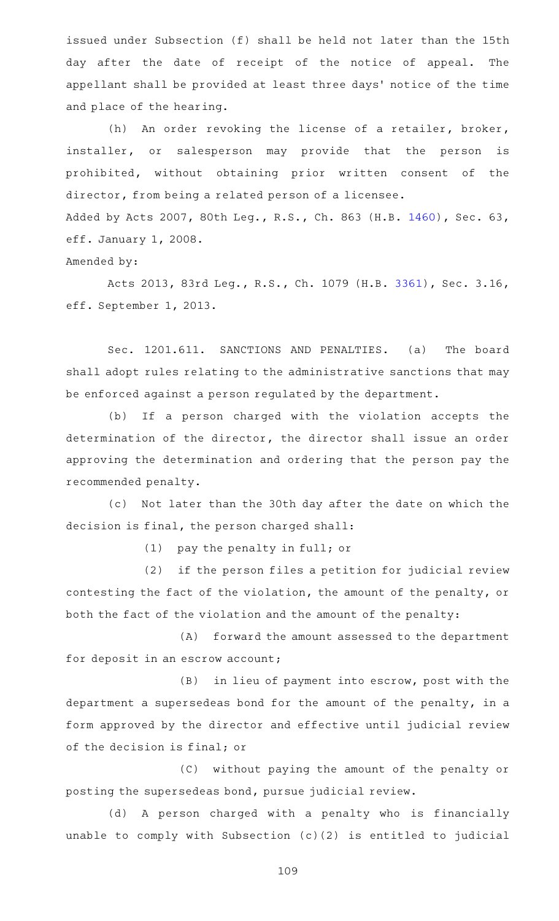issued under Subsection (f) shall be held not later than the 15th day after the date of receipt of the notice of appeal. The appellant shall be provided at least three days' notice of the time and place of the hearing.

(h) An order revoking the license of a retailer, broker, installer, or salesperson may provide that the person is prohibited, without obtaining prior written consent of the director, from being a related person of a licensee.

Added by Acts 2007, 80th Leg., R.S., Ch. 863 (H.B. 1460), Sec. 63, eff. January 1, 2008.

Amended by:

Acts 2013, 83rd Leg., R.S., Ch. 1079 (H.B. 3361), Sec. 3.16, eff. September 1, 2013.

Sec. 1201.611. SANCTIONS AND PENALTIES. (a) The board shall adopt rules relating to the administrative sanctions that may be enforced against a person regulated by the department.

(b) If a person charged with the violation accepts the determination of the director, the director shall issue an order approving the determination and ordering that the person pay the recommended penalty.

(c) Not later than the 30th day after the date on which the decision is final, the person charged shall:

(1) pay the penalty in full; or

(2) if the person files a petition for judicial review contesting the fact of the violation, the amount of the penalty, or both the fact of the violation and the amount of the penalty:

(A) forward the amount assessed to the department for deposit in an escrow account;

(B) in lieu of payment into escrow, post with the department a supersedeas bond for the amount of the penalty, in a form approved by the director and effective until judicial review of the decision is final; or

(C) without paying the amount of the penalty or posting the supersedeas bond, pursue judicial review.

(d) A person charged with a penalty who is financially unable to comply with Subsection (c)(2) is entitled to judicial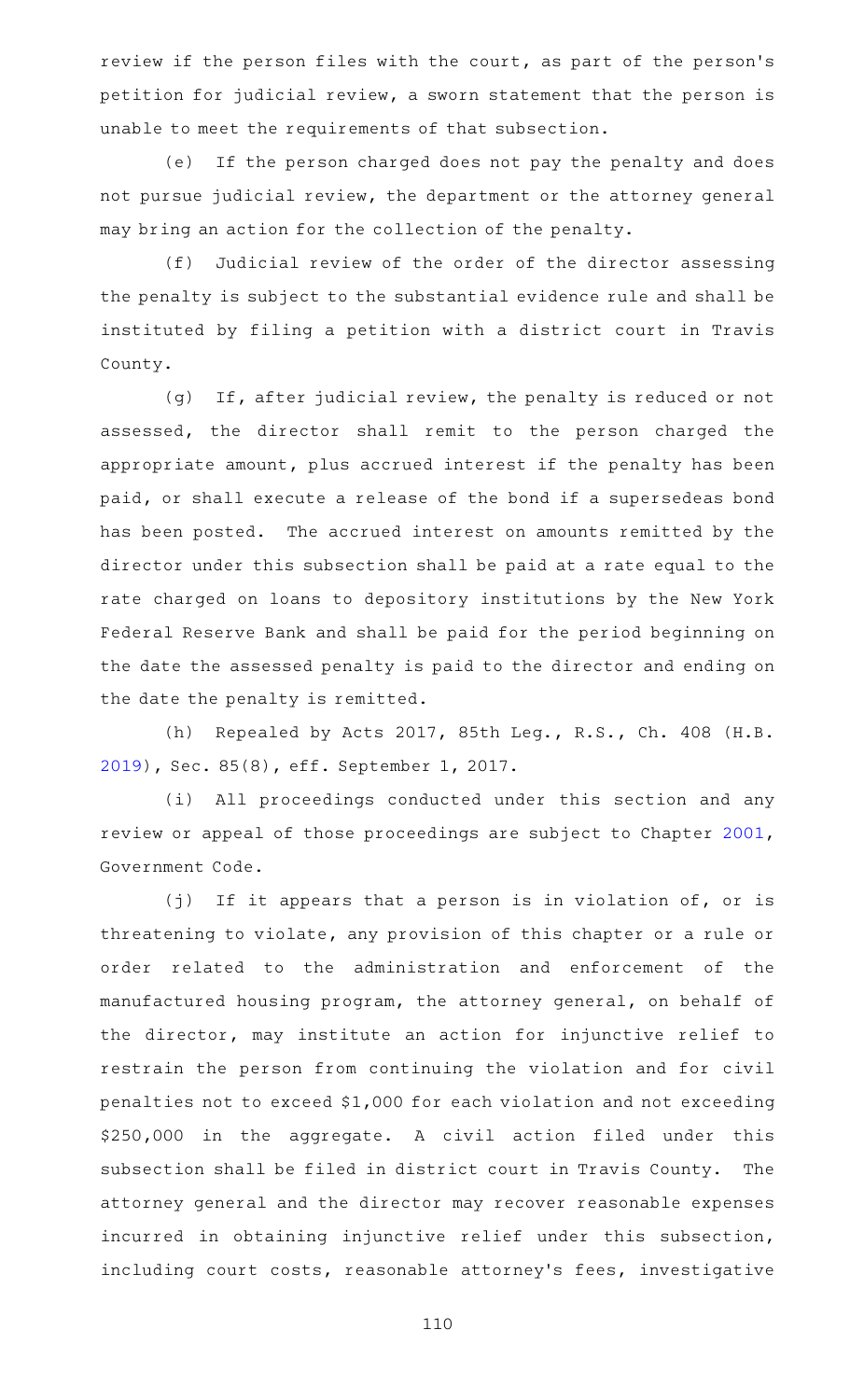review if the person files with the court, as part of the person's petition for judicial review, a sworn statement that the person is unable to meet the requirements of that subsection.

(e) If the person charged does not pay the penalty and does not pursue judicial review, the department or the attorney general may bring an action for the collection of the penalty.

(f) Judicial review of the order of the director assessing the penalty is subject to the substantial evidence rule and shall be instituted by filing a petition with a district court in Travis County.

(g) If, after judicial review, the penalty is reduced or not assessed, the director shall remit to the person charged the appropriate amount, plus accrued interest if the penalty has been paid, or shall execute a release of the bond if a supersedeas bond has been posted. The accrued interest on amounts remitted by the director under this subsection shall be paid at a rate equal to the rate charged on loans to depository institutions by the New York Federal Reserve Bank and shall be paid for the period beginning on the date the assessed penalty is paid to the director and ending on the date the penalty is remitted.

(h) Repealed by Acts 2017, 85th Leg., R.S., Ch. 408 (H.B. 2019), Sec. 85(8), eff. September 1, 2017.

(i) All proceedings conducted under this section and any review or appeal of those proceedings are subject to Chapter 2001, Government Code.

(j) If it appears that a person is in violation of, or is threatening to violate, any provision of this chapter or a rule or order related to the administration and enforcement of the manufactured housing program, the attorney general, on behalf of the director, may institute an action for injunctive relief to restrain the person from continuing the violation and for civil penalties not to exceed $1,000 for each violation and not exceeding $250,000 in the aggregate. A civil action filed under this subsection shall be filed in district court in Travis County. The attorney general and the director may recover reasonable expenses incurred in obtaining injunctive relief under this subsection, including court costs, reasonable attorney's fees, investigative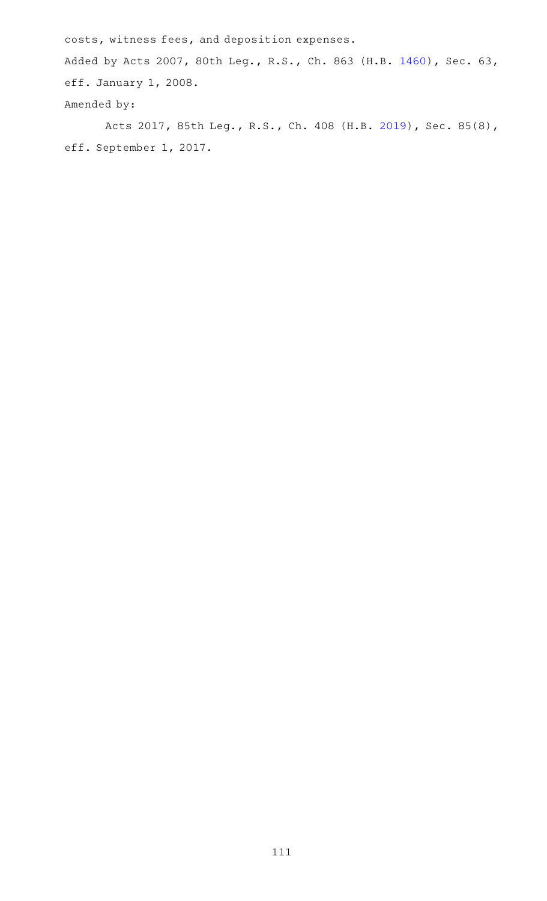costs, witness fees, and deposition expenses.

Added by Acts 2007, 80th Leg., R.S., Ch. 863 (H.B. 1460), Sec. 63, eff. January 1, 2008.

Amended by:

Acts 2017, 85th Leg., R.S., Ch. 408 (H.B. 2019), Sec. 85(8), eff. September 1, 2017.